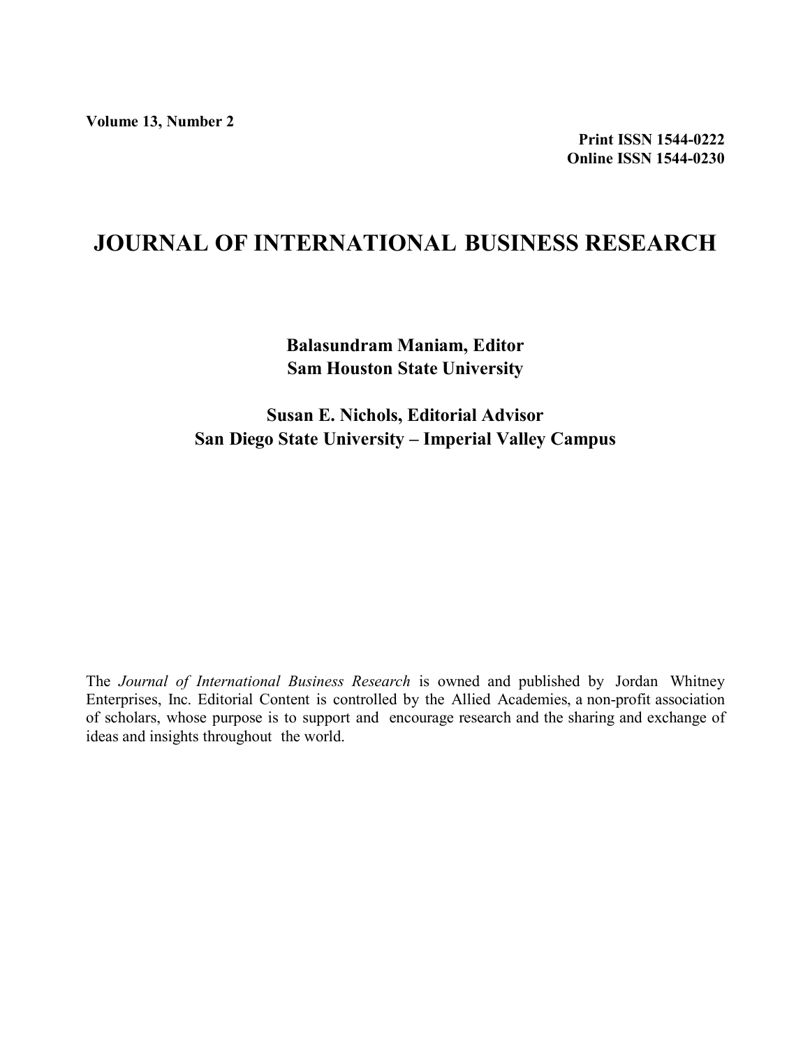**Volume 13, Number 2**

**Print ISSN 1544-0222**
**Online ISSN 1544-0230**

# JOURNAL OF INTERNATIONAL BUSINESS RESEARCH

**Balasundram Maniam, Editor**
**Sam Houston State University**

**Susan E. Nichols, Editorial Advisor**
**San Diego State University – Imperial Valley Campus**

The *Journal of International Business Research* is owned and published by Jordan Whitney Enterprises, Inc. Editorial Content is controlled by the Allied Academies, a non-profit association of scholars, whose purpose is to support and encourage research and the sharing and exchange of ideas and insights throughout the world.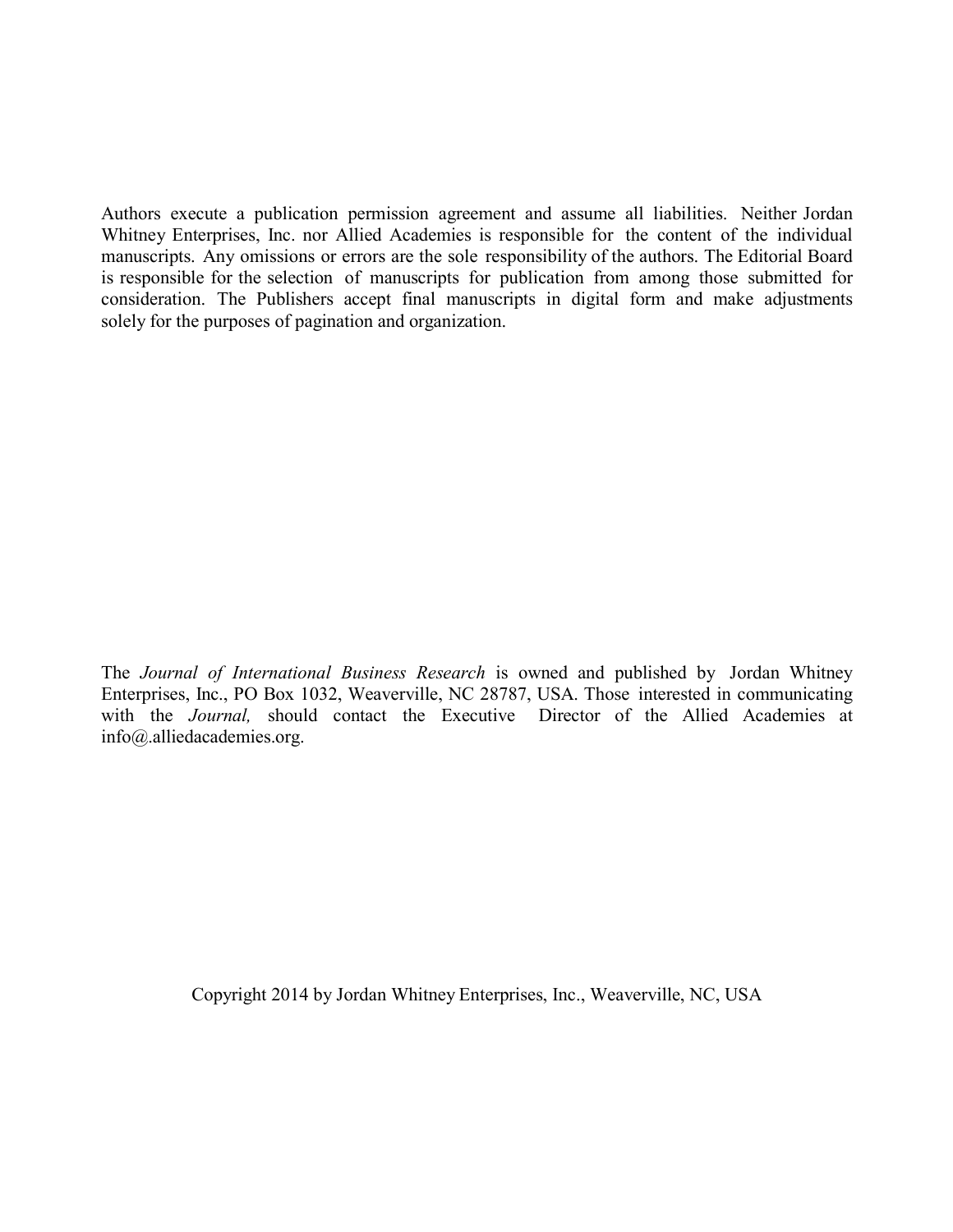Authors execute a publication permission agreement and assume all liabilities. Neither Jordan Whitney Enterprises, Inc. nor Allied Academies is responsible for the content of the individual manuscripts. Any omissions or errors are the sole responsibility of the authors. The Editorial Board is responsible for the selection of manuscripts for publication from among those submitted for consideration. The Publishers accept final manuscripts in digital form and make adjustments solely for the purposes of pagination and organization.

The *Journal of International Business Research* is owned and published by Jordan Whitney Enterprises, Inc., PO Box 1032, Weaverville, NC 28787, USA. Those interested in communicating with the *Journal,* should contact the Executive Director of the Allied Academies at info@.alliedacademies.org.

Copyright 2014 by Jordan Whitney Enterprises, Inc., Weaverville, NC, USA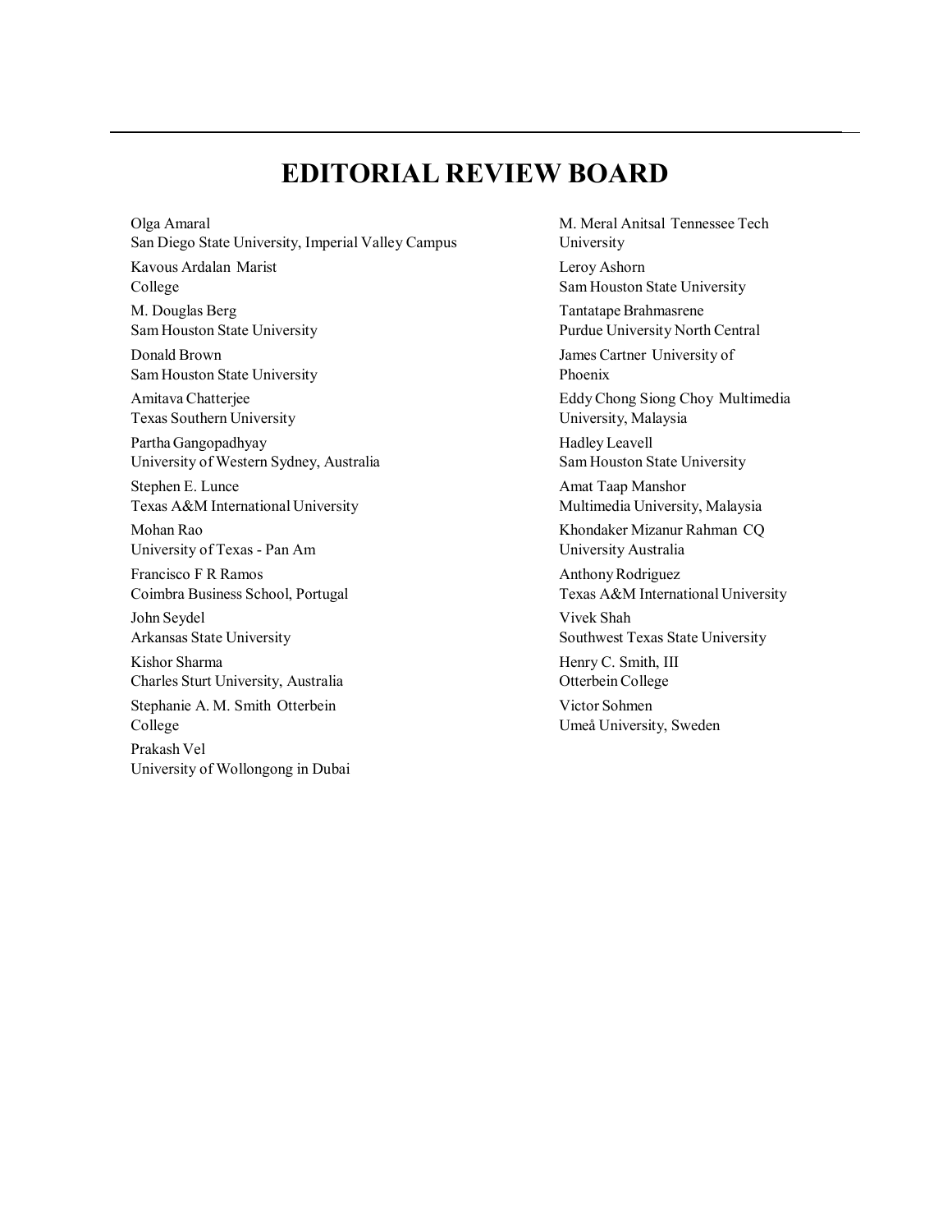# EDITORIAL REVIEW BOARD

Olga Amaral
San Diego State University, Imperial Valley Campus

Kavous Ardalan
Marist College

M. Douglas Berg
Sam Houston State University

Donald Brown
Sam Houston State University

Amitava Chatterjee
Texas Southern University

Partha Gangopadhyay
University of Western Sydney, Australia

Stephen E. Lunce
Texas A&M International University

Mohan Rao
University of Texas - Pan Am

Francisco F R Ramos
Coimbra Business School, Portugal

John Seydel
Arkansas State University

Kishor Sharma
Charles Sturt University, Australia

Stephanie A. M. Smith
Otterbein College

Prakash Vel
University of Wollongong in Dubai

M. Meral Anitsal
Tennessee Tech University

Leroy Ashorn
Sam Houston State University

Tantatape Brahmasrene
Purdue University North Central

James Cartner
University of Phoenix

Eddy Chong Siong Choy
Multimedia University, Malaysia

Hadley Leavell
Sam Houston State University

Amat Taap Manshor
Multimedia University, Malaysia

Khondaker Mizanur Rahman
CQ University Australia

Anthony Rodriguez
Texas A&M International University

Vivek Shah
Southwest Texas State University

Henry C. Smith, III
Otterbein College

Victor Sohmen
Umeå University, Sweden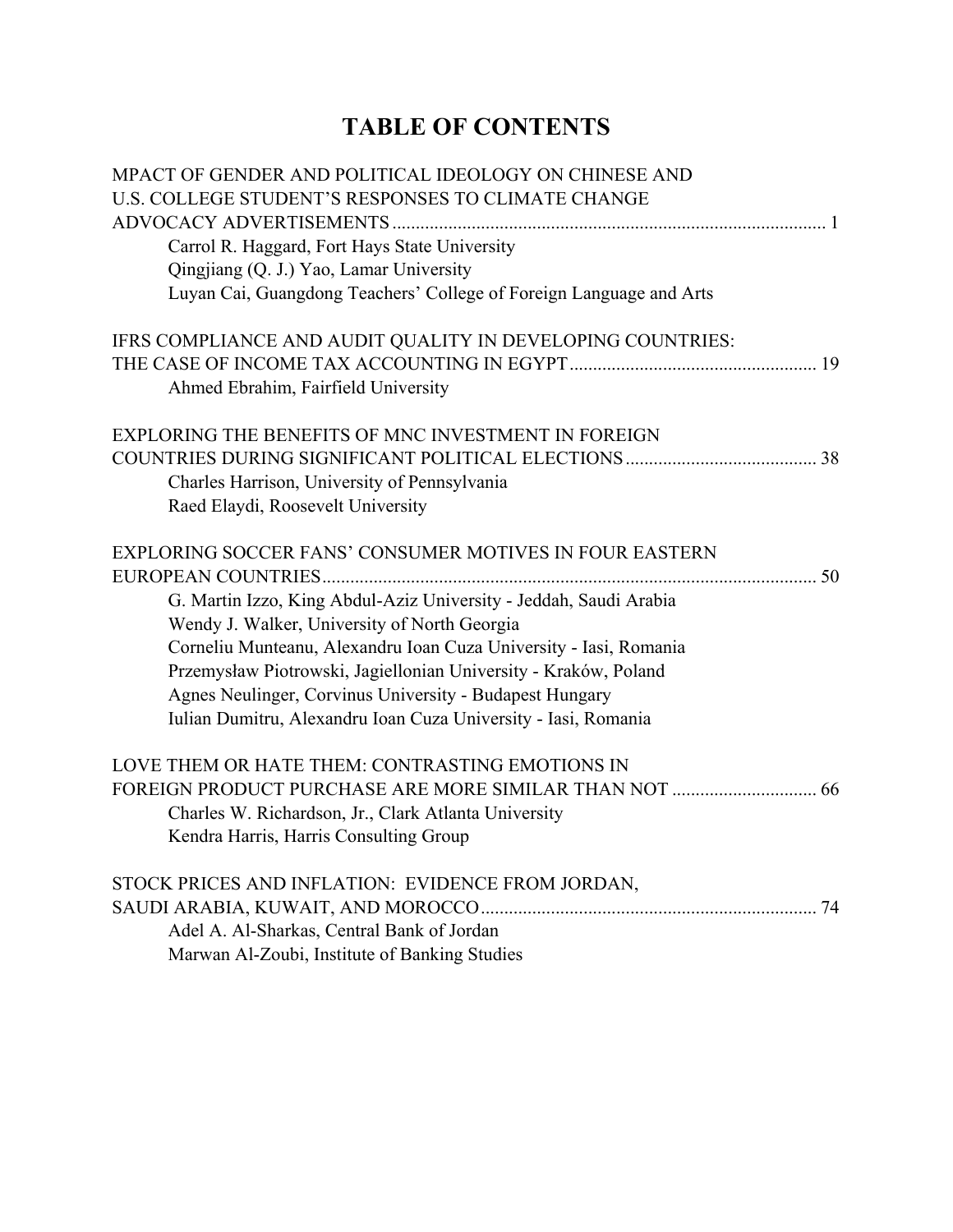# TABLE OF CONTENTS

MPACT OF GENDER AND POLITICAL IDEOLOGY ON CHINESE AND U.S. COLLEGE STUDENT'S RESPONSES TO CLIMATE CHANGE ADVOCACY ADVERTISEMENTS ............................................................................................ 1
Carrol R. Haggard, Fort Hays State University
Qingjiang (Q. J.) Yao, Lamar University
Luyan Cai, Guangdong Teachers' College of Foreign Language and Arts

IFRS COMPLIANCE AND AUDIT QUALITY IN DEVELOPING COUNTRIES: THE CASE OF INCOME TAX ACCOUNTING IN EGYPT .................................................... 19
Ahmed Ebrahim, Fairfield University

EXPLORING THE BENEFITS OF MNC INVESTMENT IN FOREIGN COUNTRIES DURING SIGNIFICANT POLITICAL ELECTIONS ......................................... 38
Charles Harrison, University of Pennsylvania
Raed Elaydi, Roosevelt University

EXPLORING SOCCER FANS' CONSUMER MOTIVES IN FOUR EASTERN EUROPEAN COUNTRIES ......................................................................................................... 50
G. Martin Izzo, King Abdul-Aziz University - Jeddah, Saudi Arabia
Wendy J. Walker, University of North Georgia
Corneliu Munteanu, Alexandru Ioan Cuza University - Iasi, Romania
Przemysław Piotrowski, Jagiellonian University - Kraków, Poland
Agnes Neulinger, Corvinus University - Budapest Hungary
Iulian Dumitru, Alexandru Ioan Cuza University - Iasi, Romania

LOVE THEM OR HATE THEM: CONTRASTING EMOTIONS IN FOREIGN PRODUCT PURCHASE ARE MORE SIMILAR THAN NOT ............................... 66
Charles W. Richardson, Jr., Clark Atlanta University
Kendra Harris, Harris Consulting Group

STOCK PRICES AND INFLATION: EVIDENCE FROM JORDAN, SAUDI ARABIA, KUWAIT, AND MOROCCO ....................................................................... 74
Adel A. Al-Sharkas, Central Bank of Jordan
Marwan Al-Zoubi, Institute of Banking Studies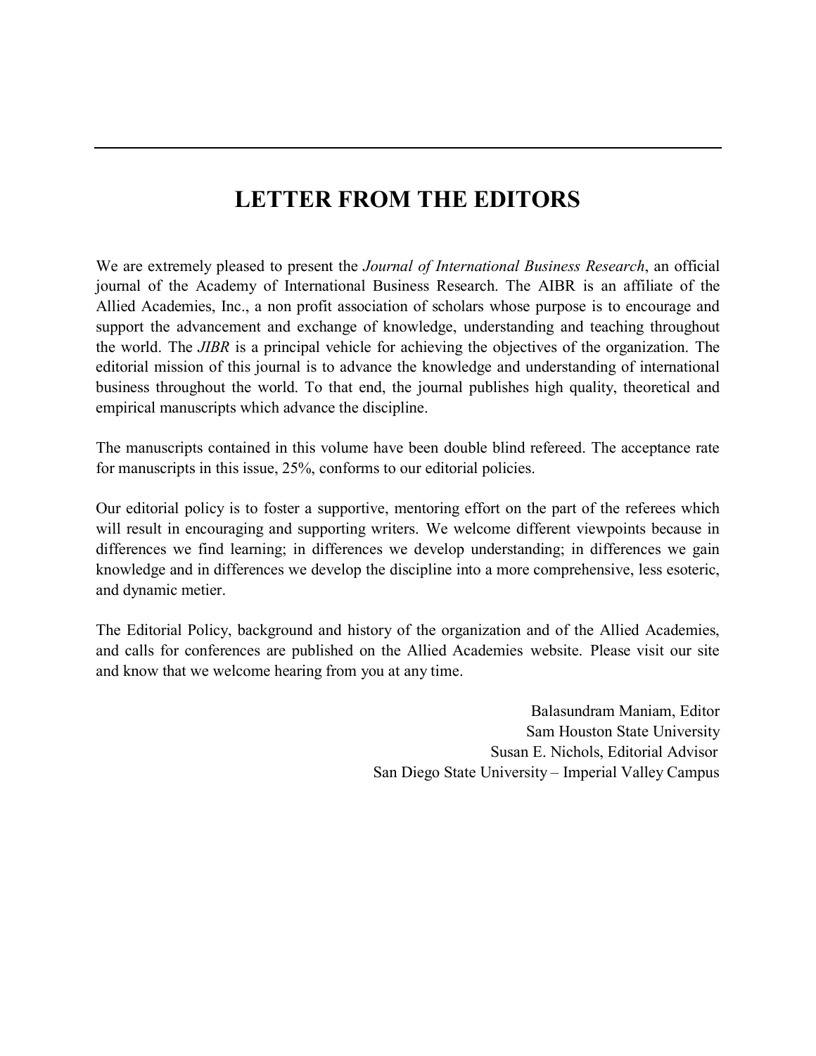# LETTER FROM THE EDITORS

We are extremely pleased to present the *Journal of International Business Research*, an official journal of the Academy of International Business Research. The AIBR is an affiliate of the Allied Academies, Inc., a non profit association of scholars whose purpose is to encourage and support the advancement and exchange of knowledge, understanding and teaching throughout the world. The *JIBR* is a principal vehicle for achieving the objectives of the organization. The editorial mission of this journal is to advance the knowledge and understanding of international business throughout the world. To that end, the journal publishes high quality, theoretical and empirical manuscripts which advance the discipline.

The manuscripts contained in this volume have been double blind refereed. The acceptance rate for manuscripts in this issue, 25%, conforms to our editorial policies.

Our editorial policy is to foster a supportive, mentoring effort on the part of the referees which will result in encouraging and supporting writers. We welcome different viewpoints because in differences we find learning; in differences we develop understanding; in differences we gain knowledge and in differences we develop the discipline into a more comprehensive, less esoteric, and dynamic metier.

The Editorial Policy, background and history of the organization and of the Allied Academies, and calls for conferences are published on the Allied Academies website. Please visit our site and know that we welcome hearing from you at any time.

Balasundram Maniam, Editor
Sam Houston State University
Susan E. Nichols, Editorial Advisor
San Diego State University – Imperial Valley Campus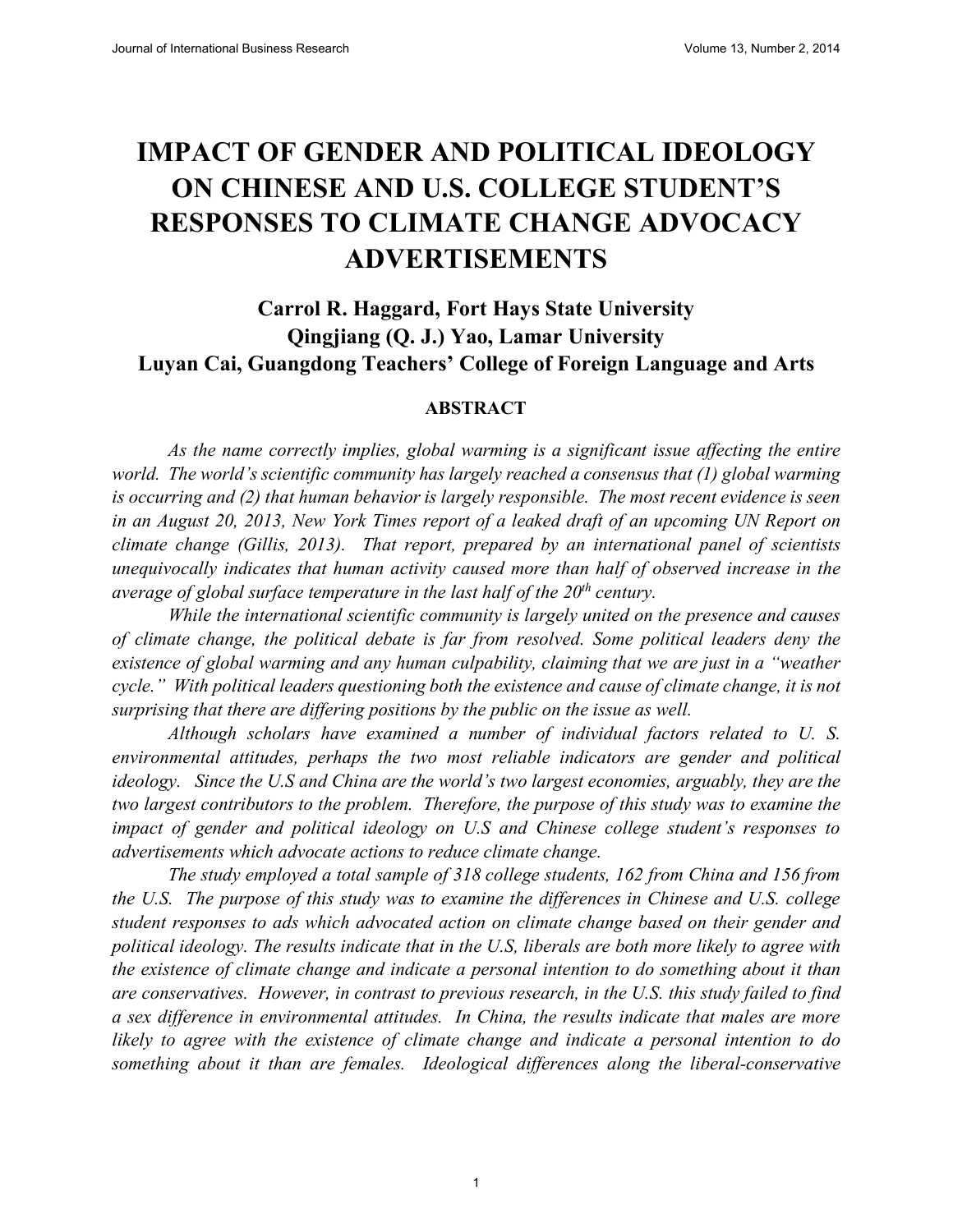# IMPACT OF GENDER AND POLITICAL IDEOLOGY ON CHINESE AND U.S. COLLEGE STUDENT'S RESPONSES TO CLIMATE CHANGE ADVOCACY ADVERTISEMENTS

**Carrol R. Haggard, Fort Hays State University**
**Qingjiang (Q. J.) Yao, Lamar University**
**Luyan Cai, Guangdong Teachers' College of Foreign Language and Arts**

## ABSTRACT

*As the name correctly implies, global warming is a significant issue affecting the entire world. The world's scientific community has largely reached a consensus that (1) global warming is occurring and (2) that human behavior is largely responsible. The most recent evidence is seen in an August 20, 2013, New York Times report of a leaked draft of an upcoming UN Report on climate change (Gillis, 2013). That report, prepared by an international panel of scientists unequivocally indicates that human activity caused more than half of observed increase in the average of global surface temperature in the last half of the 20th century.*

*While the international scientific community is largely united on the presence and causes of climate change, the political debate is far from resolved. Some political leaders deny the existence of global warming and any human culpability, claiming that we are just in a "weather cycle." With political leaders questioning both the existence and cause of climate change, it is not surprising that there are differing positions by the public on the issue as well.*

*Although scholars have examined a number of individual factors related to U. S. environmental attitudes, perhaps the two most reliable indicators are gender and political ideology. Since the U.S and China are the world's two largest economies, arguably, they are the two largest contributors to the problem. Therefore, the purpose of this study was to examine the impact of gender and political ideology on U.S and Chinese college student's responses to advertisements which advocate actions to reduce climate change.*

*The study employed a total sample of 318 college students, 162 from China and 156 from the U.S. The purpose of this study was to examine the differences in Chinese and U.S. college student responses to ads which advocated action on climate change based on their gender and political ideology. The results indicate that in the U.S, liberals are both more likely to agree with the existence of climate change and indicate a personal intention to do something about it than are conservatives. However, in contrast to previous research, in the U.S. this study failed to find a sex difference in environmental attitudes. In China, the results indicate that males are more likely to agree with the existence of climate change and indicate a personal intention to do something about it than are females. Ideological differences along the liberal-conservative*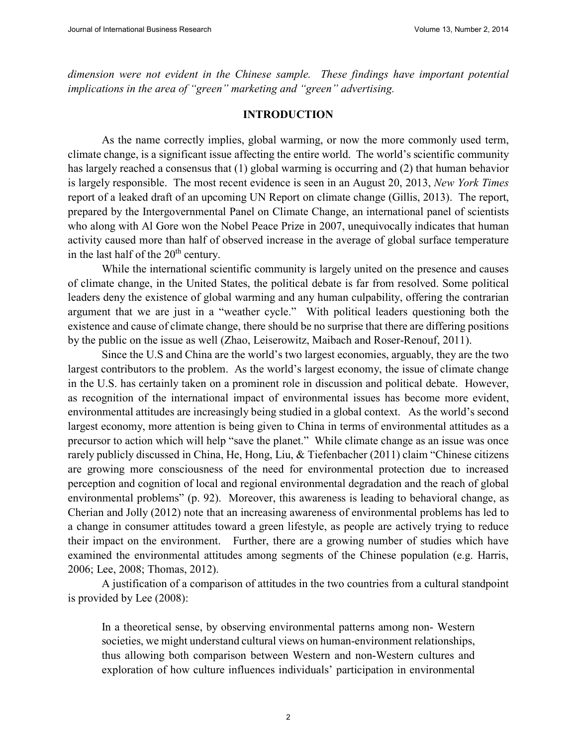*dimension were not evident in the Chinese sample. These findings have important potential implications in the area of "green" marketing and "green" advertising.*

## INTRODUCTION

As the name correctly implies, global warming, or now the more commonly used term, climate change, is a significant issue affecting the entire world. The world's scientific community has largely reached a consensus that (1) global warming is occurring and (2) that human behavior is largely responsible. The most recent evidence is seen in an August 20, 2013, *New York Times* report of a leaked draft of an upcoming UN Report on climate change (Gillis, 2013). The report, prepared by the Intergovernmental Panel on Climate Change, an international panel of scientists who along with Al Gore won the Nobel Peace Prize in 2007, unequivocally indicates that human activity caused more than half of observed increase in the average of global surface temperature in the last half of the 20th century.

While the international scientific community is largely united on the presence and causes of climate change, in the United States, the political debate is far from resolved. Some political leaders deny the existence of global warming and any human culpability, offering the contrarian argument that we are just in a "weather cycle." With political leaders questioning both the existence and cause of climate change, there should be no surprise that there are differing positions by the public on the issue as well (Zhao, Leiserowitz, Maibach and Roser-Renouf, 2011).

Since the U.S and China are the world's two largest economies, arguably, they are the two largest contributors to the problem. As the world's largest economy, the issue of climate change in the U.S. has certainly taken on a prominent role in discussion and political debate. However, as recognition of the international impact of environmental issues has become more evident, environmental attitudes are increasingly being studied in a global context. As the world's second largest economy, more attention is being given to China in terms of environmental attitudes as a precursor to action which will help "save the planet." While climate change as an issue was once rarely publicly discussed in China, He, Hong, Liu, & Tiefenbacher (2011) claim "Chinese citizens are growing more consciousness of the need for environmental protection due to increased perception and cognition of local and regional environmental degradation and the reach of global environmental problems" (p. 92). Moreover, this awareness is leading to behavioral change, as Cherian and Jolly (2012) note that an increasing awareness of environmental problems has led to a change in consumer attitudes toward a green lifestyle, as people are actively trying to reduce their impact on the environment. Further, there are a growing number of studies which have examined the environmental attitudes among segments of the Chinese population (e.g. Harris, 2006; Lee, 2008; Thomas, 2012).

A justification of a comparison of attitudes in the two countries from a cultural standpoint is provided by Lee (2008):

> In a theoretical sense, by observing environmental patterns among non- Western societies, we might understand cultural views on human-environment relationships, thus allowing both comparison between Western and non-Western cultures and exploration of how culture influences individuals' participation in environmental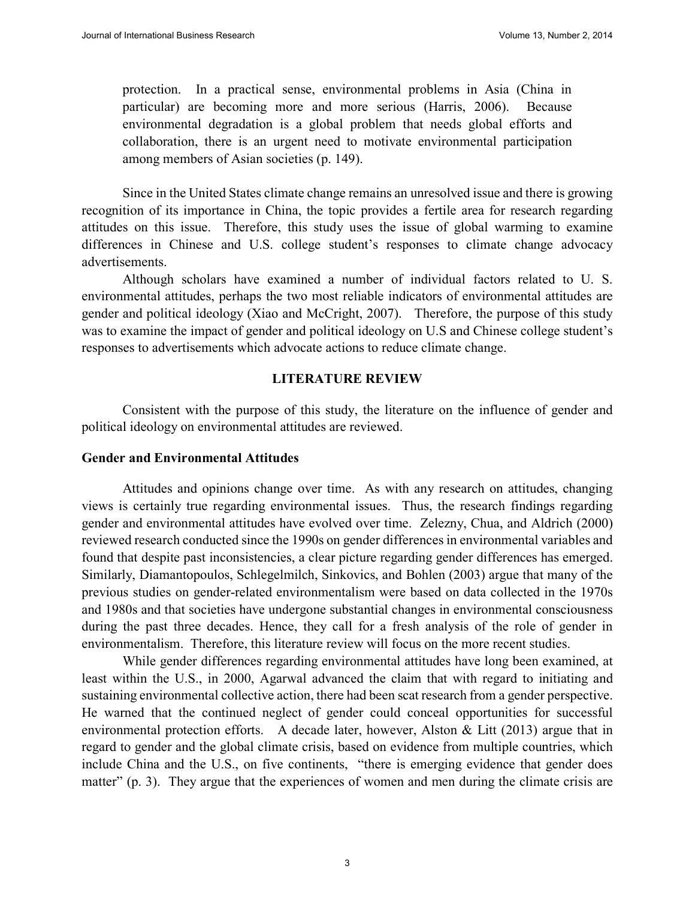> protection. In a practical sense, environmental problems in Asia (China in particular) are becoming more and more serious (Harris, 2006). Because environmental degradation is a global problem that needs global efforts and collaboration, there is an urgent need to motivate environmental participation among members of Asian societies (p. 149).

Since in the United States climate change remains an unresolved issue and there is growing recognition of its importance in China, the topic provides a fertile area for research regarding attitudes on this issue. Therefore, this study uses the issue of global warming to examine differences in Chinese and U.S. college student's responses to climate change advocacy advertisements.

Although scholars have examined a number of individual factors related to U. S. environmental attitudes, perhaps the two most reliable indicators of environmental attitudes are gender and political ideology (Xiao and McCright, 2007). Therefore, the purpose of this study was to examine the impact of gender and political ideology on U.S and Chinese college student's responses to advertisements which advocate actions to reduce climate change.

## LITERATURE REVIEW

Consistent with the purpose of this study, the literature on the influence of gender and political ideology on environmental attitudes are reviewed.

### Gender and Environmental Attitudes

Attitudes and opinions change over time. As with any research on attitudes, changing views is certainly true regarding environmental issues. Thus, the research findings regarding gender and environmental attitudes have evolved over time. Zelezny, Chua, and Aldrich (2000) reviewed research conducted since the 1990s on gender differences in environmental variables and found that despite past inconsistencies, a clear picture regarding gender differences has emerged. Similarly, Diamantopoulos, Schlegelmilch, Sinkovics, and Bohlen (2003) argue that many of the previous studies on gender-related environmentalism were based on data collected in the 1970s and 1980s and that societies have undergone substantial changes in environmental consciousness during the past three decades. Hence, they call for a fresh analysis of the role of gender in environmentalism. Therefore, this literature review will focus on the more recent studies.

While gender differences regarding environmental attitudes have long been examined, at least within the U.S., in 2000, Agarwal advanced the claim that with regard to initiating and sustaining environmental collective action, there had been scat research from a gender perspective. He warned that the continued neglect of gender could conceal opportunities for successful environmental protection efforts. A decade later, however, Alston & Litt (2013) argue that in regard to gender and the global climate crisis, based on evidence from multiple countries, which include China and the U.S., on five continents, "there is emerging evidence that gender does matter" (p. 3). They argue that the experiences of women and men during the climate crisis are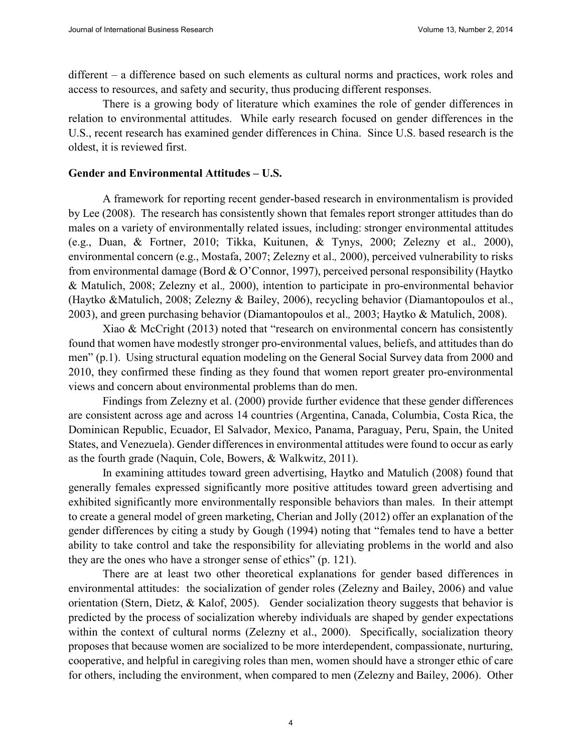different – a difference based on such elements as cultural norms and practices, work roles and access to resources, and safety and security, thus producing different responses.

There is a growing body of literature which examines the role of gender differences in relation to environmental attitudes. While early research focused on gender differences in the U.S., recent research has examined gender differences in China. Since U.S. based research is the oldest, it is reviewed first.

**Gender and Environmental Attitudes – U.S.**

A framework for reporting recent gender-based research in environmentalism is provided by Lee (2008). The research has consistently shown that females report stronger attitudes than do males on a variety of environmentally related issues, including: stronger environmental attitudes (e.g., Duan, & Fortner, 2010; Tikka, Kuitunen, & Tynys, 2000; Zelezny et al., 2000), environmental concern (e.g., Mostafa, 2007; Zelezny et al., 2000), perceived vulnerability to risks from environmental damage (Bord & O'Connor, 1997), perceived personal responsibility (Haytko & Matulich, 2008; Zelezny et al., 2000), intention to participate in pro-environmental behavior (Haytko &Matulich, 2008; Zelezny & Bailey, 2006), recycling behavior (Diamantopoulos et al., 2003), and green purchasing behavior (Diamantopoulos et al., 2003; Haytko & Matulich, 2008).

Xiao & McCright (2013) noted that "research on environmental concern has consistently found that women have modestly stronger pro-environmental values, beliefs, and attitudes than do men" (p.1). Using structural equation modeling on the General Social Survey data from 2000 and 2010, they confirmed these finding as they found that women report greater pro-environmental views and concern about environmental problems than do men.

Findings from Zelezny et al. (2000) provide further evidence that these gender differences are consistent across age and across 14 countries (Argentina, Canada, Columbia, Costa Rica, the Dominican Republic, Ecuador, El Salvador, Mexico, Panama, Paraguay, Peru, Spain, the United States, and Venezuela). Gender differences in environmental attitudes were found to occur as early as the fourth grade (Naquin, Cole, Bowers, & Walkwitz, 2011).

In examining attitudes toward green advertising, Haytko and Matulich (2008) found that generally females expressed significantly more positive attitudes toward green advertising and exhibited significantly more environmentally responsible behaviors than males. In their attempt to create a general model of green marketing, Cherian and Jolly (2012) offer an explanation of the gender differences by citing a study by Gough (1994) noting that "females tend to have a better ability to take control and take the responsibility for alleviating problems in the world and also they are the ones who have a stronger sense of ethics" (p. 121).

There are at least two other theoretical explanations for gender based differences in environmental attitudes: the socialization of gender roles (Zelezny and Bailey, 2006) and value orientation (Stern, Dietz, & Kalof, 2005). Gender socialization theory suggests that behavior is predicted by the process of socialization whereby individuals are shaped by gender expectations within the context of cultural norms (Zelezny et al., 2000). Specifically, socialization theory proposes that because women are socialized to be more interdependent, compassionate, nurturing, cooperative, and helpful in caregiving roles than men, women should have a stronger ethic of care for others, including the environment, when compared to men (Zelezny and Bailey, 2006). Other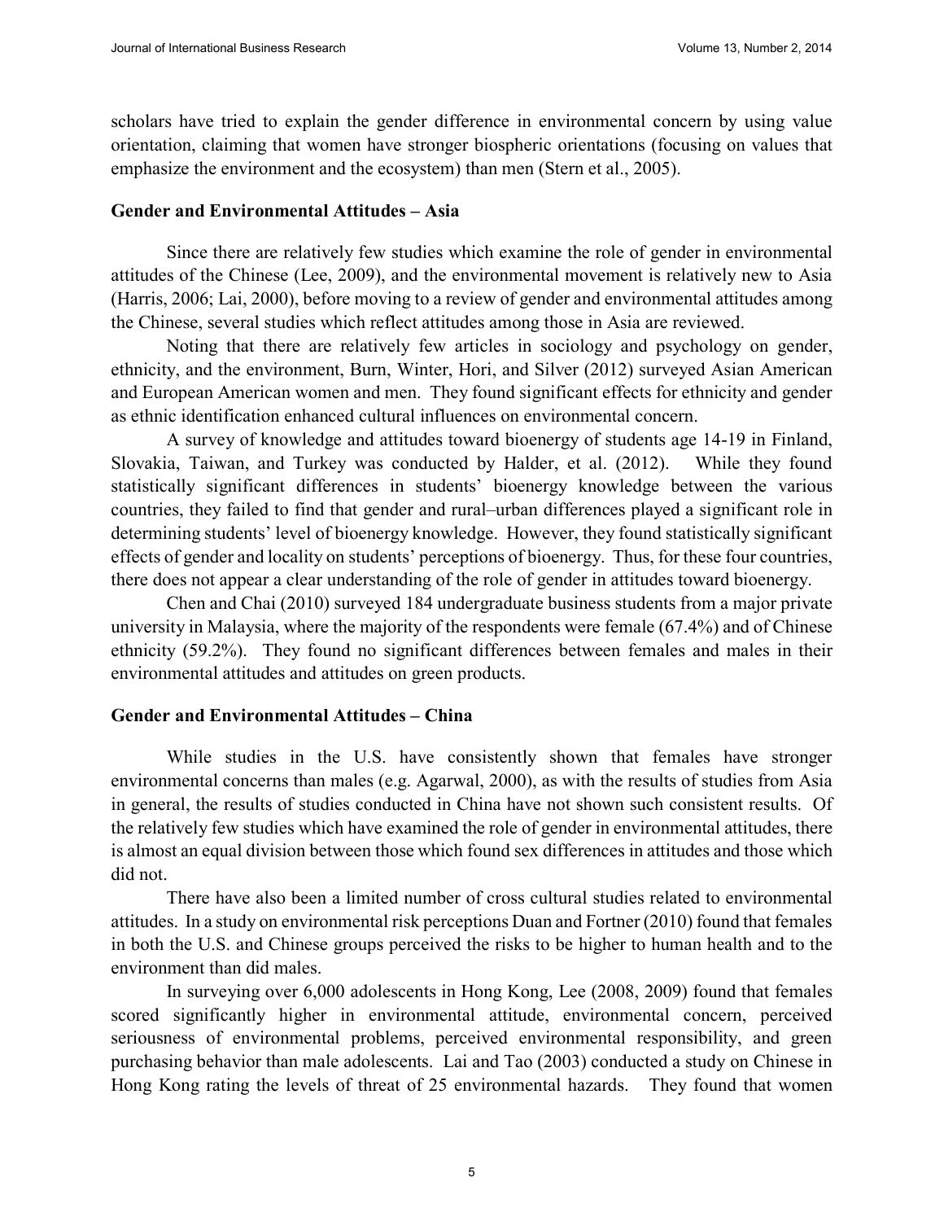scholars have tried to explain the gender difference in environmental concern by using value orientation, claiming that women have stronger biospheric orientations (focusing on values that emphasize the environment and the ecosystem) than men (Stern et al., 2005).

### Gender and Environmental Attitudes – Asia

Since there are relatively few studies which examine the role of gender in environmental attitudes of the Chinese (Lee, 2009), and the environmental movement is relatively new to Asia (Harris, 2006; Lai, 2000), before moving to a review of gender and environmental attitudes among the Chinese, several studies which reflect attitudes among those in Asia are reviewed.

Noting that there are relatively few articles in sociology and psychology on gender, ethnicity, and the environment, Burn, Winter, Hori, and Silver (2012) surveyed Asian American and European American women and men. They found significant effects for ethnicity and gender as ethnic identification enhanced cultural influences on environmental concern.

A survey of knowledge and attitudes toward bioenergy of students age 14-19 in Finland, Slovakia, Taiwan, and Turkey was conducted by Halder, et al. (2012). While they found statistically significant differences in students' bioenergy knowledge between the various countries, they failed to find that gender and rural–urban differences played a significant role in determining students' level of bioenergy knowledge. However, they found statistically significant effects of gender and locality on students' perceptions of bioenergy. Thus, for these four countries, there does not appear a clear understanding of the role of gender in attitudes toward bioenergy.

Chen and Chai (2010) surveyed 184 undergraduate business students from a major private university in Malaysia, where the majority of the respondents were female (67.4%) and of Chinese ethnicity (59.2%). They found no significant differences between females and males in their environmental attitudes and attitudes on green products.

### Gender and Environmental Attitudes – China

While studies in the U.S. have consistently shown that females have stronger environmental concerns than males (e.g. Agarwal, 2000), as with the results of studies from Asia in general, the results of studies conducted in China have not shown such consistent results. Of the relatively few studies which have examined the role of gender in environmental attitudes, there is almost an equal division between those which found sex differences in attitudes and those which did not.

There have also been a limited number of cross cultural studies related to environmental attitudes. In a study on environmental risk perceptions Duan and Fortner (2010) found that females in both the U.S. and Chinese groups perceived the risks to be higher to human health and to the environment than did males.

In surveying over 6,000 adolescents in Hong Kong, Lee (2008, 2009) found that females scored significantly higher in environmental attitude, environmental concern, perceived seriousness of environmental problems, perceived environmental responsibility, and green purchasing behavior than male adolescents. Lai and Tao (2003) conducted a study on Chinese in Hong Kong rating the levels of threat of 25 environmental hazards. They found that women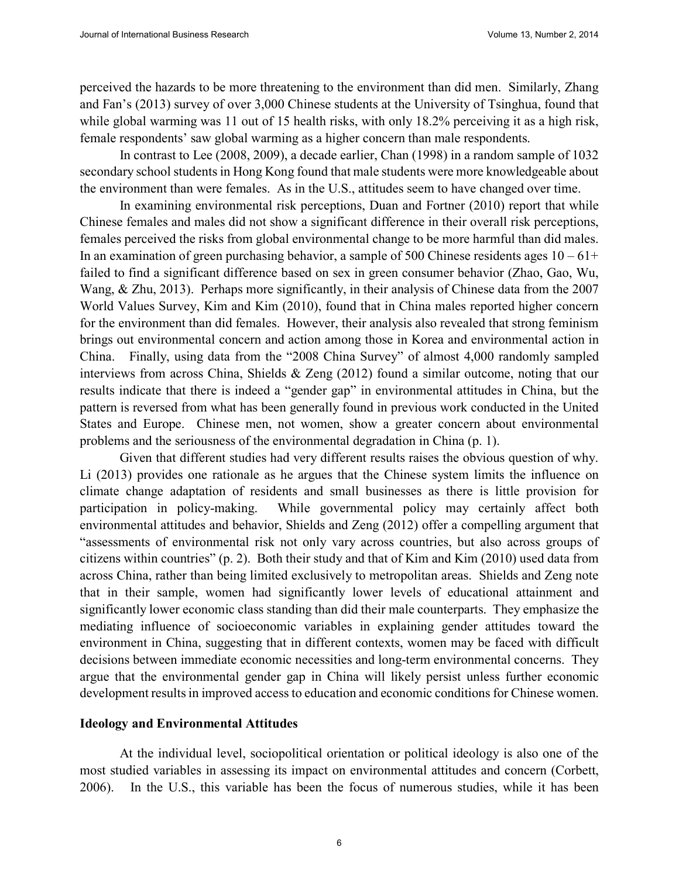perceived the hazards to be more threatening to the environment than did men. Similarly, Zhang and Fan's (2013) survey of over 3,000 Chinese students at the University of Tsinghua, found that while global warming was 11 out of 15 health risks, with only 18.2% perceiving it as a high risk, female respondents' saw global warming as a higher concern than male respondents.

In contrast to Lee (2008, 2009), a decade earlier, Chan (1998) in a random sample of 1032 secondary school students in Hong Kong found that male students were more knowledgeable about the environment than were females. As in the U.S., attitudes seem to have changed over time.

In examining environmental risk perceptions, Duan and Fortner (2010) report that while Chinese females and males did not show a significant difference in their overall risk perceptions, females perceived the risks from global environmental change to be more harmful than did males. In an examination of green purchasing behavior, a sample of 500 Chinese residents ages 10 – 61+ failed to find a significant difference based on sex in green consumer behavior (Zhao, Gao, Wu, Wang, & Zhu, 2013). Perhaps more significantly, in their analysis of Chinese data from the 2007 World Values Survey, Kim and Kim (2010), found that in China males reported higher concern for the environment than did females. However, their analysis also revealed that strong feminism brings out environmental concern and action among those in Korea and environmental action in China. Finally, using data from the "2008 China Survey" of almost 4,000 randomly sampled interviews from across China, Shields & Zeng (2012) found a similar outcome, noting that our results indicate that there is indeed a "gender gap" in environmental attitudes in China, but the pattern is reversed from what has been generally found in previous work conducted in the United States and Europe. Chinese men, not women, show a greater concern about environmental problems and the seriousness of the environmental degradation in China (p. 1).

Given that different studies had very different results raises the obvious question of why. Li (2013) provides one rationale as he argues that the Chinese system limits the influence on climate change adaptation of residents and small businesses as there is little provision for participation in policy-making. While governmental policy may certainly affect both environmental attitudes and behavior, Shields and Zeng (2012) offer a compelling argument that "assessments of environmental risk not only vary across countries, but also across groups of citizens within countries" (p. 2). Both their study and that of Kim and Kim (2010) used data from across China, rather than being limited exclusively to metropolitan areas. Shields and Zeng note that in their sample, women had significantly lower levels of educational attainment and significantly lower economic class standing than did their male counterparts. They emphasize the mediating influence of socioeconomic variables in explaining gender attitudes toward the environment in China, suggesting that in different contexts, women may be faced with difficult decisions between immediate economic necessities and long-term environmental concerns. They argue that the environmental gender gap in China will likely persist unless further economic development results in improved access to education and economic conditions for Chinese women.

### Ideology and Environmental Attitudes

At the individual level, sociopolitical orientation or political ideology is also one of the most studied variables in assessing its impact on environmental attitudes and concern (Corbett, 2006). In the U.S., this variable has been the focus of numerous studies, while it has been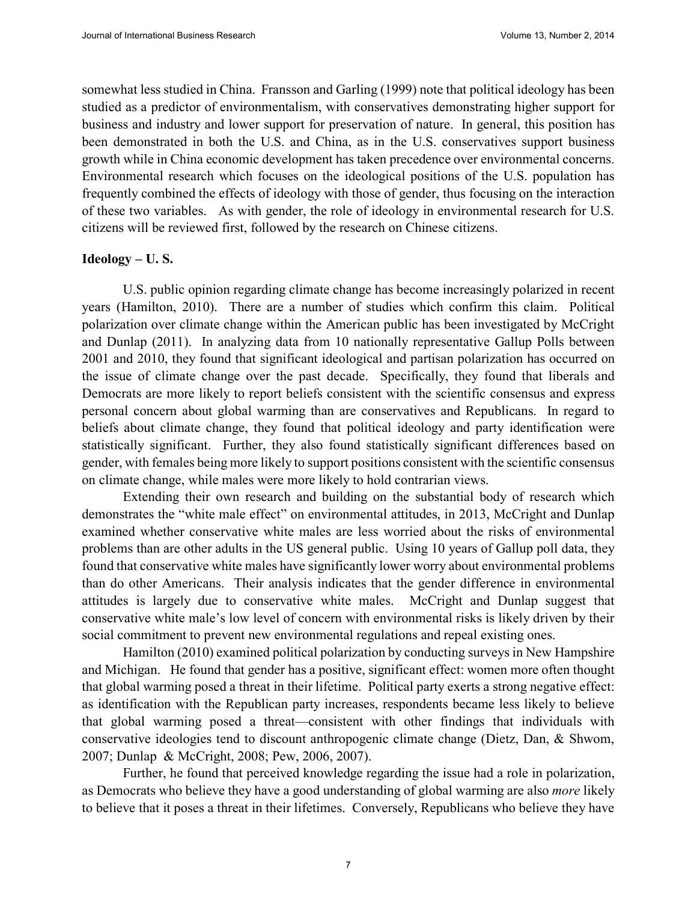somewhat less studied in China. Fransson and Garling (1999) note that political ideology has been studied as a predictor of environmentalism, with conservatives demonstrating higher support for business and industry and lower support for preservation of nature. In general, this position has been demonstrated in both the U.S. and China, as in the U.S. conservatives support business growth while in China economic development has taken precedence over environmental concerns. Environmental research which focuses on the ideological positions of the U.S. population has frequently combined the effects of ideology with those of gender, thus focusing on the interaction of these two variables. As with gender, the role of ideology in environmental research for U.S. citizens will be reviewed first, followed by the research on Chinese citizens.

**Ideology – U. S.**

U.S. public opinion regarding climate change has become increasingly polarized in recent years (Hamilton, 2010). There are a number of studies which confirm this claim. Political polarization over climate change within the American public has been investigated by McCright and Dunlap (2011). In analyzing data from 10 nationally representative Gallup Polls between 2001 and 2010, they found that significant ideological and partisan polarization has occurred on the issue of climate change over the past decade. Specifically, they found that liberals and Democrats are more likely to report beliefs consistent with the scientific consensus and express personal concern about global warming than are conservatives and Republicans. In regard to beliefs about climate change, they found that political ideology and party identification were statistically significant. Further, they also found statistically significant differences based on gender, with females being more likely to support positions consistent with the scientific consensus on climate change, while males were more likely to hold contrarian views.

Extending their own research and building on the substantial body of research which demonstrates the "white male effect" on environmental attitudes, in 2013, McCright and Dunlap examined whether conservative white males are less worried about the risks of environmental problems than are other adults in the US general public. Using 10 years of Gallup poll data, they found that conservative white males have significantly lower worry about environmental problems than do other Americans. Their analysis indicates that the gender difference in environmental attitudes is largely due to conservative white males. McCright and Dunlap suggest that conservative white male's low level of concern with environmental risks is likely driven by their social commitment to prevent new environmental regulations and repeal existing ones.

Hamilton (2010) examined political polarization by conducting surveys in New Hampshire and Michigan. He found that gender has a positive, significant effect: women more often thought that global warming posed a threat in their lifetime. Political party exerts a strong negative effect: as identification with the Republican party increases, respondents became less likely to believe that global warming posed a threat—consistent with other findings that individuals with conservative ideologies tend to discount anthropogenic climate change (Dietz, Dan, & Shwom, 2007; Dunlap & McCright, 2008; Pew, 2006, 2007).

Further, he found that perceived knowledge regarding the issue had a role in polarization, as Democrats who believe they have a good understanding of global warming are also *more* likely to believe that it poses a threat in their lifetimes. Conversely, Republicans who believe they have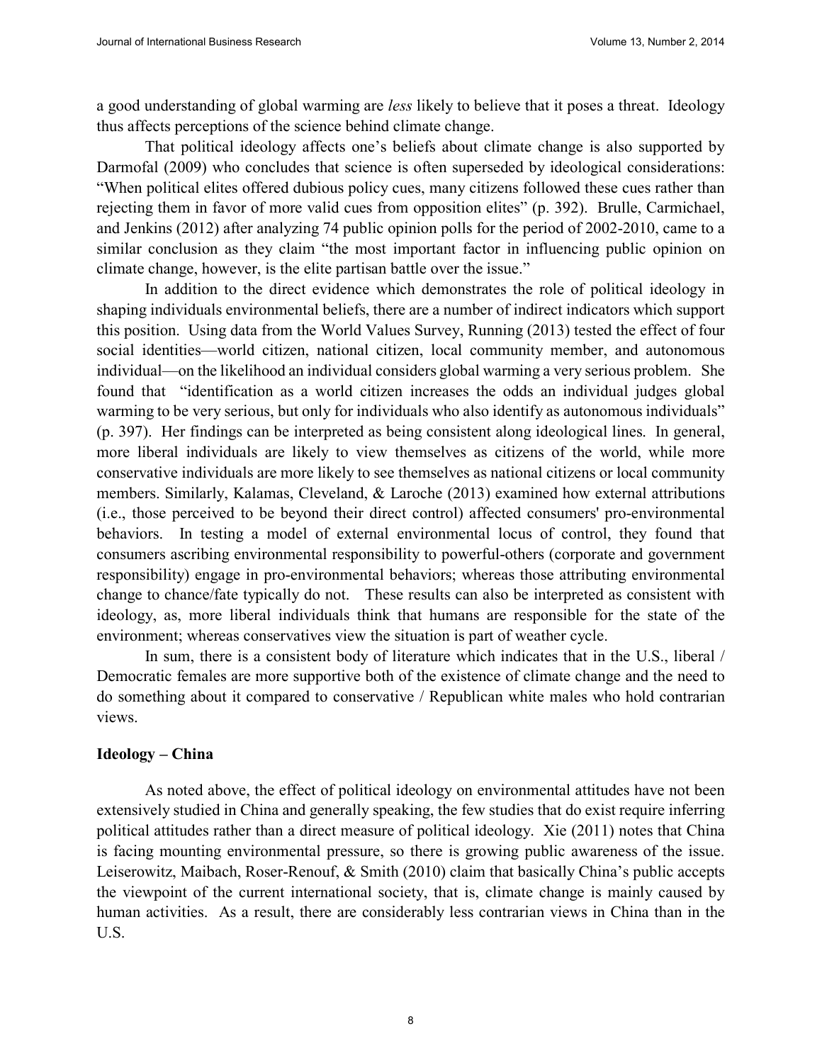a good understanding of global warming are *less* likely to believe that it poses a threat. Ideology thus affects perceptions of the science behind climate change.

That political ideology affects one's beliefs about climate change is also supported by Darmofal (2009) who concludes that science is often superseded by ideological considerations: "When political elites offered dubious policy cues, many citizens followed these cues rather than rejecting them in favor of more valid cues from opposition elites" (p. 392). Brulle, Carmichael, and Jenkins (2012) after analyzing 74 public opinion polls for the period of 2002-2010, came to a similar conclusion as they claim "the most important factor in influencing public opinion on climate change, however, is the elite partisan battle over the issue."

In addition to the direct evidence which demonstrates the role of political ideology in shaping individuals environmental beliefs, there are a number of indirect indicators which support this position. Using data from the World Values Survey, Running (2013) tested the effect of four social identities—world citizen, national citizen, local community member, and autonomous individual—on the likelihood an individual considers global warming a very serious problem. She found that "identification as a world citizen increases the odds an individual judges global warming to be very serious, but only for individuals who also identify as autonomous individuals" (p. 397). Her findings can be interpreted as being consistent along ideological lines. In general, more liberal individuals are likely to view themselves as citizens of the world, while more conservative individuals are more likely to see themselves as national citizens or local community members. Similarly, Kalamas, Cleveland, & Laroche (2013) examined how external attributions (i.e., those perceived to be beyond their direct control) affected consumers' pro-environmental behaviors. In testing a model of external environmental locus of control, they found that consumers ascribing environmental responsibility to powerful-others (corporate and government responsibility) engage in pro-environmental behaviors; whereas those attributing environmental change to chance/fate typically do not. These results can also be interpreted as consistent with ideology, as, more liberal individuals think that humans are responsible for the state of the environment; whereas conservatives view the situation is part of weather cycle.

In sum, there is a consistent body of literature which indicates that in the U.S., liberal / Democratic females are more supportive both of the existence of climate change and the need to do something about it compared to conservative / Republican white males who hold contrarian views.

**Ideology – China**

As noted above, the effect of political ideology on environmental attitudes have not been extensively studied in China and generally speaking, the few studies that do exist require inferring political attitudes rather than a direct measure of political ideology. Xie (2011) notes that China is facing mounting environmental pressure, so there is growing public awareness of the issue. Leiserowitz, Maibach, Roser-Renouf, & Smith (2010) claim that basically China's public accepts the viewpoint of the current international society, that is, climate change is mainly caused by human activities. As a result, there are considerably less contrarian views in China than in the U.S.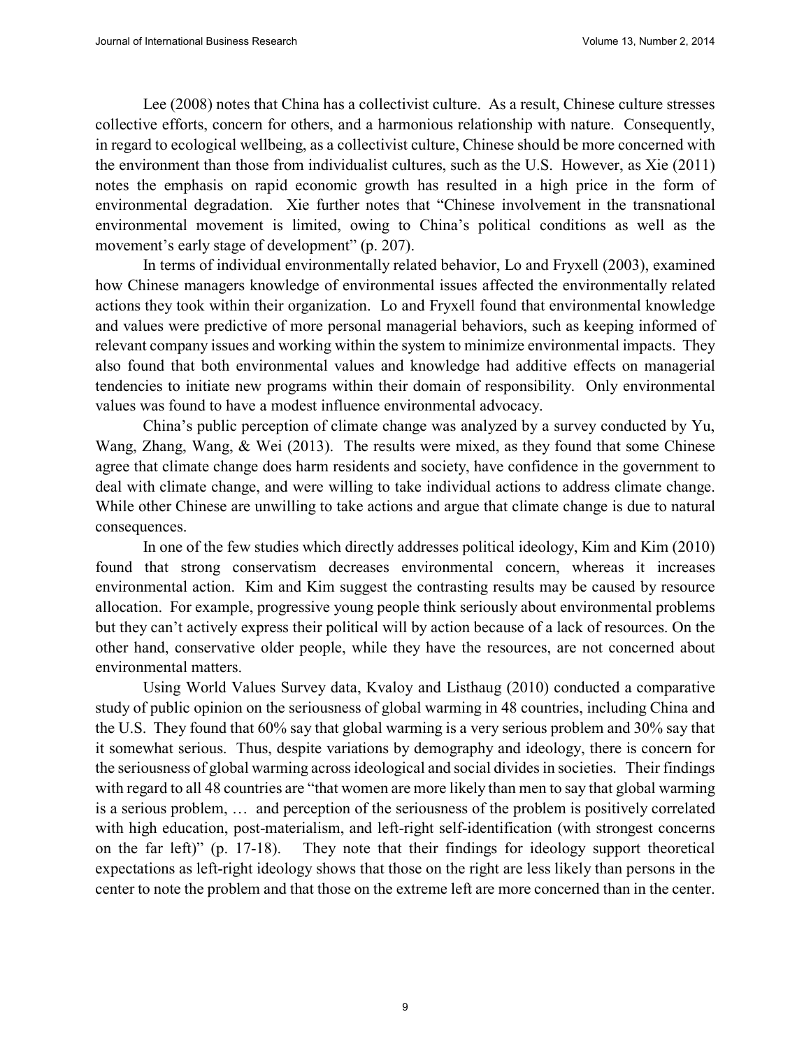Lee (2008) notes that China has a collectivist culture. As a result, Chinese culture stresses collective efforts, concern for others, and a harmonious relationship with nature. Consequently, in regard to ecological wellbeing, as a collectivist culture, Chinese should be more concerned with the environment than those from individualist cultures, such as the U.S. However, as Xie (2011) notes the emphasis on rapid economic growth has resulted in a high price in the form of environmental degradation. Xie further notes that "Chinese involvement in the transnational environmental movement is limited, owing to China's political conditions as well as the movement's early stage of development" (p. 207).

In terms of individual environmentally related behavior, Lo and Fryxell (2003), examined how Chinese managers knowledge of environmental issues affected the environmentally related actions they took within their organization. Lo and Fryxell found that environmental knowledge and values were predictive of more personal managerial behaviors, such as keeping informed of relevant company issues and working within the system to minimize environmental impacts. They also found that both environmental values and knowledge had additive effects on managerial tendencies to initiate new programs within their domain of responsibility. Only environmental values was found to have a modest influence environmental advocacy.

China's public perception of climate change was analyzed by a survey conducted by Yu, Wang, Zhang, Wang, & Wei (2013). The results were mixed, as they found that some Chinese agree that climate change does harm residents and society, have confidence in the government to deal with climate change, and were willing to take individual actions to address climate change. While other Chinese are unwilling to take actions and argue that climate change is due to natural consequences.

In one of the few studies which directly addresses political ideology, Kim and Kim (2010) found that strong conservatism decreases environmental concern, whereas it increases environmental action. Kim and Kim suggest the contrasting results may be caused by resource allocation. For example, progressive young people think seriously about environmental problems but they can't actively express their political will by action because of a lack of resources. On the other hand, conservative older people, while they have the resources, are not concerned about environmental matters.

Using World Values Survey data, Kvaloy and Listhaug (2010) conducted a comparative study of public opinion on the seriousness of global warming in 48 countries, including China and the U.S. They found that 60% say that global warming is a very serious problem and 30% say that it somewhat serious. Thus, despite variations by demography and ideology, there is concern for the seriousness of global warming across ideological and social divides in societies. Their findings with regard to all 48 countries are "that women are more likely than men to say that global warming is a serious problem, … and perception of the seriousness of the problem is positively correlated with high education, post-materialism, and left-right self-identification (with strongest concerns on the far left)" (p. 17-18). They note that their findings for ideology support theoretical expectations as left-right ideology shows that those on the right are less likely than persons in the center to note the problem and that those on the extreme left are more concerned than in the center.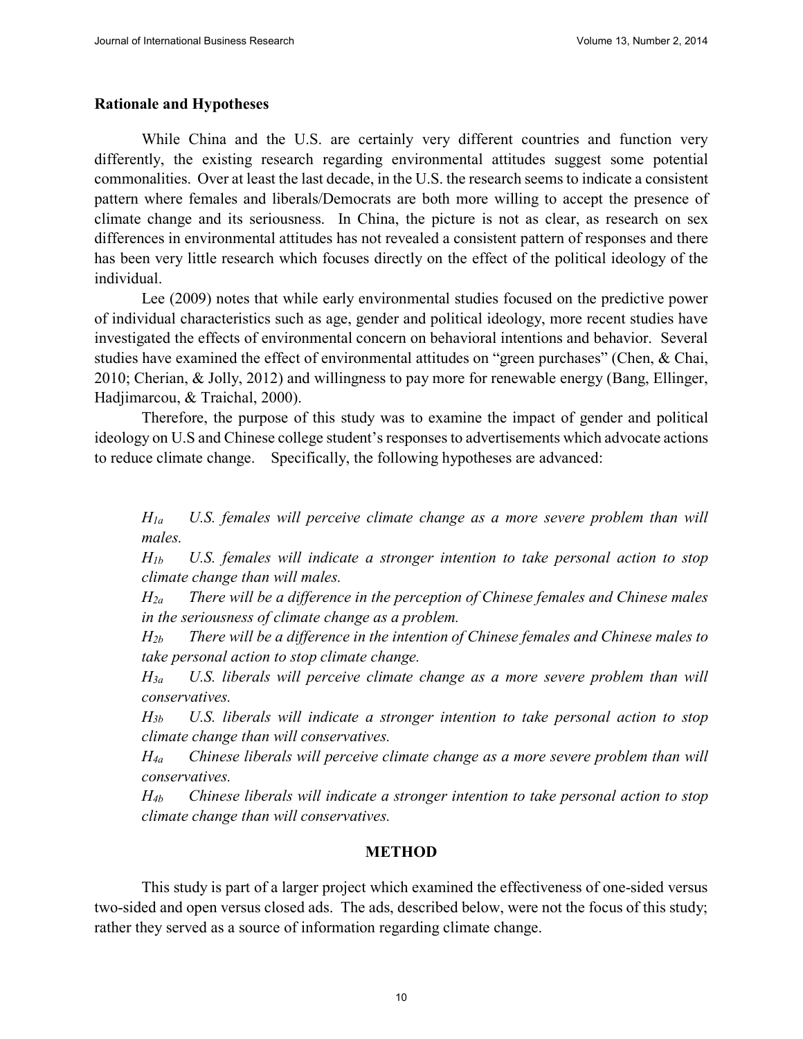**Rationale and Hypotheses**

While China and the U.S. are certainly very different countries and function very differently, the existing research regarding environmental attitudes suggest some potential commonalities. Over at least the last decade, in the U.S. the research seems to indicate a consistent pattern where females and liberals/Democrats are both more willing to accept the presence of climate change and its seriousness. In China, the picture is not as clear, as research on sex differences in environmental attitudes has not revealed a consistent pattern of responses and there has been very little research which focuses directly on the effect of the political ideology of the individual.

Lee (2009) notes that while early environmental studies focused on the predictive power of individual characteristics such as age, gender and political ideology, more recent studies have investigated the effects of environmental concern on behavioral intentions and behavior. Several studies have examined the effect of environmental attitudes on "green purchases" (Chen, & Chai, 2010; Cherian, & Jolly, 2012) and willingness to pay more for renewable energy (Bang, Ellinger, Hadjimarcou, & Traichal, 2000).

Therefore, the purpose of this study was to examine the impact of gender and political ideology on U.S and Chinese college student's responses to advertisements which advocate actions to reduce climate change. Specifically, the following hypotheses are advanced:

$H_{1a}$ *U.S. females will perceive climate change as a more severe problem than will males.*

$H_{1b}$ *U.S. females will indicate a stronger intention to take personal action to stop climate change than will males.*

$H_{2a}$ *There will be a difference in the perception of Chinese females and Chinese males in the seriousness of climate change as a problem.*

$H_{2b}$ *There will be a difference in the intention of Chinese females and Chinese males to take personal action to stop climate change.*

$H_{3a}$ *U.S. liberals will perceive climate change as a more severe problem than will conservatives.*

$H_{3b}$ *U.S. liberals will indicate a stronger intention to take personal action to stop climate change than will conservatives.*

$H_{4a}$ *Chinese liberals will perceive climate change as a more severe problem than will conservatives.*

$H_{4b}$ *Chinese liberals will indicate a stronger intention to take personal action to stop climate change than will conservatives.*

## METHOD

This study is part of a larger project which examined the effectiveness of one-sided versus two-sided and open versus closed ads. The ads, described below, were not the focus of this study; rather they served as a source of information regarding climate change.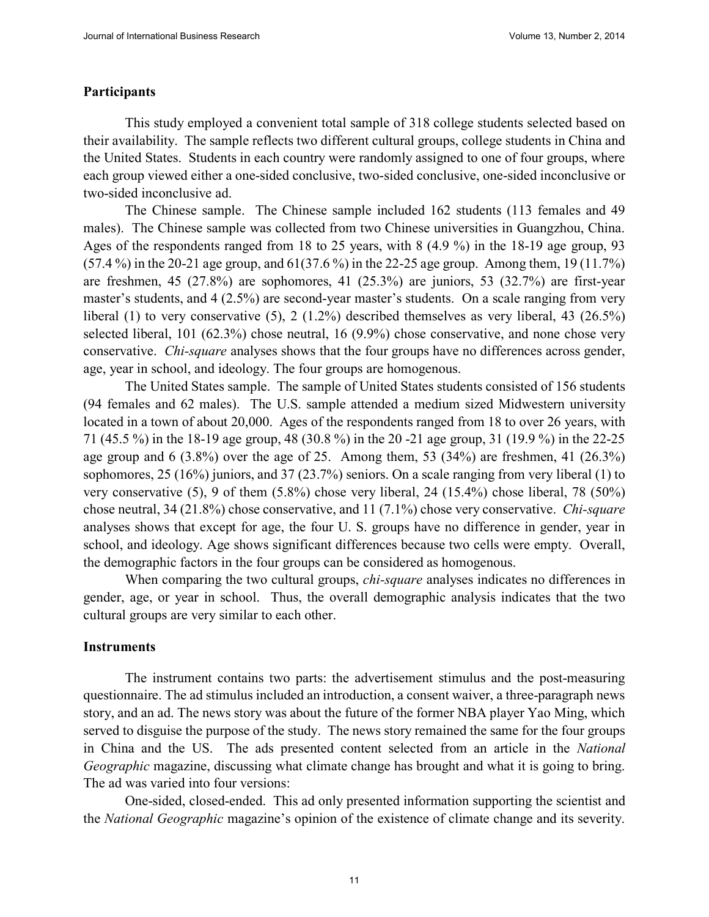## Participants

This study employed a convenient total sample of 318 college students selected based on their availability. The sample reflects two different cultural groups, college students in China and the United States. Students in each country were randomly assigned to one of four groups, where each group viewed either a one-sided conclusive, two-sided conclusive, one-sided inconclusive or two-sided inconclusive ad.

The Chinese sample. The Chinese sample included 162 students (113 females and 49 males). The Chinese sample was collected from two Chinese universities in Guangzhou, China. Ages of the respondents ranged from 18 to 25 years, with 8 (4.9 %) in the 18-19 age group, 93 (57.4 %) in the 20-21 age group, and 61(37.6 %) in the 22-25 age group. Among them, 19 (11.7%) are freshmen, 45 (27.8%) are sophomores, 41 (25.3%) are juniors, 53 (32.7%) are first-year master's students, and 4 (2.5%) are second-year master's students. On a scale ranging from very liberal (1) to very conservative (5), 2 (1.2%) described themselves as very liberal, 43 (26.5%) selected liberal, 101 (62.3%) chose neutral, 16 (9.9%) chose conservative, and none chose very conservative. *Chi-square* analyses shows that the four groups have no differences across gender, age, year in school, and ideology. The four groups are homogenous.

The United States sample. The sample of United States students consisted of 156 students (94 females and 62 males). The U.S. sample attended a medium sized Midwestern university located in a town of about 20,000. Ages of the respondents ranged from 18 to over 26 years, with 71 (45.5 %) in the 18-19 age group, 48 (30.8 %) in the 20 -21 age group, 31 (19.9 %) in the 22-25 age group and 6 (3.8%) over the age of 25. Among them, 53 (34%) are freshmen, 41 (26.3%) sophomores, 25 (16%) juniors, and 37 (23.7%) seniors. On a scale ranging from very liberal (1) to very conservative (5), 9 of them (5.8%) chose very liberal, 24 (15.4%) chose liberal, 78 (50%) chose neutral, 34 (21.8%) chose conservative, and 11 (7.1%) chose very conservative. *Chi-square* analyses shows that except for age, the four U. S. groups have no difference in gender, year in school, and ideology. Age shows significant differences because two cells were empty. Overall, the demographic factors in the four groups can be considered as homogenous.

When comparing the two cultural groups, *chi-square* analyses indicates no differences in gender, age, or year in school. Thus, the overall demographic analysis indicates that the two cultural groups are very similar to each other.

## Instruments

The instrument contains two parts: the advertisement stimulus and the post-measuring questionnaire. The ad stimulus included an introduction, a consent waiver, a three-paragraph news story, and an ad. The news story was about the future of the former NBA player Yao Ming, which served to disguise the purpose of the study. The news story remained the same for the four groups in China and the US. The ads presented content selected from an article in the *National Geographic* magazine, discussing what climate change has brought and what it is going to bring. The ad was varied into four versions:

One-sided, closed-ended. This ad only presented information supporting the scientist and the *National Geographic* magazine's opinion of the existence of climate change and its severity.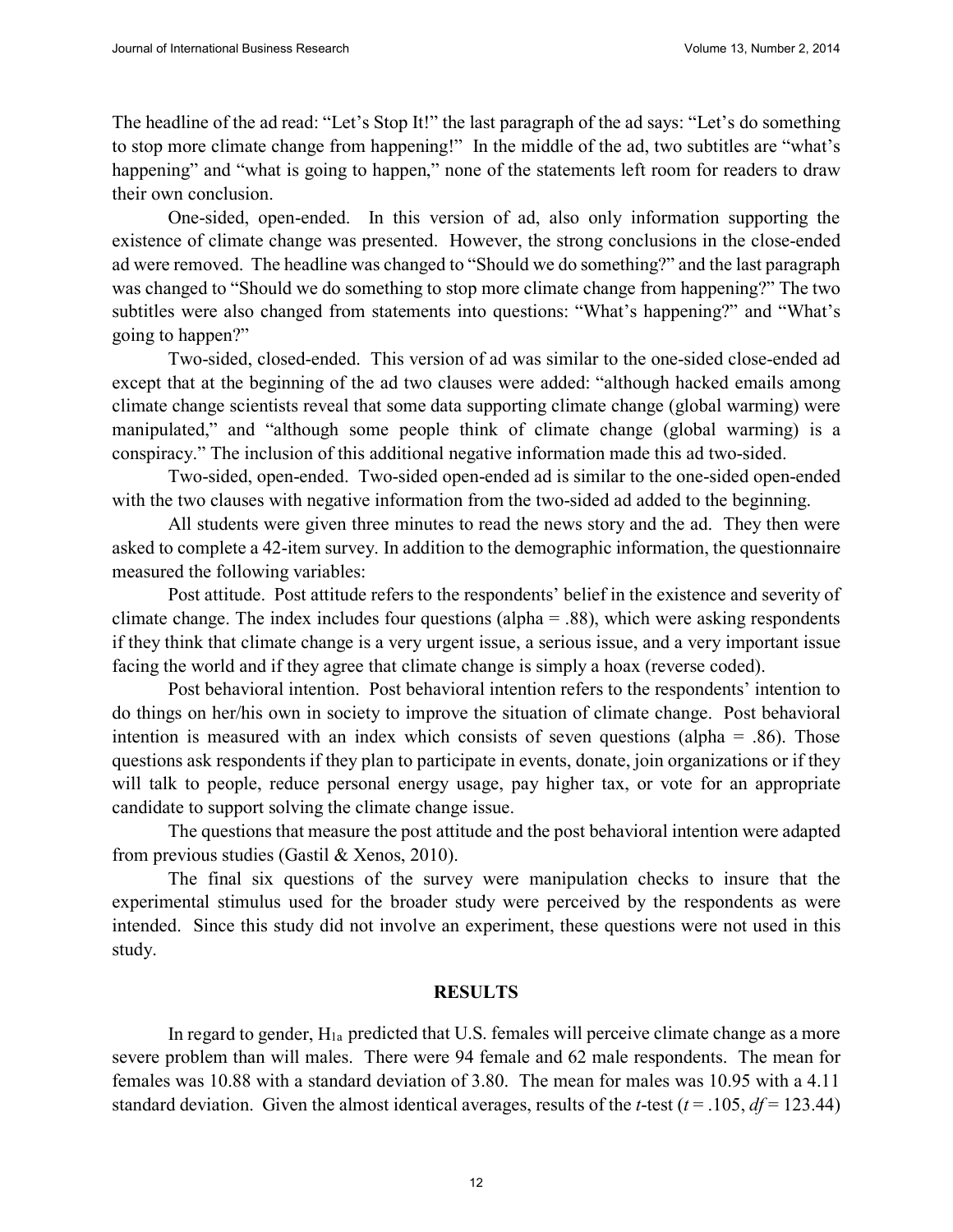The headline of the ad read: “Let’s Stop It!” the last paragraph of the ad says: “Let’s do something to stop more climate change from happening!” In the middle of the ad, two subtitles are “what’s happening” and “what is going to happen,” none of the statements left room for readers to draw their own conclusion.

One-sided, open-ended. In this version of ad, also only information supporting the existence of climate change was presented. However, the strong conclusions in the close-ended ad were removed. The headline was changed to “Should we do something?” and the last paragraph was changed to “Should we do something to stop more climate change from happening?” The two subtitles were also changed from statements into questions: “What’s happening?” and “What’s going to happen?”

Two-sided, closed-ended. This version of ad was similar to the one-sided close-ended ad except that at the beginning of the ad two clauses were added: “although hacked emails among climate change scientists reveal that some data supporting climate change (global warming) were manipulated,” and “although some people think of climate change (global warming) is a conspiracy.” The inclusion of this additional negative information made this ad two-sided.

Two-sided, open-ended. Two-sided open-ended ad is similar to the one-sided open-ended with the two clauses with negative information from the two-sided ad added to the beginning.

All students were given three minutes to read the news story and the ad. They then were asked to complete a 42-item survey. In addition to the demographic information, the questionnaire measured the following variables:

Post attitude. Post attitude refers to the respondents’ belief in the existence and severity of climate change. The index includes four questions (alpha = .88), which were asking respondents if they think that climate change is a very urgent issue, a serious issue, and a very important issue facing the world and if they agree that climate change is simply a hoax (reverse coded).

Post behavioral intention. Post behavioral intention refers to the respondents’ intention to do things on her/his own in society to improve the situation of climate change. Post behavioral intention is measured with an index which consists of seven questions (alpha = .86). Those questions ask respondents if they plan to participate in events, donate, join organizations or if they will talk to people, reduce personal energy usage, pay higher tax, or vote for an appropriate candidate to support solving the climate change issue.

The questions that measure the post attitude and the post behavioral intention were adapted from previous studies (Gastil & Xenos, 2010).

The final six questions of the survey were manipulation checks to insure that the experimental stimulus used for the broader study were perceived by the respondents as were intended. Since this study did not involve an experiment, these questions were not used in this study.

## RESULTS

In regard to gender, $H_{1a}$ predicted that U.S. females will perceive climate change as a more severe problem than will males. There were 94 female and 62 male respondents. The mean for females was 10.88 with a standard deviation of 3.80. The mean for males was 10.95 with a 4.11 standard deviation. Given the almost identical averages, results of the *t*-test ($t = .105$, $df = 123.44$)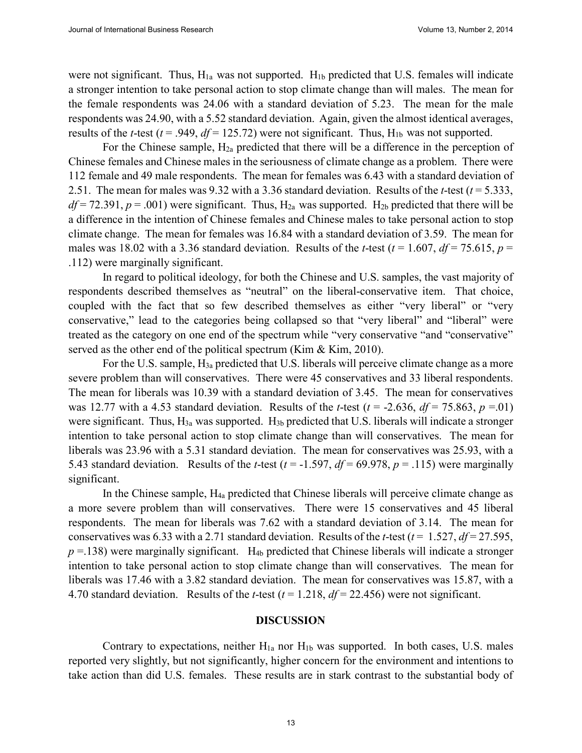were not significant. Thus, $H_{1a}$ was not supported. $H_{1b}$ predicted that U.S. females will indicate a stronger intention to take personal action to stop climate change than will males. The mean for the female respondents was 24.06 with a standard deviation of 5.23. The mean for the male respondents was 24.90, with a 5.52 standard deviation. Again, given the almost identical averages, results of the *t*-test ($t = .949$, $df = 125.72$) were not significant. Thus, $H_{1b}$ was not supported.

For the Chinese sample, $H_{2a}$ predicted that there will be a difference in the perception of Chinese females and Chinese males in the seriousness of climate change as a problem. There were 112 female and 49 male respondents. The mean for females was 6.43 with a standard deviation of 2.51. The mean for males was 9.32 with a 3.36 standard deviation. Results of the *t*-test ($t = 5.333$, $df = 72.391$, $p = .001$) were significant. Thus, $H_{2a}$ was supported. $H_{2b}$ predicted that there will be a difference in the intention of Chinese females and Chinese males to take personal action to stop climate change. The mean for females was 16.84 with a standard deviation of 3.59. The mean for males was 18.02 with a 3.36 standard deviation. Results of the *t*-test ($t = 1.607$, $df = 75.615$, $p = .112$) were marginally significant.

In regard to political ideology, for both the Chinese and U.S. samples, the vast majority of respondents described themselves as "neutral" on the liberal-conservative item. That choice, coupled with the fact that so few described themselves as either "very liberal" or "very conservative," lead to the categories being collapsed so that "very liberal" and "liberal" were treated as the category on one end of the spectrum while "very conservative "and "conservative" served as the other end of the political spectrum (Kim & Kim, 2010).

For the U.S. sample, $H_{3a}$ predicted that U.S. liberals will perceive climate change as a more severe problem than will conservatives. There were 45 conservatives and 33 liberal respondents. The mean for liberals was 10.39 with a standard deviation of 3.45. The mean for conservatives was 12.77 with a 4.53 standard deviation. Results of the *t*-test ($t = -2.636$, $df = 75.863$, $p = .01$) were significant. Thus, $H_{3a}$ was supported. $H_{3b}$ predicted that U.S. liberals will indicate a stronger intention to take personal action to stop climate change than will conservatives. The mean for liberals was 23.96 with a 5.31 standard deviation. The mean for conservatives was 25.93, with a 5.43 standard deviation. Results of the *t*-test ($t = -1.597$, $df = 69.978$, $p = .115$) were marginally significant.

In the Chinese sample, $H_{4a}$ predicted that Chinese liberals will perceive climate change as a more severe problem than will conservatives. There were 15 conservatives and 45 liberal respondents. The mean for liberals was 7.62 with a standard deviation of 3.14. The mean for conservatives was 6.33 with a 2.71 standard deviation. Results of the *t*-test ($t = 1.527$, $df = 27.595$, $p = .138$) were marginally significant. $H_{4b}$ predicted that Chinese liberals will indicate a stronger intention to take personal action to stop climate change than will conservatives. The mean for liberals was 17.46 with a 3.82 standard deviation. The mean for conservatives was 15.87, with a 4.70 standard deviation. Results of the *t*-test ($t = 1.218$, $df = 22.456$) were not significant.

## DISCUSSION

Contrary to expectations, neither $H_{1a}$ nor $H_{1b}$ was supported. In both cases, U.S. males reported very slightly, but not significantly, higher concern for the environment and intentions to take action than did U.S. females. These results are in stark contrast to the substantial body of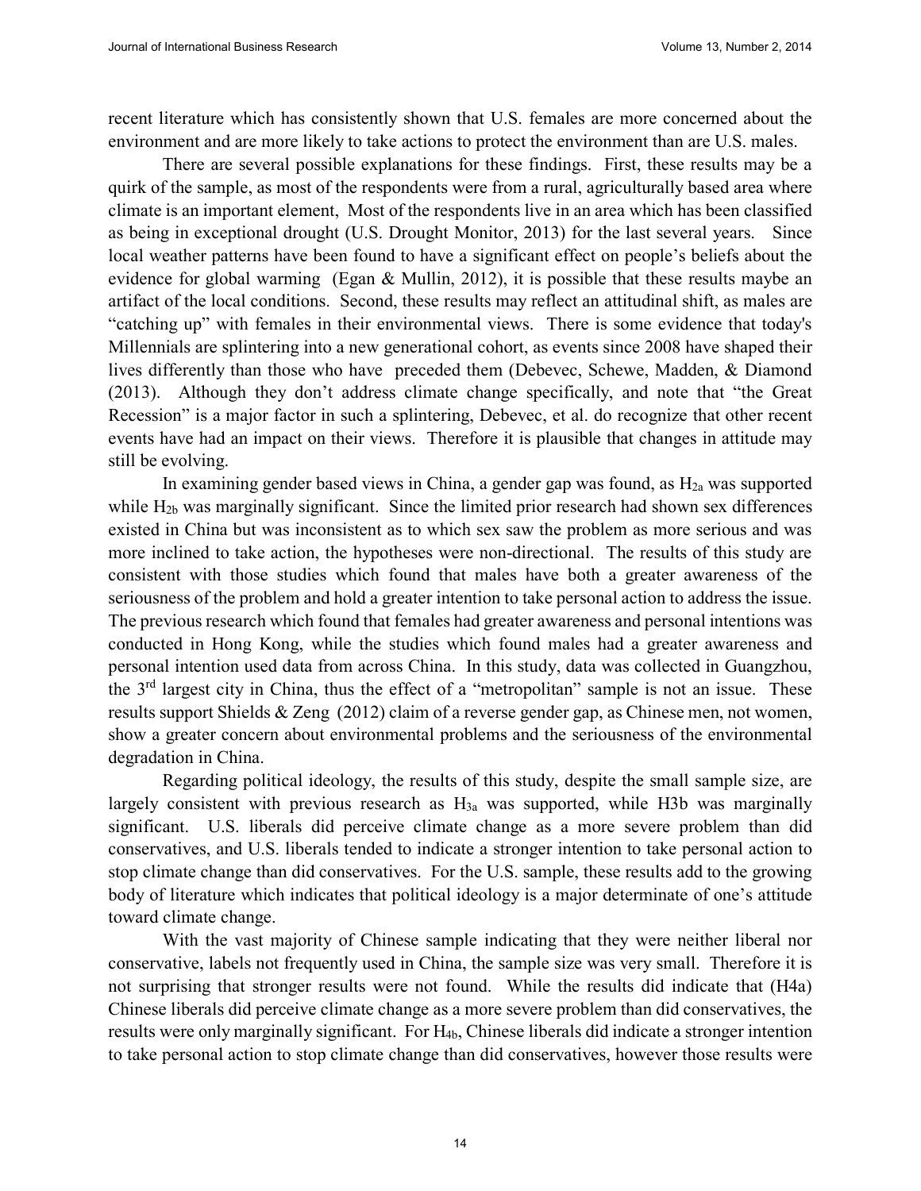recent literature which has consistently shown that U.S. females are more concerned about the environment and are more likely to take actions to protect the environment than are U.S. males.

There are several possible explanations for these findings. First, these results may be a quirk of the sample, as most of the respondents were from a rural, agriculturally based area where climate is an important element, Most of the respondents live in an area which has been classified as being in exceptional drought (U.S. Drought Monitor, 2013) for the last several years. Since local weather patterns have been found to have a significant effect on people's beliefs about the evidence for global warming (Egan & Mullin, 2012), it is possible that these results maybe an artifact of the local conditions. Second, these results may reflect an attitudinal shift, as males are "catching up" with females in their environmental views. There is some evidence that today's Millennials are splintering into a new generational cohort, as events since 2008 have shaped their lives differently than those who have preceded them (Debevec, Schewe, Madden, & Diamond (2013). Although they don't address climate change specifically, and note that "the Great Recession" is a major factor in such a splintering, Debevec, et al. do recognize that other recent events have had an impact on their views. Therefore it is plausible that changes in attitude may still be evolving.

In examining gender based views in China, a gender gap was found, as $H_{2a}$ was supported while $H_{2b}$ was marginally significant. Since the limited prior research had shown sex differences existed in China but was inconsistent as to which sex saw the problem as more serious and was more inclined to take action, the hypotheses were non-directional. The results of this study are consistent with those studies which found that males have both a greater awareness of the seriousness of the problem and hold a greater intention to take personal action to address the issue. The previous research which found that females had greater awareness and personal intentions was conducted in Hong Kong, while the studies which found males had a greater awareness and personal intention used data from across China. In this study, data was collected in Guangzhou, the 3rd largest city in China, thus the effect of a "metropolitan" sample is not an issue. These results support Shields & Zeng (2012) claim of a reverse gender gap, as Chinese men, not women, show a greater concern about environmental problems and the seriousness of the environmental degradation in China.

Regarding political ideology, the results of this study, despite the small sample size, are largely consistent with previous research as $H_{3a}$ was supported, while H3b was marginally significant. U.S. liberals did perceive climate change as a more severe problem than did conservatives, and U.S. liberals tended to indicate a stronger intention to take personal action to stop climate change than did conservatives. For the U.S. sample, these results add to the growing body of literature which indicates that political ideology is a major determinate of one's attitude toward climate change.

With the vast majority of Chinese sample indicating that they were neither liberal nor conservative, labels not frequently used in China, the sample size was very small. Therefore it is not surprising that stronger results were not found. While the results did indicate that (H4a) Chinese liberals did perceive climate change as a more severe problem than did conservatives, the results were only marginally significant. For $H_{4b}$, Chinese liberals did indicate a stronger intention to take personal action to stop climate change than did conservatives, however those results were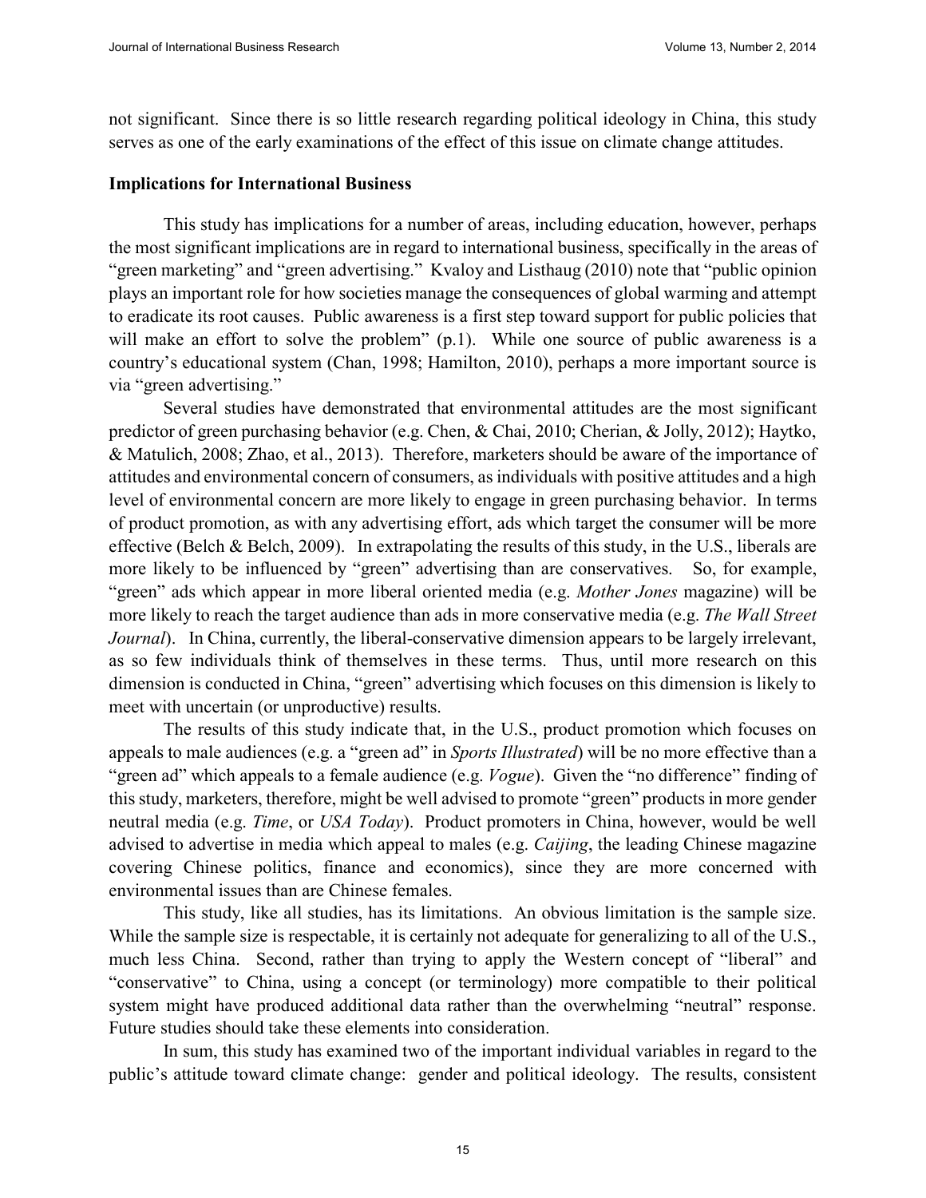not significant. Since there is so little research regarding political ideology in China, this study serves as one of the early examinations of the effect of this issue on climate change attitudes.

**Implications for International Business**

This study has implications for a number of areas, including education, however, perhaps the most significant implications are in regard to international business, specifically in the areas of "green marketing" and "green advertising." Kvaloy and Listhaug (2010) note that "public opinion plays an important role for how societies manage the consequences of global warming and attempt to eradicate its root causes. Public awareness is a first step toward support for public policies that will make an effort to solve the problem" (p.1). While one source of public awareness is a country's educational system (Chan, 1998; Hamilton, 2010), perhaps a more important source is via "green advertising."

Several studies have demonstrated that environmental attitudes are the most significant predictor of green purchasing behavior (e.g. Chen, & Chai, 2010; Cherian, & Jolly, 2012); Haytko, & Matulich, 2008; Zhao, et al., 2013). Therefore, marketers should be aware of the importance of attitudes and environmental concern of consumers, as individuals with positive attitudes and a high level of environmental concern are more likely to engage in green purchasing behavior. In terms of product promotion, as with any advertising effort, ads which target the consumer will be more effective (Belch & Belch, 2009). In extrapolating the results of this study, in the U.S., liberals are more likely to be influenced by "green" advertising than are conservatives. So, for example, "green" ads which appear in more liberal oriented media (e.g. *Mother Jones* magazine) will be more likely to reach the target audience than ads in more conservative media (e.g. *The Wall Street Journal*). In China, currently, the liberal-conservative dimension appears to be largely irrelevant, as so few individuals think of themselves in these terms. Thus, until more research on this dimension is conducted in China, "green" advertising which focuses on this dimension is likely to meet with uncertain (or unproductive) results.

The results of this study indicate that, in the U.S., product promotion which focuses on appeals to male audiences (e.g. a "green ad" in *Sports Illustrated*) will be no more effective than a "green ad" which appeals to a female audience (e.g. *Vogue*). Given the "no difference" finding of this study, marketers, therefore, might be well advised to promote "green" products in more gender neutral media (e.g. *Time*, or *USA Today*). Product promoters in China, however, would be well advised to advertise in media which appeal to males (e.g. *Caijing*, the leading Chinese magazine covering Chinese politics, finance and economics), since they are more concerned with environmental issues than are Chinese females.

This study, like all studies, has its limitations. An obvious limitation is the sample size. While the sample size is respectable, it is certainly not adequate for generalizing to all of the U.S., much less China. Second, rather than trying to apply the Western concept of "liberal" and "conservative" to China, using a concept (or terminology) more compatible to their political system might have produced additional data rather than the overwhelming "neutral" response. Future studies should take these elements into consideration.

In sum, this study has examined two of the important individual variables in regard to the public's attitude toward climate change: gender and political ideology. The results, consistent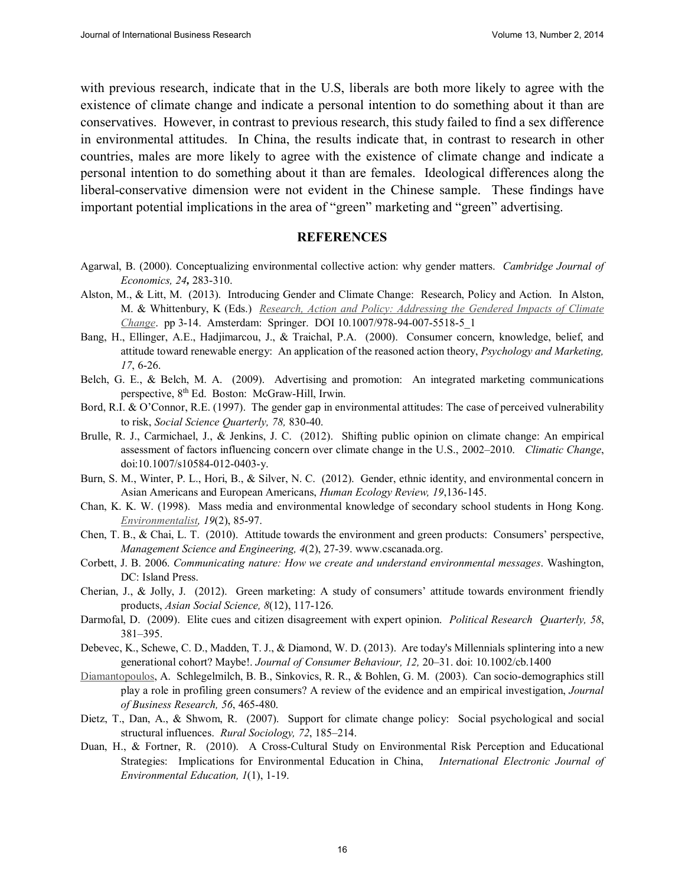with previous research, indicate that in the U.S, liberals are both more likely to agree with the existence of climate change and indicate a personal intention to do something about it than are conservatives. However, in contrast to previous research, this study failed to find a sex difference in environmental attitudes. In China, the results indicate that, in contrast to research in other countries, males are more likely to agree with the existence of climate change and indicate a personal intention to do something about it than are females. Ideological differences along the liberal-conservative dimension were not evident in the Chinese sample. These findings have important potential implications in the area of "green" marketing and "green" advertising.

## REFERENCES

Agarwal, B. (2000). Conceptualizing environmental collective action: why gender matters. *Cambridge Journal of Economics, 24,* 283-310.

Alston, M., & Litt, M. (2013). Introducing Gender and Climate Change: Research, Policy and Action. In Alston, M. & Whittenbury, K (Eds.) *Research, Action and Policy: Addressing the Gendered Impacts of Climate Change*. pp 3-14. Amsterdam: Springer. DOI 10.1007/978-94-007-5518-5_1

Bang, H., Ellinger, A.E., Hadjimarcou, J., & Traichal, P.A. (2000). Consumer concern, knowledge, belief, and attitude toward renewable energy: An application of the reasoned action theory, *Psychology and Marketing, 17*, 6-26.

Belch, G. E., & Belch, M. A. (2009). Advertising and promotion: An integrated marketing communications perspective, 8th Ed. Boston: McGraw-Hill, Irwin.

Bord, R.I. & O'Connor, R.E. (1997). The gender gap in environmental attitudes: The case of perceived vulnerability to risk, *Social Science Quarterly, 78,* 830-40.

Brulle, R. J., Carmichael, J., & Jenkins, J. C. (2012). Shifting public opinion on climate change: An empirical assessment of factors influencing concern over climate change in the U.S., 2002–2010. *Climatic Change*, doi:10.1007/s10584-012-0403-y.

Burn, S. M., Winter, P. L., Hori, B., & Silver, N. C. (2012). Gender, ethnic identity, and environmental concern in Asian Americans and European Americans, *Human Ecology Review, 19*,136-145.

Chan, K. K. W. (1998). Mass media and environmental knowledge of secondary school students in Hong Kong. *Environmentalist, 19*(2), 85-97.

Chen, T. B., & Chai, L. T. (2010). Attitude towards the environment and green products: Consumers' perspective, *Management Science and Engineering, 4*(2), 27-39. www.cscanada.org.

Corbett, J. B. 2006. *Communicating nature: How we create and understand environmental messages*. Washington, DC: Island Press.

Cherian, J., & Jolly, J. (2012). Green marketing: A study of consumers' attitude towards environment friendly products, *Asian Social Science, 8*(12), 117-126.

Darmofal, D. (2009). Elite cues and citizen disagreement with expert opinion. *Political Research Quarterly, 58*, 381–395.

Debevec, K., Schewe, C. D., Madden, T. J., & Diamond, W. D. (2013). Are today's Millennials splintering into a new generational cohort? Maybe!. *Journal of Consumer Behaviour, 12,* 20–31. doi: 10.1002/cb.1400

Diamantopoulos, A. Schlegelmilch, B. B., Sinkovics, R. R., & Bohlen, G. M. (2003). Can socio-demographics still play a role in profiling green consumers? A review of the evidence and an empirical investigation, *Journal of Business Research, 56*, 465-480.

Dietz, T., Dan, A., & Shwom, R. (2007). Support for climate change policy: Social psychological and social structural influences. *Rural Sociology, 72*, 185–214.

Duan, H., & Fortner, R. (2010). A Cross-Cultural Study on Environmental Risk Perception and Educational Strategies: Implications for Environmental Education in China, *International Electronic Journal of Environmental Education, 1*(1), 1-19.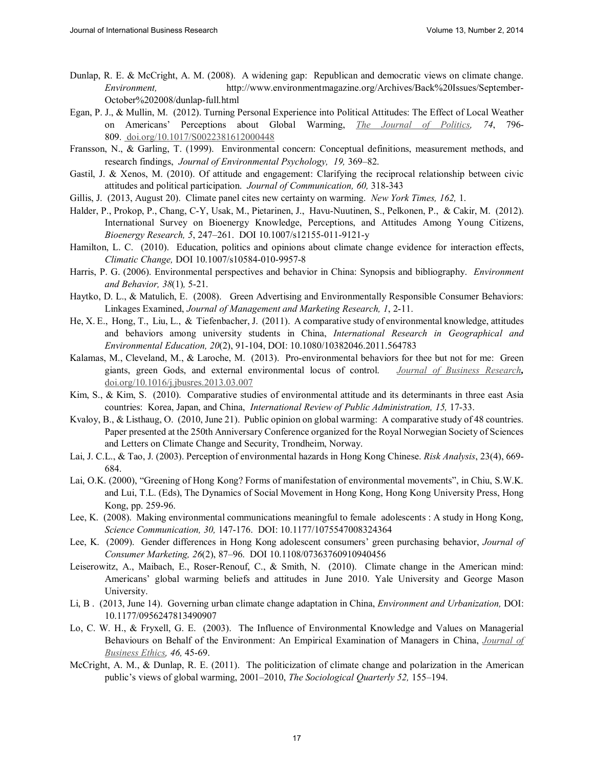Dunlap, R. E. & McCright, A. M. (2008). A widening gap: Republican and democratic views on climate change. *Environment,* http://www.environmentmagazine.org/Archives/Back%20Issues/September-October%202008/dunlap-full.html

Egan, P. J., & Mullin, M. (2012). Turning Personal Experience into Political Attitudes: The Effect of Local Weather on Americans' Perceptions about Global Warming, *The Journal of Politics, 74*, 796-809. doi.org/10.1017/S0022381612000448

Fransson, N., & Garling, T. (1999). Environmental concern: Conceptual definitions, measurement methods, and research findings, *Journal of Environmental Psychology, 19,* 369–82.

Gastil, J. & Xenos, M. (2010). Of attitude and engagement: Clarifying the reciprocal relationship between civic attitudes and political participation. *Journal of Communication, 60,* 318-343

Gillis, J. (2013, August 20). Climate panel cites new certainty on warming. *New York Times, 162,* 1.

Halder, P., Prokop, P., Chang, C-Y, Usak, M., Pietarinen, J., Havu-Nuutinen, S., Pelkonen, P., & Cakir, M. (2012). International Survey on Bioenergy Knowledge, Perceptions, and Attitudes Among Young Citizens, *Bioenergy Research, 5*, 247–261. DOI 10.1007/s12155-011-9121-y

Hamilton, L. C. (2010). Education, politics and opinions about climate change evidence for interaction effects, *Climatic Change,* DOI 10.1007/s10584-010-9957-8

Harris, P. G. (2006). Environmental perspectives and behavior in China: Synopsis and bibliography. *Environment and Behavior, 38*(1)*,* 5-21.

Haytko, D. L., & Matulich, E. (2008). Green Advertising and Environmentally Responsible Consumer Behaviors: Linkages Examined, *Journal of Management and Marketing Research, 1*, 2-11.

He, X. E., Hong, T., Liu, L., & Tiefenbacher, J. (2011). A comparative study of environmental knowledge, attitudes and behaviors among university students in China, *International Research in Geographical and Environmental Education, 20*(2), 91-104, DOI: 10.1080/10382046.2011.564783

Kalamas, M., Cleveland, M., & Laroche, M. (2013). Pro-environmental behaviors for thee but not for me: Green giants, green Gods, and external environmental locus of control. *Journal of Business Research***,** doi.org/10.1016/j.jbusres.2013.03.007

Kim, S., & Kim, S. (2010). Comparative studies of environmental attitude and its determinants in three east Asia countries: Korea, Japan, and China, *International Review of Public Administration, 15,* 17-33.

Kvaloy, B., & Listhaug, O. (2010, June 21). Public opinion on global warming: A comparative study of 48 countries. Paper presented at the 250th Anniversary Conference organized for the Royal Norwegian Society of Sciences and Letters on Climate Change and Security, Trondheim, Norway.

Lai, J. C.L., & Tao, J. (2003). Perception of environmental hazards in Hong Kong Chinese. *Risk Analysis*, 23(4), 669-684.

Lai, O.K. (2000), "Greening of Hong Kong? Forms of manifestation of environmental movements", in Chiu, S.W.K. and Lui, T.L. (Eds), The Dynamics of Social Movement in Hong Kong, Hong Kong University Press, Hong Kong, pp. 259-96.

Lee, K. (2008). Making environmental communications meaningful to female adolescents : A study in Hong Kong, *Science Communication, 30,* 147-176. DOI: 10.1177/1075547008324364

Lee, K. (2009). Gender differences in Hong Kong adolescent consumers' green purchasing behavior, *Journal of Consumer Marketing, 26*(2), 87–96. DOI 10.1108/07363760910940456

Leiserowitz, A., Maibach, E., Roser-Renouf, C., & Smith, N. (2010). Climate change in the American mind: Americans' global warming beliefs and attitudes in June 2010. Yale University and George Mason University.

Li, B . (2013, June 14). Governing urban climate change adaptation in China, *Environment and Urbanization,* DOI: 10.1177/0956247813490907

Lo, C. W. H., & Fryxell, G. E. (2003). The Influence of Environmental Knowledge and Values on Managerial Behaviours on Behalf of the Environment: An Empirical Examination of Managers in China, *Journal of Business Ethics, 46,* 45-69.

McCright, A. M., & Dunlap, R. E. (2011). The politicization of climate change and polarization in the American public's views of global warming, 2001–2010, *The Sociological Quarterly 52,* 155–194.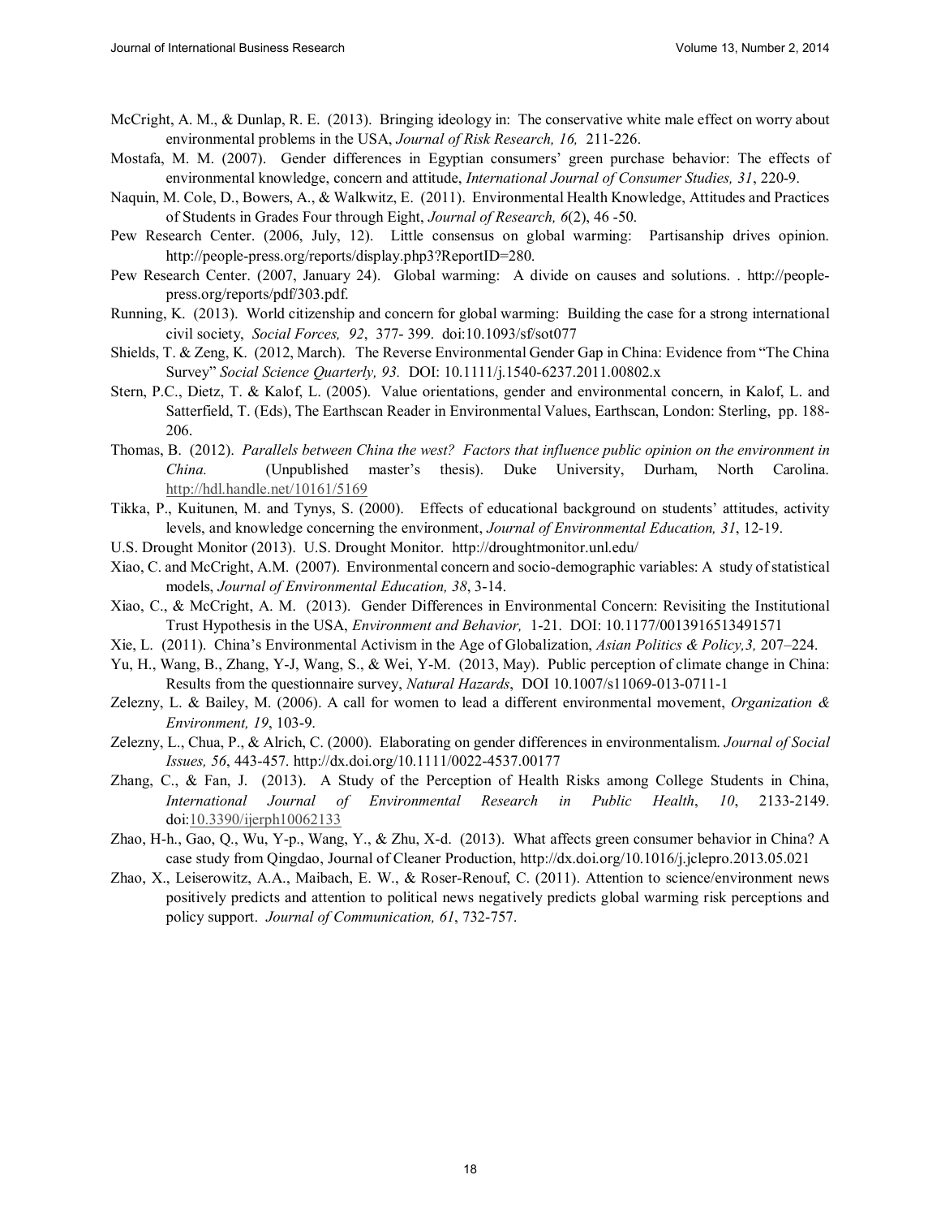McCright, A. M., & Dunlap, R. E. (2013). Bringing ideology in: The conservative white male effect on worry about environmental problems in the USA, *Journal of Risk Research, 16,* 211-226.

Mostafa, M. M. (2007). Gender differences in Egyptian consumers' green purchase behavior: The effects of environmental knowledge, concern and attitude, *International Journal of Consumer Studies, 31*, 220-9.

Naquin, M. Cole, D., Bowers, A., & Walkwitz, E. (2011). Environmental Health Knowledge, Attitudes and Practices of Students in Grades Four through Eight, *Journal of Research, 6*(2), 46 -50.

Pew Research Center. (2006, July, 12). Little consensus on global warming: Partisanship drives opinion. http://people-press.org/reports/display.php3?ReportID=280.

Pew Research Center. (2007, January 24). Global warming: A divide on causes and solutions. . http://people-press.org/reports/pdf/303.pdf.

Running, K. (2013). World citizenship and concern for global warming: Building the case for a strong international civil society, *Social Forces, 92*, 377- 399. doi:10.1093/sf/sot077

Shields, T. & Zeng, K. (2012, March). The Reverse Environmental Gender Gap in China: Evidence from "The China Survey" *Social Science Quarterly, 93.* DOI: 10.1111/j.1540-6237.2011.00802.x

Stern, P.C., Dietz, T. & Kalof, L. (2005). Value orientations, gender and environmental concern, in Kalof, L. and Satterfield, T. (Eds), The Earthscan Reader in Environmental Values, Earthscan, London: Sterling, pp. 188-206.

Thomas, B. (2012). *Parallels between China the west? Factors that influence public opinion on the environment in China.* (Unpublished master's thesis). Duke University, Durham, North Carolina. http://hdl.handle.net/10161/5169

Tikka, P., Kuitunen, M. and Tynys, S. (2000). Effects of educational background on students' attitudes, activity levels, and knowledge concerning the environment, *Journal of Environmental Education, 31*, 12-19.

U.S. Drought Monitor (2013). U.S. Drought Monitor. http://droughtmonitor.unl.edu/

Xiao, C. and McCright, A.M. (2007). Environmental concern and socio-demographic variables: A study of statistical models, *Journal of Environmental Education, 38*, 3-14.

Xiao, C., & McCright, A. M. (2013). Gender Differences in Environmental Concern: Revisiting the Institutional Trust Hypothesis in the USA, *Environment and Behavior,* 1-21. DOI: 10.1177/0013916513491571

Xie, L. (2011). China's Environmental Activism in the Age of Globalization, *Asian Politics & Policy,3,* 207–224.

Yu, H., Wang, B., Zhang, Y-J, Wang, S., & Wei, Y-M. (2013, May). Public perception of climate change in China: Results from the questionnaire survey, *Natural Hazards*, DOI 10.1007/s11069-013-0711-1

Zelezny, L. & Bailey, M. (2006). A call for women to lead a different environmental movement, *Organization & Environment, 19*, 103-9.

Zelezny, L., Chua, P., & Alrich, C. (2000). Elaborating on gender differences in environmentalism. *Journal of Social Issues, 56*, 443-457. http://dx.doi.org/10.1111/0022-4537.00177

Zhang, C., & Fan, J. (2013). A Study of the Perception of Health Risks among College Students in China, *International Journal of Environmental Research in Public Health*, *10*, 2133-2149. doi:10.3390/ijerph10062133

Zhao, H-h., Gao, Q., Wu, Y-p., Wang, Y., & Zhu, X-d. (2013). What affects green consumer behavior in China? A case study from Qingdao, Journal of Cleaner Production, http://dx.doi.org/10.1016/j.jclepro.2013.05.021

Zhao, X., Leiserowitz, A.A., Maibach, E. W., & Roser-Renouf, C. (2011). Attention to science/environment news positively predicts and attention to political news negatively predicts global warming risk perceptions and policy support. *Journal of Communication, 61*, 732-757.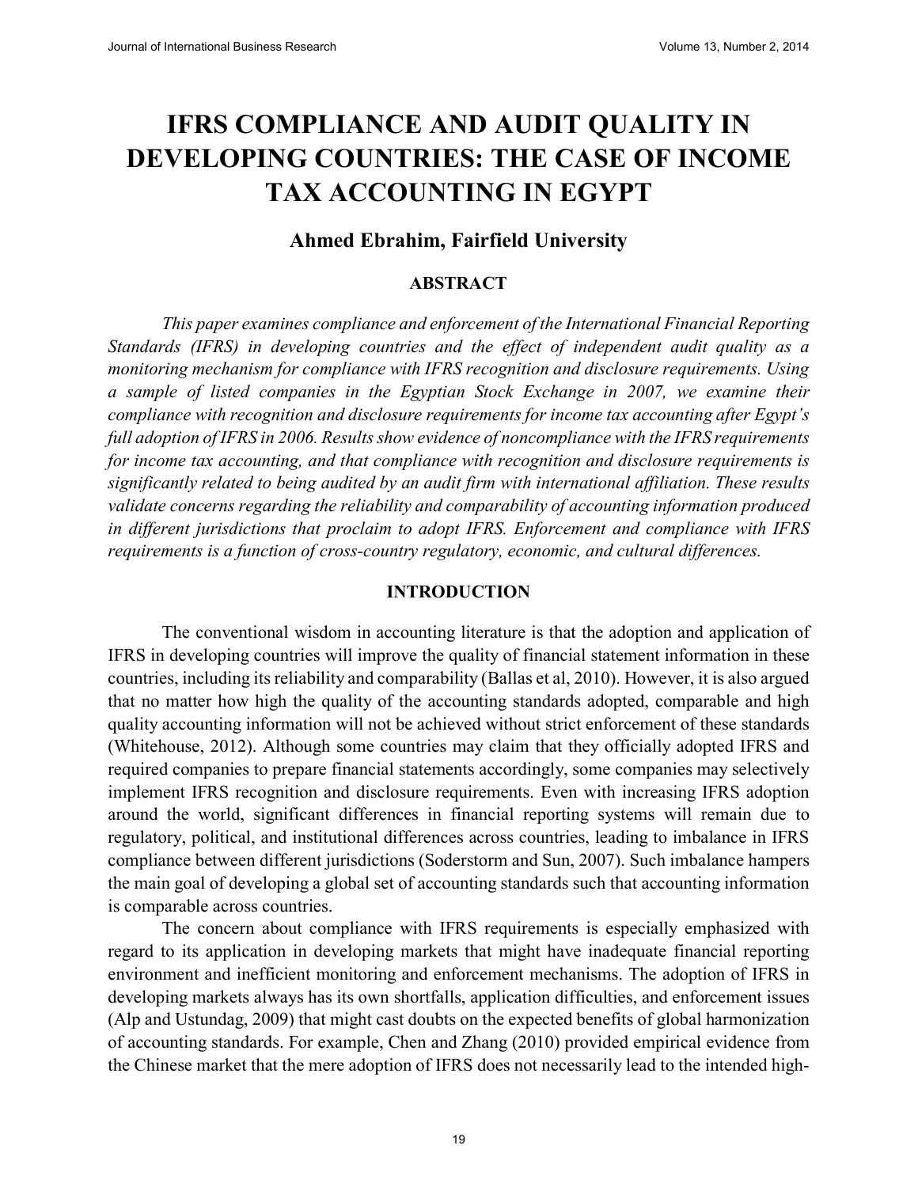# IFRS COMPLIANCE AND AUDIT QUALITY IN DEVELOPING COUNTRIES: THE CASE OF INCOME TAX ACCOUNTING IN EGYPT

## Ahmed Ebrahim, Fairfield University

### ABSTRACT

*This paper examines compliance and enforcement of the International Financial Reporting Standards (IFRS) in developing countries and the effect of independent audit quality as a monitoring mechanism for compliance with IFRS recognition and disclosure requirements. Using a sample of listed companies in the Egyptian Stock Exchange in 2007, we examine their compliance with recognition and disclosure requirements for income tax accounting after Egypt's full adoption of IFRS in 2006. Results show evidence of noncompliance with the IFRS requirements for income tax accounting, and that compliance with recognition and disclosure requirements is significantly related to being audited by an audit firm with international affiliation. These results validate concerns regarding the reliability and comparability of accounting information produced in different jurisdictions that proclaim to adopt IFRS. Enforcement and compliance with IFRS requirements is a function of cross-country regulatory, economic, and cultural differences.*

### INTRODUCTION

The conventional wisdom in accounting literature is that the adoption and application of IFRS in developing countries will improve the quality of financial statement information in these countries, including its reliability and comparability (Ballas et al, 2010). However, it is also argued that no matter how high the quality of the accounting standards adopted, comparable and high quality accounting information will not be achieved without strict enforcement of these standards (Whitehouse, 2012). Although some countries may claim that they officially adopted IFRS and required companies to prepare financial statements accordingly, some companies may selectively implement IFRS recognition and disclosure requirements. Even with increasing IFRS adoption around the world, significant differences in financial reporting systems will remain due to regulatory, political, and institutional differences across countries, leading to imbalance in IFRS compliance between different jurisdictions (Soderstorm and Sun, 2007). Such imbalance hampers the main goal of developing a global set of accounting standards such that accounting information is comparable across countries.

The concern about compliance with IFRS requirements is especially emphasized with regard to its application in developing markets that might have inadequate financial reporting environment and inefficient monitoring and enforcement mechanisms. The adoption of IFRS in developing markets always has its own shortfalls, application difficulties, and enforcement issues (Alp and Ustundag, 2009) that might cast doubts on the expected benefits of global harmonization of accounting standards. For example, Chen and Zhang (2010) provided empirical evidence from the Chinese market that the mere adoption of IFRS does not necessarily lead to the intended high-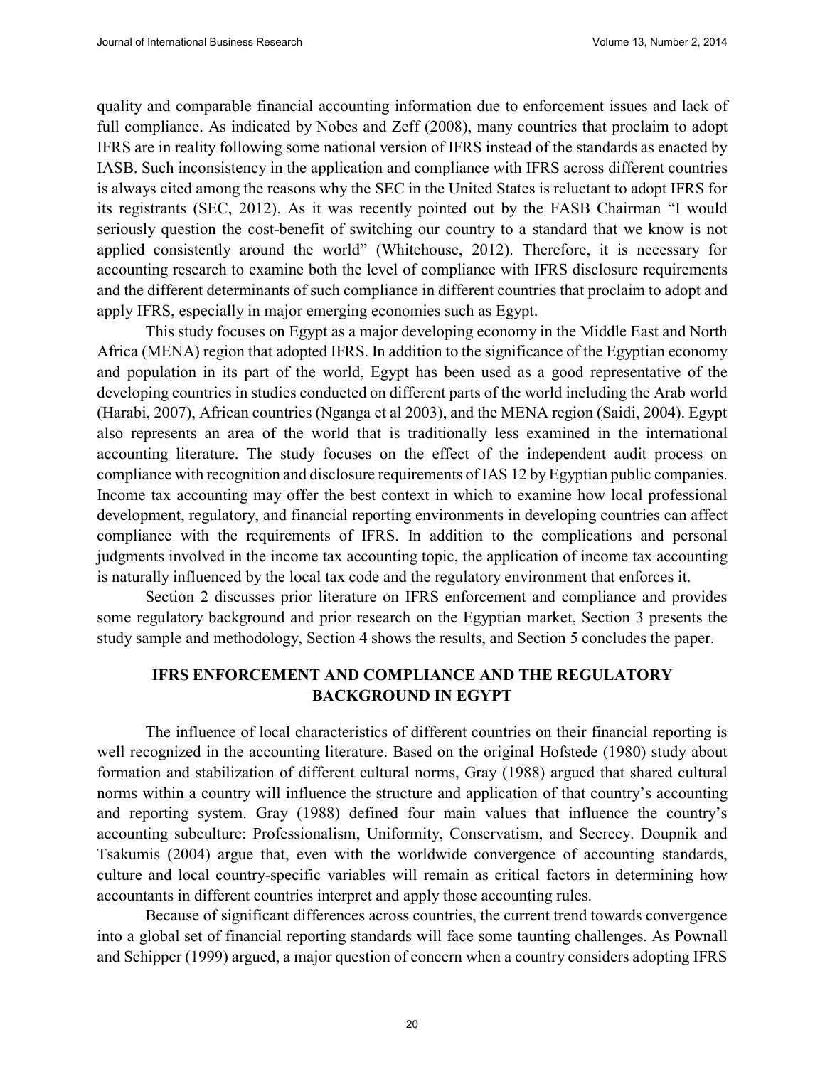quality and comparable financial accounting information due to enforcement issues and lack of full compliance. As indicated by Nobes and Zeff (2008), many countries that proclaim to adopt IFRS are in reality following some national version of IFRS instead of the standards as enacted by IASB. Such inconsistency in the application and compliance with IFRS across different countries is always cited among the reasons why the SEC in the United States is reluctant to adopt IFRS for its registrants (SEC, 2012). As it was recently pointed out by the FASB Chairman "I would seriously question the cost-benefit of switching our country to a standard that we know is not applied consistently around the world" (Whitehouse, 2012). Therefore, it is necessary for accounting research to examine both the level of compliance with IFRS disclosure requirements and the different determinants of such compliance in different countries that proclaim to adopt and apply IFRS, especially in major emerging economies such as Egypt.

This study focuses on Egypt as a major developing economy in the Middle East and North Africa (MENA) region that adopted IFRS. In addition to the significance of the Egyptian economy and population in its part of the world, Egypt has been used as a good representative of the developing countries in studies conducted on different parts of the world including the Arab world (Harabi, 2007), African countries (Nganga et al 2003), and the MENA region (Saidi, 2004). Egypt also represents an area of the world that is traditionally less examined in the international accounting literature. The study focuses on the effect of the independent audit process on compliance with recognition and disclosure requirements of IAS 12 by Egyptian public companies. Income tax accounting may offer the best context in which to examine how local professional development, regulatory, and financial reporting environments in developing countries can affect compliance with the requirements of IFRS. In addition to the complications and personal judgments involved in the income tax accounting topic, the application of income tax accounting is naturally influenced by the local tax code and the regulatory environment that enforces it.

Section 2 discusses prior literature on IFRS enforcement and compliance and provides some regulatory background and prior research on the Egyptian market, Section 3 presents the study sample and methodology, Section 4 shows the results, and Section 5 concludes the paper.

## IFRS ENFORCEMENT AND COMPLIANCE AND THE REGULATORY BACKGROUND IN EGYPT

The influence of local characteristics of different countries on their financial reporting is well recognized in the accounting literature. Based on the original Hofstede (1980) study about formation and stabilization of different cultural norms, Gray (1988) argued that shared cultural norms within a country will influence the structure and application of that country's accounting and reporting system. Gray (1988) defined four main values that influence the country's accounting subculture: Professionalism, Uniformity, Conservatism, and Secrecy. Doupnik and Tsakumis (2004) argue that, even with the worldwide convergence of accounting standards, culture and local country-specific variables will remain as critical factors in determining how accountants in different countries interpret and apply those accounting rules.

Because of significant differences across countries, the current trend towards convergence into a global set of financial reporting standards will face some taunting challenges. As Pownall and Schipper (1999) argued, a major question of concern when a country considers adopting IFRS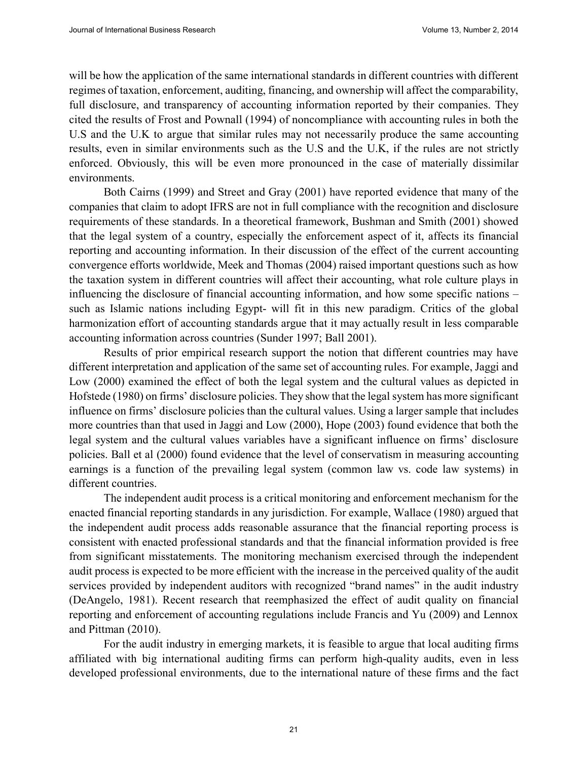will be how the application of the same international standards in different countries with different regimes of taxation, enforcement, auditing, financing, and ownership will affect the comparability, full disclosure, and transparency of accounting information reported by their companies. They cited the results of Frost and Pownall (1994) of noncompliance with accounting rules in both the U.S and the U.K to argue that similar rules may not necessarily produce the same accounting results, even in similar environments such as the U.S and the U.K, if the rules are not strictly enforced. Obviously, this will be even more pronounced in the case of materially dissimilar environments.

Both Cairns (1999) and Street and Gray (2001) have reported evidence that many of the companies that claim to adopt IFRS are not in full compliance with the recognition and disclosure requirements of these standards. In a theoretical framework, Bushman and Smith (2001) showed that the legal system of a country, especially the enforcement aspect of it, affects its financial reporting and accounting information. In their discussion of the effect of the current accounting convergence efforts worldwide, Meek and Thomas (2004) raised important questions such as how the taxation system in different countries will affect their accounting, what role culture plays in influencing the disclosure of financial accounting information, and how some specific nations – such as Islamic nations including Egypt- will fit in this new paradigm. Critics of the global harmonization effort of accounting standards argue that it may actually result in less comparable accounting information across countries (Sunder 1997; Ball 2001).

Results of prior empirical research support the notion that different countries may have different interpretation and application of the same set of accounting rules. For example, Jaggi and Low (2000) examined the effect of both the legal system and the cultural values as depicted in Hofstede (1980) on firms' disclosure policies. They show that the legal system has more significant influence on firms' disclosure policies than the cultural values. Using a larger sample that includes more countries than that used in Jaggi and Low (2000), Hope (2003) found evidence that both the legal system and the cultural values variables have a significant influence on firms' disclosure policies. Ball et al (2000) found evidence that the level of conservatism in measuring accounting earnings is a function of the prevailing legal system (common law vs. code law systems) in different countries.

The independent audit process is a critical monitoring and enforcement mechanism for the enacted financial reporting standards in any jurisdiction. For example, Wallace (1980) argued that the independent audit process adds reasonable assurance that the financial reporting process is consistent with enacted professional standards and that the financial information provided is free from significant misstatements. The monitoring mechanism exercised through the independent audit process is expected to be more efficient with the increase in the perceived quality of the audit services provided by independent auditors with recognized "brand names" in the audit industry (DeAngelo, 1981). Recent research that reemphasized the effect of audit quality on financial reporting and enforcement of accounting regulations include Francis and Yu (2009) and Lennox and Pittman (2010).

For the audit industry in emerging markets, it is feasible to argue that local auditing firms affiliated with big international auditing firms can perform high-quality audits, even in less developed professional environments, due to the international nature of these firms and the fact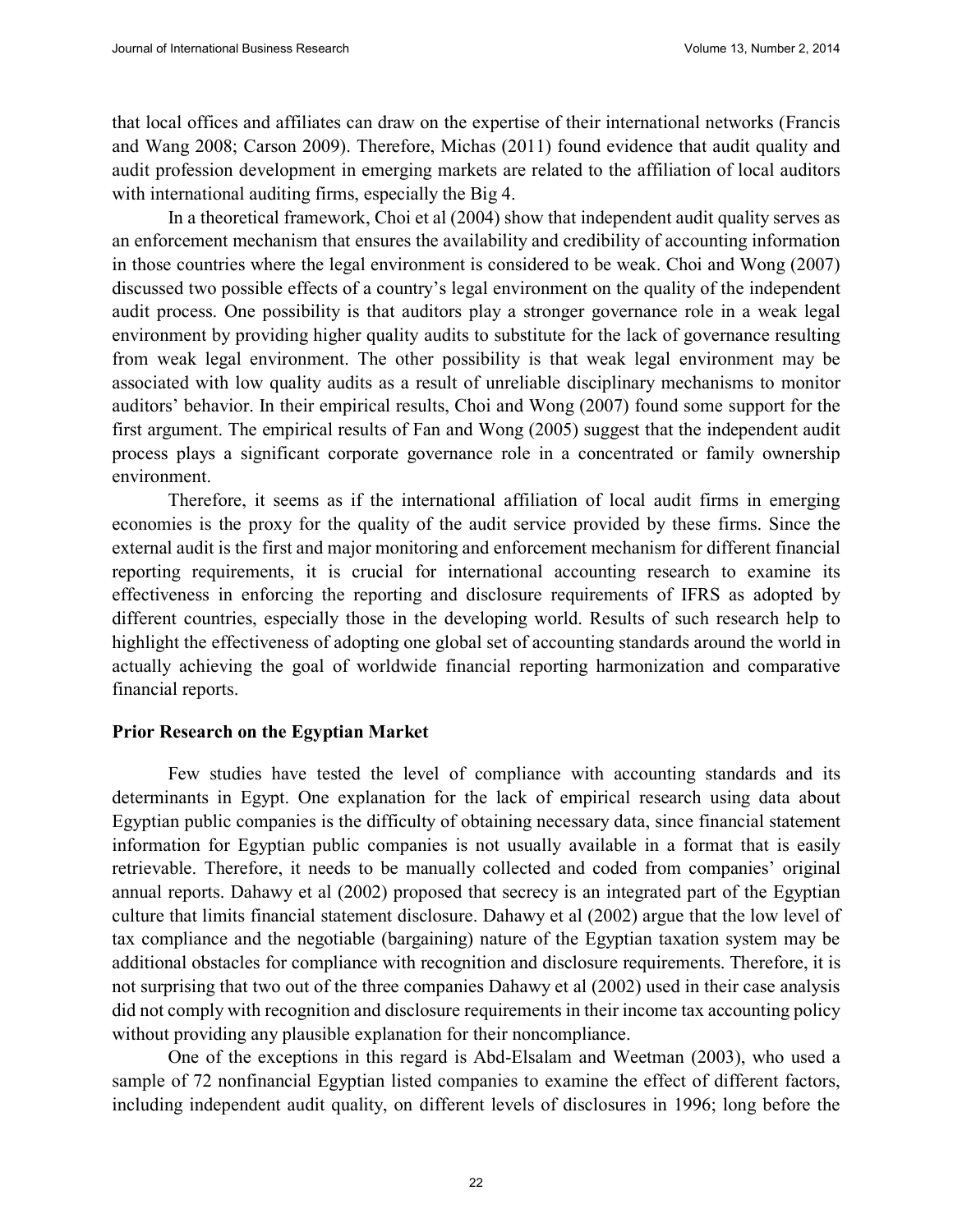that local offices and affiliates can draw on the expertise of their international networks (Francis and Wang 2008; Carson 2009). Therefore, Michas (2011) found evidence that audit quality and audit profession development in emerging markets are related to the affiliation of local auditors with international auditing firms, especially the Big 4.

In a theoretical framework, Choi et al (2004) show that independent audit quality serves as an enforcement mechanism that ensures the availability and credibility of accounting information in those countries where the legal environment is considered to be weak. Choi and Wong (2007) discussed two possible effects of a country's legal environment on the quality of the independent audit process. One possibility is that auditors play a stronger governance role in a weak legal environment by providing higher quality audits to substitute for the lack of governance resulting from weak legal environment. The other possibility is that weak legal environment may be associated with low quality audits as a result of unreliable disciplinary mechanisms to monitor auditors' behavior. In their empirical results, Choi and Wong (2007) found some support for the first argument. The empirical results of Fan and Wong (2005) suggest that the independent audit process plays a significant corporate governance role in a concentrated or family ownership environment.

Therefore, it seems as if the international affiliation of local audit firms in emerging economies is the proxy for the quality of the audit service provided by these firms. Since the external audit is the first and major monitoring and enforcement mechanism for different financial reporting requirements, it is crucial for international accounting research to examine its effectiveness in enforcing the reporting and disclosure requirements of IFRS as adopted by different countries, especially those in the developing world. Results of such research help to highlight the effectiveness of adopting one global set of accounting standards around the world in actually achieving the goal of worldwide financial reporting harmonization and comparative financial reports.

**Prior Research on the Egyptian Market**

Few studies have tested the level of compliance with accounting standards and its determinants in Egypt. One explanation for the lack of empirical research using data about Egyptian public companies is the difficulty of obtaining necessary data, since financial statement information for Egyptian public companies is not usually available in a format that is easily retrievable. Therefore, it needs to be manually collected and coded from companies' original annual reports. Dahawy et al (2002) proposed that secrecy is an integrated part of the Egyptian culture that limits financial statement disclosure. Dahawy et al (2002) argue that the low level of tax compliance and the negotiable (bargaining) nature of the Egyptian taxation system may be additional obstacles for compliance with recognition and disclosure requirements. Therefore, it is not surprising that two out of the three companies Dahawy et al (2002) used in their case analysis did not comply with recognition and disclosure requirements in their income tax accounting policy without providing any plausible explanation for their noncompliance.

One of the exceptions in this regard is Abd-Elsalam and Weetman (2003), who used a sample of 72 nonfinancial Egyptian listed companies to examine the effect of different factors, including independent audit quality, on different levels of disclosures in 1996; long before the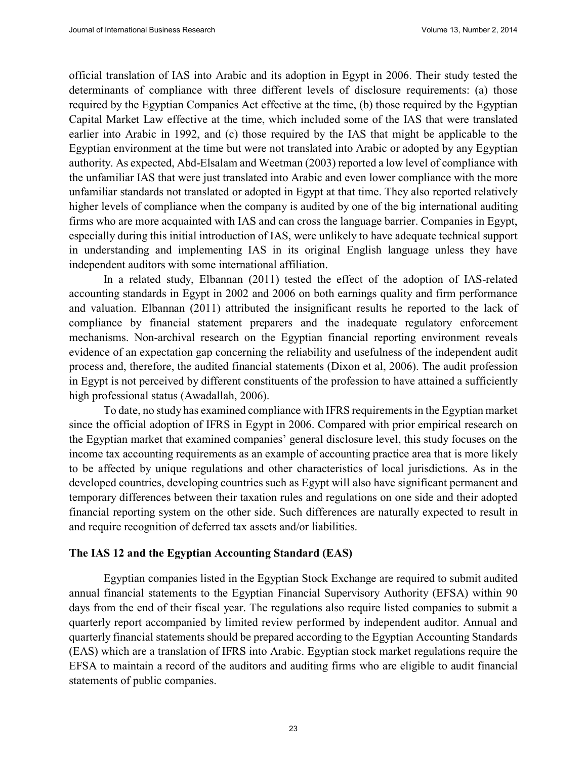official translation of IAS into Arabic and its adoption in Egypt in 2006. Their study tested the determinants of compliance with three different levels of disclosure requirements: (a) those required by the Egyptian Companies Act effective at the time, (b) those required by the Egyptian Capital Market Law effective at the time, which included some of the IAS that were translated earlier into Arabic in 1992, and (c) those required by the IAS that might be applicable to the Egyptian environment at the time but were not translated into Arabic or adopted by any Egyptian authority. As expected, Abd-Elsalam and Weetman (2003) reported a low level of compliance with the unfamiliar IAS that were just translated into Arabic and even lower compliance with the more unfamiliar standards not translated or adopted in Egypt at that time. They also reported relatively higher levels of compliance when the company is audited by one of the big international auditing firms who are more acquainted with IAS and can cross the language barrier. Companies in Egypt, especially during this initial introduction of IAS, were unlikely to have adequate technical support in understanding and implementing IAS in its original English language unless they have independent auditors with some international affiliation.

In a related study, Elbannan (2011) tested the effect of the adoption of IAS-related accounting standards in Egypt in 2002 and 2006 on both earnings quality and firm performance and valuation. Elbannan (2011) attributed the insignificant results he reported to the lack of compliance by financial statement preparers and the inadequate regulatory enforcement mechanisms. Non-archival research on the Egyptian financial reporting environment reveals evidence of an expectation gap concerning the reliability and usefulness of the independent audit process and, therefore, the audited financial statements (Dixon et al, 2006). The audit profession in Egypt is not perceived by different constituents of the profession to have attained a sufficiently high professional status (Awadallah, 2006).

To date, no study has examined compliance with IFRS requirements in the Egyptian market since the official adoption of IFRS in Egypt in 2006. Compared with prior empirical research on the Egyptian market that examined companies' general disclosure level, this study focuses on the income tax accounting requirements as an example of accounting practice area that is more likely to be affected by unique regulations and other characteristics of local jurisdictions. As in the developed countries, developing countries such as Egypt will also have significant permanent and temporary differences between their taxation rules and regulations on one side and their adopted financial reporting system on the other side. Such differences are naturally expected to result in and require recognition of deferred tax assets and/or liabilities.

### The IAS 12 and the Egyptian Accounting Standard (EAS)

Egyptian companies listed in the Egyptian Stock Exchange are required to submit audited annual financial statements to the Egyptian Financial Supervisory Authority (EFSA) within 90 days from the end of their fiscal year. The regulations also require listed companies to submit a quarterly report accompanied by limited review performed by independent auditor. Annual and quarterly financial statements should be prepared according to the Egyptian Accounting Standards (EAS) which are a translation of IFRS into Arabic. Egyptian stock market regulations require the EFSA to maintain a record of the auditors and auditing firms who are eligible to audit financial statements of public companies.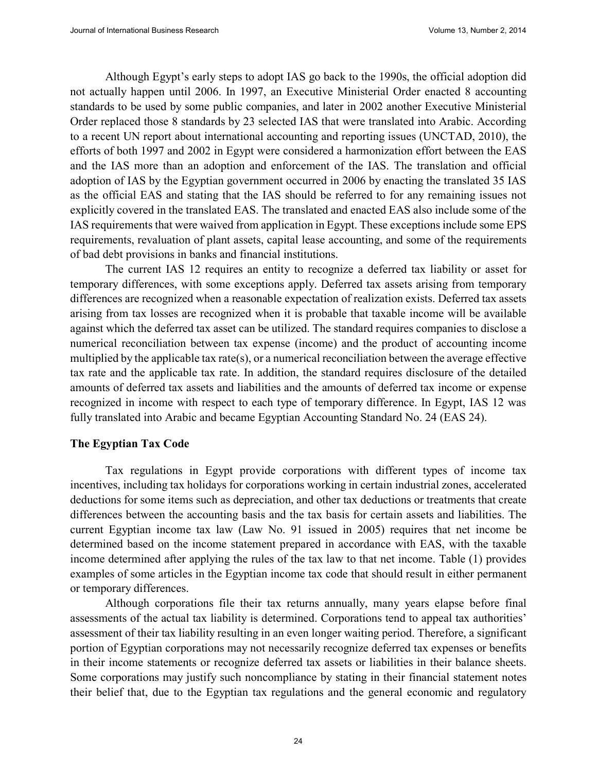Although Egypt's early steps to adopt IAS go back to the 1990s, the official adoption did not actually happen until 2006. In 1997, an Executive Ministerial Order enacted 8 accounting standards to be used by some public companies, and later in 2002 another Executive Ministerial Order replaced those 8 standards by 23 selected IAS that were translated into Arabic. According to a recent UN report about international accounting and reporting issues (UNCTAD, 2010), the efforts of both 1997 and 2002 in Egypt were considered a harmonization effort between the EAS and the IAS more than an adoption and enforcement of the IAS. The translation and official adoption of IAS by the Egyptian government occurred in 2006 by enacting the translated 35 IAS as the official EAS and stating that the IAS should be referred to for any remaining issues not explicitly covered in the translated EAS. The translated and enacted EAS also include some of the IAS requirements that were waived from application in Egypt. These exceptions include some EPS requirements, revaluation of plant assets, capital lease accounting, and some of the requirements of bad debt provisions in banks and financial institutions.

The current IAS 12 requires an entity to recognize a deferred tax liability or asset for temporary differences, with some exceptions apply. Deferred tax assets arising from temporary differences are recognized when a reasonable expectation of realization exists. Deferred tax assets arising from tax losses are recognized when it is probable that taxable income will be available against which the deferred tax asset can be utilized. The standard requires companies to disclose a numerical reconciliation between tax expense (income) and the product of accounting income multiplied by the applicable tax rate(s), or a numerical reconciliation between the average effective tax rate and the applicable tax rate. In addition, the standard requires disclosure of the detailed amounts of deferred tax assets and liabilities and the amounts of deferred tax income or expense recognized in income with respect to each type of temporary difference. In Egypt, IAS 12 was fully translated into Arabic and became Egyptian Accounting Standard No. 24 (EAS 24).

### The Egyptian Tax Code

Tax regulations in Egypt provide corporations with different types of income tax incentives, including tax holidays for corporations working in certain industrial zones, accelerated deductions for some items such as depreciation, and other tax deductions or treatments that create differences between the accounting basis and the tax basis for certain assets and liabilities. The current Egyptian income tax law (Law No. 91 issued in 2005) requires that net income be determined based on the income statement prepared in accordance with EAS, with the taxable income determined after applying the rules of the tax law to that net income. Table (1) provides examples of some articles in the Egyptian income tax code that should result in either permanent or temporary differences.

Although corporations file their tax returns annually, many years elapse before final assessments of the actual tax liability is determined. Corporations tend to appeal tax authorities' assessment of their tax liability resulting in an even longer waiting period. Therefore, a significant portion of Egyptian corporations may not necessarily recognize deferred tax expenses or benefits in their income statements or recognize deferred tax assets or liabilities in their balance sheets. Some corporations may justify such noncompliance by stating in their financial statement notes their belief that, due to the Egyptian tax regulations and the general economic and regulatory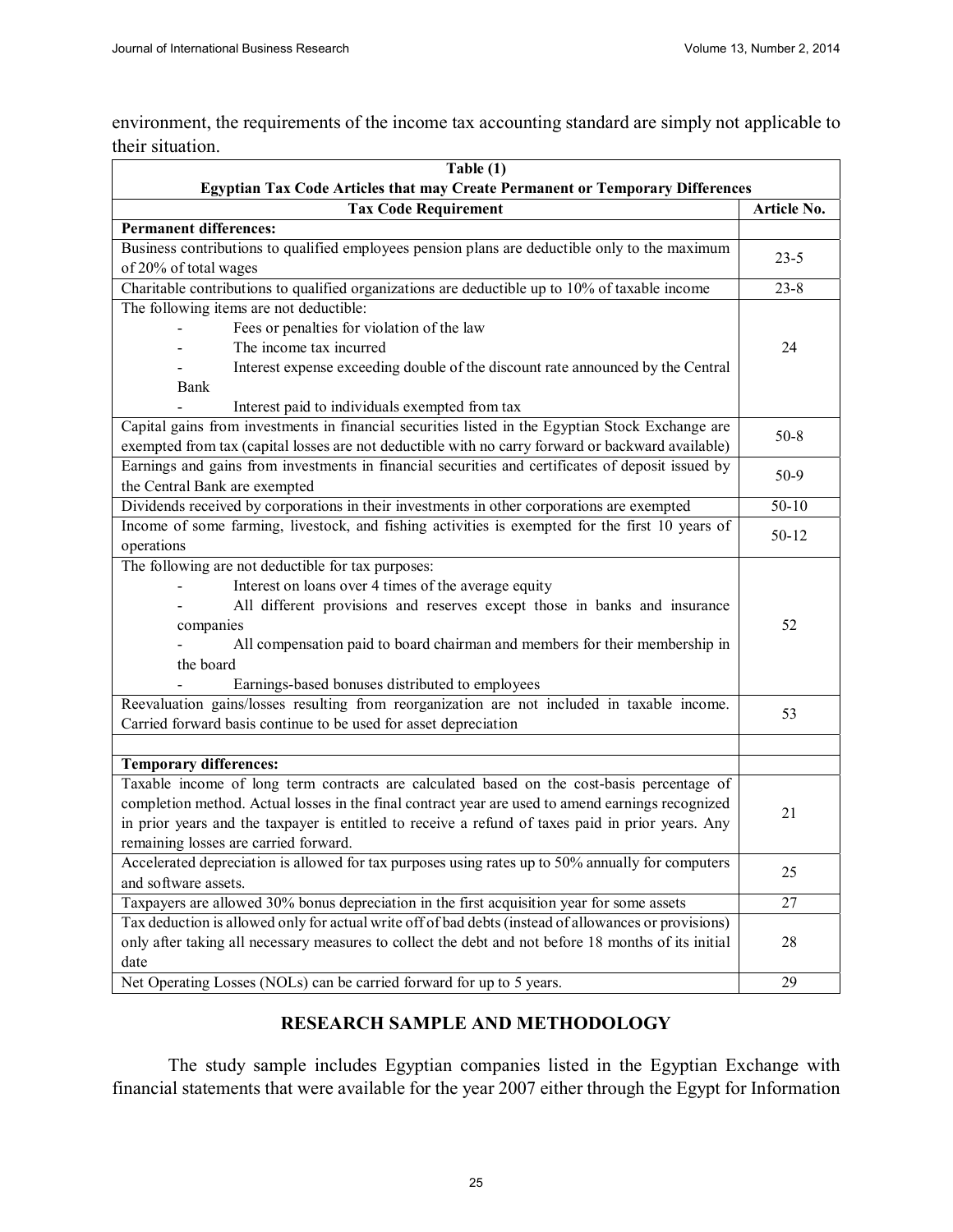environment, the requirements of the income tax accounting standard are simply not applicable to their situation.

**Table (1)**
**Egyptian Tax Code Articles that may Create Permanent or Temporary Differences**

| Tax Code Requirement | Article No. |
|---|---|
| **Permanent differences:** | |
| Business contributions to qualified employees pension plans are deductible only to the maximum of 20% of total wages | 23-5 |
| Charitable contributions to qualified organizations are deductible up to 10% of taxable income | 23-8 |
| The following items are not deductible:<br>- Fees or penalties for violation of the law<br>- The income tax incurred<br>- Interest expense exceeding double of the discount rate announced by the Central Bank<br>- Interest paid to individuals exempted from tax | 24 |
| Capital gains from investments in financial securities listed in the Egyptian Stock Exchange are exempted from tax (capital losses are not deductible with no carry forward or backward available) | 50-8 |
| Earnings and gains from investments in financial securities and certificates of deposit issued by the Central Bank are exempted | 50-9 |
| Dividends received by corporations in their investments in other corporations are exempted | 50-10 |
| Income of some farming, livestock, and fishing activities is exempted for the first 10 years of operations | 50-12 |
| The following are not deductible for tax purposes:<br>- Interest on loans over 4 times of the average equity<br>- All different provisions and reserves except those in banks and insurance companies<br>- All compensation paid to board chairman and members for their membership in the board<br>- Earnings-based bonuses distributed to employees | 52 |
| Reevaluation gains/losses resulting from reorganization are not included in taxable income. Carried forward basis continue to be used for asset depreciation | 53 |
| | |
| **Temporary differences:** | |
| Taxable income of long term contracts are calculated based on the cost-basis percentage of completion method. Actual losses in the final contract year are used to amend earnings recognized in prior years and the taxpayer is entitled to receive a refund of taxes paid in prior years. Any remaining losses are carried forward. | 21 |
| Accelerated depreciation is allowed for tax purposes using rates up to 50% annually for computers and software assets. | 25 |
| Taxpayers are allowed 30% bonus depreciation in the first acquisition year for some assets | 27 |
| Tax deduction is allowed only for actual write off of bad debts (instead of allowances or provisions) only after taking all necessary measures to collect the debt and not before 18 months of its initial date | 28 |
| Net Operating Losses (NOLs) can be carried forward for up to 5 years. | 29 |

## RESEARCH SAMPLE AND METHODOLOGY

The study sample includes Egyptian companies listed in the Egyptian Exchange with financial statements that were available for the year 2007 either through the Egypt for Information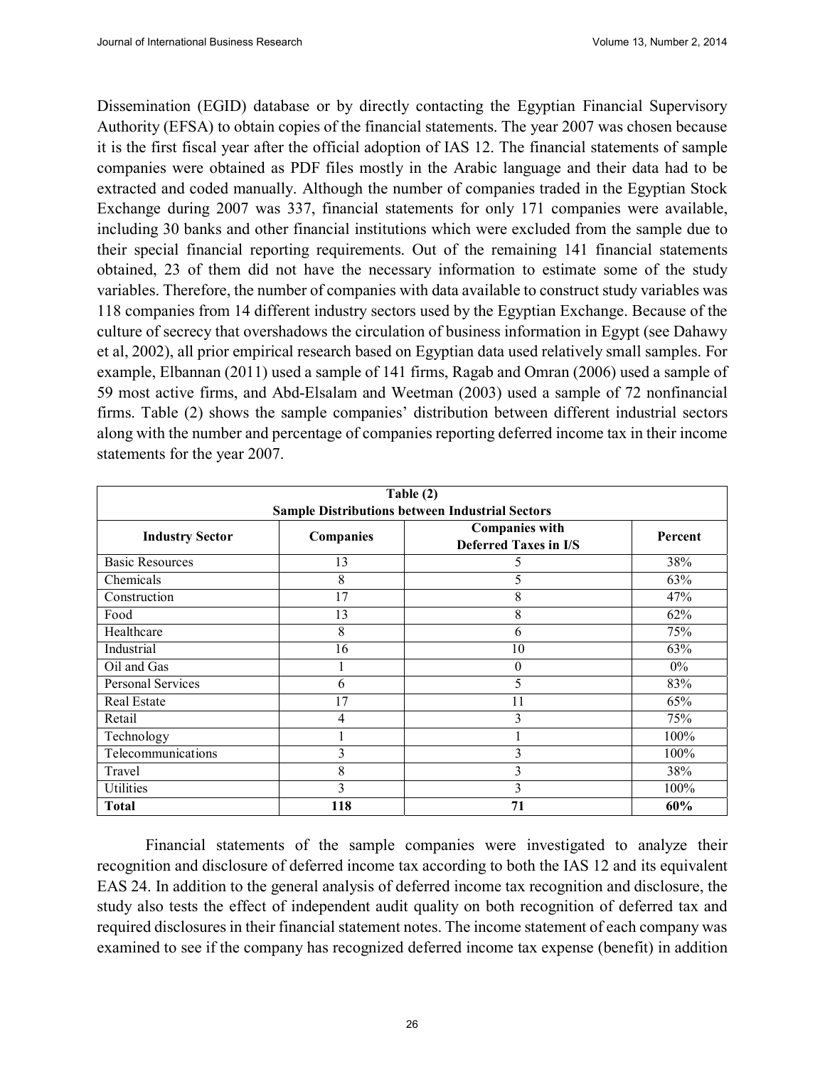Dissemination (EGID) database or by directly contacting the Egyptian Financial Supervisory Authority (EFSA) to obtain copies of the financial statements. The year 2007 was chosen because it is the first fiscal year after the official adoption of IAS 12. The financial statements of sample companies were obtained as PDF files mostly in the Arabic language and their data had to be extracted and coded manually. Although the number of companies traded in the Egyptian Stock Exchange during 2007 was 337, financial statements for only 171 companies were available, including 30 banks and other financial institutions which were excluded from the sample due to their special financial reporting requirements. Out of the remaining 141 financial statements obtained, 23 of them did not have the necessary information to estimate some of the study variables. Therefore, the number of companies with data available to construct study variables was 118 companies from 14 different industry sectors used by the Egyptian Exchange. Because of the culture of secrecy that overshadows the circulation of business information in Egypt (see Dahawy et al, 2002), all prior empirical research based on Egyptian data used relatively small samples. For example, Elbannan (2011) used a sample of 141 firms, Ragab and Omran (2006) used a sample of 59 most active firms, and Abd-Elsalam and Weetman (2003) used a sample of 72 nonfinancial firms. Table (2) shows the sample companies' distribution between different industrial sectors along with the number and percentage of companies reporting deferred income tax in their income statements for the year 2007.

**Table (2)**
**Sample Distributions between Industrial Sectors**

| Industry Sector | Companies | Companies with Deferred Taxes in I/S | Percent |
|---|---|---|---|
| Basic Resources | 13 | 5 | 38% |
| Chemicals | 8 | 5 | 63% |
| Construction | 17 | 8 | 47% |
| Food | 13 | 8 | 62% |
| Healthcare | 8 | 6 | 75% |
| Industrial | 16 | 10 | 63% |
| Oil and Gas | 1 | 0 | 0% |
| Personal Services | 6 | 5 | 83% |
| Real Estate | 17 | 11 | 65% |
| Retail | 4 | 3 | 75% |
| Technology | 1 | 1 | 100% |
| Telecommunications | 3 | 3 | 100% |
| Travel | 8 | 3 | 38% |
| Utilities | 3 | 3 | 100% |
| **Total** | **118** | **71** | **60%** |

Financial statements of the sample companies were investigated to analyze their recognition and disclosure of deferred income tax according to both the IAS 12 and its equivalent EAS 24. In addition to the general analysis of deferred income tax recognition and disclosure, the study also tests the effect of independent audit quality on both recognition of deferred tax and required disclosures in their financial statement notes. The income statement of each company was examined to see if the company has recognized deferred income tax expense (benefit) in addition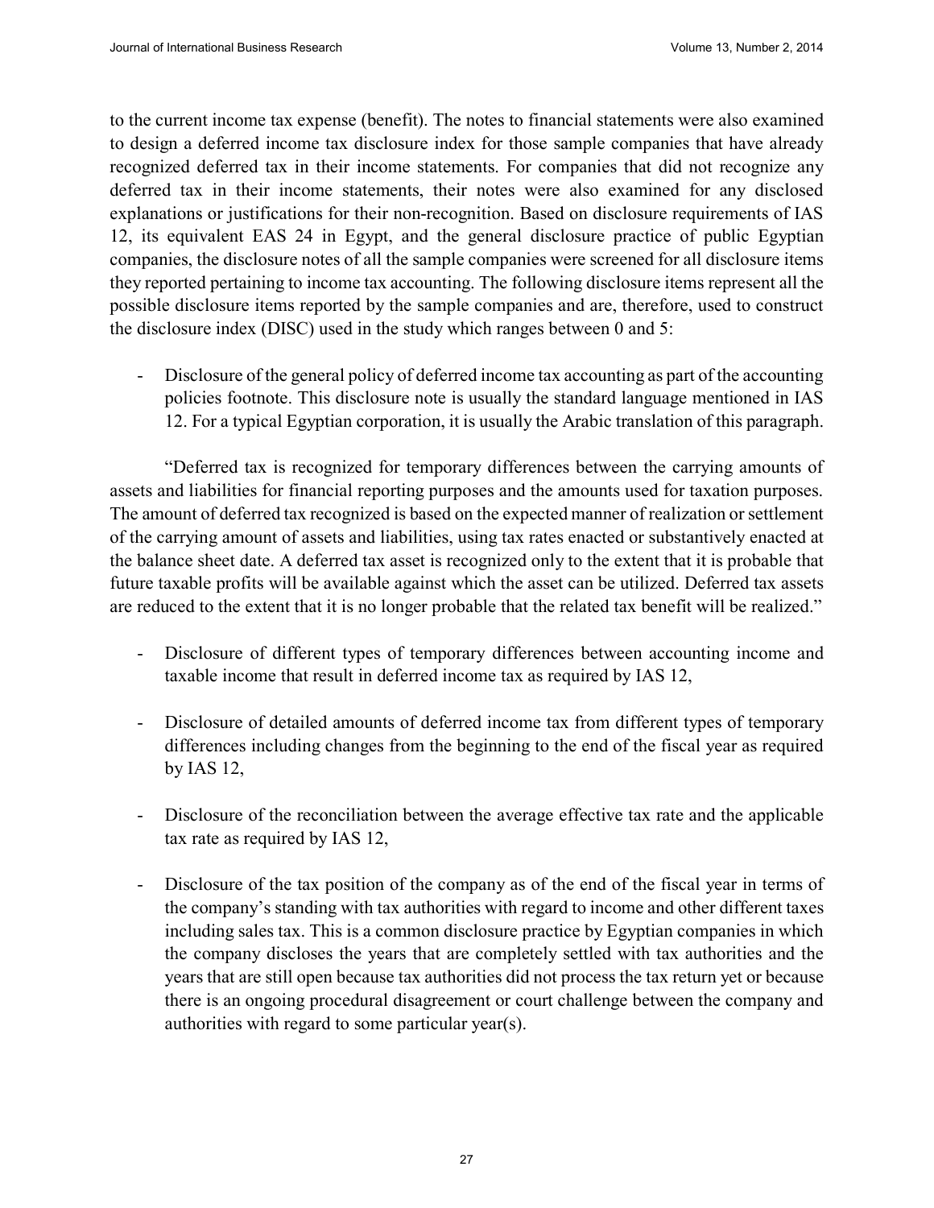to the current income tax expense (benefit). The notes to financial statements were also examined to design a deferred income tax disclosure index for those sample companies that have already recognized deferred tax in their income statements. For companies that did not recognize any deferred tax in their income statements, their notes were also examined for any disclosed explanations or justifications for their non-recognition. Based on disclosure requirements of IAS 12, its equivalent EAS 24 in Egypt, and the general disclosure practice of public Egyptian companies, the disclosure notes of all the sample companies were screened for all disclosure items they reported pertaining to income tax accounting. The following disclosure items represent all the possible disclosure items reported by the sample companies and are, therefore, used to construct the disclosure index (DISC) used in the study which ranges between 0 and 5:

- Disclosure of the general policy of deferred income tax accounting as part of the accounting policies footnote. This disclosure note is usually the standard language mentioned in IAS 12. For a typical Egyptian corporation, it is usually the Arabic translation of this paragraph.

"Deferred tax is recognized for temporary differences between the carrying amounts of assets and liabilities for financial reporting purposes and the amounts used for taxation purposes. The amount of deferred tax recognized is based on the expected manner of realization or settlement of the carrying amount of assets and liabilities, using tax rates enacted or substantively enacted at the balance sheet date. A deferred tax asset is recognized only to the extent that it is probable that future taxable profits will be available against which the asset can be utilized. Deferred tax assets are reduced to the extent that it is no longer probable that the related tax benefit will be realized."

- Disclosure of different types of temporary differences between accounting income and taxable income that result in deferred income tax as required by IAS 12,

- Disclosure of detailed amounts of deferred income tax from different types of temporary differences including changes from the beginning to the end of the fiscal year as required by IAS 12,

- Disclosure of the reconciliation between the average effective tax rate and the applicable tax rate as required by IAS 12,

- Disclosure of the tax position of the company as of the end of the fiscal year in terms of the company's standing with tax authorities with regard to income and other different taxes including sales tax. This is a common disclosure practice by Egyptian companies in which the company discloses the years that are completely settled with tax authorities and the years that are still open because tax authorities did not process the tax return yet or because there is an ongoing procedural disagreement or court challenge between the company and authorities with regard to some particular year(s).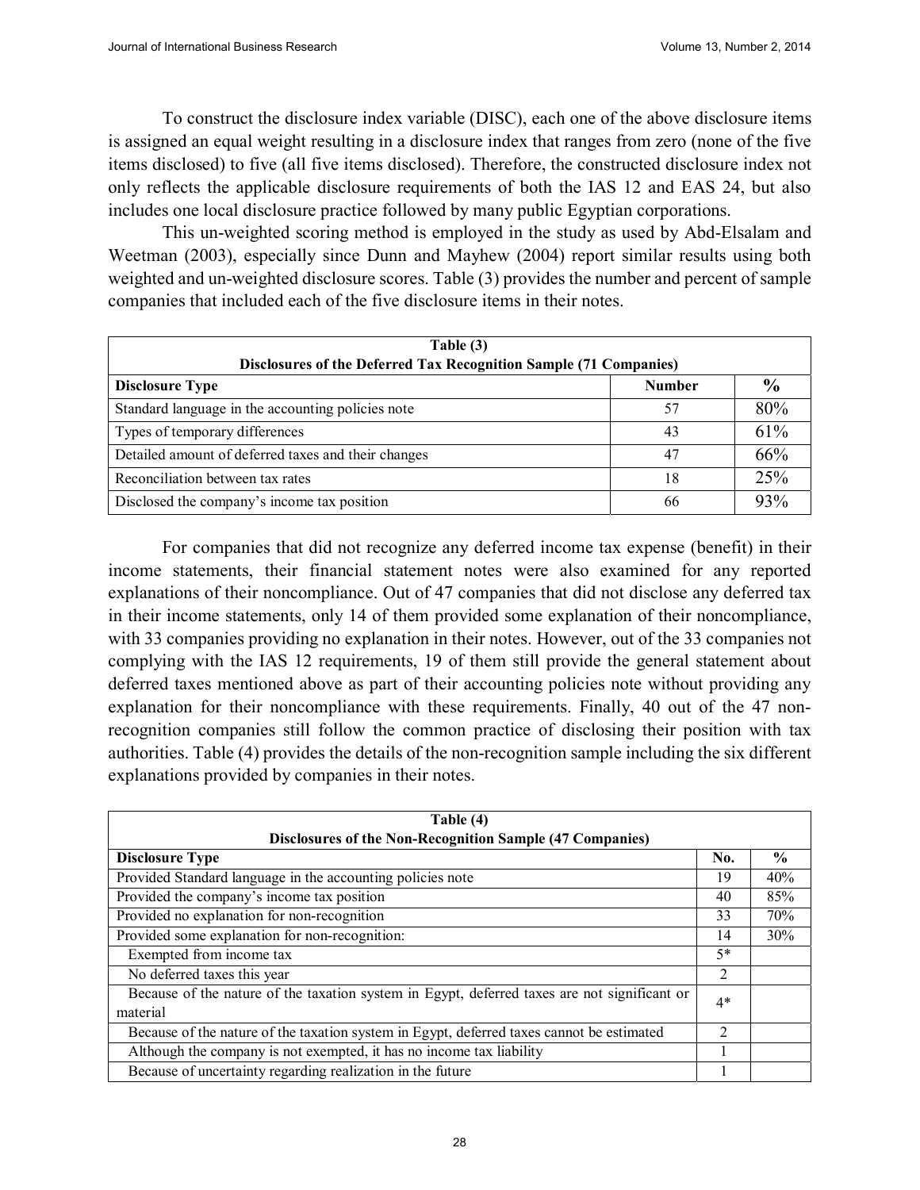To construct the disclosure index variable (DISC), each one of the above disclosure items is assigned an equal weight resulting in a disclosure index that ranges from zero (none of the five items disclosed) to five (all five items disclosed). Therefore, the constructed disclosure index not only reflects the applicable disclosure requirements of both the IAS 12 and EAS 24, but also includes one local disclosure practice followed by many public Egyptian corporations.

This un-weighted scoring method is employed in the study as used by Abd-Elsalam and Weetman (2003), especially since Dunn and Mayhew (2004) report similar results using both weighted and un-weighted disclosure scores. Table (3) provides the number and percent of sample companies that included each of the five disclosure items in their notes.

**Table (3)**
**Disclosures of the Deferred Tax Recognition Sample (71 Companies)**

| Disclosure Type | Number | % |
|---|---|---|
| Standard language in the accounting policies note | 57 | 80% |
| Types of temporary differences | 43 | 61% |
| Detailed amount of deferred taxes and their changes | 47 | 66% |
| Reconciliation between tax rates | 18 | 25% |
| Disclosed the company's income tax position | 66 | 93% |

For companies that did not recognize any deferred income tax expense (benefit) in their income statements, their financial statement notes were also examined for any reported explanations of their noncompliance. Out of 47 companies that did not disclose any deferred tax in their income statements, only 14 of them provided some explanation of their noncompliance, with 33 companies providing no explanation in their notes. However, out of the 33 companies not complying with the IAS 12 requirements, 19 of them still provide the general statement about deferred taxes mentioned above as part of their accounting policies note without providing any explanation for their noncompliance with these requirements. Finally, 40 out of the 47 non-recognition companies still follow the common practice of disclosing their position with tax authorities. Table (4) provides the details of the non-recognition sample including the six different explanations provided by companies in their notes.

**Table (4)**
**Disclosures of the Non-Recognition Sample (47 Companies)**

| Disclosure Type | No. | % |
|---|---|---|
| Provided Standard language in the accounting policies note | 19 | 40% |
| Provided the company's income tax position | 40 | 85% |
| Provided no explanation for non-recognition | 33 | 70% |
| Provided some explanation for non-recognition: | 14 | 30% |
| Exempted from income tax | 5* | |
| No deferred taxes this year | 2 | |
| Because of the nature of the taxation system in Egypt, deferred taxes are not significant or material | 4* | |
| Because of the nature of the taxation system in Egypt, deferred taxes cannot be estimated | 2 | |
| Although the company is not exempted, it has no income tax liability | 1 | |
| Because of uncertainty regarding realization in the future | 1 | |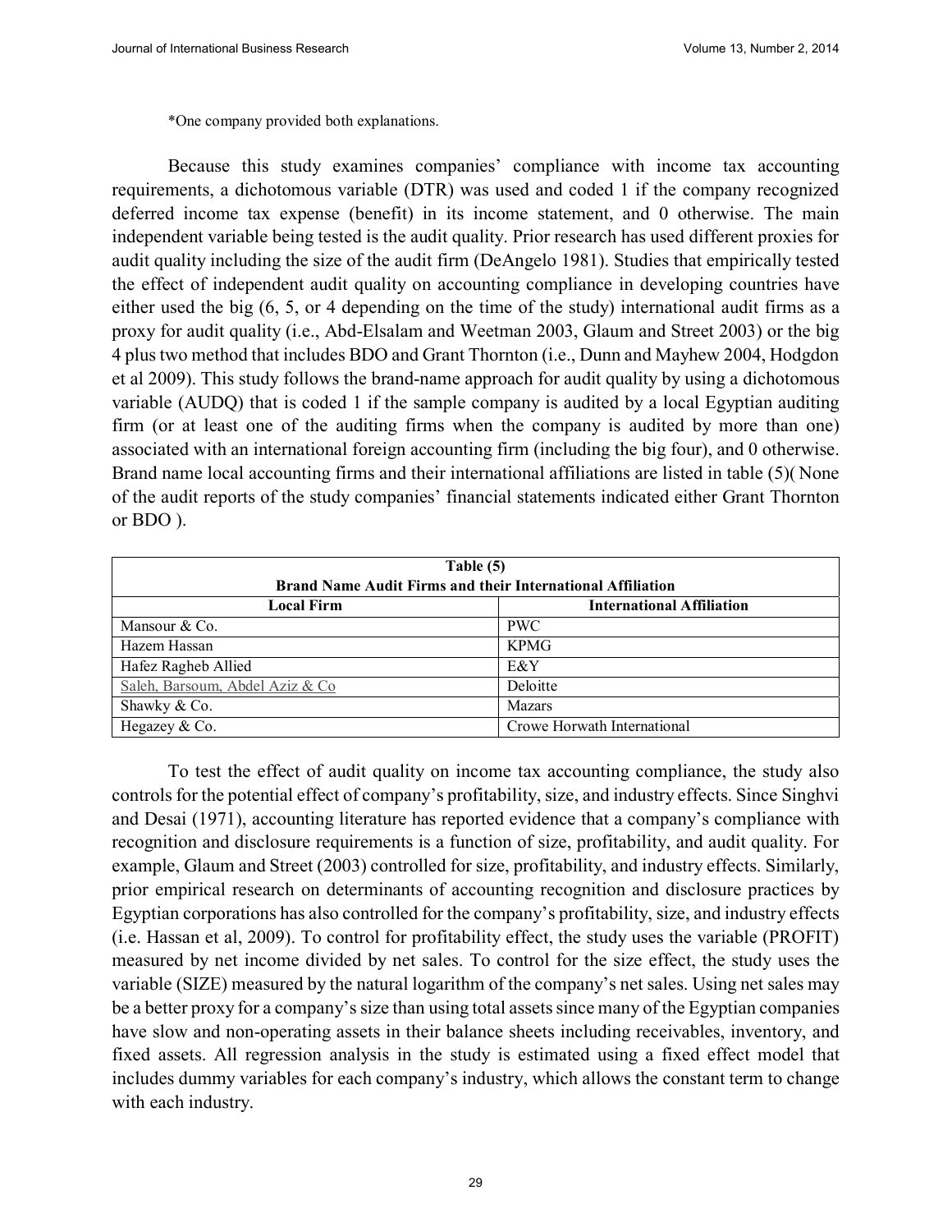*One company provided both explanations.

Because this study examines companies' compliance with income tax accounting requirements, a dichotomous variable (DTR) was used and coded 1 if the company recognized deferred income tax expense (benefit) in its income statement, and 0 otherwise. The main independent variable being tested is the audit quality. Prior research has used different proxies for audit quality including the size of the audit firm (DeAngelo 1981). Studies that empirically tested the effect of independent audit quality on accounting compliance in developing countries have either used the big (6, 5, or 4 depending on the time of the study) international audit firms as a proxy for audit quality (i.e., Abd-Elsalam and Weetman 2003, Glaum and Street 2003) or the big 4 plus two method that includes BDO and Grant Thornton (i.e., Dunn and Mayhew 2004, Hodgdon et al 2009). This study follows the brand-name approach for audit quality by using a dichotomous variable (AUDQ) that is coded 1 if the sample company is audited by a local Egyptian auditing firm (or at least one of the auditing firms when the company is audited by more than one) associated with an international foreign accounting firm (including the big four), and 0 otherwise. Brand name local accounting firms and their international affiliations are listed in table (5)( None of the audit reports of the study companies' financial statements indicated either Grant Thornton or BDO ).

**Table (5)**
**Brand Name Audit Firms and their International Affiliation**

| Local Firm | International Affiliation |
|---|---|
| Mansour & Co. | PWC |
| Hazem Hassan | KPMG |
| Hafez Ragheb Allied | E&Y |
| Saleh, Barsoum, Abdel Aziz & Co | Deloitte |
| Shawky & Co. | Mazars |
| Hegazey & Co. | Crowe Horwath International |

To test the effect of audit quality on income tax accounting compliance, the study also controls for the potential effect of company's profitability, size, and industry effects. Since Singhvi and Desai (1971), accounting literature has reported evidence that a company's compliance with recognition and disclosure requirements is a function of size, profitability, and audit quality. For example, Glaum and Street (2003) controlled for size, profitability, and industry effects. Similarly, prior empirical research on determinants of accounting recognition and disclosure practices by Egyptian corporations has also controlled for the company's profitability, size, and industry effects (i.e. Hassan et al, 2009). To control for profitability effect, the study uses the variable (PROFIT) measured by net income divided by net sales. To control for the size effect, the study uses the variable (SIZE) measured by the natural logarithm of the company's net sales. Using net sales may be a better proxy for a company's size than using total assets since many of the Egyptian companies have slow and non-operating assets in their balance sheets including receivables, inventory, and fixed assets. All regression analysis in the study is estimated using a fixed effect model that includes dummy variables for each company's industry, which allows the constant term to change with each industry.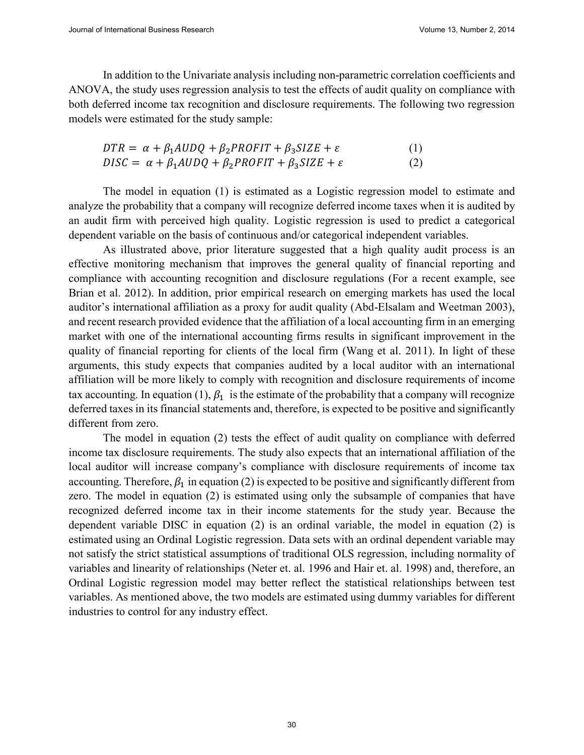In addition to the Univariate analysis including non-parametric correlation coefficients and ANOVA, the study uses regression analysis to test the effects of audit quality on compliance with both deferred income tax recognition and disclosure requirements. The following two regression models were estimated for the study sample:

$$DTR = \alpha + \beta_1 AUDQ + \beta_2 PROFIT + \beta_3 SIZE + \varepsilon \quad (1)$$

$$DISC = \alpha + \beta_1 AUDQ + \beta_2 PROFIT + \beta_3 SIZE + \varepsilon \quad (2)$$

The model in equation (1) is estimated as a Logistic regression model to estimate and analyze the probability that a company will recognize deferred income taxes when it is audited by an audit firm with perceived high quality. Logistic regression is used to predict a categorical dependent variable on the basis of continuous and/or categorical independent variables.

As illustrated above, prior literature suggested that a high quality audit process is an effective monitoring mechanism that improves the general quality of financial reporting and compliance with accounting recognition and disclosure regulations (For a recent example, see Brian et al. 2012). In addition, prior empirical research on emerging markets has used the local auditor's international affiliation as a proxy for audit quality (Abd-Elsalam and Weetman 2003), and recent research provided evidence that the affiliation of a local accounting firm in an emerging market with one of the international accounting firms results in significant improvement in the quality of financial reporting for clients of the local firm (Wang et al. 2011). In light of these arguments, this study expects that companies audited by a local auditor with an international affiliation will be more likely to comply with recognition and disclosure requirements of income tax accounting. In equation (1), $\beta_1$ is the estimate of the probability that a company will recognize deferred taxes in its financial statements and, therefore, is expected to be positive and significantly different from zero.

The model in equation (2) tests the effect of audit quality on compliance with deferred income tax disclosure requirements. The study also expects that an international affiliation of the local auditor will increase company's compliance with disclosure requirements of income tax accounting. Therefore, $\beta_1$ in equation (2) is expected to be positive and significantly different from zero. The model in equation (2) is estimated using only the subsample of companies that have recognized deferred income tax in their income statements for the study year. Because the dependent variable DISC in equation (2) is an ordinal variable, the model in equation (2) is estimated using an Ordinal Logistic regression. Data sets with an ordinal dependent variable may not satisfy the strict statistical assumptions of traditional OLS regression, including normality of variables and linearity of relationships (Neter et. al. 1996 and Hair et. al. 1998) and, therefore, an Ordinal Logistic regression model may better reflect the statistical relationships between test variables. As mentioned above, the two models are estimated using dummy variables for different industries to control for any industry effect.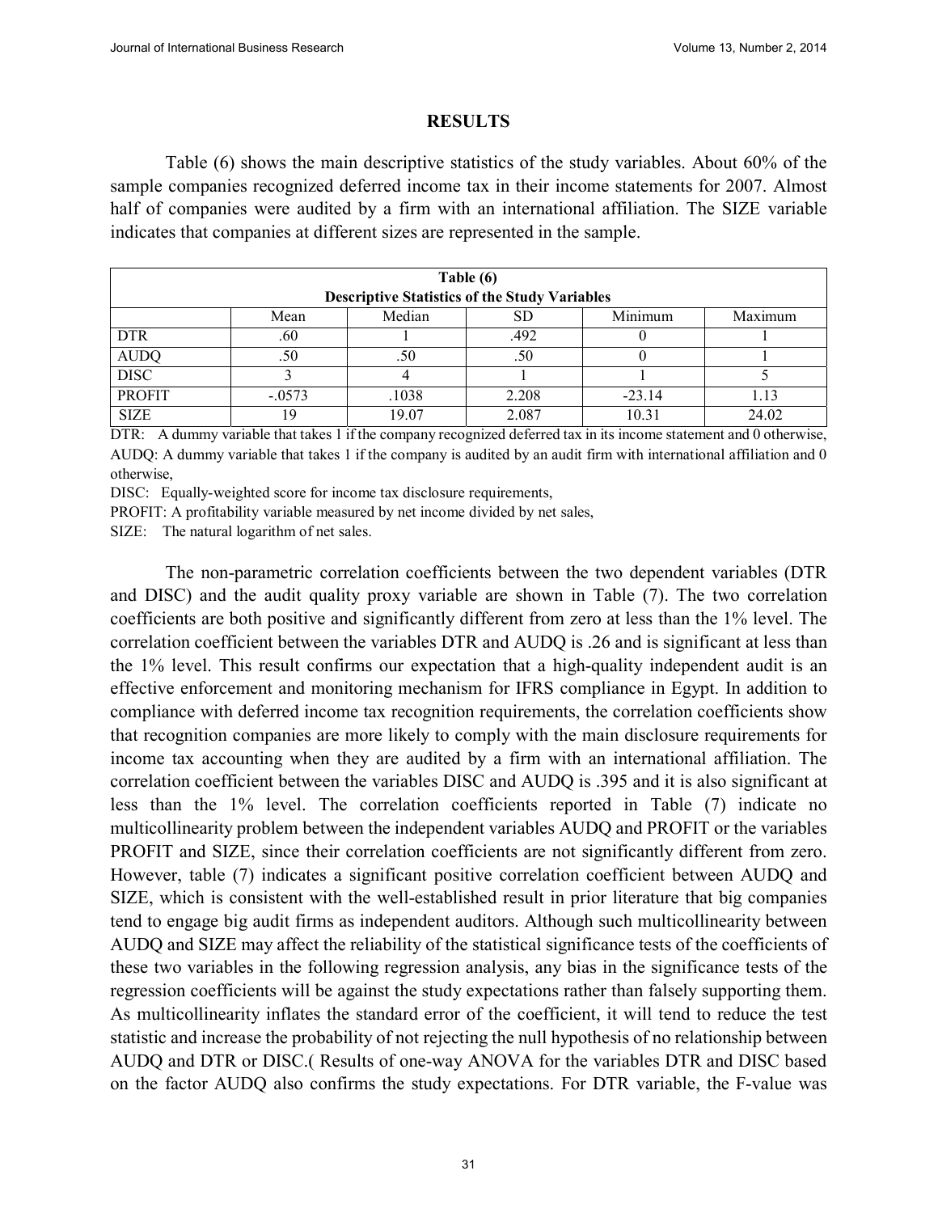## RESULTS

Table (6) shows the main descriptive statistics of the study variables. About 60% of the sample companies recognized deferred income tax in their income statements for 2007. Almost half of companies were audited by a firm with an international affiliation. The SIZE variable indicates that companies at different sizes are represented in the sample.

**Table (6)**
**Descriptive Statistics of the Study Variables**

| | Mean | Median | SD | Minimum | Maximum |
|---|---|---|---|---|---|
| DTR | .60 | 1 | .492 | 0 | 1 |
| AUDQ | .50 | .50 | .50 | 0 | 1 |
| DISC | 3 | 4 | 1 | 1 | 5 |
| PROFIT | -.0573 | .1038 | 2.208 | -23.14 | 1.13 |
| SIZE | 19 | 19.07 | 2.087 | 10.31 | 24.02 |

DTR: A dummy variable that takes 1 if the company recognized deferred tax in its income statement and 0 otherwise,
AUDQ: A dummy variable that takes 1 if the company is audited by an audit firm with international affiliation and 0 otherwise,
DISC: Equally-weighted score for income tax disclosure requirements,
PROFIT: A profitability variable measured by net income divided by net sales,
SIZE: The natural logarithm of net sales.

The non-parametric correlation coefficients between the two dependent variables (DTR and DISC) and the audit quality proxy variable are shown in Table (7). The two correlation coefficients are both positive and significantly different from zero at less than the 1% level. The correlation coefficient between the variables DTR and AUDQ is .26 and is significant at less than the 1% level. This result confirms our expectation that a high-quality independent audit is an effective enforcement and monitoring mechanism for IFRS compliance in Egypt. In addition to compliance with deferred income tax recognition requirements, the correlation coefficients show that recognition companies are more likely to comply with the main disclosure requirements for income tax accounting when they are audited by a firm with an international affiliation. The correlation coefficient between the variables DISC and AUDQ is .395 and it is also significant at less than the 1% level. The correlation coefficients reported in Table (7) indicate no multicollinearity problem between the independent variables AUDQ and PROFIT or the variables PROFIT and SIZE, since their correlation coefficients are not significantly different from zero. However, table (7) indicates a significant positive correlation coefficient between AUDQ and SIZE, which is consistent with the well-established result in prior literature that big companies tend to engage big audit firms as independent auditors. Although such multicollinearity between AUDQ and SIZE may affect the reliability of the statistical significance tests of the coefficients of these two variables in the following regression analysis, any bias in the significance tests of the regression coefficients will be against the study expectations rather than falsely supporting them. As multicollinearity inflates the standard error of the coefficient, it will tend to reduce the test statistic and increase the probability of not rejecting the null hypothesis of no relationship between AUDQ and DTR or DISC.( Results of one-way ANOVA for the variables DTR and DISC based on the factor AUDQ also confirms the study expectations. For DTR variable, the F-value was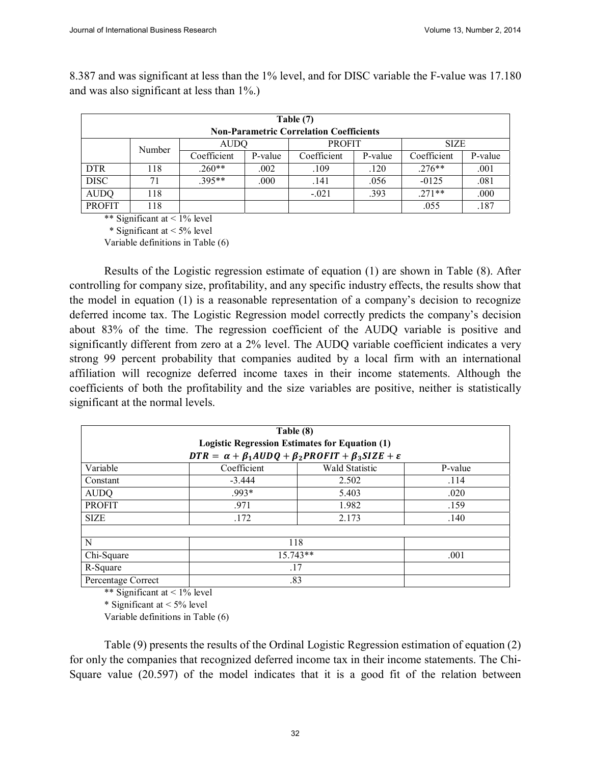8.387 and was significant at less than the 1% level, and for DISC variable the F-value was 17.180 and was also significant at less than 1%.)

| **Table (7)** | | | | | | | |
|---|---|---|---|---|---|---|---|
| **Non-Parametric Correlation Coefficients** | | | | | | | |
| | Number | AUDQ | | PROFIT | | SIZE | |
| | | Coefficient | P-value | Coefficient | P-value | Coefficient | P-value |
| DTR | 118 | .260** | .002 | .109 | .120 | .276** | .001 |
| DISC | 71 | .395** | .000 | .141 | .056 | -0125 | .081 |
| AUDQ | 118 | | | -.021 | .393 | .271** | .000 |
| PROFIT | 118 | | | | | .055 | .187 |

** Significant at < 1% level

\* Significant at < 5% level

Variable definitions in Table (6)

Results of the Logistic regression estimate of equation (1) are shown in Table (8). After controlling for company size, profitability, and any specific industry effects, the results show that the model in equation (1) is a reasonable representation of a company's decision to recognize deferred income tax. The Logistic Regression model correctly predicts the company's decision about 83% of the time. The regression coefficient of the AUDQ variable is positive and significantly different from zero at a 2% level. The AUDQ variable coefficient indicates a very strong 99 percent probability that companies audited by a local firm with an international affiliation will recognize deferred income taxes in their income statements. Although the coefficients of both the profitability and the size variables are positive, neither is statistically significant at the normal levels.

| **Table (8)** | | | |
|---|---|---|---|
| **Logistic Regression Estimates for Equation (1)** | | | |
| $DTR = \alpha + \beta_1 AUDQ + \beta_2 PROFIT + \beta_3 SIZE + \varepsilon$ | | | |
| Variable | Coefficient | Wald Statistic | P-value |
| Constant | -3.444 | 2.502 | .114 |
| AUDQ | .993* | 5.403 | .020 |
| PROFIT | .971 | 1.982 | .159 |
| SIZE | .172 | 2.173 | .140 |
| | | | |
| N | 118 | | |
| Chi-Square | 15.743** | | .001 |
| R-Square | .17 | | |
| Percentage Correct | .83 | | |

** Significant at < 1% level

\* Significant at < 5% level

Variable definitions in Table (6)

Table (9) presents the results of the Ordinal Logistic Regression estimation of equation (2) for only the companies that recognized deferred income tax in their income statements. The Chi-Square value (20.597) of the model indicates that it is a good fit of the relation between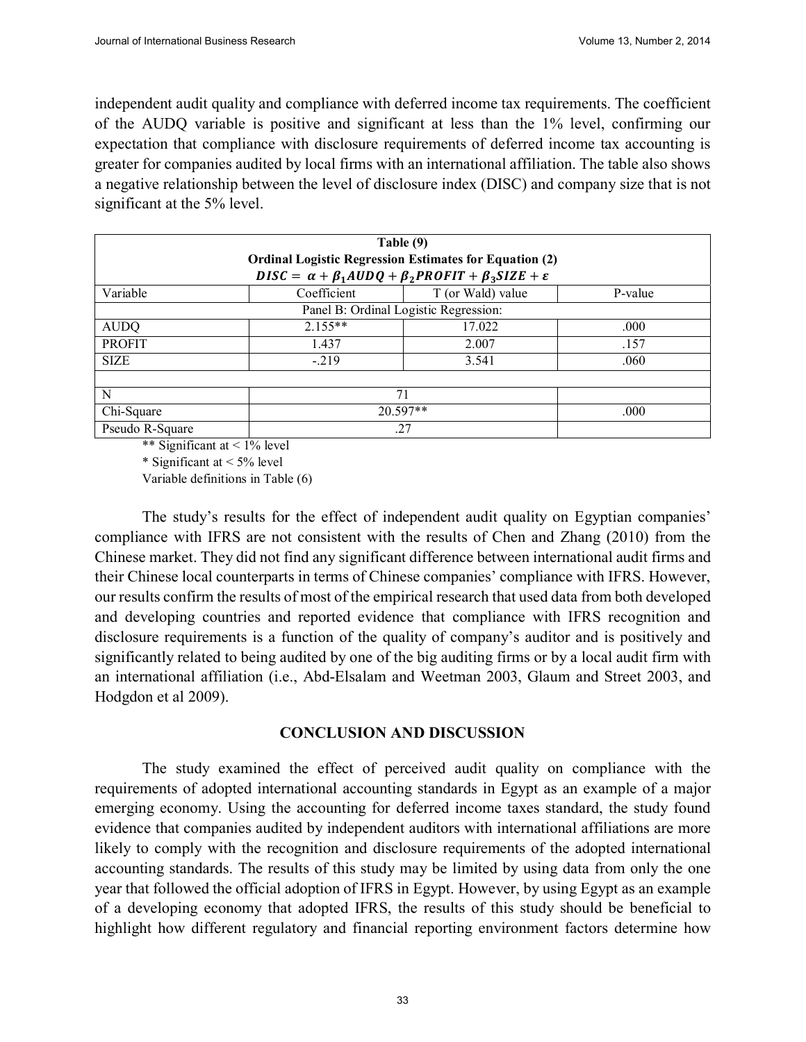independent audit quality and compliance with deferred income tax requirements. The coefficient of the AUDQ variable is positive and significant at less than the 1% level, confirming our expectation that compliance with disclosure requirements of deferred income tax accounting is greater for companies audited by local firms with an international affiliation. The table also shows a negative relationship between the level of disclosure index (DISC) and company size that is not significant at the 5% level.

**Table (9)**
**Ordinal Logistic Regression Estimates for Equation (2)**
$$DISC = \alpha + \beta_1 AUDQ + \beta_2 PROFIT + \beta_3 SIZE + \varepsilon$$

| Variable | Coefficient | T (or Wald) value | P-value |
|---|---|---|---|
| | Panel B: Ordinal Logistic Regression: | | |
| AUDQ | 2.155** | 17.022 | .000 |
| PROFIT | 1.437 | 2.007 | .157 |
| SIZE | -.219 | 3.541 | .060 |
| | | | |
| N | 71 | | |
| Chi-Square | 20.597** | | .000 |
| Pseudo R-Square | .27 | | |

** Significant at < 1% level

* Significant at < 5% level

Variable definitions in Table (6)

The study's results for the effect of independent audit quality on Egyptian companies' compliance with IFRS are not consistent with the results of Chen and Zhang (2010) from the Chinese market. They did not find any significant difference between international audit firms and their Chinese local counterparts in terms of Chinese companies' compliance with IFRS. However, our results confirm the results of most of the empirical research that used data from both developed and developing countries and reported evidence that compliance with IFRS recognition and disclosure requirements is a function of the quality of company's auditor and is positively and significantly related to being audited by one of the big auditing firms or by a local audit firm with an international affiliation (i.e., Abd-Elsalam and Weetman 2003, Glaum and Street 2003, and Hodgdon et al 2009).

## CONCLUSION AND DISCUSSION

The study examined the effect of perceived audit quality on compliance with the requirements of adopted international accounting standards in Egypt as an example of a major emerging economy. Using the accounting for deferred income taxes standard, the study found evidence that companies audited by independent auditors with international affiliations are more likely to comply with the recognition and disclosure requirements of the adopted international accounting standards. The results of this study may be limited by using data from only the one year that followed the official adoption of IFRS in Egypt. However, by using Egypt as an example of a developing economy that adopted IFRS, the results of this study should be beneficial to highlight how different regulatory and financial reporting environment factors determine how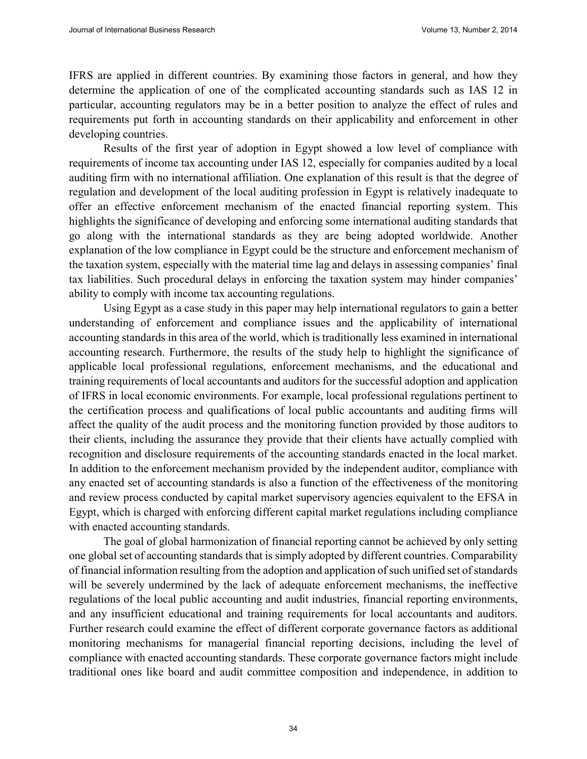IFRS are applied in different countries. By examining those factors in general, and how they determine the application of one of the complicated accounting standards such as IAS 12 in particular, accounting regulators may be in a better position to analyze the effect of rules and requirements put forth in accounting standards on their applicability and enforcement in other developing countries.

Results of the first year of adoption in Egypt showed a low level of compliance with requirements of income tax accounting under IAS 12, especially for companies audited by a local auditing firm with no international affiliation. One explanation of this result is that the degree of regulation and development of the local auditing profession in Egypt is relatively inadequate to offer an effective enforcement mechanism of the enacted financial reporting system. This highlights the significance of developing and enforcing some international auditing standards that go along with the international standards as they are being adopted worldwide. Another explanation of the low compliance in Egypt could be the structure and enforcement mechanism of the taxation system, especially with the material time lag and delays in assessing companies' final tax liabilities. Such procedural delays in enforcing the taxation system may hinder companies' ability to comply with income tax accounting regulations.

Using Egypt as a case study in this paper may help international regulators to gain a better understanding of enforcement and compliance issues and the applicability of international accounting standards in this area of the world, which is traditionally less examined in international accounting research. Furthermore, the results of the study help to highlight the significance of applicable local professional regulations, enforcement mechanisms, and the educational and training requirements of local accountants and auditors for the successful adoption and application of IFRS in local economic environments. For example, local professional regulations pertinent to the certification process and qualifications of local public accountants and auditing firms will affect the quality of the audit process and the monitoring function provided by those auditors to their clients, including the assurance they provide that their clients have actually complied with recognition and disclosure requirements of the accounting standards enacted in the local market. In addition to the enforcement mechanism provided by the independent auditor, compliance with any enacted set of accounting standards is also a function of the effectiveness of the monitoring and review process conducted by capital market supervisory agencies equivalent to the EFSA in Egypt, which is charged with enforcing different capital market regulations including compliance with enacted accounting standards.

The goal of global harmonization of financial reporting cannot be achieved by only setting one global set of accounting standards that is simply adopted by different countries. Comparability of financial information resulting from the adoption and application of such unified set of standards will be severely undermined by the lack of adequate enforcement mechanisms, the ineffective regulations of the local public accounting and audit industries, financial reporting environments, and any insufficient educational and training requirements for local accountants and auditors. Further research could examine the effect of different corporate governance factors as additional monitoring mechanisms for managerial financial reporting decisions, including the level of compliance with enacted accounting standards. These corporate governance factors might include traditional ones like board and audit committee composition and independence, in addition to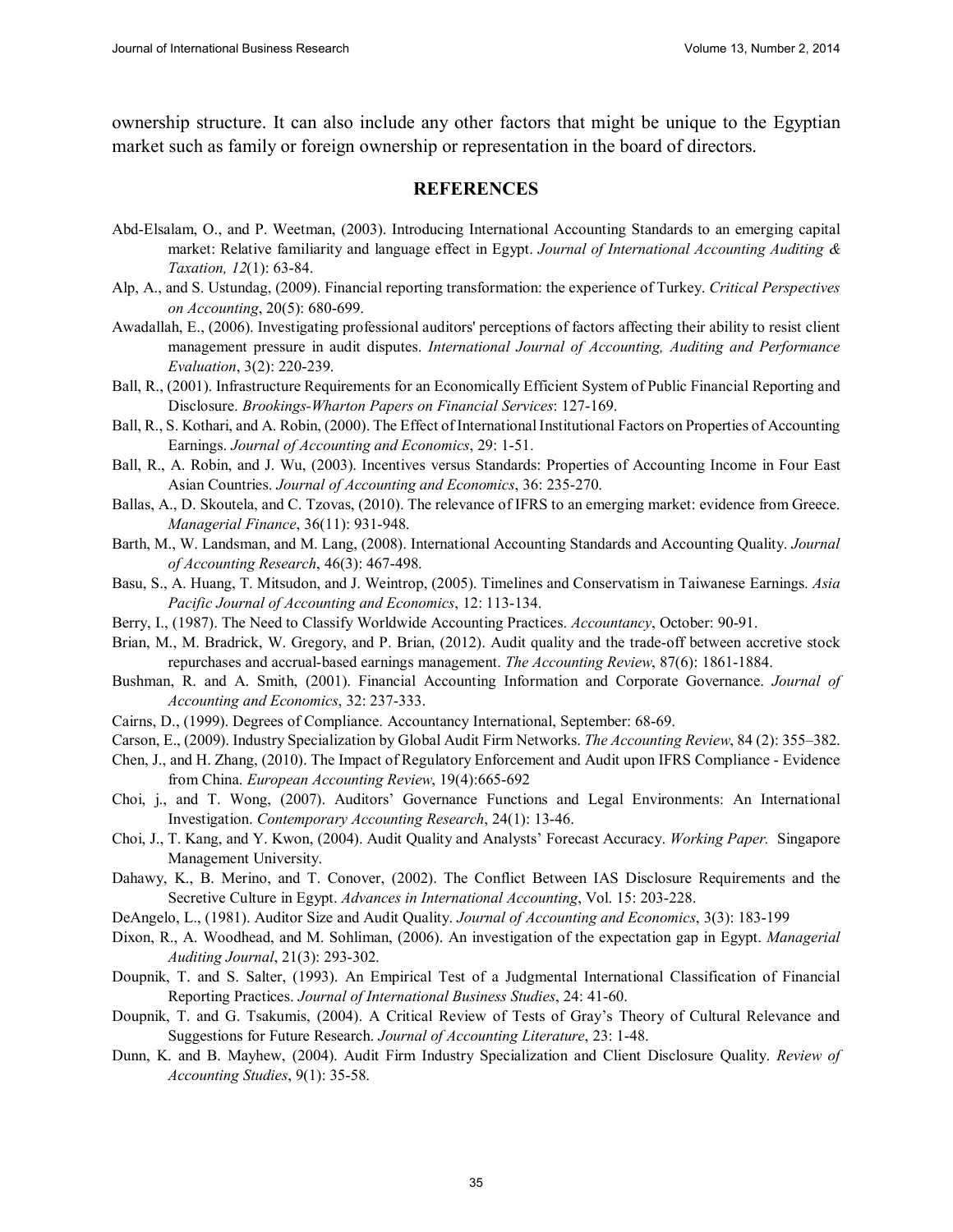ownership structure. It can also include any other factors that might be unique to the Egyptian market such as family or foreign ownership or representation in the board of directors.

## REFERENCES

Abd-Elsalam, O., and P. Weetman, (2003). Introducing International Accounting Standards to an emerging capital market: Relative familiarity and language effect in Egypt. *Journal of International Accounting Auditing & Taxation, 12*(1): 63-84.

Alp, A., and S. Ustundag, (2009). Financial reporting transformation: the experience of Turkey. *Critical Perspectives on Accounting*, 20(5): 680-699.

Awadallah, E., (2006). Investigating professional auditors' perceptions of factors affecting their ability to resist client management pressure in audit disputes. *International Journal of Accounting, Auditing and Performance Evaluation*, 3(2): 220-239.

Ball, R., (2001). Infrastructure Requirements for an Economically Efficient System of Public Financial Reporting and Disclosure. *Brookings-Wharton Papers on Financial Services*: 127-169.

Ball, R., S. Kothari, and A. Robin, (2000). The Effect of International Institutional Factors on Properties of Accounting Earnings. *Journal of Accounting and Economics*, 29: 1-51.

Ball, R., A. Robin, and J. Wu, (2003). Incentives versus Standards: Properties of Accounting Income in Four East Asian Countries. *Journal of Accounting and Economics*, 36: 235-270.

Ballas, A., D. Skoutela, and C. Tzovas, (2010). The relevance of IFRS to an emerging market: evidence from Greece. *Managerial Finance*, 36(11): 931-948.

Barth, M., W. Landsman, and M. Lang, (2008). International Accounting Standards and Accounting Quality. *Journal of Accounting Research*, 46(3): 467-498.

Basu, S., A. Huang, T. Mitsudon, and J. Weintrop, (2005). Timelines and Conservatism in Taiwanese Earnings. *Asia Pacific Journal of Accounting and Economics*, 12: 113-134.

Berry, I., (1987). The Need to Classify Worldwide Accounting Practices. *Accountancy*, October: 90-91.

Brian, M., M. Bradrick, W. Gregory, and P. Brian, (2012). Audit quality and the trade-off between accretive stock repurchases and accrual-based earnings management. *The Accounting Review*, 87(6): 1861-1884.

Bushman, R. and A. Smith, (2001). Financial Accounting Information and Corporate Governance. *Journal of Accounting and Economics*, 32: 237-333.

Cairns, D., (1999). Degrees of Compliance. Accountancy International, September: 68-69.

Carson, E., (2009). Industry Specialization by Global Audit Firm Networks. *The Accounting Review*, 84 (2): 355–382.

Chen, J., and H. Zhang, (2010). The Impact of Regulatory Enforcement and Audit upon IFRS Compliance - Evidence from China. *European Accounting Review*, 19(4):665-692

Choi, j., and T. Wong, (2007). Auditors' Governance Functions and Legal Environments: An International Investigation. *Contemporary Accounting Research*, 24(1): 13-46.

Choi, J., T. Kang, and Y. Kwon, (2004). Audit Quality and Analysts' Forecast Accuracy. *Working Paper.* Singapore Management University.

Dahawy, K., B. Merino, and T. Conover, (2002). The Conflict Between IAS Disclosure Requirements and the Secretive Culture in Egypt. *Advances in International Accounting*, Vol. 15: 203-228.

DeAngelo, L., (1981). Auditor Size and Audit Quality. *Journal of Accounting and Economics*, 3(3): 183-199

Dixon, R., A. Woodhead, and M. Sohliman, (2006). An investigation of the expectation gap in Egypt. *Managerial Auditing Journal*, 21(3): 293-302.

Doupnik, T. and S. Salter, (1993). An Empirical Test of a Judgmental International Classification of Financial Reporting Practices. *Journal of International Business Studies*, 24: 41-60.

Doupnik, T. and G. Tsakumis, (2004). A Critical Review of Tests of Gray's Theory of Cultural Relevance and Suggestions for Future Research. *Journal of Accounting Literature*, 23: 1-48.

Dunn, K. and B. Mayhew, (2004). Audit Firm Industry Specialization and Client Disclosure Quality. *Review of Accounting Studies*, 9(1): 35-58.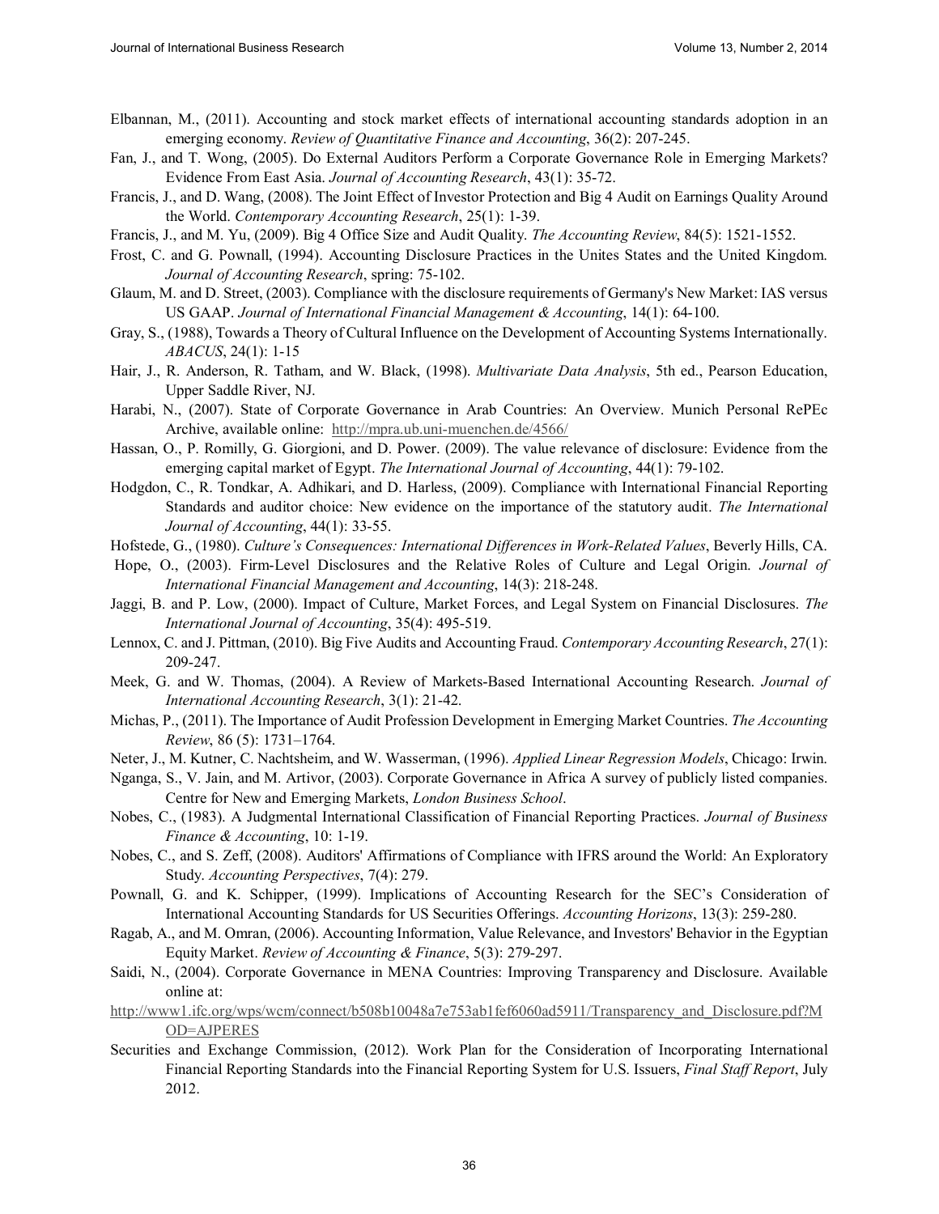Elbannan, M., (2011). Accounting and stock market effects of international accounting standards adoption in an emerging economy. *Review of Quantitative Finance and Accounting*, 36(2): 207-245.

Fan, J., and T. Wong, (2005). Do External Auditors Perform a Corporate Governance Role in Emerging Markets? Evidence From East Asia. *Journal of Accounting Research*, 43(1): 35-72.

Francis, J., and D. Wang, (2008). The Joint Effect of Investor Protection and Big 4 Audit on Earnings Quality Around the World. *Contemporary Accounting Research*, 25(1): 1-39.

Francis, J., and M. Yu, (2009). Big 4 Office Size and Audit Quality. *The Accounting Review*, 84(5): 1521-1552.

Frost, C. and G. Pownall, (1994). Accounting Disclosure Practices in the Unites States and the United Kingdom. *Journal of Accounting Research*, spring: 75-102.

Glaum, M. and D. Street, (2003). Compliance with the disclosure requirements of Germany's New Market: IAS versus US GAAP. *Journal of International Financial Management & Accounting*, 14(1): 64-100.

Gray, S., (1988), Towards a Theory of Cultural Influence on the Development of Accounting Systems Internationally. *ABACUS*, 24(1): 1-15

Hair, J., R. Anderson, R. Tatham, and W. Black, (1998). *Multivariate Data Analysis*, 5th ed., Pearson Education, Upper Saddle River, NJ.

Harabi, N., (2007). State of Corporate Governance in Arab Countries: An Overview. Munich Personal RePEc Archive, available online: http://mpra.ub.uni-muenchen.de/4566/

Hassan, O., P. Romilly, G. Giorgioni, and D. Power. (2009). The value relevance of disclosure: Evidence from the emerging capital market of Egypt. *The International Journal of Accounting*, 44(1): 79-102.

Hodgdon, C., R. Tondkar, A. Adhikari, and D. Harless, (2009). Compliance with International Financial Reporting Standards and auditor choice: New evidence on the importance of the statutory audit. *The International Journal of Accounting*, 44(1): 33-55.

Hofstede, G., (1980). *Culture's Consequences: International Differences in Work-Related Values*, Beverly Hills, CA.

Hope, O., (2003). Firm-Level Disclosures and the Relative Roles of Culture and Legal Origin. *Journal of International Financial Management and Accounting*, 14(3): 218-248.

Jaggi, B. and P. Low, (2000). Impact of Culture, Market Forces, and Legal System on Financial Disclosures. *The International Journal of Accounting*, 35(4): 495-519.

Lennox, C. and J. Pittman, (2010). Big Five Audits and Accounting Fraud. *Contemporary Accounting Research*, 27(1): 209-247.

Meek, G. and W. Thomas, (2004). A Review of Markets-Based International Accounting Research. *Journal of International Accounting Research*, 3(1): 21-42.

Michas, P., (2011). The Importance of Audit Profession Development in Emerging Market Countries. *The Accounting Review*, 86 (5): 1731–1764.

Neter, J., M. Kutner, C. Nachtsheim, and W. Wasserman, (1996). *Applied Linear Regression Models*, Chicago: Irwin.

Nganga, S., V. Jain, and M. Artivor, (2003). Corporate Governance in Africa A survey of publicly listed companies. Centre for New and Emerging Markets, *London Business School*.

Nobes, C., (1983). A Judgmental International Classification of Financial Reporting Practices. *Journal of Business Finance & Accounting*, 10: 1-19.

Nobes, C., and S. Zeff, (2008). Auditors' Affirmations of Compliance with IFRS around the World: An Exploratory Study. *Accounting Perspectives*, 7(4): 279.

Pownall, G. and K. Schipper, (1999). Implications of Accounting Research for the SEC's Consideration of International Accounting Standards for US Securities Offerings. *Accounting Horizons*, 13(3): 259-280.

Ragab, A., and M. Omran, (2006). Accounting Information, Value Relevance, and Investors' Behavior in the Egyptian Equity Market. *Review of Accounting & Finance*, 5(3): 279-297.

Saidi, N., (2004). Corporate Governance in MENA Countries: Improving Transparency and Disclosure. Available online at:
http://www1.ifc.org/wps/wcm/connect/b508b10048a7e753ab1fef6060ad5911/Transparency_and_Disclosure.pdf?MOD=AJPERES

Securities and Exchange Commission, (2012). Work Plan for the Consideration of Incorporating International Financial Reporting Standards into the Financial Reporting System for U.S. Issuers, *Final Staff Report*, July 2012.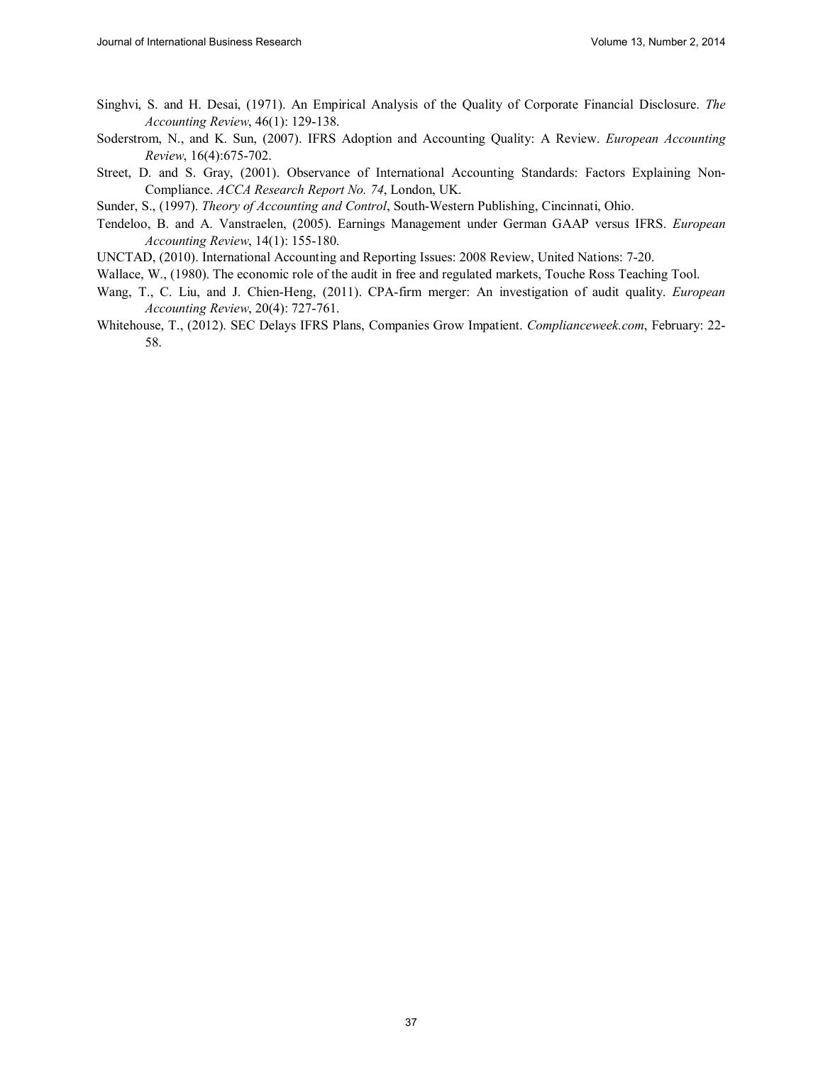Singhvi, S. and H. Desai, (1971). An Empirical Analysis of the Quality of Corporate Financial Disclosure. *The Accounting Review*, 46(1): 129-138.

Soderstrom, N., and K. Sun, (2007). IFRS Adoption and Accounting Quality: A Review. *European Accounting Review*, 16(4):675-702.

Street, D. and S. Gray, (2001). Observance of International Accounting Standards: Factors Explaining Non-Compliance. *ACCA Research Report No. 74*, London, UK.

Sunder, S., (1997). *Theory of Accounting and Control*, South-Western Publishing, Cincinnati, Ohio.

Tendeloo, B. and A. Vanstraelen, (2005). Earnings Management under German GAAP versus IFRS. *European Accounting Review*, 14(1): 155-180.

UNCTAD, (2010). International Accounting and Reporting Issues: 2008 Review, United Nations: 7-20.

Wallace, W., (1980). The economic role of the audit in free and regulated markets, Touche Ross Teaching Tool.

Wang, T., C. Liu, and J. Chien-Heng, (2011). CPA-firm merger: An investigation of audit quality. *European Accounting Review*, 20(4): 727-761.

Whitehouse, T., (2012). SEC Delays IFRS Plans, Companies Grow Impatient. *Complianceweek.com*, February: 22-58.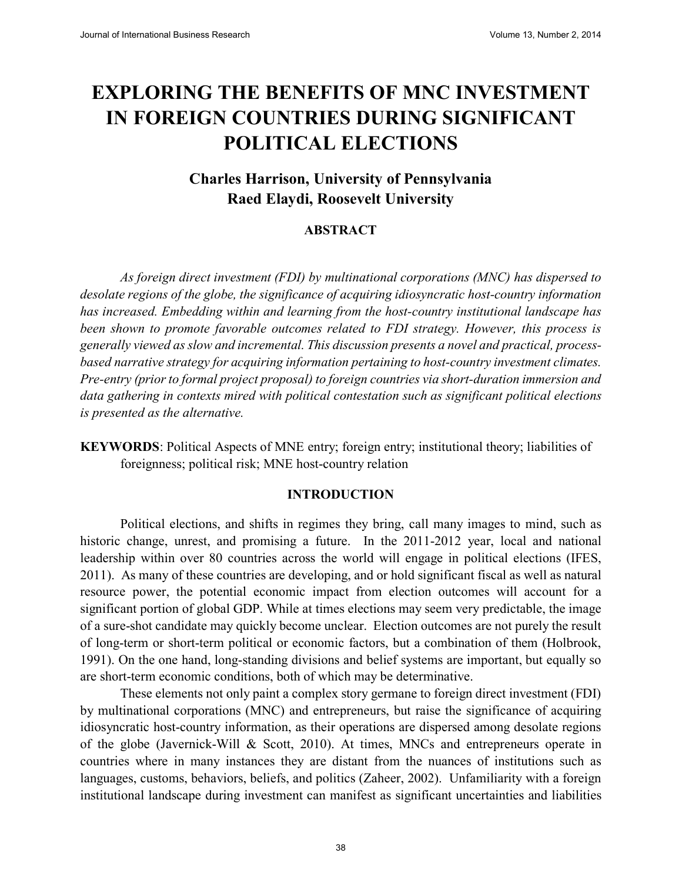# EXPLORING THE BENEFITS OF MNC INVESTMENT IN FOREIGN COUNTRIES DURING SIGNIFICANT POLITICAL ELECTIONS

**Charles Harrison, University of Pennsylvania**
**Raed Elaydi, Roosevelt University**

## ABSTRACT

*As foreign direct investment (FDI) by multinational corporations (MNC) has dispersed to desolate regions of the globe, the significance of acquiring idiosyncratic host-country information has increased. Embedding within and learning from the host-country institutional landscape has been shown to promote favorable outcomes related to FDI strategy. However, this process is generally viewed as slow and incremental. This discussion presents a novel and practical, process-based narrative strategy for acquiring information pertaining to host-country investment climates. Pre-entry (prior to formal project proposal) to foreign countries via short-duration immersion and data gathering in contexts mired with political contestation such as significant political elections is presented as the alternative.*

**KEYWORDS**: Political Aspects of MNE entry; foreign entry; institutional theory; liabilities of foreignness; political risk; MNE host-country relation

## INTRODUCTION

Political elections, and shifts in regimes they bring, call many images to mind, such as historic change, unrest, and promising a future. In the 2011-2012 year, local and national leadership within over 80 countries across the world will engage in political elections (IFES, 2011). As many of these countries are developing, and or hold significant fiscal as well as natural resource power, the potential economic impact from election outcomes will account for a significant portion of global GDP. While at times elections may seem very predictable, the image of a sure-shot candidate may quickly become unclear. Election outcomes are not purely the result of long-term or short-term political or economic factors, but a combination of them (Holbrook, 1991). On the one hand, long-standing divisions and belief systems are important, but equally so are short-term economic conditions, both of which may be determinative.

These elements not only paint a complex story germane to foreign direct investment (FDI) by multinational corporations (MNC) and entrepreneurs, but raise the significance of acquiring idiosyncratic host-country information, as their operations are dispersed among desolate regions of the globe (Javernick-Will & Scott, 2010). At times, MNCs and entrepreneurs operate in countries where in many instances they are distant from the nuances of institutions such as languages, customs, behaviors, beliefs, and politics (Zaheer, 2002). Unfamiliarity with a foreign institutional landscape during investment can manifest as significant uncertainties and liabilities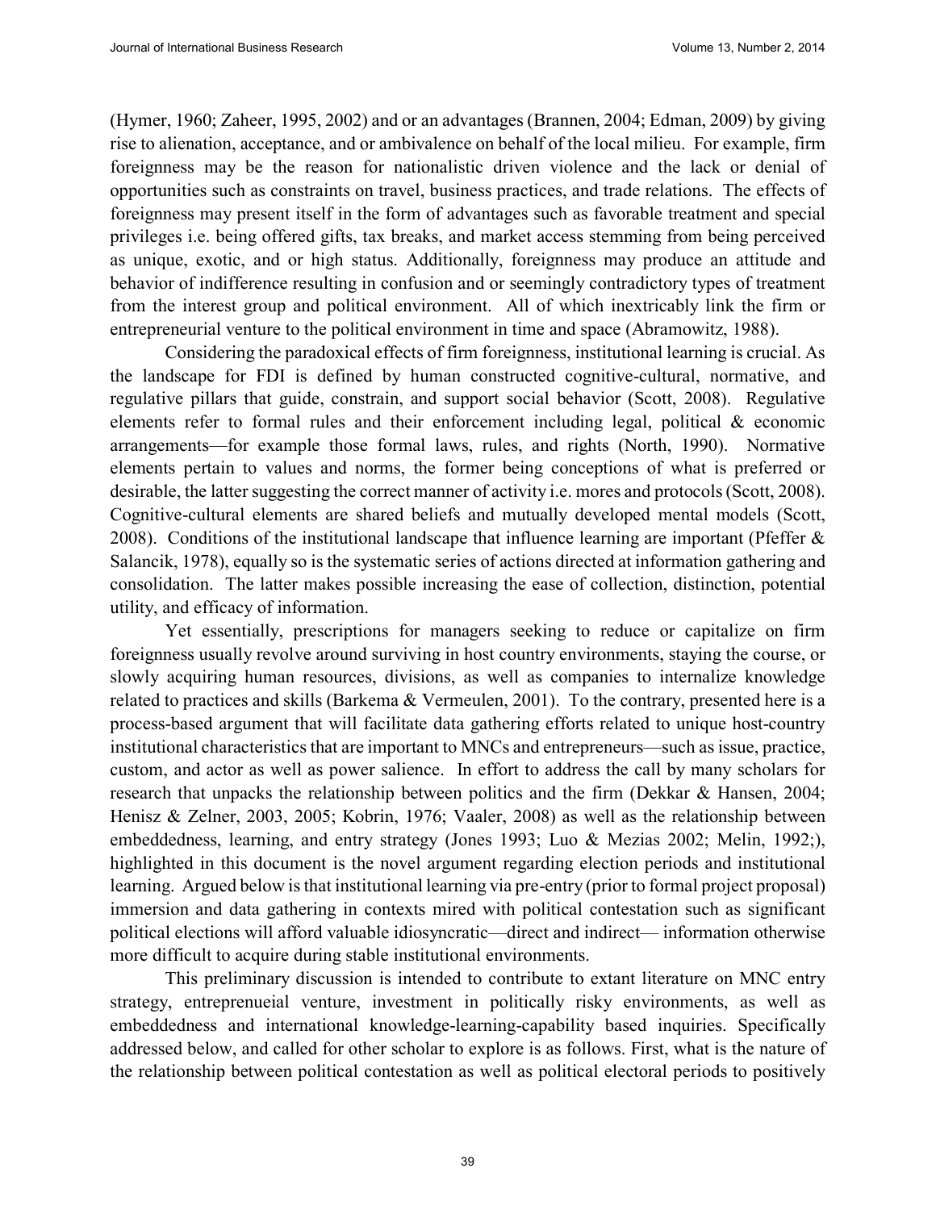(Hymer, 1960; Zaheer, 1995, 2002) and or an advantages (Brannen, 2004; Edman, 2009) by giving rise to alienation, acceptance, and or ambivalence on behalf of the local milieu. For example, firm foreignness may be the reason for nationalistic driven violence and the lack or denial of opportunities such as constraints on travel, business practices, and trade relations. The effects of foreignness may present itself in the form of advantages such as favorable treatment and special privileges i.e. being offered gifts, tax breaks, and market access stemming from being perceived as unique, exotic, and or high status. Additionally, foreignness may produce an attitude and behavior of indifference resulting in confusion and or seemingly contradictory types of treatment from the interest group and political environment. All of which inextricably link the firm or entrepreneurial venture to the political environment in time and space (Abramowitz, 1988).

Considering the paradoxical effects of firm foreignness, institutional learning is crucial. As the landscape for FDI is defined by human constructed cognitive-cultural, normative, and regulative pillars that guide, constrain, and support social behavior (Scott, 2008). Regulative elements refer to formal rules and their enforcement including legal, political & economic arrangements—for example those formal laws, rules, and rights (North, 1990). Normative elements pertain to values and norms, the former being conceptions of what is preferred or desirable, the latter suggesting the correct manner of activity i.e. mores and protocols (Scott, 2008). Cognitive-cultural elements are shared beliefs and mutually developed mental models (Scott, 2008). Conditions of the institutional landscape that influence learning are important (Pfeffer & Salancik, 1978), equally so is the systematic series of actions directed at information gathering and consolidation. The latter makes possible increasing the ease of collection, distinction, potential utility, and efficacy of information.

Yet essentially, prescriptions for managers seeking to reduce or capitalize on firm foreignness usually revolve around surviving in host country environments, staying the course, or slowly acquiring human resources, divisions, as well as companies to internalize knowledge related to practices and skills (Barkema & Vermeulen, 2001). To the contrary, presented here is a process-based argument that will facilitate data gathering efforts related to unique host-country institutional characteristics that are important to MNCs and entrepreneurs—such as issue, practice, custom, and actor as well as power salience. In effort to address the call by many scholars for research that unpacks the relationship between politics and the firm (Dekkar & Hansen, 2004; Henisz & Zelner, 2003, 2005; Kobrin, 1976; Vaaler, 2008) as well as the relationship between embeddedness, learning, and entry strategy (Jones 1993; Luo & Mezias 2002; Melin, 1992;), highlighted in this document is the novel argument regarding election periods and institutional learning. Argued below is that institutional learning via pre-entry (prior to formal project proposal) immersion and data gathering in contexts mired with political contestation such as significant political elections will afford valuable idiosyncratic—direct and indirect— information otherwise more difficult to acquire during stable institutional environments.

This preliminary discussion is intended to contribute to extant literature on MNC entry strategy, entreprenueial venture, investment in politically risky environments, as well as embeddedness and international knowledge-learning-capability based inquiries. Specifically addressed below, and called for other scholar to explore is as follows. First, what is the nature of the relationship between political contestation as well as political electoral periods to positively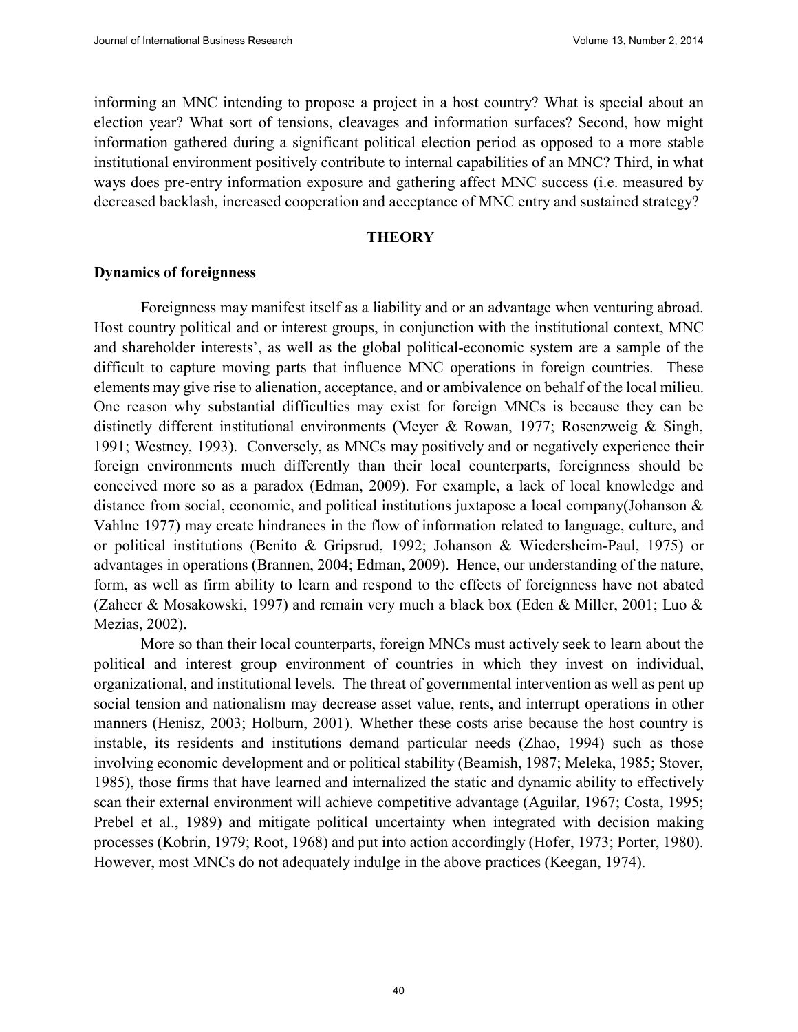informing an MNC intending to propose a project in a host country? What is special about an election year? What sort of tensions, cleavages and information surfaces? Second, how might information gathered during a significant political election period as opposed to a more stable institutional environment positively contribute to internal capabilities of an MNC? Third, in what ways does pre-entry information exposure and gathering affect MNC success (i.e. measured by decreased backlash, increased cooperation and acceptance of MNC entry and sustained strategy?

## THEORY

### Dynamics of foreignness

Foreignness may manifest itself as a liability and or an advantage when venturing abroad. Host country political and or interest groups, in conjunction with the institutional context, MNC and shareholder interests', as well as the global political-economic system are a sample of the difficult to capture moving parts that influence MNC operations in foreign countries. These elements may give rise to alienation, acceptance, and or ambivalence on behalf of the local milieu. One reason why substantial difficulties may exist for foreign MNCs is because they can be distinctly different institutional environments (Meyer & Rowan, 1977; Rosenzweig & Singh, 1991; Westney, 1993). Conversely, as MNCs may positively and or negatively experience their foreign environments much differently than their local counterparts, foreignness should be conceived more so as a paradox (Edman, 2009). For example, a lack of local knowledge and distance from social, economic, and political institutions juxtapose a local company(Johanson & Vahlne 1977) may create hindrances in the flow of information related to language, culture, and or political institutions (Benito & Gripsrud, 1992; Johanson & Wiedersheim-Paul, 1975) or advantages in operations (Brannen, 2004; Edman, 2009). Hence, our understanding of the nature, form, as well as firm ability to learn and respond to the effects of foreignness have not abated (Zaheer & Mosakowski, 1997) and remain very much a black box (Eden & Miller, 2001; Luo & Mezias, 2002).

More so than their local counterparts, foreign MNCs must actively seek to learn about the political and interest group environment of countries in which they invest on individual, organizational, and institutional levels. The threat of governmental intervention as well as pent up social tension and nationalism may decrease asset value, rents, and interrupt operations in other manners (Henisz, 2003; Holburn, 2001). Whether these costs arise because the host country is instable, its residents and institutions demand particular needs (Zhao, 1994) such as those involving economic development and or political stability (Beamish, 1987; Meleka, 1985; Stover, 1985), those firms that have learned and internalized the static and dynamic ability to effectively scan their external environment will achieve competitive advantage (Aguilar, 1967; Costa, 1995; Prebel et al., 1989) and mitigate political uncertainty when integrated with decision making processes (Kobrin, 1979; Root, 1968) and put into action accordingly (Hofer, 1973; Porter, 1980). However, most MNCs do not adequately indulge in the above practices (Keegan, 1974).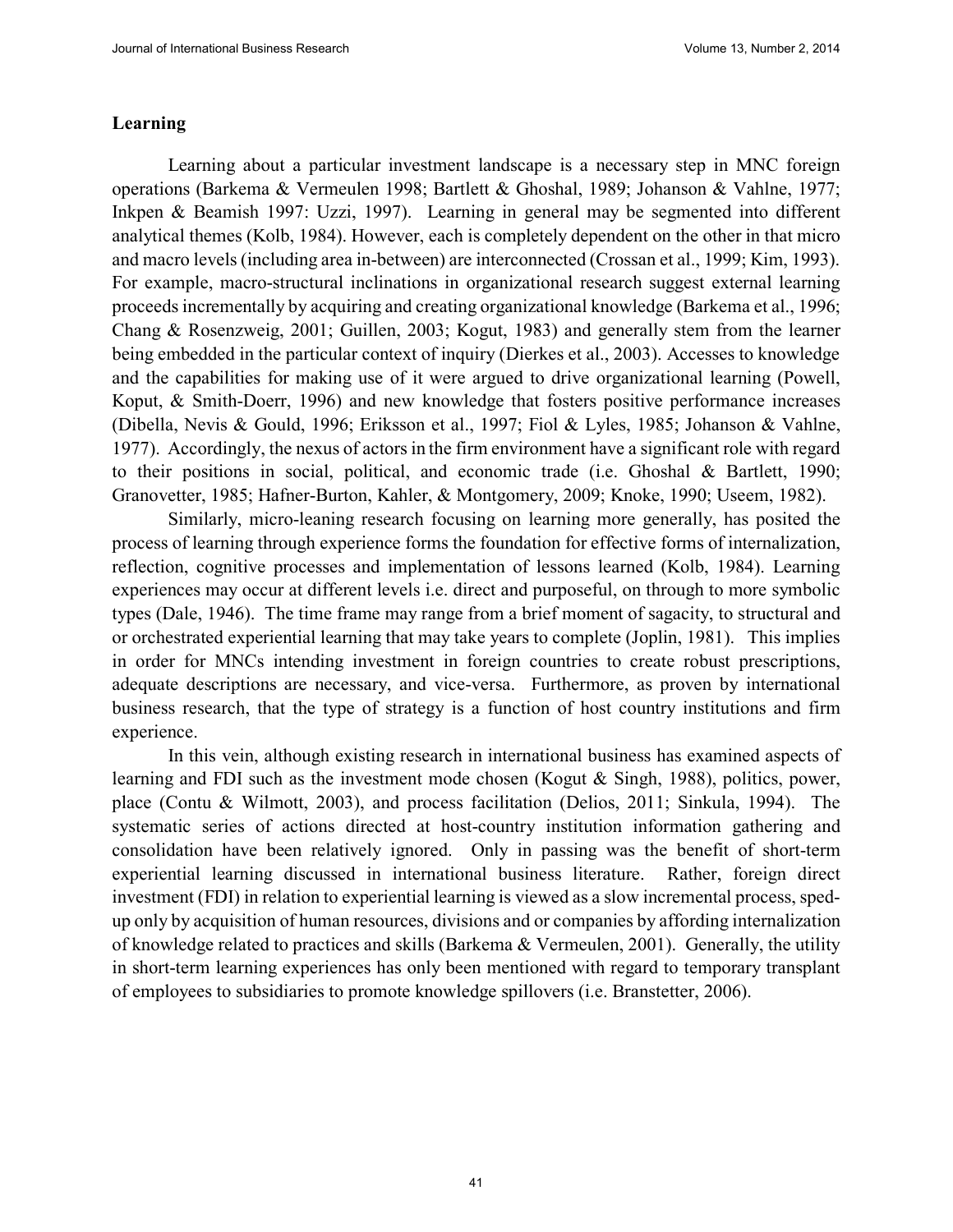## Learning

Learning about a particular investment landscape is a necessary step in MNC foreign operations (Barkema & Vermeulen 1998; Bartlett & Ghoshal, 1989; Johanson & Vahlne, 1977; Inkpen & Beamish 1997: Uzzi, 1997). Learning in general may be segmented into different analytical themes (Kolb, 1984). However, each is completely dependent on the other in that micro and macro levels (including area in-between) are interconnected (Crossan et al., 1999; Kim, 1993). For example, macro-structural inclinations in organizational research suggest external learning proceeds incrementally by acquiring and creating organizational knowledge (Barkema et al., 1996; Chang & Rosenzweig, 2001; Guillen, 2003; Kogut, 1983) and generally stem from the learner being embedded in the particular context of inquiry (Dierkes et al., 2003). Accesses to knowledge and the capabilities for making use of it were argued to drive organizational learning (Powell, Koput, & Smith-Doerr, 1996) and new knowledge that fosters positive performance increases (Dibella, Nevis & Gould, 1996; Eriksson et al., 1997; Fiol & Lyles, 1985; Johanson & Vahlne, 1977). Accordingly, the nexus of actors in the firm environment have a significant role with regard to their positions in social, political, and economic trade (i.e. Ghoshal & Bartlett, 1990; Granovetter, 1985; Hafner-Burton, Kahler, & Montgomery, 2009; Knoke, 1990; Useem, 1982).

Similarly, micro-leaning research focusing on learning more generally, has posited the process of learning through experience forms the foundation for effective forms of internalization, reflection, cognitive processes and implementation of lessons learned (Kolb, 1984). Learning experiences may occur at different levels i.e. direct and purposeful, on through to more symbolic types (Dale, 1946). The time frame may range from a brief moment of sagacity, to structural and or orchestrated experiential learning that may take years to complete (Joplin, 1981). This implies in order for MNCs intending investment in foreign countries to create robust prescriptions, adequate descriptions are necessary, and vice-versa. Furthermore, as proven by international business research, that the type of strategy is a function of host country institutions and firm experience.

In this vein, although existing research in international business has examined aspects of learning and FDI such as the investment mode chosen (Kogut & Singh, 1988), politics, power, place (Contu & Wilmott, 2003), and process facilitation (Delios, 2011; Sinkula, 1994). The systematic series of actions directed at host-country institution information gathering and consolidation have been relatively ignored. Only in passing was the benefit of short-term experiential learning discussed in international business literature. Rather, foreign direct investment (FDI) in relation to experiential learning is viewed as a slow incremental process, sped-up only by acquisition of human resources, divisions and or companies by affording internalization of knowledge related to practices and skills (Barkema & Vermeulen, 2001). Generally, the utility in short-term learning experiences has only been mentioned with regard to temporary transplant of employees to subsidiaries to promote knowledge spillovers (i.e. Branstetter, 2006).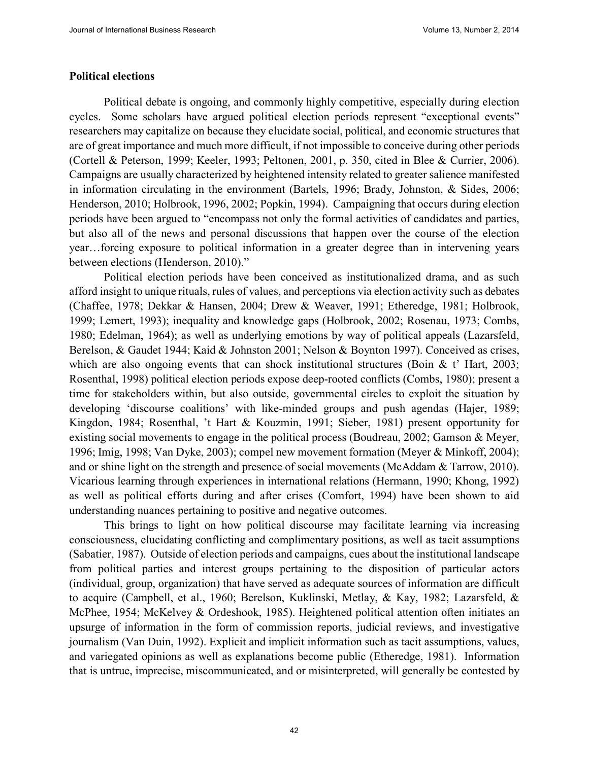**Political elections**

Political debate is ongoing, and commonly highly competitive, especially during election cycles. Some scholars have argued political election periods represent "exceptional events" researchers may capitalize on because they elucidate social, political, and economic structures that are of great importance and much more difficult, if not impossible to conceive during other periods (Cortell & Peterson, 1999; Keeler, 1993; Peltonen, 2001, p. 350, cited in Blee & Currier, 2006). Campaigns are usually characterized by heightened intensity related to greater salience manifested in information circulating in the environment (Bartels, 1996; Brady, Johnston, & Sides, 2006; Henderson, 2010; Holbrook, 1996, 2002; Popkin, 1994). Campaigning that occurs during election periods have been argued to "encompass not only the formal activities of candidates and parties, but also all of the news and personal discussions that happen over the course of the election year…forcing exposure to political information in a greater degree than in intervening years between elections (Henderson, 2010)."

Political election periods have been conceived as institutionalized drama, and as such afford insight to unique rituals, rules of values, and perceptions via election activity such as debates (Chaffee, 1978; Dekkar & Hansen, 2004; Drew & Weaver, 1991; Etheredge, 1981; Holbrook, 1999; Lemert, 1993); inequality and knowledge gaps (Holbrook, 2002; Rosenau, 1973; Combs, 1980; Edelman, 1964); as well as underlying emotions by way of political appeals (Lazarsfeld, Berelson, & Gaudet 1944; Kaid & Johnston 2001; Nelson & Boynton 1997). Conceived as crises, which are also ongoing events that can shock institutional structures (Boin & t' Hart, 2003; Rosenthal, 1998) political election periods expose deep-rooted conflicts (Combs, 1980); present a time for stakeholders within, but also outside, governmental circles to exploit the situation by developing 'discourse coalitions' with like-minded groups and push agendas (Hajer, 1989; Kingdon, 1984; Rosenthal, 't Hart & Kouzmin, 1991; Sieber, 1981) present opportunity for existing social movements to engage in the political process (Boudreau, 2002; Gamson & Meyer, 1996; Imig, 1998; Van Dyke, 2003); compel new movement formation (Meyer & Minkoff, 2004); and or shine light on the strength and presence of social movements (McAddam & Tarrow, 2010). Vicarious learning through experiences in international relations (Hermann, 1990; Khong, 1992) as well as political efforts during and after crises (Comfort, 1994) have been shown to aid understanding nuances pertaining to positive and negative outcomes.

This brings to light on how political discourse may facilitate learning via increasing consciousness, elucidating conflicting and complimentary positions, as well as tacit assumptions (Sabatier, 1987). Outside of election periods and campaigns, cues about the institutional landscape from political parties and interest groups pertaining to the disposition of particular actors (individual, group, organization) that have served as adequate sources of information are difficult to acquire (Campbell, et al., 1960; Berelson, Kuklinski, Metlay, & Kay, 1982; Lazarsfeld, & McPhee, 1954; McKelvey & Ordeshook, 1985). Heightened political attention often initiates an upsurge of information in the form of commission reports, judicial reviews, and investigative journalism (Van Duin, 1992). Explicit and implicit information such as tacit assumptions, values, and variegated opinions as well as explanations become public (Etheredge, 1981). Information that is untrue, imprecise, miscommunicated, and or misinterpreted, will generally be contested by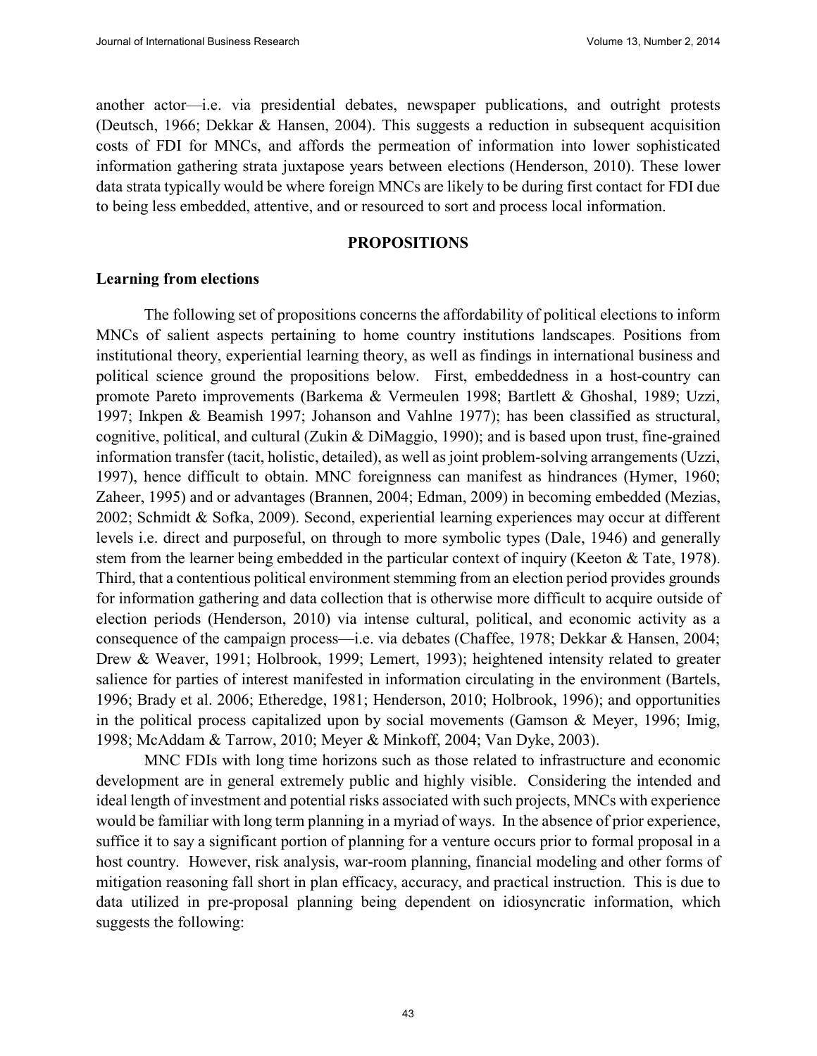another actor—i.e. via presidential debates, newspaper publications, and outright protests (Deutsch, 1966; Dekkar & Hansen, 2004). This suggests a reduction in subsequent acquisition costs of FDI for MNCs, and affords the permeation of information into lower sophisticated information gathering strata juxtapose years between elections (Henderson, 2010). These lower data strata typically would be where foreign MNCs are likely to be during first contact for FDI due to being less embedded, attentive, and or resourced to sort and process local information.

## PROPOSITIONS

### Learning from elections

The following set of propositions concerns the affordability of political elections to inform MNCs of salient aspects pertaining to home country institutions landscapes. Positions from institutional theory, experiential learning theory, as well as findings in international business and political science ground the propositions below. First, embeddedness in a host-country can promote Pareto improvements (Barkema & Vermeulen 1998; Bartlett & Ghoshal, 1989; Uzzi, 1997; Inkpen & Beamish 1997; Johanson and Vahlne 1977); has been classified as structural, cognitive, political, and cultural (Zukin & DiMaggio, 1990); and is based upon trust, fine-grained information transfer (tacit, holistic, detailed), as well as joint problem-solving arrangements (Uzzi, 1997), hence difficult to obtain. MNC foreignness can manifest as hindrances (Hymer, 1960; Zaheer, 1995) and or advantages (Brannen, 2004; Edman, 2009) in becoming embedded (Mezias, 2002; Schmidt & Sofka, 2009). Second, experiential learning experiences may occur at different levels i.e. direct and purposeful, on through to more symbolic types (Dale, 1946) and generally stem from the learner being embedded in the particular context of inquiry (Keeton & Tate, 1978). Third, that a contentious political environment stemming from an election period provides grounds for information gathering and data collection that is otherwise more difficult to acquire outside of election periods (Henderson, 2010) via intense cultural, political, and economic activity as a consequence of the campaign process—i.e. via debates (Chaffee, 1978; Dekkar & Hansen, 2004; Drew & Weaver, 1991; Holbrook, 1999; Lemert, 1993); heightened intensity related to greater salience for parties of interest manifested in information circulating in the environment (Bartels, 1996; Brady et al. 2006; Etheredge, 1981; Henderson, 2010; Holbrook, 1996); and opportunities in the political process capitalized upon by social movements (Gamson & Meyer, 1996; Imig, 1998; McAddam & Tarrow, 2010; Meyer & Minkoff, 2004; Van Dyke, 2003).

MNC FDIs with long time horizons such as those related to infrastructure and economic development are in general extremely public and highly visible. Considering the intended and ideal length of investment and potential risks associated with such projects, MNCs with experience would be familiar with long term planning in a myriad of ways. In the absence of prior experience, suffice it to say a significant portion of planning for a venture occurs prior to formal proposal in a host country. However, risk analysis, war-room planning, financial modeling and other forms of mitigation reasoning fall short in plan efficacy, accuracy, and practical instruction. This is due to data utilized in pre-proposal planning being dependent on idiosyncratic information, which suggests the following: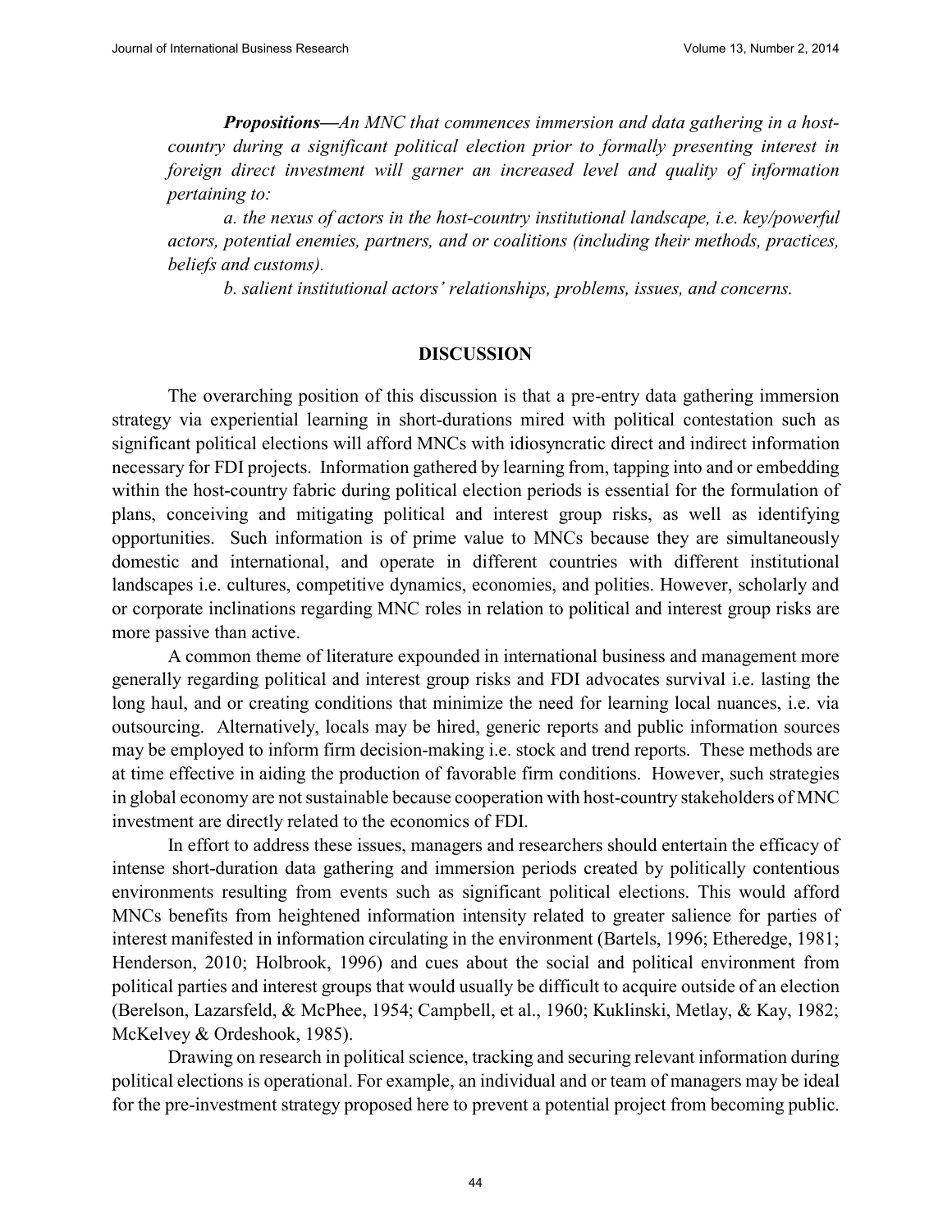***Propositions—****An MNC that commences immersion and data gathering in a host-country during a significant political election prior to formally presenting interest in foreign direct investment will garner an increased level and quality of information pertaining to:*

*a. the nexus of actors in the host-country institutional landscape, i.e. key/powerful actors, potential enemies, partners, and or coalitions (including their methods, practices, beliefs and customs).*

*b. salient institutional actors' relationships, problems, issues, and concerns.*

## DISCUSSION

The overarching position of this discussion is that a pre-entry data gathering immersion strategy via experiential learning in short-durations mired with political contestation such as significant political elections will afford MNCs with idiosyncratic direct and indirect information necessary for FDI projects. Information gathered by learning from, tapping into and or embedding within the host-country fabric during political election periods is essential for the formulation of plans, conceiving and mitigating political and interest group risks, as well as identifying opportunities. Such information is of prime value to MNCs because they are simultaneously domestic and international, and operate in different countries with different institutional landscapes i.e. cultures, competitive dynamics, economies, and polities. However, scholarly and or corporate inclinations regarding MNC roles in relation to political and interest group risks are more passive than active.

A common theme of literature expounded in international business and management more generally regarding political and interest group risks and FDI advocates survival i.e. lasting the long haul, and or creating conditions that minimize the need for learning local nuances, i.e. via outsourcing. Alternatively, locals may be hired, generic reports and public information sources may be employed to inform firm decision-making i.e. stock and trend reports. These methods are at time effective in aiding the production of favorable firm conditions. However, such strategies in global economy are not sustainable because cooperation with host-country stakeholders of MNC investment are directly related to the economics of FDI.

In effort to address these issues, managers and researchers should entertain the efficacy of intense short-duration data gathering and immersion periods created by politically contentious environments resulting from events such as significant political elections. This would afford MNCs benefits from heightened information intensity related to greater salience for parties of interest manifested in information circulating in the environment (Bartels, 1996; Etheredge, 1981; Henderson, 2010; Holbrook, 1996) and cues about the social and political environment from political parties and interest groups that would usually be difficult to acquire outside of an election (Berelson, Lazarsfeld, & McPhee, 1954; Campbell, et al., 1960; Kuklinski, Metlay, & Kay, 1982; McKelvey & Ordeshook, 1985).

Drawing on research in political science, tracking and securing relevant information during political elections is operational. For example, an individual and or team of managers may be ideal for the pre-investment strategy proposed here to prevent a potential project from becoming public.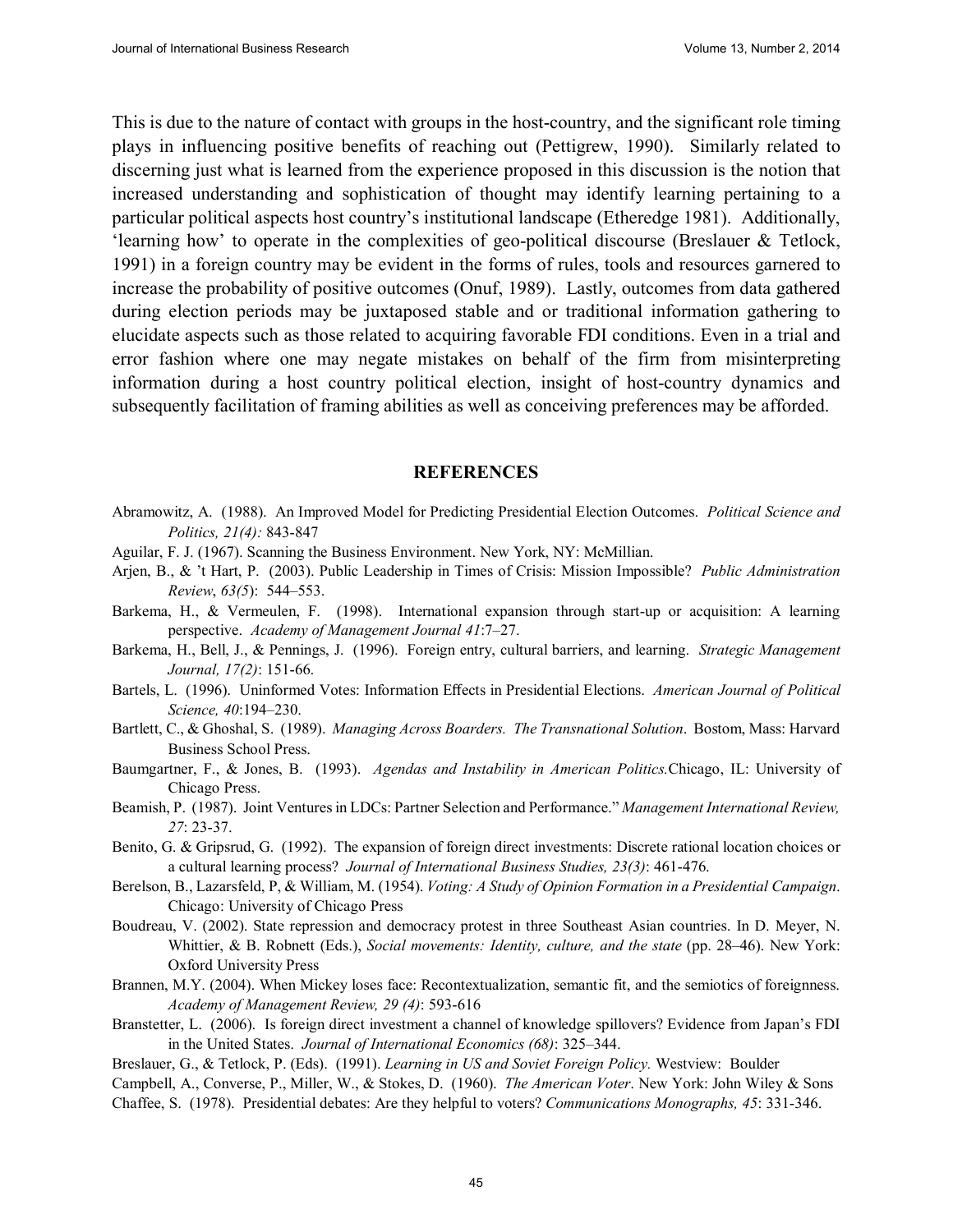This is due to the nature of contact with groups in the host-country, and the significant role timing plays in influencing positive benefits of reaching out (Pettigrew, 1990). Similarly related to discerning just what is learned from the experience proposed in this discussion is the notion that increased understanding and sophistication of thought may identify learning pertaining to a particular political aspects host country's institutional landscape (Etheredge 1981). Additionally, 'learning how' to operate in the complexities of geo-political discourse (Breslauer & Tetlock, 1991) in a foreign country may be evident in the forms of rules, tools and resources garnered to increase the probability of positive outcomes (Onuf, 1989). Lastly, outcomes from data gathered during election periods may be juxtaposed stable and or traditional information gathering to elucidate aspects such as those related to acquiring favorable FDI conditions. Even in a trial and error fashion where one may negate mistakes on behalf of the firm from misinterpreting information during a host country political election, insight of host-country dynamics and subsequently facilitation of framing abilities as well as conceiving preferences may be afforded.

## REFERENCES

Abramowitz, A. (1988). An Improved Model for Predicting Presidential Election Outcomes. *Political Science and Politics, 21(4):* 843-847

Aguilar, F. J. (1967). Scanning the Business Environment. New York, NY: McMillian.

Arjen, B., & 't Hart, P. (2003). Public Leadership in Times of Crisis: Mission Impossible? *Public Administration Review*, *63(5*): 544–553.

Barkema, H., & Vermeulen, F. (1998). International expansion through start-up or acquisition: A learning perspective. *Academy of Management Journal 41*:7–27.

Barkema, H., Bell, J., & Pennings, J. (1996). Foreign entry, cultural barriers, and learning. *Strategic Management Journal, 17(2)*: 151-66.

Bartels, L. (1996). Uninformed Votes: Information Effects in Presidential Elections. *American Journal of Political Science, 40*:194–230.

Bartlett, C., & Ghoshal, S. (1989). *Managing Across Boarders. The Transnational Solution*. Bostom, Mass: Harvard Business School Press.

Baumgartner, F., & Jones, B. (1993). *Agendas and Instability in American Politics.*Chicago, IL: University of Chicago Press.

Beamish, P. (1987). Joint Ventures in LDCs: Partner Selection and Performance." *Management International Review, 27*: 23-37.

Benito, G. & Gripsrud, G. (1992). The expansion of foreign direct investments: Discrete rational location choices or a cultural learning process? *Journal of International Business Studies, 23(3)*: 461-476.

Berelson, B., Lazarsfeld, P, & William, M. (1954). *Voting: A Study of Opinion Formation in a Presidential Campaign*. Chicago: University of Chicago Press

Boudreau, V. (2002). State repression and democracy protest in three Southeast Asian countries. In D. Meyer, N. Whittier, & B. Robnett (Eds.), *Social movements: Identity, culture, and the state* (pp. 28–46). New York: Oxford University Press

Brannen, M.Y. (2004). When Mickey loses face: Recontextualization, semantic fit, and the semiotics of foreignness. *Academy of Management Review, 29 (4)*: 593-616

Branstetter, L. (2006). Is foreign direct investment a channel of knowledge spillovers? Evidence from Japan's FDI in the United States. *Journal of International Economics (68)*: 325–344.

Breslauer, G., & Tetlock, P. (Eds). (1991). *Learning in US and Soviet Foreign Policy.* Westview: Boulder

Campbell, A., Converse, P., Miller, W., & Stokes, D. (1960). *The American Voter*. New York: John Wiley & Sons

Chaffee, S. (1978). Presidential debates: Are they helpful to voters? *Communications Monographs, 45*: 331-346.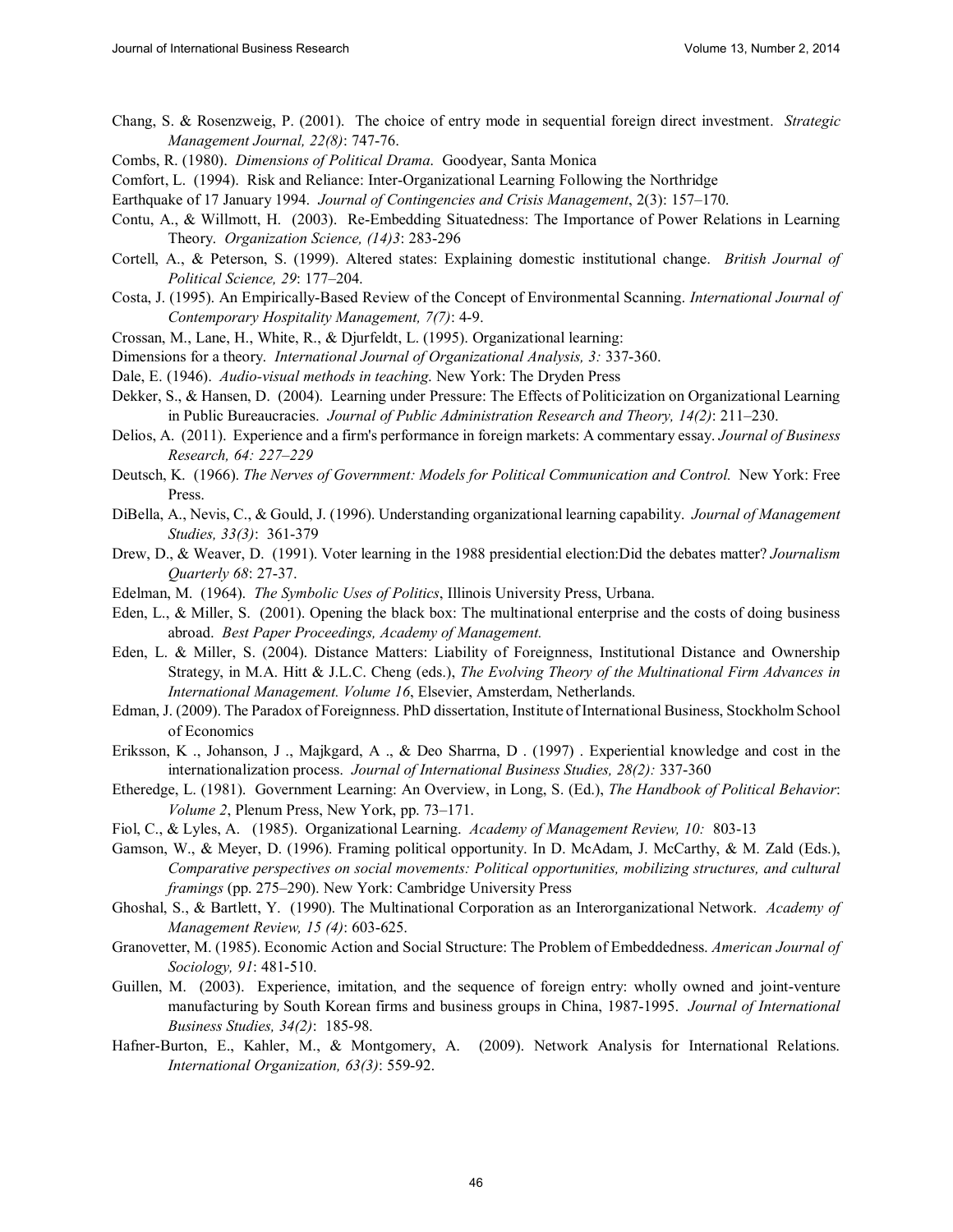Chang, S. & Rosenzweig, P. (2001). The choice of entry mode in sequential foreign direct investment. *Strategic Management Journal, 22(8)*: 747-76.

Combs, R. (1980). *Dimensions of Political Drama*. Goodyear, Santa Monica

Comfort, L. (1994). Risk and Reliance: Inter-Organizational Learning Following the Northridge

Earthquake of 17 January 1994. *Journal of Contingencies and Crisis Management*, 2(3): 157–170.

Contu, A., & Willmott, H. (2003). Re-Embedding Situatedness: The Importance of Power Relations in Learning Theory. *Organization Science, (14)3*: 283-296

Cortell, A., & Peterson, S. (1999). Altered states: Explaining domestic institutional change. *British Journal of Political Science, 29*: 177–204.

Costa, J. (1995). An Empirically-Based Review of the Concept of Environmental Scanning. *International Journal of Contemporary Hospitality Management, 7(7)*: 4-9.

Crossan, M., Lane, H., White, R., & Djurfeldt, L. (1995). Organizational learning:

Dimensions for a theory. *International Journal of Organizational Analysis, 3:* 337-360.

Dale, E. (1946). *Audio-visual methods in teaching*. New York: The Dryden Press

Dekker, S., & Hansen, D. (2004). Learning under Pressure: The Effects of Politicization on Organizational Learning in Public Bureaucracies. *Journal of Public Administration Research and Theory, 14(2)*: 211–230.

Delios, A. (2011). Experience and a firm's performance in foreign markets: A commentary essay. *Journal of Business Research, 64: 227–229*

Deutsch, K. (1966). *The Nerves of Government: Models for Political Communication and Control.* New York: Free Press.

DiBella, A., Nevis, C., & Gould, J. (1996). Understanding organizational learning capability. *Journal of Management Studies, 33(3)*: 361-379

Drew, D., & Weaver, D. (1991). Voter learning in the 1988 presidential election:Did the debates matter? *Journalism Quarterly 68*: 27-37.

Edelman, M. (1964). *The Symbolic Uses of Politics*, Illinois University Press, Urbana.

Eden, L., & Miller, S. (2001). Opening the black box: The multinational enterprise and the costs of doing business abroad. *Best Paper Proceedings, Academy of Management.*

Eden, L. & Miller, S. (2004). Distance Matters: Liability of Foreignness, Institutional Distance and Ownership Strategy, in M.A. Hitt & J.L.C. Cheng (eds.), *The Evolving Theory of the Multinational Firm Advances in International Management. Volume 16*, Elsevier, Amsterdam, Netherlands.

Edman, J. (2009). The Paradox of Foreignness. PhD dissertation, Institute of International Business, Stockholm School of Economics

Eriksson, K ., Johanson, J ., Majkgard, A ., & Deo Sharrna, D . (1997) . Experiential knowledge and cost in the internationalization process. *Journal of International Business Studies, 28(2):* 337-360

Etheredge, L. (1981). Government Learning: An Overview, in Long, S. (Ed.), *The Handbook of Political Behavior*: *Volume 2*, Plenum Press, New York, pp. 73–171.

Fiol, C., & Lyles, A. (1985). Organizational Learning. *Academy of Management Review, 10:* 803-13

Gamson, W., & Meyer, D. (1996). Framing political opportunity. In D. McAdam, J. McCarthy, & M. Zald (Eds.), *Comparative perspectives on social movements: Political opportunities, mobilizing structures, and cultural framings* (pp. 275–290). New York: Cambridge University Press

Ghoshal, S., & Bartlett, Y. (1990). The Multinational Corporation as an Interorganizational Network. *Academy of Management Review, 15 (4)*: 603-625.

Granovetter, M. (1985). Economic Action and Social Structure: The Problem of Embeddedness. *American Journal of Sociology, 91*: 481-510.

Guillen, M. (2003). Experience, imitation, and the sequence of foreign entry: wholly owned and joint-venture manufacturing by South Korean firms and business groups in China, 1987-1995. *Journal of International Business Studies, 34(2)*: 185-98.

Hafner-Burton, E., Kahler, M., & Montgomery, A. (2009). Network Analysis for International Relations. *International Organization, 63(3)*: 559-92.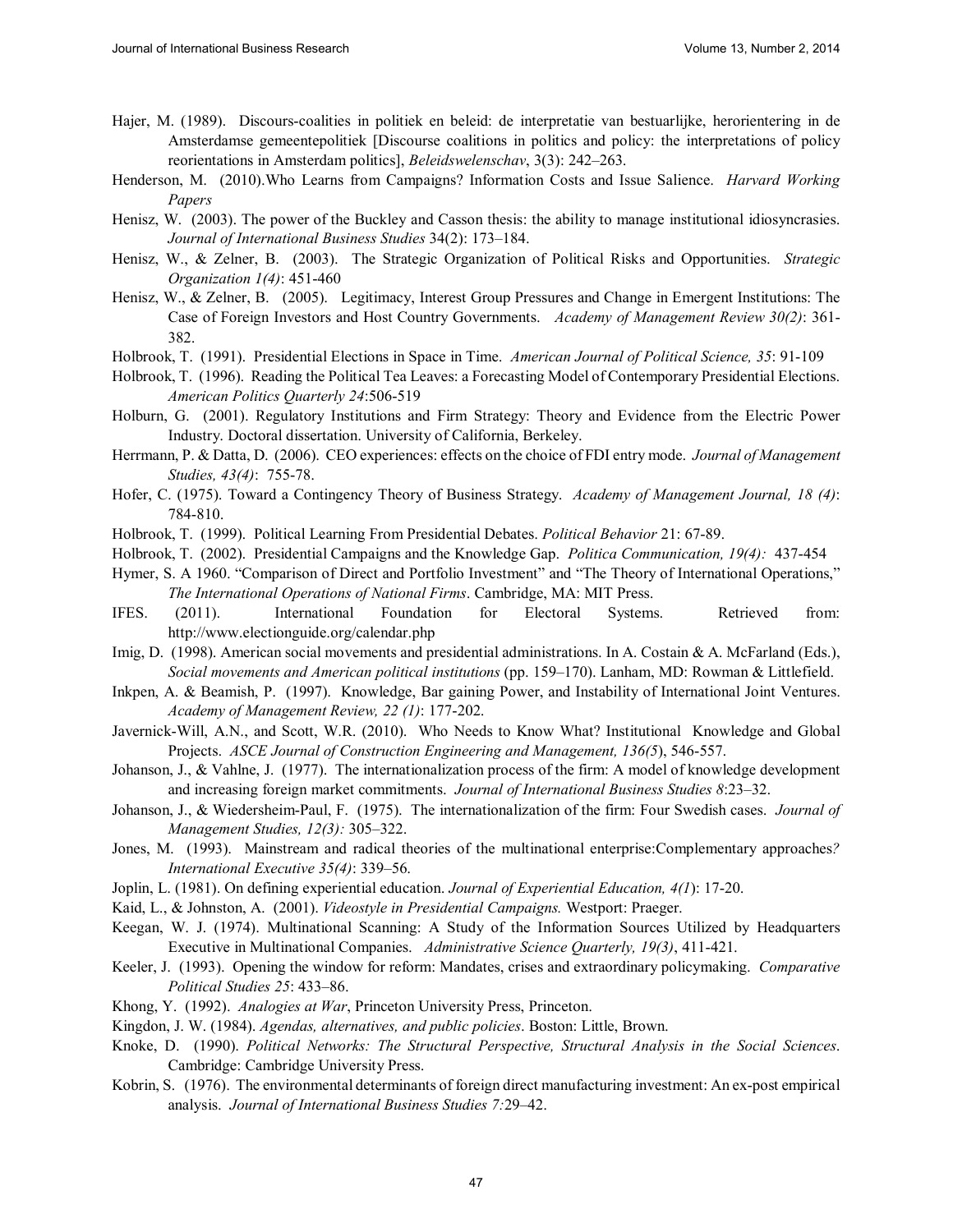Hajer, M. (1989). Discours-coalities in politiek en beleid: de interpretatie van bestuarlijke, herorientering in de Amsterdamse gemeentepolitiek [Discourse coalitions in politics and policy: the interpretations of policy reorientations in Amsterdam politics], *Beleidswelenschav*, 3(3): 242–263.

Henderson, M. (2010).Who Learns from Campaigns? Information Costs and Issue Salience. *Harvard Working Papers*

Henisz, W. (2003). The power of the Buckley and Casson thesis: the ability to manage institutional idiosyncrasies. *Journal of International Business Studies* 34(2): 173–184.

Henisz, W., & Zelner, B. (2003). The Strategic Organization of Political Risks and Opportunities. *Strategic Organization 1(4)*: 451-460

Henisz, W., & Zelner, B. (2005). Legitimacy, Interest Group Pressures and Change in Emergent Institutions: The Case of Foreign Investors and Host Country Governments. *Academy of Management Review 30(2)*: 361-382.

Holbrook, T. (1991). Presidential Elections in Space in Time. *American Journal of Political Science, 35*: 91-109

Holbrook, T. (1996). Reading the Political Tea Leaves: a Forecasting Model of Contemporary Presidential Elections. *American Politics Quarterly 24*:506-519

Holburn, G. (2001). Regulatory Institutions and Firm Strategy: Theory and Evidence from the Electric Power Industry. Doctoral dissertation. University of California, Berkeley.

Herrmann, P. & Datta, D. (2006). CEO experiences: effects on the choice of FDI entry mode. *Journal of Management Studies, 43(4)*: 755-78.

Hofer, C. (1975). Toward a Contingency Theory of Business Strategy. *Academy of Management Journal, 18 (4)*: 784-810.

Holbrook, T. (1999). Political Learning From Presidential Debates. *Political Behavior* 21: 67-89.

Holbrook, T. (2002). Presidential Campaigns and the Knowledge Gap. *Politica Communication, 19(4):* 437-454

Hymer, S. A 1960. "Comparison of Direct and Portfolio Investment" and "The Theory of International Operations," *The International Operations of National Firms*. Cambridge, MA: MIT Press.

IFES. (2011). International Foundation for Electoral Systems. Retrieved from: http://www.electionguide.org/calendar.php

Imig, D. (1998). American social movements and presidential administrations. In A. Costain & A. McFarland (Eds.), *Social movements and American political institutions* (pp. 159–170). Lanham, MD: Rowman & Littlefield.

Inkpen, A. & Beamish, P. (1997). Knowledge, Bar gaining Power, and Instability of International Joint Ventures. *Academy of Management Review, 22 (1)*: 177-202.

Javernick-Will, A.N., and Scott, W.R. (2010). Who Needs to Know What? Institutional Knowledge and Global Projects. *ASCE Journal of Construction Engineering and Management, 136(5*), 546-557.

Johanson, J., & Vahlne, J. (1977). The internationalization process of the firm: A model of knowledge development and increasing foreign market commitments. *Journal of International Business Studies 8*:23–32.

Johanson, J., & Wiedersheim-Paul, F. (1975). The internationalization of the firm: Four Swedish cases. *Journal of Management Studies, 12(3):* 305–322.

Jones, M. (1993). Mainstream and radical theories of the multinational enterprise:Complementary approaches*? International Executive 35(4)*: 339–56.

Joplin, L. (1981). On defining experiential education. *Journal of Experiential Education, 4(1*): 17-20.

Kaid, L., & Johnston, A. (2001). *Videostyle in Presidential Campaigns.* Westport: Praeger.

Keegan, W. J. (1974). Multinational Scanning: A Study of the Information Sources Utilized by Headquarters Executive in Multinational Companies. *Administrative Science Quarterly, 19(3)*, 411-421.

Keeler, J. (1993). Opening the window for reform: Mandates, crises and extraordinary policymaking. *Comparative Political Studies 25*: 433–86.

Khong, Y. (1992). *Analogies at War*, Princeton University Press, Princeton.

Kingdon, J. W. (1984). *Agendas, alternatives, and public policies*. Boston: Little, Brown.

Knoke, D. (1990). *Political Networks: The Structural Perspective, Structural Analysis in the Social Sciences*. Cambridge: Cambridge University Press.

Kobrin, S. (1976). The environmental determinants of foreign direct manufacturing investment: An ex-post empirical analysis. *Journal of International Business Studies 7:*29–42.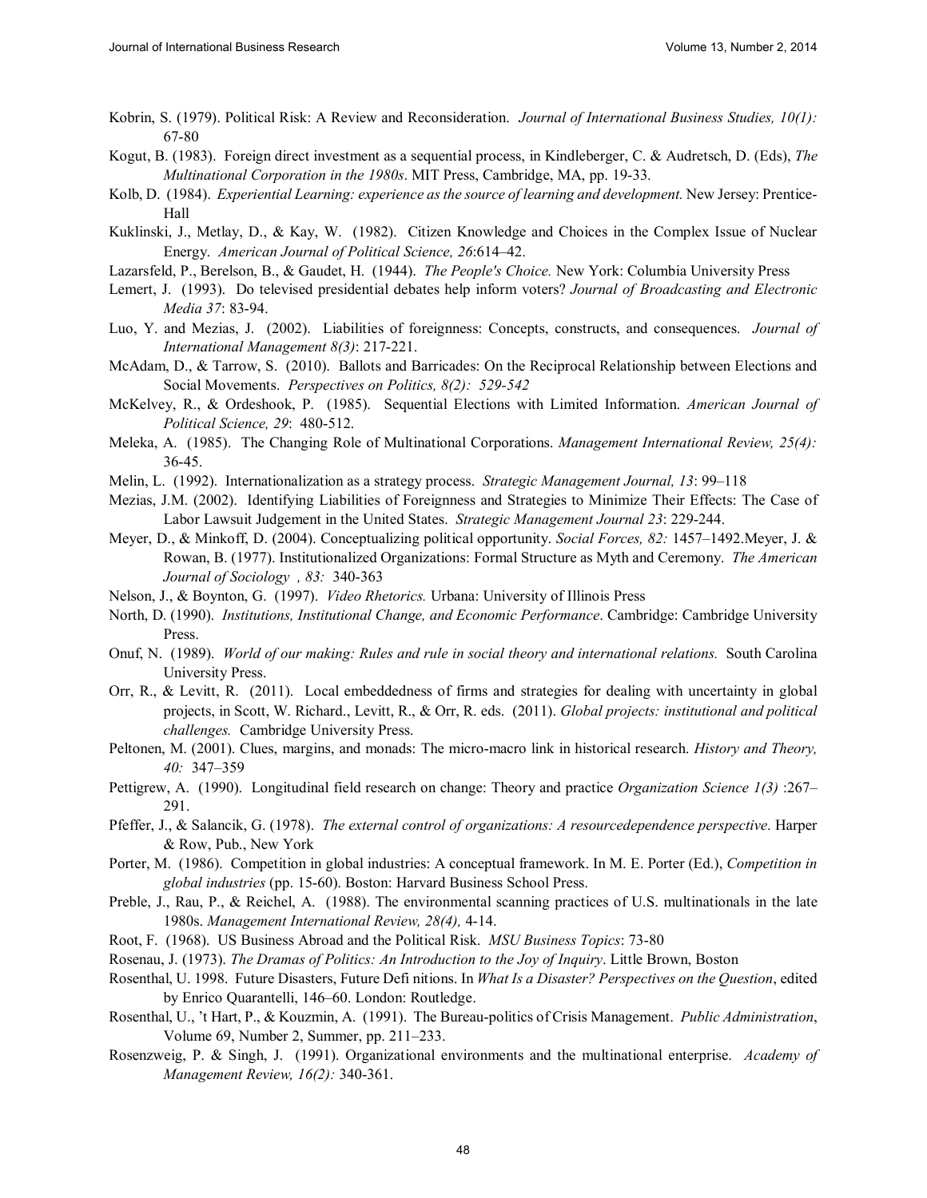Kobrin, S. (1979). Political Risk: A Review and Reconsideration. *Journal of International Business Studies, 10(1):* 67-80

Kogut, B. (1983). Foreign direct investment as a sequential process, in Kindleberger, C. & Audretsch, D. (Eds), *The Multinational Corporation in the 1980s*. MIT Press, Cambridge, MA, pp. 19-33.

Kolb, D. (1984). *Experiential Learning: experience as the source of learning and development.* New Jersey: Prentice-Hall

Kuklinski, J., Metlay, D., & Kay, W. (1982). Citizen Knowledge and Choices in the Complex Issue of Nuclear Energy. *American Journal of Political Science, 26*:614–42.

Lazarsfeld, P., Berelson, B., & Gaudet, H. (1944). *The People's Choice.* New York: Columbia University Press

Lemert, J. (1993). Do televised presidential debates help inform voters? *Journal of Broadcasting and Electronic Media 37*: 83-94.

Luo, Y. and Mezias, J. (2002). Liabilities of foreignness: Concepts, constructs, and consequences. *Journal of International Management 8(3)*: 217-221.

McAdam, D., & Tarrow, S. (2010). Ballots and Barricades: On the Reciprocal Relationship between Elections and Social Movements. *Perspectives on Politics, 8(2): 529-542*

McKelvey, R., & Ordeshook, P. (1985). Sequential Elections with Limited Information. *American Journal of Political Science, 29*: 480-512.

Meleka, A. (1985). The Changing Role of Multinational Corporations. *Management International Review, 25(4):* 36-45.

Melin, L. (1992). Internationalization as a strategy process. *Strategic Management Journal, 13*: 99–118

Mezias, J.M. (2002). Identifying Liabilities of Foreignness and Strategies to Minimize Their Effects: The Case of Labor Lawsuit Judgement in the United States. *Strategic Management Journal 23*: 229-244.

Meyer, D., & Minkoff, D. (2004). Conceptualizing political opportunity. *Social Forces, 82:* 1457–1492.Meyer, J. & Rowan, B. (1977). Institutionalized Organizations: Formal Structure as Myth and Ceremony. *The American Journal of Sociology , 83:* 340-363

Nelson, J., & Boynton, G. (1997). *Video Rhetorics.* Urbana: University of Illinois Press

North, D. (1990). *Institutions, Institutional Change, and Economic Performance*. Cambridge: Cambridge University Press.

Onuf, N. (1989). *World of our making: Rules and rule in social theory and international relations.* South Carolina University Press.

Orr, R., & Levitt, R. (2011). Local embeddedness of firms and strategies for dealing with uncertainty in global projects, in Scott, W. Richard., Levitt, R., & Orr, R. eds. (2011). *Global projects: institutional and political challenges.* Cambridge University Press.

Peltonen, M. (2001). Clues, margins, and monads: The micro-macro link in historical research. *History and Theory, 40:* 347–359

Pettigrew, A. (1990). Longitudinal field research on change: Theory and practice *Organization Science 1(3)* :267–291.

Pfeffer, J., & Salancik, G. (1978). *The external control of organizations: A resourcedependence perspective*. Harper & Row, Pub., New York

Porter, M. (1986). Competition in global industries: A conceptual framework. In M. E. Porter (Ed.), *Competition in global industries* (pp. 15-60). Boston: Harvard Business School Press.

Preble, J., Rau, P., & Reichel, A. (1988). The environmental scanning practices of U.S. multinationals in the late 1980s. *Management International Review, 28(4),* 4-14.

Root, F. (1968). US Business Abroad and the Political Risk. *MSU Business Topics*: 73-80

Rosenau, J. (1973). *The Dramas of Politics: An Introduction to the Joy of Inquiry*. Little Brown, Boston

Rosenthal, U. 1998. Future Disasters, Future Defi nitions. In *What Is a Disaster? Perspectives on the Question*, edited by Enrico Quarantelli, 146–60. London: Routledge.

Rosenthal, U., 't Hart, P., & Kouzmin, A. (1991). The Bureau-politics of Crisis Management. *Public Administration*, Volume 69, Number 2, Summer, pp. 211–233.

Rosenzweig, P. & Singh, J. (1991). Organizational environments and the multinational enterprise. *Academy of Management Review, 16(2):* 340-361.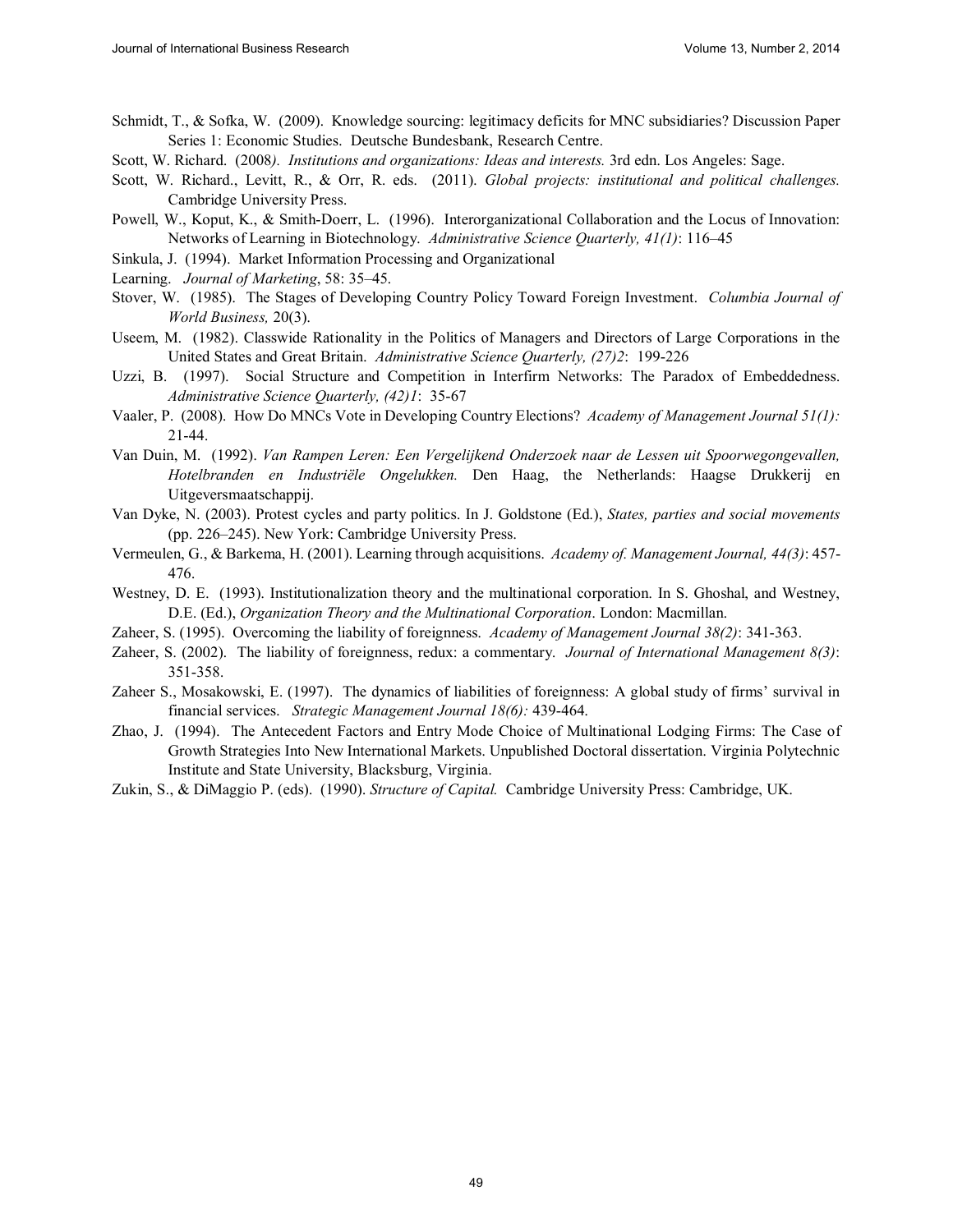Schmidt, T., & Sofka, W. (2009). Knowledge sourcing: legitimacy deficits for MNC subsidiaries? Discussion Paper Series 1: Economic Studies. Deutsche Bundesbank, Research Centre.

Scott, W. Richard. (2008*). Institutions and organizations: Ideas and interests.* 3rd edn. Los Angeles: Sage.

Scott, W. Richard., Levitt, R., & Orr, R. eds. (2011). *Global projects: institutional and political challenges.* Cambridge University Press.

Powell, W., Koput, K., & Smith-Doerr, L. (1996). Interorganizational Collaboration and the Locus of Innovation: Networks of Learning in Biotechnology. *Administrative Science Quarterly, 41(1)*: 116–45

Sinkula, J. (1994). Market Information Processing and Organizational

Learning. *Journal of Marketing*, 58: 35–45.

Stover, W. (1985). The Stages of Developing Country Policy Toward Foreign Investment. *Columbia Journal of World Business,* 20(3).

Useem, M. (1982). Classwide Rationality in the Politics of Managers and Directors of Large Corporations in the United States and Great Britain. *Administrative Science Quarterly, (27)2*: 199-226

Uzzi, B. (1997). Social Structure and Competition in Interfirm Networks: The Paradox of Embeddedness. *Administrative Science Quarterly, (42)1*: 35-67

Vaaler, P. (2008). How Do MNCs Vote in Developing Country Elections? *Academy of Management Journal 51(1):* 21-44.

Van Duin, M. (1992). *Van Rampen Leren: Een Vergelijkend Onderzoek naar de Lessen uit Spoorwegongevallen, Hotelbranden en Industriële Ongelukken.* Den Haag, the Netherlands: Haagse Drukkerij en Uitgeversmaatschappij.

Van Dyke, N. (2003). Protest cycles and party politics. In J. Goldstone (Ed.), *States, parties and social movements* (pp. 226–245). New York: Cambridge University Press.

Vermeulen, G., & Barkema, H. (2001). Learning through acquisitions. *Academy of. Management Journal, 44(3)*: 457-476.

Westney, D. E. (1993). Institutionalization theory and the multinational corporation. In S. Ghoshal, and Westney, D.E. (Ed.), *Organization Theory and the Multinational Corporation*. London: Macmillan.

Zaheer, S. (1995). Overcoming the liability of foreignness. *Academy of Management Journal 38(2)*: 341-363.

Zaheer, S. (2002). The liability of foreignness, redux: a commentary. *Journal of International Management 8(3)*: 351-358.

Zaheer S., Mosakowski, E. (1997). The dynamics of liabilities of foreignness: A global study of firms' survival in financial services. *Strategic Management Journal 18(6):* 439-464.

Zhao, J. (1994). The Antecedent Factors and Entry Mode Choice of Multinational Lodging Firms: The Case of Growth Strategies Into New International Markets. Unpublished Doctoral dissertation. Virginia Polytechnic Institute and State University, Blacksburg, Virginia.

Zukin, S., & DiMaggio P. (eds). (1990). *Structure of Capital.* Cambridge University Press: Cambridge, UK.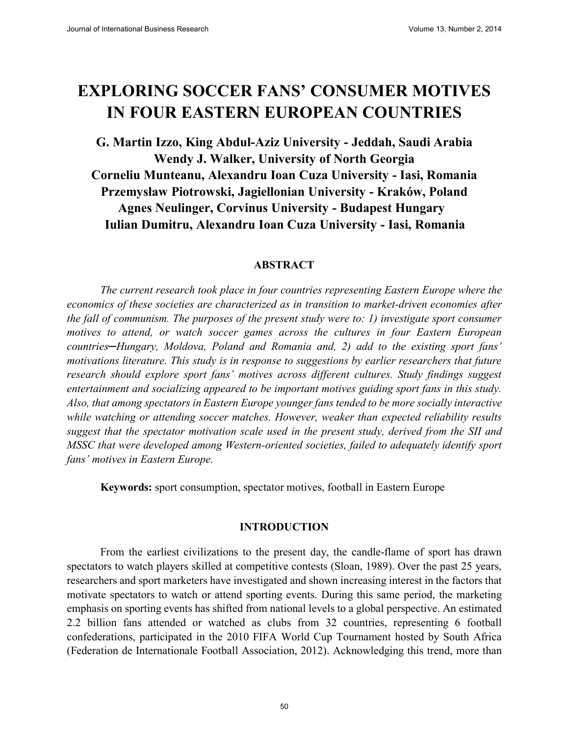# EXPLORING SOCCER FANS' CONSUMER MOTIVES IN FOUR EASTERN EUROPEAN COUNTRIES

**G. Martin Izzo, King Abdul-Aziz University - Jeddah, Saudi Arabia**
**Wendy J. Walker, University of North Georgia**
**Corneliu Munteanu, Alexandru Ioan Cuza University - Iasi, Romania**
**Przemysław Piotrowski, Jagiellonian University - Kraków, Poland**
**Agnes Neulinger, Corvinus University - Budapest Hungary**
**Iulian Dumitru, Alexandru Ioan Cuza University - Iasi, Romania**

## ABSTRACT

*The current research took place in four countries representing Eastern Europe where the economics of these societies are characterized as in transition to market-driven economies after the fall of communism. The purposes of the present study were to: 1) investigate sport consumer motives to attend, or watch soccer games across the cultures in four Eastern European countries—Hungary, Moldova, Poland and Romania and, 2) add to the existing sport fans' motivations literature. This study is in response to suggestions by earlier researchers that future research should explore sport fans' motives across different cultures. Study findings suggest entertainment and socializing appeared to be important motives guiding sport fans in this study. Also, that among spectators in Eastern Europe younger fans tended to be more socially interactive while watching or attending soccer matches. However, weaker than expected reliability results suggest that the spectator motivation scale used in the present study, derived from the SII and MSSC that were developed among Western-oriented societies, failed to adequately identify sport fans' motives in Eastern Europe.*

**Keywords:** sport consumption, spectator motives, football in Eastern Europe

## INTRODUCTION

From the earliest civilizations to the present day, the candle-flame of sport has drawn spectators to watch players skilled at competitive contests (Sloan, 1989). Over the past 25 years, researchers and sport marketers have investigated and shown increasing interest in the factors that motivate spectators to watch or attend sporting events. During this same period, the marketing emphasis on sporting events has shifted from national levels to a global perspective. An estimated 2.2 billion fans attended or watched as clubs from 32 countries, representing 6 football confederations, participated in the 2010 FIFA World Cup Tournament hosted by South Africa (Federation de Internationale Football Association, 2012). Acknowledging this trend, more than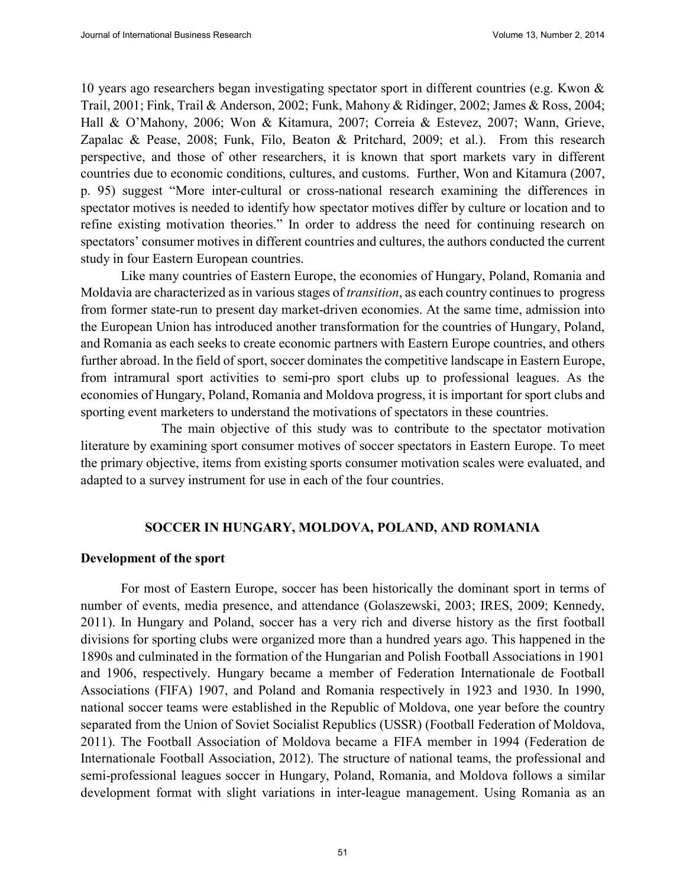10 years ago researchers began investigating spectator sport in different countries (e.g. Kwon & Trail, 2001; Fink, Trail & Anderson, 2002; Funk, Mahony & Ridinger, 2002; James & Ross, 2004; Hall & O'Mahony, 2006; Won & Kitamura, 2007; Correia & Estevez, 2007; Wann, Grieve, Zapalac & Pease, 2008; Funk, Filo, Beaton & Pritchard, 2009; et al.). From this research perspective, and those of other researchers, it is known that sport markets vary in different countries due to economic conditions, cultures, and customs. Further, Won and Kitamura (2007, p. 95) suggest "More inter-cultural or cross-national research examining the differences in spectator motives is needed to identify how spectator motives differ by culture or location and to refine existing motivation theories." In order to address the need for continuing research on spectators' consumer motives in different countries and cultures, the authors conducted the current study in four Eastern European countries.

Like many countries of Eastern Europe, the economies of Hungary, Poland, Romania and Moldavia are characterized as in various stages of *transition*, as each country continues to progress from former state-run to present day market-driven economies. At the same time, admission into the European Union has introduced another transformation for the countries of Hungary, Poland, and Romania as each seeks to create economic partners with Eastern Europe countries, and others further abroad. In the field of sport, soccer dominates the competitive landscape in Eastern Europe, from intramural sport activities to semi-pro sport clubs up to professional leagues. As the economies of Hungary, Poland, Romania and Moldova progress, it is important for sport clubs and sporting event marketers to understand the motivations of spectators in these countries.

The main objective of this study was to contribute to the spectator motivation literature by examining sport consumer motives of soccer spectators in Eastern Europe. To meet the primary objective, items from existing sports consumer motivation scales were evaluated, and adapted to a survey instrument for use in each of the four countries.

## SOCCER IN HUNGARY, MOLDOVA, POLAND, AND ROMANIA

### Development of the sport

For most of Eastern Europe, soccer has been historically the dominant sport in terms of number of events, media presence, and attendance (Golaszewski, 2003; IRES, 2009; Kennedy, 2011). In Hungary and Poland, soccer has a very rich and diverse history as the first football divisions for sporting clubs were organized more than a hundred years ago. This happened in the 1890s and culminated in the formation of the Hungarian and Polish Football Associations in 1901 and 1906, respectively. Hungary became a member of Federation Internationale de Football Associations (FIFA) 1907, and Poland and Romania respectively in 1923 and 1930. In 1990, national soccer teams were established in the Republic of Moldova, one year before the country separated from the Union of Soviet Socialist Republics (USSR) (Football Federation of Moldova, 2011). The Football Association of Moldova became a FIFA member in 1994 (Federation de Internationale Football Association, 2012). The structure of national teams, the professional and semi-professional leagues soccer in Hungary, Poland, Romania, and Moldova follows a similar development format with slight variations in inter-league management. Using Romania as an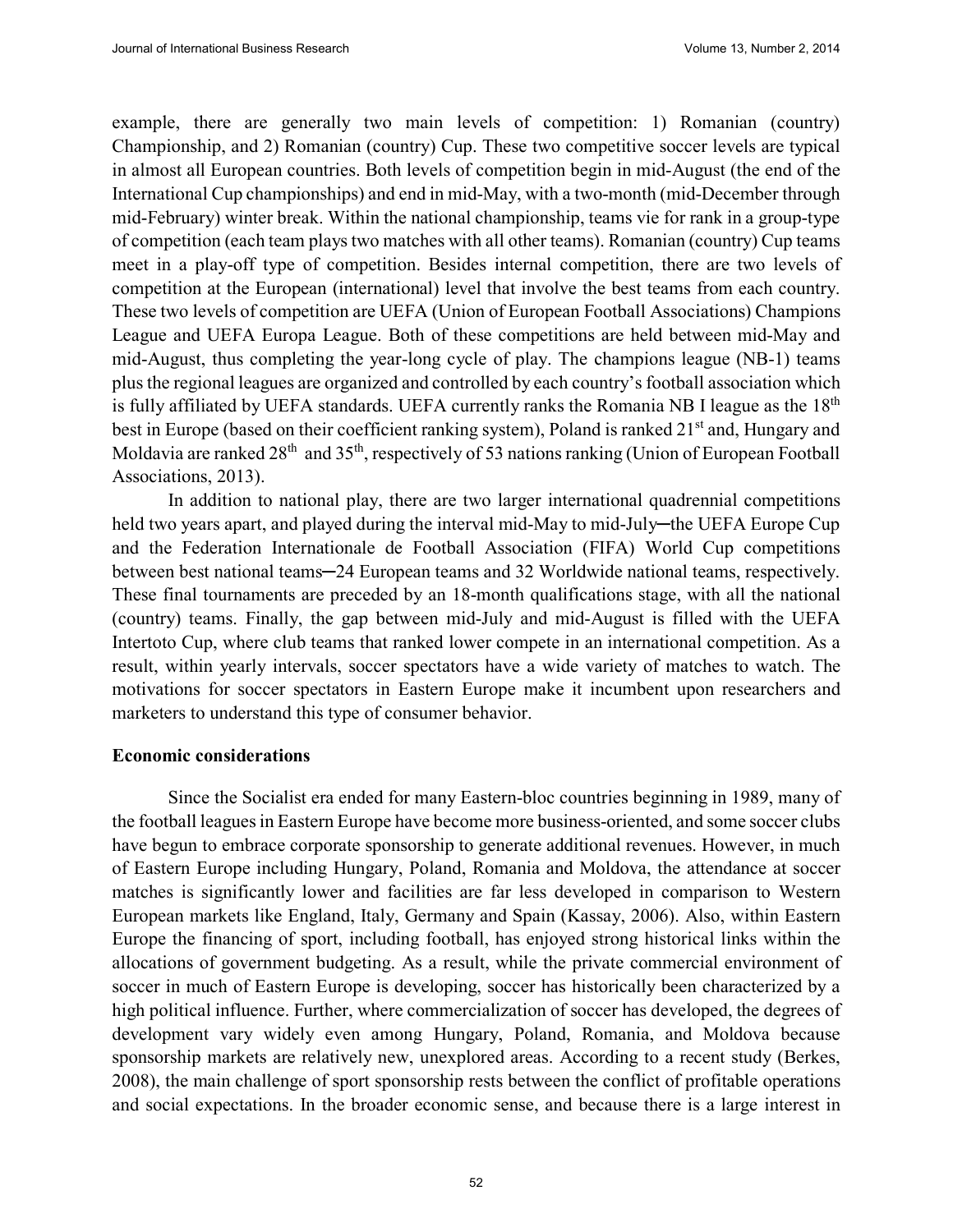example, there are generally two main levels of competition: 1) Romanian (country) Championship, and 2) Romanian (country) Cup. These two competitive soccer levels are typical in almost all European countries. Both levels of competition begin in mid-August (the end of the International Cup championships) and end in mid-May, with a two-month (mid-December through mid-February) winter break. Within the national championship, teams vie for rank in a group-type of competition (each team plays two matches with all other teams). Romanian (country) Cup teams meet in a play-off type of competition. Besides internal competition, there are two levels of competition at the European (international) level that involve the best teams from each country. These two levels of competition are UEFA (Union of European Football Associations) Champions League and UEFA Europa League. Both of these competitions are held between mid-May and mid-August, thus completing the year-long cycle of play. The champions league (NB-1) teams plus the regional leagues are organized and controlled by each country's football association which is fully affiliated by UEFA standards. UEFA currently ranks the Romania NB I league as the 18th best in Europe (based on their coefficient ranking system), Poland is ranked 21st and, Hungary and Moldavia are ranked 28th and 35th, respectively of 53 nations ranking (Union of European Football Associations, 2013).

In addition to national play, there are two larger international quadrennial competitions held two years apart, and played during the interval mid-May to mid-July─the UEFA Europe Cup and the Federation Internationale de Football Association (FIFA) World Cup competitions between best national teams─24 European teams and 32 Worldwide national teams, respectively. These final tournaments are preceded by an 18-month qualifications stage, with all the national (country) teams. Finally, the gap between mid-July and mid-August is filled with the UEFA Intertoto Cup, where club teams that ranked lower compete in an international competition. As a result, within yearly intervals, soccer spectators have a wide variety of matches to watch. The motivations for soccer spectators in Eastern Europe make it incumbent upon researchers and marketers to understand this type of consumer behavior.

**Economic considerations**

Since the Socialist era ended for many Eastern-bloc countries beginning in 1989, many of the football leagues in Eastern Europe have become more business-oriented, and some soccer clubs have begun to embrace corporate sponsorship to generate additional revenues. However, in much of Eastern Europe including Hungary, Poland, Romania and Moldova, the attendance at soccer matches is significantly lower and facilities are far less developed in comparison to Western European markets like England, Italy, Germany and Spain (Kassay, 2006). Also, within Eastern Europe the financing of sport, including football, has enjoyed strong historical links within the allocations of government budgeting. As a result, while the private commercial environment of soccer in much of Eastern Europe is developing, soccer has historically been characterized by a high political influence. Further, where commercialization of soccer has developed, the degrees of development vary widely even among Hungary, Poland, Romania, and Moldova because sponsorship markets are relatively new, unexplored areas. According to a recent study (Berkes, 2008), the main challenge of sport sponsorship rests between the conflict of profitable operations and social expectations. In the broader economic sense, and because there is a large interest in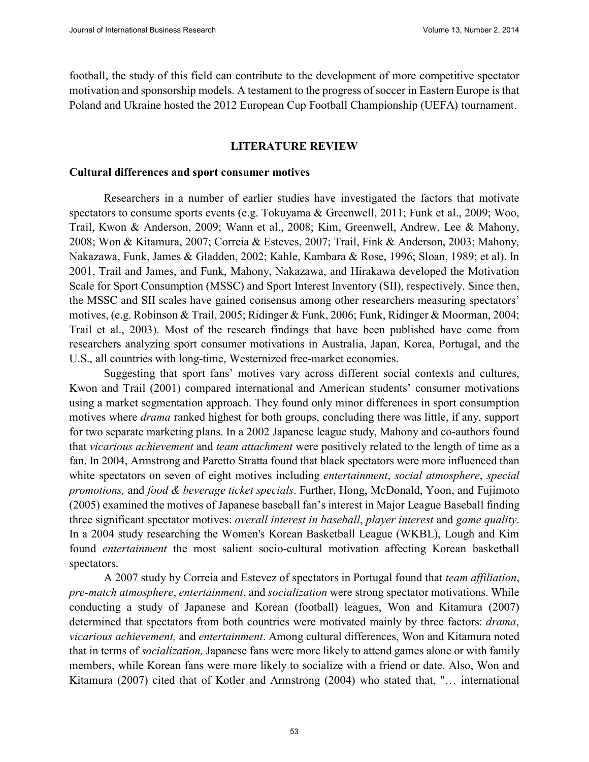football, the study of this field can contribute to the development of more competitive spectator motivation and sponsorship models. A testament to the progress of soccer in Eastern Europe is that Poland and Ukraine hosted the 2012 European Cup Football Championship (UEFA) tournament.

## LITERATURE REVIEW

### Cultural differences and sport consumer motives

Researchers in a number of earlier studies have investigated the factors that motivate spectators to consume sports events (e.g. Tokuyama & Greenwell, 2011; Funk et al., 2009; Woo, Trail, Kwon & Anderson, 2009; Wann et al., 2008; Kim, Greenwell, Andrew, Lee & Mahony, 2008; Won & Kitamura, 2007; Correia & Esteves, 2007; Trail, Fink & Anderson, 2003; Mahony, Nakazawa, Funk, James & Gladden, 2002; Kahle, Kambara & Rose, 1996; Sloan, 1989; et al). In 2001, Trail and James, and Funk, Mahony, Nakazawa, and Hirakawa developed the Motivation Scale for Sport Consumption (MSSC) and Sport Interest Inventory (SII), respectively. Since then, the MSSC and SII scales have gained consensus among other researchers measuring spectators' motives, (e.g. Robinson & Trail, 2005; Ridinger & Funk, 2006; Funk, Ridinger & Moorman, 2004; Trail et al., 2003). Most of the research findings that have been published have come from researchers analyzing sport consumer motivations in Australia, Japan, Korea, Portugal, and the U.S., all countries with long-time, Westernized free-market economies.

Suggesting that sport fans' motives vary across different social contexts and cultures, Kwon and Trail (2001) compared international and American students' consumer motivations using a market segmentation approach. They found only minor differences in sport consumption motives where *drama* ranked highest for both groups, concluding there was little, if any, support for two separate marketing plans. In a 2002 Japanese league study, Mahony and co-authors found that *vicarious achievement* and *team attachment* were positively related to the length of time as a fan. In 2004, Armstrong and Paretto Stratta found that black spectators were more influenced than white spectators on seven of eight motives including *entertainment*, *social atmosphere*, *special promotions,* and *food & beverage ticket specials*. Further, Hong, McDonald, Yoon, and Fujimoto (2005) examined the motives of Japanese baseball fan's interest in Major League Baseball finding three significant spectator motives: *overall interest in baseball*, *player interest* and *game quality*. In a 2004 study researching the Women's Korean Basketball League (WKBL), Lough and Kim found *entertainment* the most salient socio-cultural motivation affecting Korean basketball spectators.

A 2007 study by Correia and Estevez of spectators in Portugal found that *team affiliation*, *pre-match atmosphere*, *entertainment*, and *socialization* were strong spectator motivations. While conducting a study of Japanese and Korean (football) leagues, Won and Kitamura (2007) determined that spectators from both countries were motivated mainly by three factors: *drama*, *vicarious achievement,* and *entertainment*. Among cultural differences, Won and Kitamura noted that in terms of *socialization,* Japanese fans were more likely to attend games alone or with family members, while Korean fans were more likely to socialize with a friend or date. Also, Won and Kitamura (2007) cited that of Kotler and Armstrong (2004) who stated that, "… international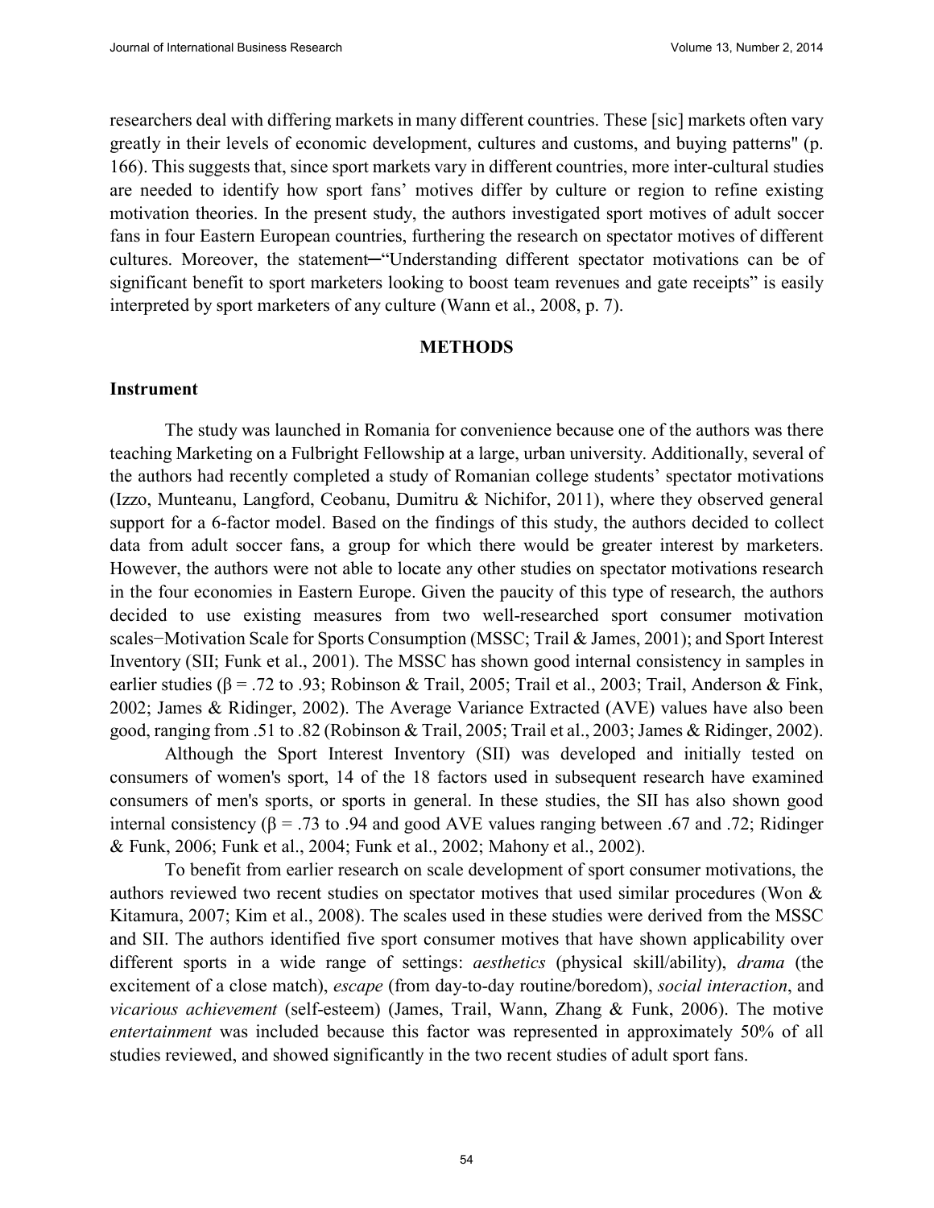researchers deal with differing markets in many different countries. These [sic] markets often vary greatly in their levels of economic development, cultures and customs, and buying patterns" (p. 166). This suggests that, since sport markets vary in different countries, more inter-cultural studies are needed to identify how sport fans' motives differ by culture or region to refine existing motivation theories. In the present study, the authors investigated sport motives of adult soccer fans in four Eastern European countries, furthering the research on spectator motives of different cultures. Moreover, the statement─"Understanding different spectator motivations can be of significant benefit to sport marketers looking to boost team revenues and gate receipts" is easily interpreted by sport marketers of any culture (Wann et al., 2008, p. 7).

## METHODS

### Instrument

The study was launched in Romania for convenience because one of the authors was there teaching Marketing on a Fulbright Fellowship at a large, urban university. Additionally, several of the authors had recently completed a study of Romanian college students' spectator motivations (Izzo, Munteanu, Langford, Ceobanu, Dumitru & Nichifor, 2011), where they observed general support for a 6-factor model. Based on the findings of this study, the authors decided to collect data from adult soccer fans, a group for which there would be greater interest by marketers. However, the authors were not able to locate any other studies on spectator motivations research in the four economies in Eastern Europe. Given the paucity of this type of research, the authors decided to use existing measures from two well-researched sport consumer motivation scales−Motivation Scale for Sports Consumption (MSSC; Trail & James, 2001); and Sport Interest Inventory (SII; Funk et al., 2001). The MSSC has shown good internal consistency in samples in earlier studies (β = .72 to .93; Robinson & Trail, 2005; Trail et al., 2003; Trail, Anderson & Fink, 2002; James & Ridinger, 2002). The Average Variance Extracted (AVE) values have also been good, ranging from .51 to .82 (Robinson & Trail, 2005; Trail et al., 2003; James & Ridinger, 2002).

Although the Sport Interest Inventory (SII) was developed and initially tested on consumers of women's sport, 14 of the 18 factors used in subsequent research have examined consumers of men's sports, or sports in general. In these studies, the SII has also shown good internal consistency (β = .73 to .94 and good AVE values ranging between .67 and .72; Ridinger & Funk, 2006; Funk et al., 2004; Funk et al., 2002; Mahony et al., 2002).

To benefit from earlier research on scale development of sport consumer motivations, the authors reviewed two recent studies on spectator motives that used similar procedures (Won & Kitamura, 2007; Kim et al., 2008). The scales used in these studies were derived from the MSSC and SII. The authors identified five sport consumer motives that have shown applicability over different sports in a wide range of settings: *aesthetics* (physical skill/ability), *drama* (the excitement of a close match), *escape* (from day-to-day routine/boredom), *social interaction*, and *vicarious achievement* (self-esteem) (James, Trail, Wann, Zhang & Funk, 2006). The motive *entertainment* was included because this factor was represented in approximately 50% of all studies reviewed, and showed significantly in the two recent studies of adult sport fans.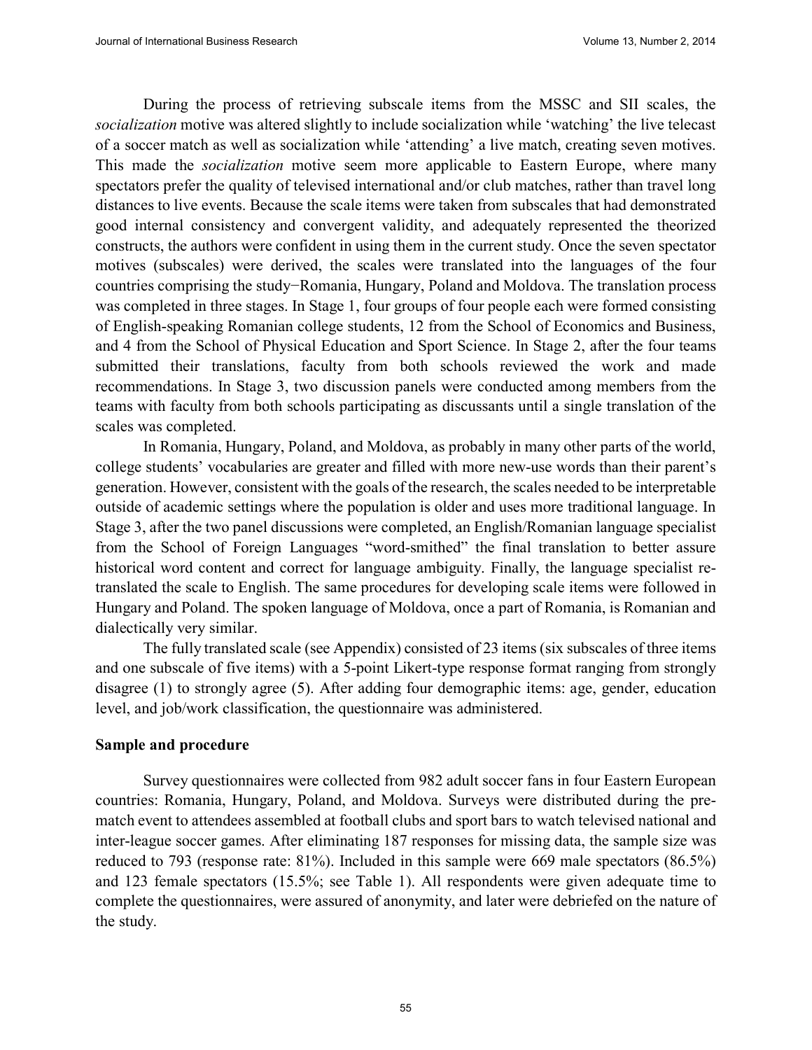During the process of retrieving subscale items from the MSSC and SII scales, the *socialization* motive was altered slightly to include socialization while 'watching' the live telecast of a soccer match as well as socialization while 'attending' a live match, creating seven motives. This made the *socialization* motive seem more applicable to Eastern Europe, where many spectators prefer the quality of televised international and/or club matches, rather than travel long distances to live events. Because the scale items were taken from subscales that had demonstrated good internal consistency and convergent validity, and adequately represented the theorized constructs, the authors were confident in using them in the current study. Once the seven spectator motives (subscales) were derived, the scales were translated into the languages of the four countries comprising the study−Romania, Hungary, Poland and Moldova. The translation process was completed in three stages. In Stage 1, four groups of four people each were formed consisting of English-speaking Romanian college students, 12 from the School of Economics and Business, and 4 from the School of Physical Education and Sport Science. In Stage 2, after the four teams submitted their translations, faculty from both schools reviewed the work and made recommendations. In Stage 3, two discussion panels were conducted among members from the teams with faculty from both schools participating as discussants until a single translation of the scales was completed.

In Romania, Hungary, Poland, and Moldova, as probably in many other parts of the world, college students' vocabularies are greater and filled with more new-use words than their parent's generation. However, consistent with the goals of the research, the scales needed to be interpretable outside of academic settings where the population is older and uses more traditional language. In Stage 3, after the two panel discussions were completed, an English/Romanian language specialist from the School of Foreign Languages "word-smithed" the final translation to better assure historical word content and correct for language ambiguity. Finally, the language specialist re-translated the scale to English. The same procedures for developing scale items were followed in Hungary and Poland. The spoken language of Moldova, once a part of Romania, is Romanian and dialectically very similar.

The fully translated scale (see Appendix) consisted of 23 items (six subscales of three items and one subscale of five items) with a 5-point Likert-type response format ranging from strongly disagree (1) to strongly agree (5). After adding four demographic items: age, gender, education level, and job/work classification, the questionnaire was administered.

### Sample and procedure

Survey questionnaires were collected from 982 adult soccer fans in four Eastern European countries: Romania, Hungary, Poland, and Moldova. Surveys were distributed during the pre-match event to attendees assembled at football clubs and sport bars to watch televised national and inter-league soccer games. After eliminating 187 responses for missing data, the sample size was reduced to 793 (response rate: 81%). Included in this sample were 669 male spectators (86.5%) and 123 female spectators (15.5%; see Table 1). All respondents were given adequate time to complete the questionnaires, were assured of anonymity, and later were debriefed on the nature of the study.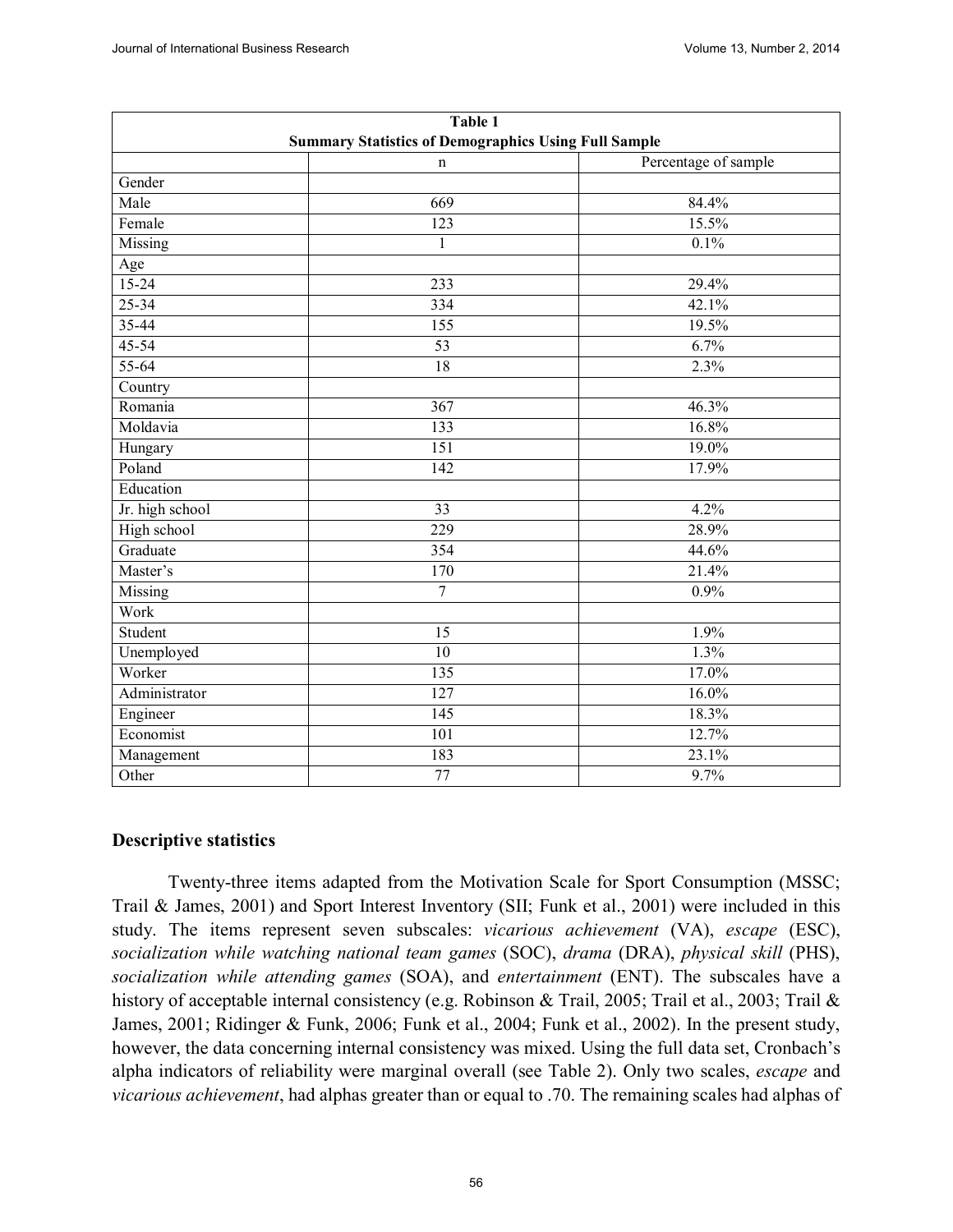| Table 1<br>Summary Statistics of Demographics Using Full Sample | | |
|---|---|---|
| | n | Percentage of sample |
| Gender | | |
| Male | 669 | 84.4% |
| Female | 123 | 15.5% |
| Missing | 1 | 0.1% |
| Age | | |
| 15-24 | 233 | 29.4% |
| 25-34 | 334 | 42.1% |
| 35-44 | 155 | 19.5% |
| 45-54 | 53 | 6.7% |
| 55-64 | 18 | 2.3% |
| Country | | |
| Romania | 367 | 46.3% |
| Moldavia | 133 | 16.8% |
| Hungary | 151 | 19.0% |
| Poland | 142 | 17.9% |
| Education | | |
| Jr. high school | 33 | 4.2% |
| High school | 229 | 28.9% |
| Graduate | 354 | 44.6% |
| Master's | 170 | 21.4% |
| Missing | 7 | 0.9% |
| Work | | |
| Student | 15 | 1.9% |
| Unemployed | 10 | 1.3% |
| Worker | 135 | 17.0% |
| Administrator | 127 | 16.0% |
| Engineer | 145 | 18.3% |
| Economist | 101 | 12.7% |
| Management | 183 | 23.1% |
| Other | 77 | 9.7% |

## Descriptive statistics

Twenty-three items adapted from the Motivation Scale for Sport Consumption (MSSC; Trail & James, 2001) and Sport Interest Inventory (SII; Funk et al., 2001) were included in this study. The items represent seven subscales: *vicarious achievement* (VA), *escape* (ESC), *socialization while watching national team games* (SOC), *drama* (DRA), *physical skill* (PHS), *socialization while attending games* (SOA), and *entertainment* (ENT). The subscales have a history of acceptable internal consistency (e.g. Robinson & Trail, 2005; Trail et al., 2003; Trail & James, 2001; Ridinger & Funk, 2006; Funk et al., 2004; Funk et al., 2002). In the present study, however, the data concerning internal consistency was mixed. Using the full data set, Cronbach's alpha indicators of reliability were marginal overall (see Table 2). Only two scales, *escape* and *vicarious achievement*, had alphas greater than or equal to .70. The remaining scales had alphas of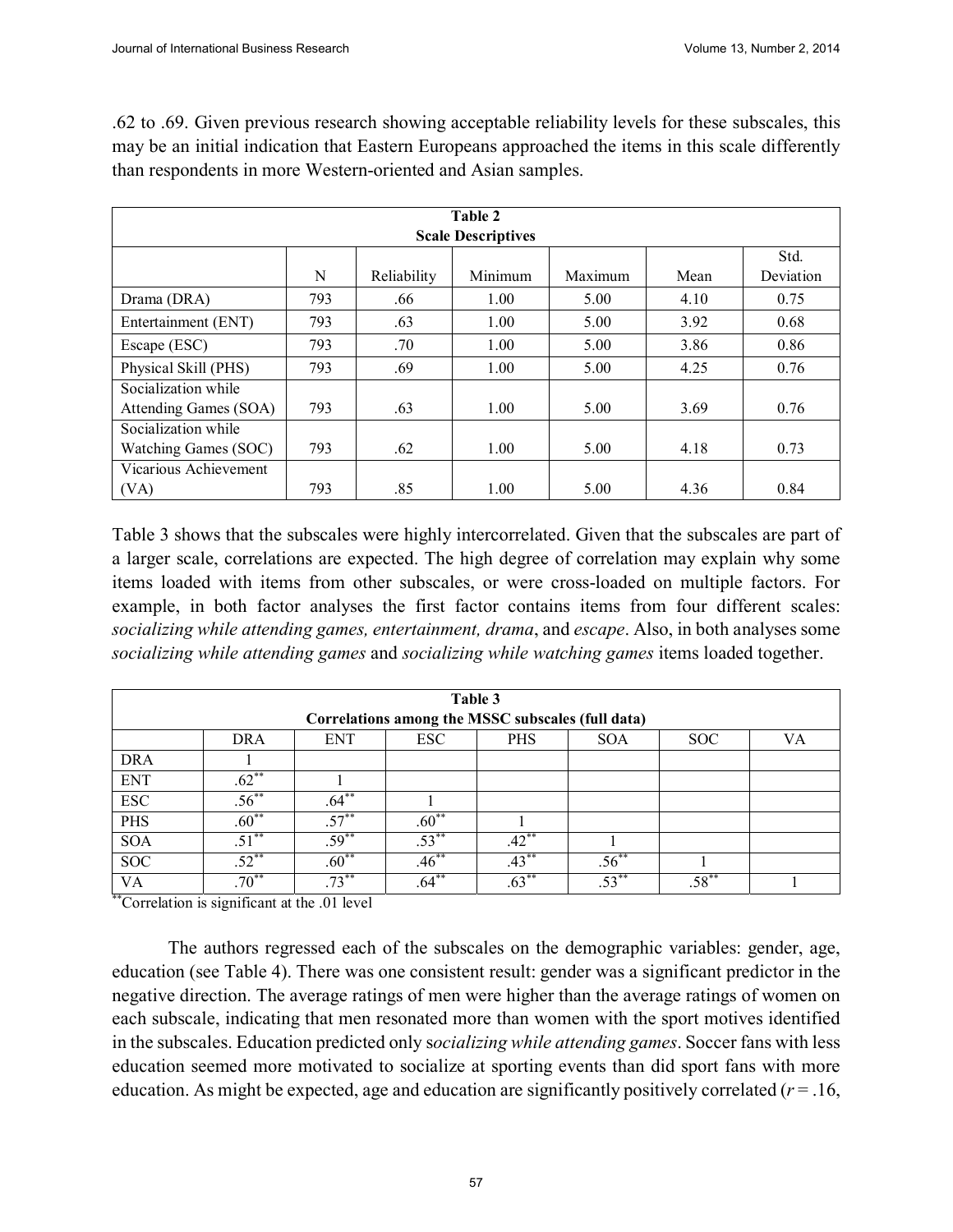.62 to .69. Given previous research showing acceptable reliability levels for these subscales, this may be an initial indication that Eastern Europeans approached the items in this scale differently than respondents in more Western-oriented and Asian samples.

**Table 2**
**Scale Descriptives**

| | N | Reliability | Minimum | Maximum | Mean | Std. Deviation |
|---|---|---|---|---|---|---|
| Drama (DRA) | 793 | .66 | 1.00 | 5.00 | 4.10 | 0.75 |
| Entertainment (ENT) | 793 | .63 | 1.00 | 5.00 | 3.92 | 0.68 |
| Escape (ESC) | 793 | .70 | 1.00 | 5.00 | 3.86 | 0.86 |
| Physical Skill (PHS) | 793 | .69 | 1.00 | 5.00 | 4.25 | 0.76 |
| Socialization while Attending Games (SOA) | 793 | .63 | 1.00 | 5.00 | 3.69 | 0.76 |
| Socialization while Watching Games (SOC) | 793 | .62 | 1.00 | 5.00 | 4.18 | 0.73 |
| Vicarious Achievement (VA) | 793 | .85 | 1.00 | 5.00 | 4.36 | 0.84 |

Table 3 shows that the subscales were highly intercorrelated. Given that the subscales are part of a larger scale, correlations are expected. The high degree of correlation may explain why some items loaded with items from other subscales, or were cross-loaded on multiple factors. For example, in both factor analyses the first factor contains items from four different scales: *socializing while attending games, entertainment, drama*, and *escape*. Also, in both analyses some *socializing while attending games* and *socializing while watching games* items loaded together.

**Table 3**
**Correlations among the MSSC subscales (full data)**

| | DRA | ENT | ESC | PHS | SOA | SOC | VA |
|---|---|---|---|---|---|---|---|
| DRA | 1 | | | | | | |
| ENT | .62** | 1 | | | | | |
| ESC | .56** | .64** | 1 | | | | |
| PHS | .60** | .57** | .60** | 1 | | | |
| SOA | .51** | .59** | .53** | .42** | 1 | | |
| SOC | .52** | .60** | .46** | .43** | .56** | 1 | |
| VA | .70** | .73** | .64** | .63** | .53** | .58** | 1 |

**Correlation is significant at the .01 level

The authors regressed each of the subscales on the demographic variables: gender, age, education (see Table 4). There was one consistent result: gender was a significant predictor in the negative direction. The average ratings of men were higher than the average ratings of women on each subscale, indicating that men resonated more than women with the sport motives identified in the subscales. Education predicted only s*ocializing while attending games*. Soccer fans with less education seemed more motivated to socialize at sporting events than did sport fans with more education. As might be expected, age and education are significantly positively correlated ($r = .16$,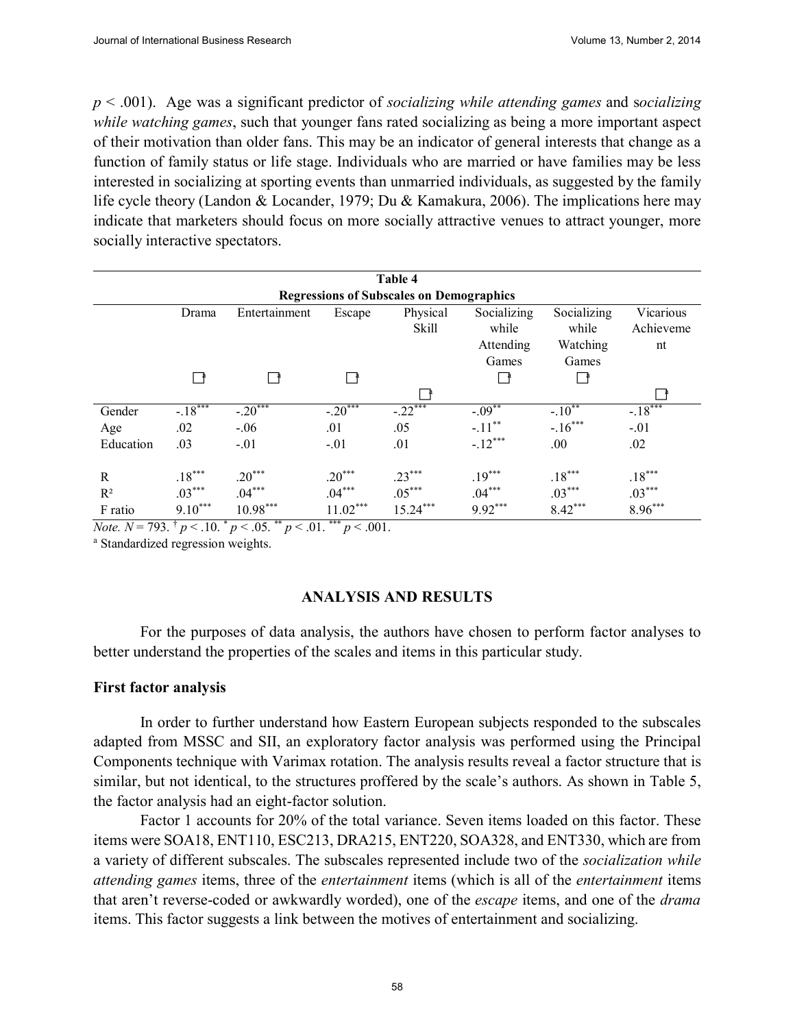$p < .001$). Age was a significant predictor of *socializing while attending games* and *socializing while watching games*, such that younger fans rated socializing as being a more important aspect of their motivation than older fans. This may be an indicator of general interests that change as a function of family status or life stage. Individuals who are married or have families may be less interested in socializing at sporting events than unmarried individuals, as suggested by the family life cycle theory (Landon & Locander, 1979; Du & Kamakura, 2006). The implications here may indicate that marketers should focus on more socially attractive venues to attract younger, more socially interactive spectators.

**Table 4**

**Regressions of Subscales on Demographics**

| | Drama | Entertainment | Escape | Physical Skill | Socializing while Attending Games | Socializing while Watching Games | Vicarious Achievement |
|---|---|---|---|---|---|---|---|
| | [a] | [a] | [a] | [a] | [a] | [a] | [a] |
| Gender | $-.18^{***}$ | $-.20^{***}$ | $-.20^{***}$ | $-.22^{***}$ | $-.09^{**}$ | $-.10^{**}$ | $-.18^{***}$ |
| Age | .02 | -.06 | .01 | .05 | $-.11^{**}$ | $-.16^{***}$ | -.01 |
| Education | .03 | -.01 | -.01 | .01 | $-.12^{***}$ | .00 | .02 |
| R | $.18^{***}$ | $.20^{***}$ | $.20^{***}$ | $.23^{***}$ | $.19^{***}$ | $.18^{***}$ | $.18^{***}$ |
| $R^2$ | $.03^{***}$ | $.04^{***}$ | $.04^{***}$ | $.05^{***}$ | $.04^{***}$ | $.03^{***}$ | $.03^{***}$ |
| F ratio | $9.10^{***}$ | $10.98^{***}$ | $11.02^{***}$ | $15.24^{***}$ | $9.92^{***}$ | $8.42^{***}$ | $8.96^{***}$ |

*Note.* $N = 793$. $^{\dagger} p < .10$. $^{*} p < .05$. $^{**} p < .01$. $^{***} p < .001$.

[a] Standardized regression weights.

## ANALYSIS AND RESULTS

For the purposes of data analysis, the authors have chosen to perform factor analyses to better understand the properties of the scales and items in this particular study.

### First factor analysis

In order to further understand how Eastern European subjects responded to the subscales adapted from MSSC and SII, an exploratory factor analysis was performed using the Principal Components technique with Varimax rotation. The analysis results reveal a factor structure that is similar, but not identical, to the structures proffered by the scale's authors. As shown in Table 5, the factor analysis had an eight-factor solution.

Factor 1 accounts for 20% of the total variance. Seven items loaded on this factor. These items were SOA18, ENT110, ESC213, DRA215, ENT220, SOA328, and ENT330, which are from a variety of different subscales. The subscales represented include two of the *socialization while attending games* items, three of the *entertainment* items (which is all of the *entertainment* items that aren't reverse-coded or awkwardly worded), one of the *escape* items, and one of the *drama* items. This factor suggests a link between the motives of entertainment and socializing.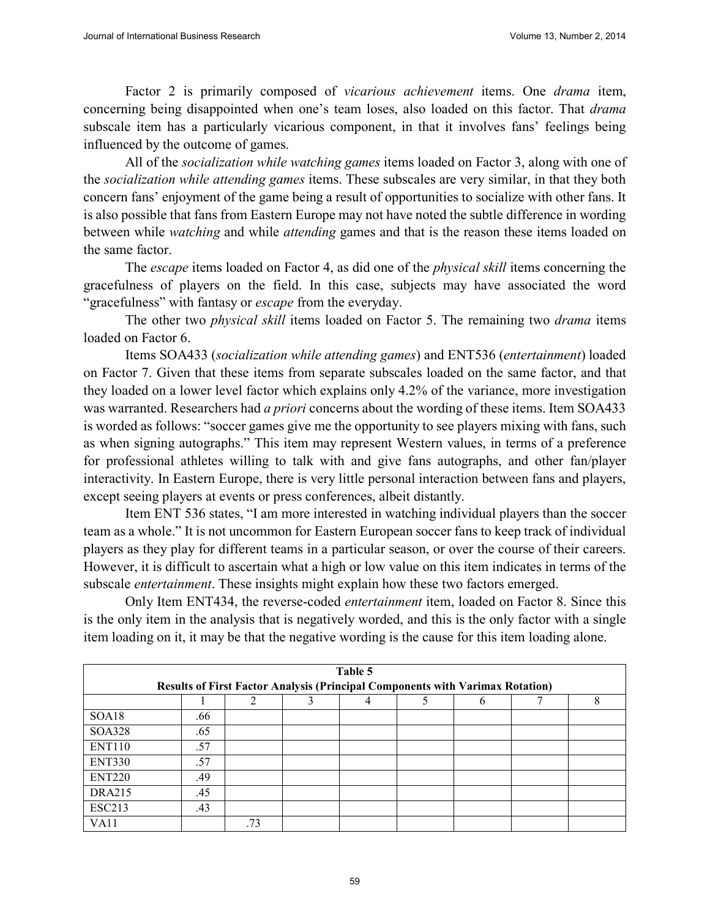Factor 2 is primarily composed of *vicarious achievement* items. One *drama* item, concerning being disappointed when one's team loses, also loaded on this factor. That *drama* subscale item has a particularly vicarious component, in that it involves fans' feelings being influenced by the outcome of games.

All of the *socialization while watching games* items loaded on Factor 3, along with one of the *socialization while attending games* items. These subscales are very similar, in that they both concern fans' enjoyment of the game being a result of opportunities to socialize with other fans. It is also possible that fans from Eastern Europe may not have noted the subtle difference in wording between while *watching* and while *attending* games and that is the reason these items loaded on the same factor.

The *escape* items loaded on Factor 4, as did one of the *physical skill* items concerning the gracefulness of players on the field. In this case, subjects may have associated the word "gracefulness" with fantasy or *escape* from the everyday.

The other two *physical skill* items loaded on Factor 5. The remaining two *drama* items loaded on Factor 6.

Items SOA433 (*socialization while attending games*) and ENT536 (*entertainment*) loaded on Factor 7. Given that these items from separate subscales loaded on the same factor, and that they loaded on a lower level factor which explains only 4.2% of the variance, more investigation was warranted. Researchers had *a priori* concerns about the wording of these items. Item SOA433 is worded as follows: "soccer games give me the opportunity to see players mixing with fans, such as when signing autographs." This item may represent Western values, in terms of a preference for professional athletes willing to talk with and give fans autographs, and other fan/player interactivity. In Eastern Europe, there is very little personal interaction between fans and players, except seeing players at events or press conferences, albeit distantly.

Item ENT 536 states, "I am more interested in watching individual players than the soccer team as a whole." It is not uncommon for Eastern European soccer fans to keep track of individual players as they play for different teams in a particular season, or over the course of their careers. However, it is difficult to ascertain what a high or low value on this item indicates in terms of the subscale *entertainment*. These insights might explain how these two factors emerged.

Only Item ENT434, the reverse-coded *entertainment* item, loaded on Factor 8. Since this is the only item in the analysis that is negatively worded, and this is the only factor with a single item loading on it, it may be that the negative wording is the cause for this item loading alone.

**Table 5**
**Results of First Factor Analysis (Principal Components with Varimax Rotation)**

| | 1 | 2 | 3 | 4 | 5 | 6 | 7 | 8 |
|---|---|---|---|---|---|---|---|---|
| SOA18 | .66 | | | | | | | |
| SOA328 | .65 | | | | | | | |
| ENT110 | .57 | | | | | | | |
| ENT330 | .57 | | | | | | | |
| ENT220 | .49 | | | | | | | |
| DRA215 | .45 | | | | | | | |
| ESC213 | .43 | | | | | | | |
| VA11 | | .73 | | | | | | |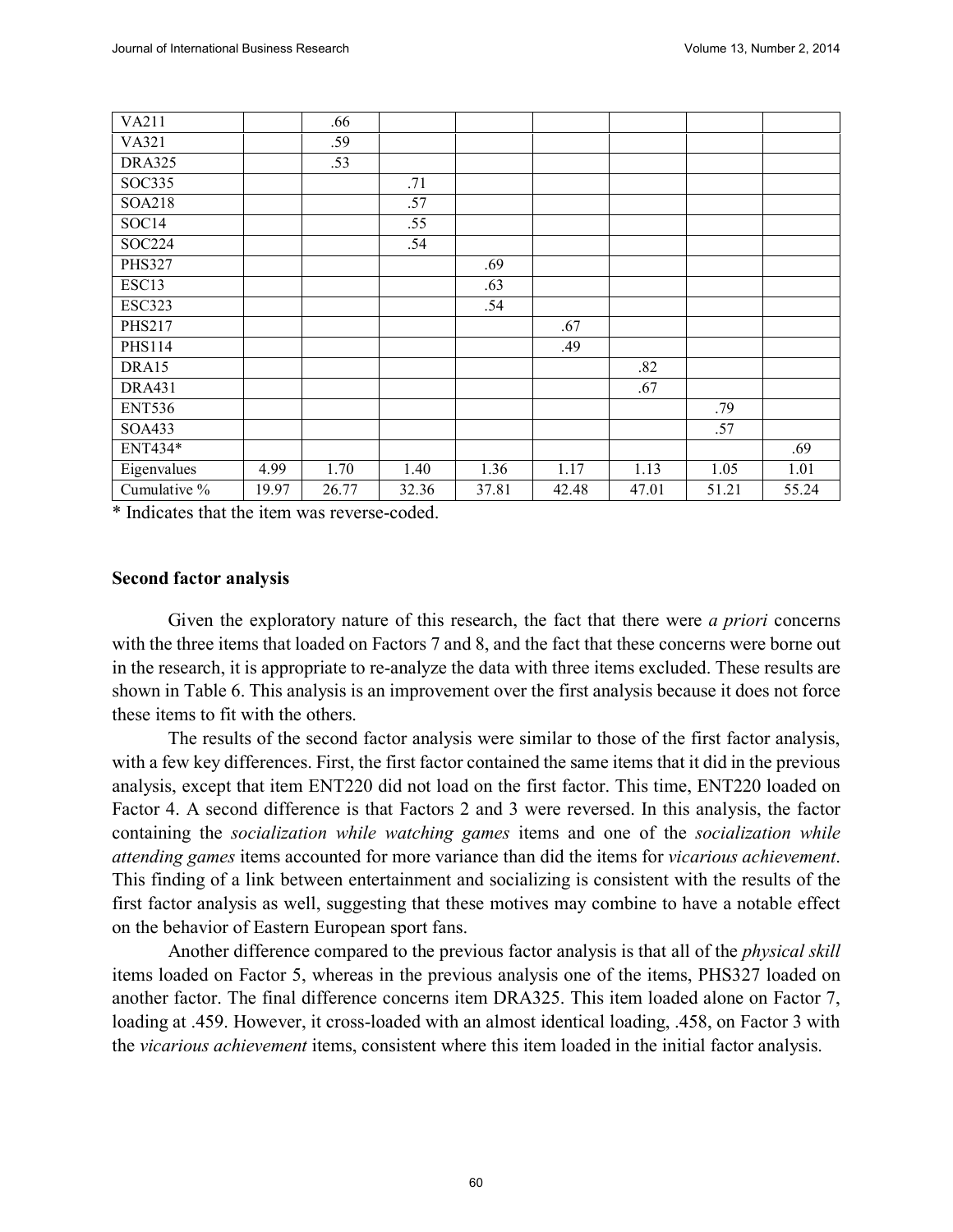| | | | | | | | | |
|---|---|---|---|---|---|---|---|---|
| VA211 | | .66 | | | | | | |
| VA321 | | .59 | | | | | | |
| DRA325 | | .53 | | | | | | |
| SOC335 | | | .71 | | | | | |
| SOA218 | | | .57 | | | | | |
| SOC14 | | | .55 | | | | | |
| SOC224 | | | .54 | | | | | |
| PHS327 | | | | .69 | | | | |
| ESC13 | | | | .63 | | | | |
| ESC323 | | | | .54 | | | | |
| PHS217 | | | | | .67 | | | |
| PHS114 | | | | | .49 | | | |
| DRA15 | | | | | | .82 | | |
| DRA431 | | | | | | .67 | | |
| ENT536 | | | | | | | .79 | |
| SOA433 | | | | | | | .57 | |
| ENT434* | | | | | | | | .69 |
| Eigenvalues | 4.99 | 1.70 | 1.40 | 1.36 | 1.17 | 1.13 | 1.05 | 1.01 |
| Cumulative % | 19.97 | 26.77 | 32.36 | 37.81 | 42.48 | 47.01 | 51.21 | 55.24 |

* Indicates that the item was reverse-coded.

### Second factor analysis

Given the exploratory nature of this research, the fact that there were *a priori* concerns with the three items that loaded on Factors 7 and 8, and the fact that these concerns were borne out in the research, it is appropriate to re-analyze the data with three items excluded. These results are shown in Table 6. This analysis is an improvement over the first analysis because it does not force these items to fit with the others.

The results of the second factor analysis were similar to those of the first factor analysis, with a few key differences. First, the first factor contained the same items that it did in the previous analysis, except that item ENT220 did not load on the first factor. This time, ENT220 loaded on Factor 4. A second difference is that Factors 2 and 3 were reversed. In this analysis, the factor containing the *socialization while watching games* items and one of the *socialization while attending games* items accounted for more variance than did the items for *vicarious achievement*. This finding of a link between entertainment and socializing is consistent with the results of the first factor analysis as well, suggesting that these motives may combine to have a notable effect on the behavior of Eastern European sport fans.

Another difference compared to the previous factor analysis is that all of the *physical skill* items loaded on Factor 5, whereas in the previous analysis one of the items, PHS327 loaded on another factor. The final difference concerns item DRA325. This item loaded alone on Factor 7, loading at .459. However, it cross-loaded with an almost identical loading, .458, on Factor 3 with the *vicarious achievement* items, consistent where this item loaded in the initial factor analysis.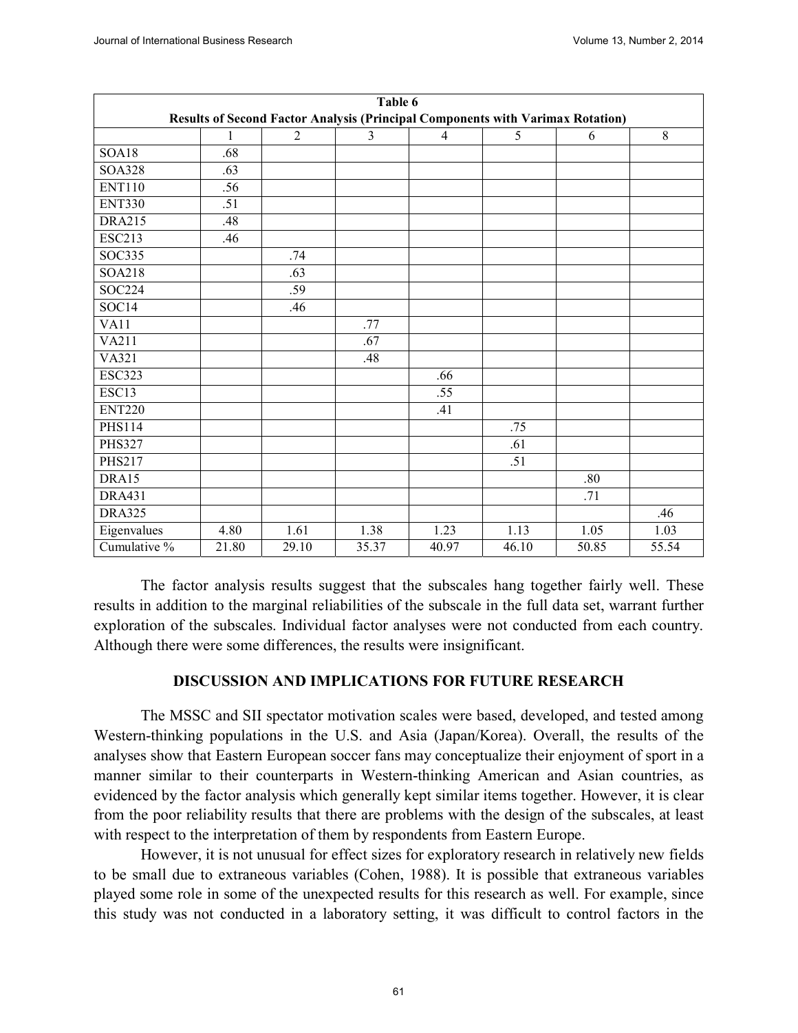| Table 6<br>Results of Second Factor Analysis (Principal Components with Varimax Rotation) | | | | | | | |
|---|---|---|---|---|---|---|---|
| | 1 | 2 | 3 | 4 | 5 | 6 | 8 |
| SOA18 | .68 | | | | | | |
| SOA328 | .63 | | | | | | |
| ENT110 | .56 | | | | | | |
| ENT330 | .51 | | | | | | |
| DRA215 | .48 | | | | | | |
| ESC213 | .46 | | | | | | |
| SOC335 | | .74 | | | | | |
| SOA218 | | .63 | | | | | |
| SOC224 | | .59 | | | | | |
| SOC14 | | .46 | | | | | |
| VA11 | | | .77 | | | | |
| VA211 | | | .67 | | | | |
| VA321 | | | .48 | | | | |
| ESC323 | | | | .66 | | | |
| ESC13 | | | | .55 | | | |
| ENT220 | | | | .41 | | | |
| PHS114 | | | | | .75 | | |
| PHS327 | | | | | .61 | | |
| PHS217 | | | | | .51 | | |
| DRA15 | | | | | | .80 | |
| DRA431 | | | | | | .71 | |
| DRA325 | | | | | | | .46 |
| Eigenvalues | 4.80 | 1.61 | 1.38 | 1.23 | 1.13 | 1.05 | 1.03 |
| Cumulative % | 21.80 | 29.10 | 35.37 | 40.97 | 46.10 | 50.85 | 55.54 |

The factor analysis results suggest that the subscales hang together fairly well. These results in addition to the marginal reliabilities of the subscale in the full data set, warrant further exploration of the subscales. Individual factor analyses were not conducted from each country. Although there were some differences, the results were insignificant.

## DISCUSSION AND IMPLICATIONS FOR FUTURE RESEARCH

The MSSC and SII spectator motivation scales were based, developed, and tested among Western-thinking populations in the U.S. and Asia (Japan/Korea). Overall, the results of the analyses show that Eastern European soccer fans may conceptualize their enjoyment of sport in a manner similar to their counterparts in Western-thinking American and Asian countries, as evidenced by the factor analysis which generally kept similar items together. However, it is clear from the poor reliability results that there are problems with the design of the subscales, at least with respect to the interpretation of them by respondents from Eastern Europe.

However, it is not unusual for effect sizes for exploratory research in relatively new fields to be small due to extraneous variables (Cohen, 1988). It is possible that extraneous variables played some role in some of the unexpected results for this research as well. For example, since this study was not conducted in a laboratory setting, it was difficult to control factors in the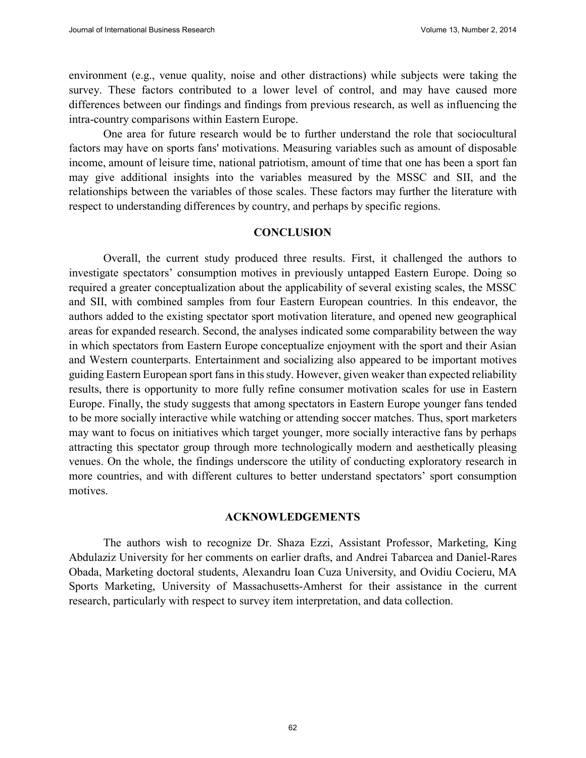environment (e.g., venue quality, noise and other distractions) while subjects were taking the survey. These factors contributed to a lower level of control, and may have caused more differences between our findings and findings from previous research, as well as influencing the intra-country comparisons within Eastern Europe.

One area for future research would be to further understand the role that sociocultural factors may have on sports fans' motivations. Measuring variables such as amount of disposable income, amount of leisure time, national patriotism, amount of time that one has been a sport fan may give additional insights into the variables measured by the MSSC and SII, and the relationships between the variables of those scales. These factors may further the literature with respect to understanding differences by country, and perhaps by specific regions.

## CONCLUSION

Overall, the current study produced three results. First, it challenged the authors to investigate spectators' consumption motives in previously untapped Eastern Europe. Doing so required a greater conceptualization about the applicability of several existing scales, the MSSC and SII, with combined samples from four Eastern European countries. In this endeavor, the authors added to the existing spectator sport motivation literature, and opened new geographical areas for expanded research. Second, the analyses indicated some comparability between the way in which spectators from Eastern Europe conceptualize enjoyment with the sport and their Asian and Western counterparts. Entertainment and socializing also appeared to be important motives guiding Eastern European sport fans in this study. However, given weaker than expected reliability results, there is opportunity to more fully refine consumer motivation scales for use in Eastern Europe. Finally, the study suggests that among spectators in Eastern Europe younger fans tended to be more socially interactive while watching or attending soccer matches. Thus, sport marketers may want to focus on initiatives which target younger, more socially interactive fans by perhaps attracting this spectator group through more technologically modern and aesthetically pleasing venues. On the whole, the findings underscore the utility of conducting exploratory research in more countries, and with different cultures to better understand spectators' sport consumption motives.

## ACKNOWLEDGEMENTS

The authors wish to recognize Dr. Shaza Ezzi, Assistant Professor, Marketing, King Abdulaziz University for her comments on earlier drafts, and Andrei Tabarcea and Daniel-Rares Obada, Marketing doctoral students, Alexandru Ioan Cuza University, and Ovidiu Cocieru, MA Sports Marketing, University of Massachusetts-Amherst for their assistance in the current research, particularly with respect to survey item interpretation, and data collection.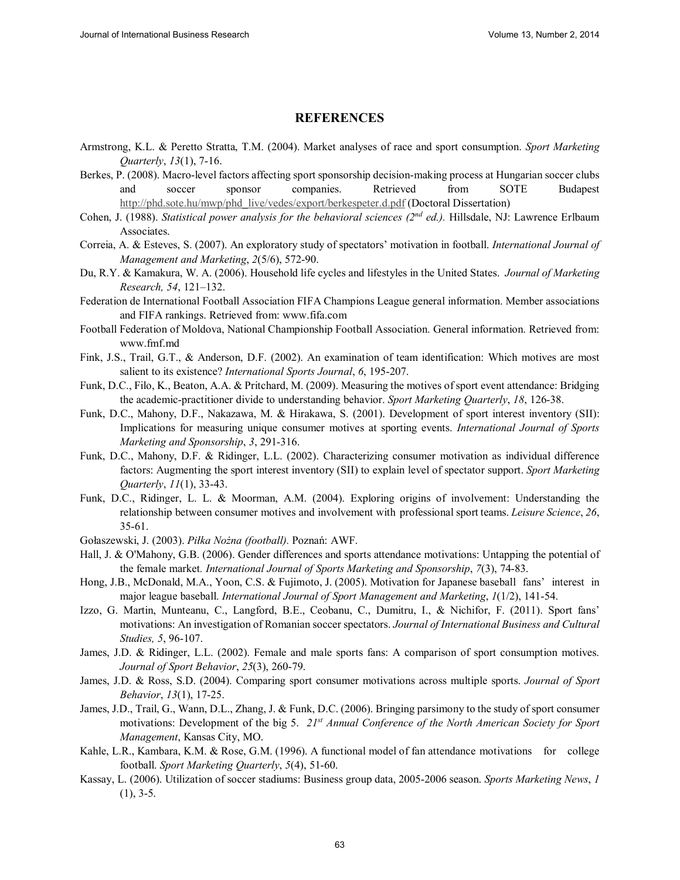## REFERENCES

Armstrong, K.L. & Peretto Stratta, T.M. (2004). Market analyses of race and sport consumption. *Sport Marketing Quarterly*, *13*(1), 7-16.

Berkes, P. (2008). Macro-level factors affecting sport sponsorship decision-making process at Hungarian soccer clubs and soccer sponsor companies. Retrieved from SOTE Budapest http://phd.sote.hu/mwp/phd_live/vedes/export/berkespeter.d.pdf (Doctoral Dissertation)

Cohen, J. (1988). *Statistical power analysis for the behavioral sciences (2nd ed.).* Hillsdale, NJ: Lawrence Erlbaum Associates.

Correia, A. & Esteves, S. (2007). An exploratory study of spectators' motivation in football. *International Journal of Management and Marketing*, *2*(5/6), 572-90.

Du, R.Y. & Kamakura, W. A. (2006). Household life cycles and lifestyles in the United States. *Journal of Marketing Research, 54*, 121–132.

Federation de International Football Association FIFA Champions League general information. Member associations and FIFA rankings. Retrieved from: www.fifa.com

Football Federation of Moldova, National Championship Football Association. General information. Retrieved from: www.fmf.md

Fink, J.S., Trail, G.T., & Anderson, D.F. (2002). An examination of team identification: Which motives are most salient to its existence? *International Sports Journal*, *6*, 195-207.

Funk, D.C., Filo, K., Beaton, A.A. & Pritchard, M. (2009). Measuring the motives of sport event attendance: Bridging the academic-practitioner divide to understanding behavior. *Sport Marketing Quarterly*, *18*, 126-38.

Funk, D.C., Mahony, D.F., Nakazawa, M. & Hirakawa, S. (2001). Development of sport interest inventory (SII): Implications for measuring unique consumer motives at sporting events. *International Journal of Sports Marketing and Sponsorship*, *3*, 291-316.

Funk, D.C., Mahony, D.F. & Ridinger, L.L. (2002). Characterizing consumer motivation as individual difference factors: Augmenting the sport interest inventory (SII) to explain level of spectator support. *Sport Marketing Quarterly*, *11*(1), 33-43.

Funk, D.C., Ridinger, L. L. & Moorman, A.M. (2004). Exploring origins of involvement: Understanding the relationship between consumer motives and involvement with professional sport teams. *Leisure Science*, *26*, 35-61.

Gołaszewski, J. (2003). *Piłka Nożna (football).* Poznań: AWF.

Hall, J. & O'Mahony, G.B. (2006). Gender differences and sports attendance motivations: Untapping the potential of the female market*. International Journal of Sports Marketing and Sponsorship*, *7*(3), 74-83.

Hong, J.B., McDonald, M.A., Yoon, C.S. & Fujimoto, J. (2005). Motivation for Japanese baseball fans' interest in major league baseball. *International Journal of Sport Management and Marketing*, *1*(1/2), 141-54.

Izzo, G. Martin, Munteanu, C., Langford, B.E., Ceobanu, C., Dumitru, I., & Nichifor, F. (2011). Sport fans' motivations: An investigation of Romanian soccer spectators. *Journal of International Business and Cultural Studies, 5*, 96-107.

James, J.D. & Ridinger, L.L. (2002). Female and male sports fans: A comparison of sport consumption motives. *Journal of Sport Behavior*, *25*(3), 260-79.

James, J.D. & Ross, S.D. (2004). Comparing sport consumer motivations across multiple sports. *Journal of Sport Behavior*, *13*(1), 17-25.

James, J.D., Trail, G., Wann, D.L., Zhang, J. & Funk, D.C. (2006). Bringing parsimony to the study of sport consumer motivations: Development of the big 5. *21st Annual Conference of the North American Society for Sport Management*, Kansas City, MO.

Kahle, L.R., Kambara, K.M. & Rose, G.M. (1996). A functional model of fan attendance motivations for college football. *Sport Marketing Quarterly*, *5*(4), 51-60.

Kassay, L. (2006). Utilization of soccer stadiums: Business group data, 2005-2006 season. *Sports Marketing News*, *1* (1), 3-5.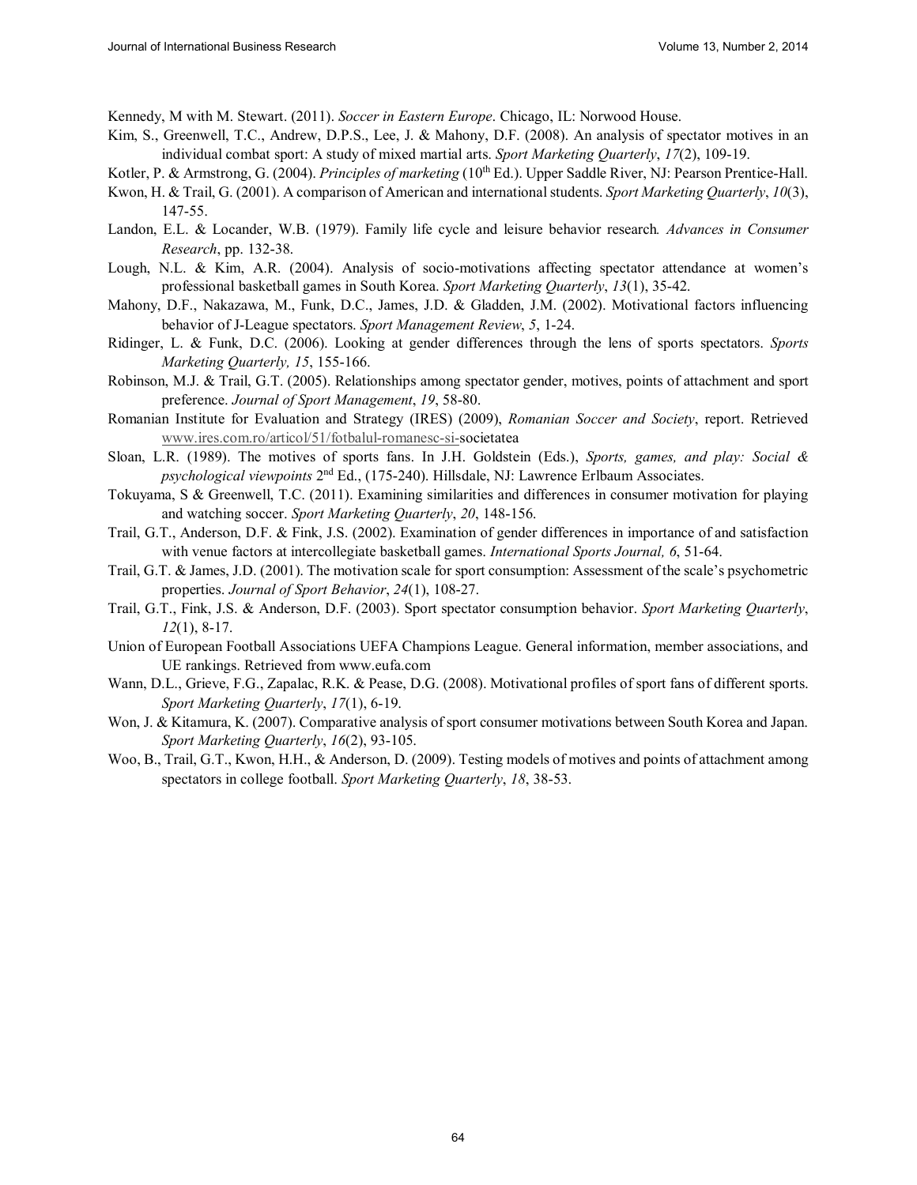Kennedy, M with M. Stewart. (2011). *Soccer in Eastern Europe*. Chicago, IL: Norwood House.

Kim, S., Greenwell, T.C., Andrew, D.P.S., Lee, J. & Mahony, D.F. (2008). An analysis of spectator motives in an individual combat sport: A study of mixed martial arts. *Sport Marketing Quarterly*, *17*(2), 109-19.

Kotler, P. & Armstrong, G. (2004). *Principles of marketing* (10th Ed.). Upper Saddle River, NJ: Pearson Prentice-Hall.

Kwon, H. & Trail, G. (2001). A comparison of American and international students. *Sport Marketing Quarterly*, *10*(3), 147-55.

Landon, E.L. & Locander, W.B. (1979). Family life cycle and leisure behavior research. *Advances in Consumer Research*, pp. 132-38.

Lough, N.L. & Kim, A.R. (2004). Analysis of socio-motivations affecting spectator attendance at women's professional basketball games in South Korea. *Sport Marketing Quarterly*, *13*(1), 35-42.

Mahony, D.F., Nakazawa, M., Funk, D.C., James, J.D. & Gladden, J.M. (2002). Motivational factors influencing behavior of J-League spectators. *Sport Management Review*, *5*, 1-24.

Ridinger, L. & Funk, D.C. (2006). Looking at gender differences through the lens of sports spectators. *Sports Marketing Quarterly, 15*, 155-166.

Robinson, M.J. & Trail, G.T. (2005). Relationships among spectator gender, motives, points of attachment and sport preference. *Journal of Sport Management*, *19*, 58-80.

Romanian Institute for Evaluation and Strategy (IRES) (2009), *Romanian Soccer and Society*, report. Retrieved www.ires.com.ro/articol/51/fotbalul-romanesc-si-societatea

Sloan, L.R. (1989). The motives of sports fans. In J.H. Goldstein (Eds.), *Sports, games, and play: Social & psychological viewpoints* 2nd Ed., (175-240). Hillsdale, NJ: Lawrence Erlbaum Associates.

Tokuyama, S & Greenwell, T.C. (2011). Examining similarities and differences in consumer motivation for playing and watching soccer. *Sport Marketing Quarterly*, *20*, 148-156.

Trail, G.T., Anderson, D.F. & Fink, J.S. (2002). Examination of gender differences in importance of and satisfaction with venue factors at intercollegiate basketball games. *International Sports Journal, 6*, 51-64.

Trail, G.T. & James, J.D. (2001). The motivation scale for sport consumption: Assessment of the scale's psychometric properties. *Journal of Sport Behavior*, *24*(1), 108-27.

Trail, G.T., Fink, J.S. & Anderson, D.F. (2003). Sport spectator consumption behavior. *Sport Marketing Quarterly*, *12*(1), 8-17.

Union of European Football Associations UEFA Champions League. General information, member associations, and UE rankings. Retrieved from www.eufa.com

Wann, D.L., Grieve, F.G., Zapalac, R.K. & Pease, D.G. (2008). Motivational profiles of sport fans of different sports. *Sport Marketing Quarterly*, *17*(1), 6-19.

Won, J. & Kitamura, K. (2007). Comparative analysis of sport consumer motivations between South Korea and Japan. *Sport Marketing Quarterly*, *16*(2), 93-105.

Woo, B., Trail, G.T., Kwon, H.H., & Anderson, D. (2009). Testing models of motives and points of attachment among spectators in college football. *Sport Marketing Quarterly*, *18*, 38-53.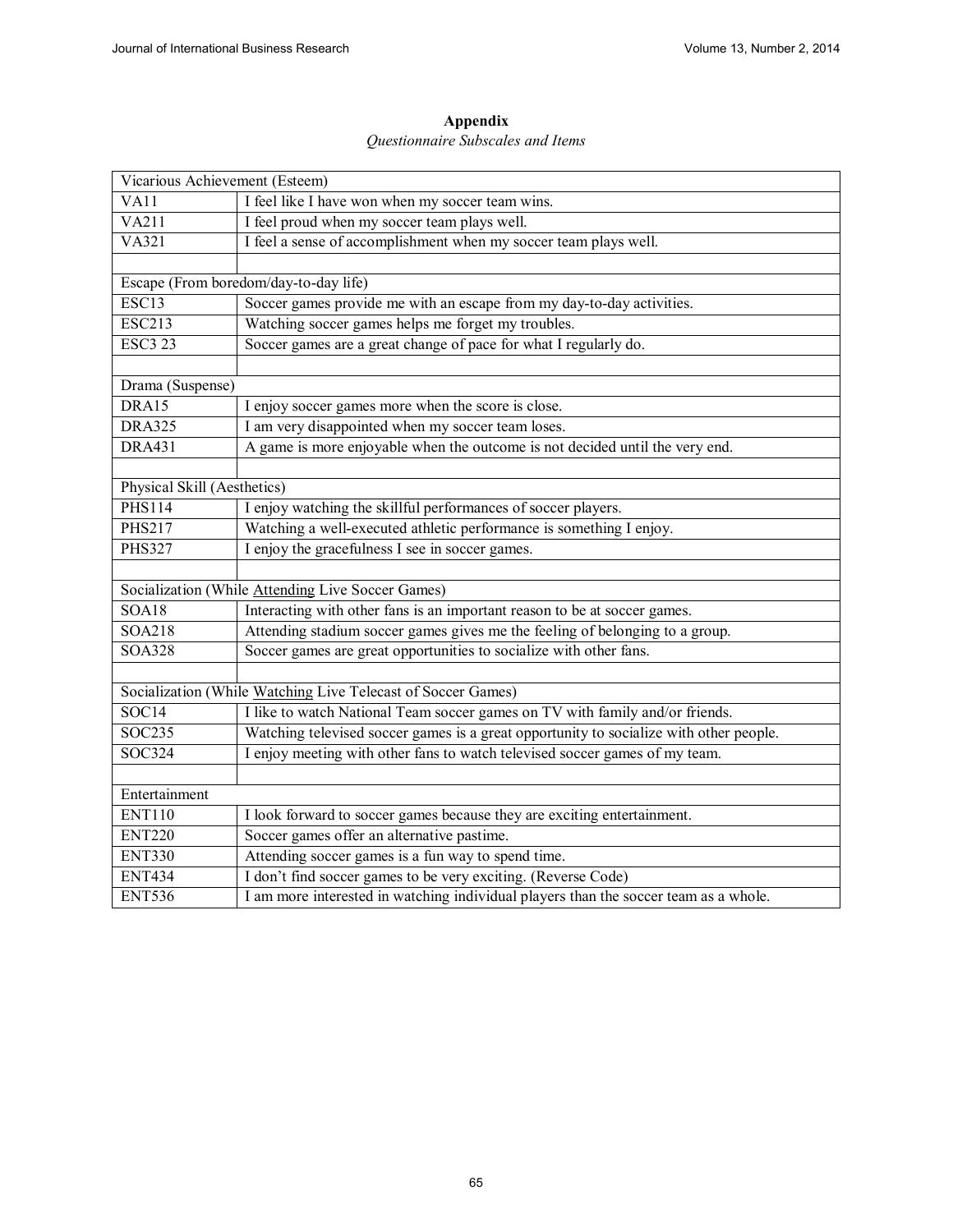**Appendix**

*Questionnaire Subscales and Items*

| Vicarious Achievement (Esteem) | |
|---|---|
| VA11 | I feel like I have won when my soccer team wins. |
| VA211 | I feel proud when my soccer team plays well. |
| VA321 | I feel a sense of accomplishment when my soccer team plays well. |
| | |
| Escape (From boredom/day-to-day life) | |
| ESC13 | Soccer games provide me with an escape from my day-to-day activities. |
| ESC213 | Watching soccer games helps me forget my troubles. |
| ESC3 23 | Soccer games are a great change of pace for what I regularly do. |
| | |
| Drama (Suspense) | |
| DRA15 | I enjoy soccer games more when the score is close. |
| DRA325 | I am very disappointed when my soccer team loses. |
| DRA431 | A game is more enjoyable when the outcome is not decided until the very end. |
| | |
| Physical Skill (Aesthetics) | |
| PHS114 | I enjoy watching the skillful performances of soccer players. |
| PHS217 | Watching a well-executed athletic performance is something I enjoy. |
| PHS327 | I enjoy the gracefulness I see in soccer games. |
| | |
| Socialization (While Attending Live Soccer Games) | |
| SOA18 | Interacting with other fans is an important reason to be at soccer games. |
| SOA218 | Attending stadium soccer games gives me the feeling of belonging to a group. |
| SOA328 | Soccer games are great opportunities to socialize with other fans. |
| | |
| Socialization (While Watching Live Telecast of Soccer Games) | |
| SOC14 | I like to watch National Team soccer games on TV with family and/or friends. |
| SOC235 | Watching televised soccer games is a great opportunity to socialize with other people. |
| SOC324 | I enjoy meeting with other fans to watch televised soccer games of my team. |
| | |
| Entertainment | |
| ENT110 | I look forward to soccer games because they are exciting entertainment. |
| ENT220 | Soccer games offer an alternative pastime. |
| ENT330 | Attending soccer games is a fun way to spend time. |
| ENT434 | I don't find soccer games to be very exciting. (Reverse Code) |
| ENT536 | I am more interested in watching individual players than the soccer team as a whole. |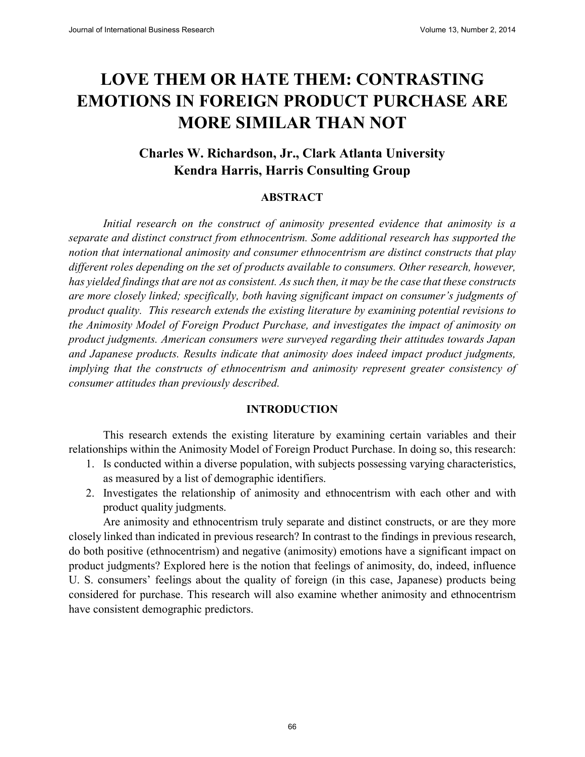# LOVE THEM OR HATE THEM: CONTRASTING EMOTIONS IN FOREIGN PRODUCT PURCHASE ARE MORE SIMILAR THAN NOT

## Charles W. Richardson, Jr., Clark Atlanta University
## Kendra Harris, Harris Consulting Group

### ABSTRACT

*Initial research on the construct of animosity presented evidence that animosity is a separate and distinct construct from ethnocentrism. Some additional research has supported the notion that international animosity and consumer ethnocentrism are distinct constructs that play different roles depending on the set of products available to consumers. Other research, however, has yielded findings that are not as consistent. As such then, it may be the case that these constructs are more closely linked; specifically, both having significant impact on consumer's judgments of product quality. This research extends the existing literature by examining potential revisions to the Animosity Model of Foreign Product Purchase, and investigates the impact of animosity on product judgments. American consumers were surveyed regarding their attitudes towards Japan and Japanese products. Results indicate that animosity does indeed impact product judgments, implying that the constructs of ethnocentrism and animosity represent greater consistency of consumer attitudes than previously described.*

### INTRODUCTION

This research extends the existing literature by examining certain variables and their relationships within the Animosity Model of Foreign Product Purchase. In doing so, this research:

1. Is conducted within a diverse population, with subjects possessing varying characteristics, as measured by a list of demographic identifiers.
2. Investigates the relationship of animosity and ethnocentrism with each other and with product quality judgments.

Are animosity and ethnocentrism truly separate and distinct constructs, or are they more closely linked than indicated in previous research? In contrast to the findings in previous research, do both positive (ethnocentrism) and negative (animosity) emotions have a significant impact on product judgments? Explored here is the notion that feelings of animosity, do, indeed, influence U. S. consumers' feelings about the quality of foreign (in this case, Japanese) products being considered for purchase. This research will also examine whether animosity and ethnocentrism have consistent demographic predictors.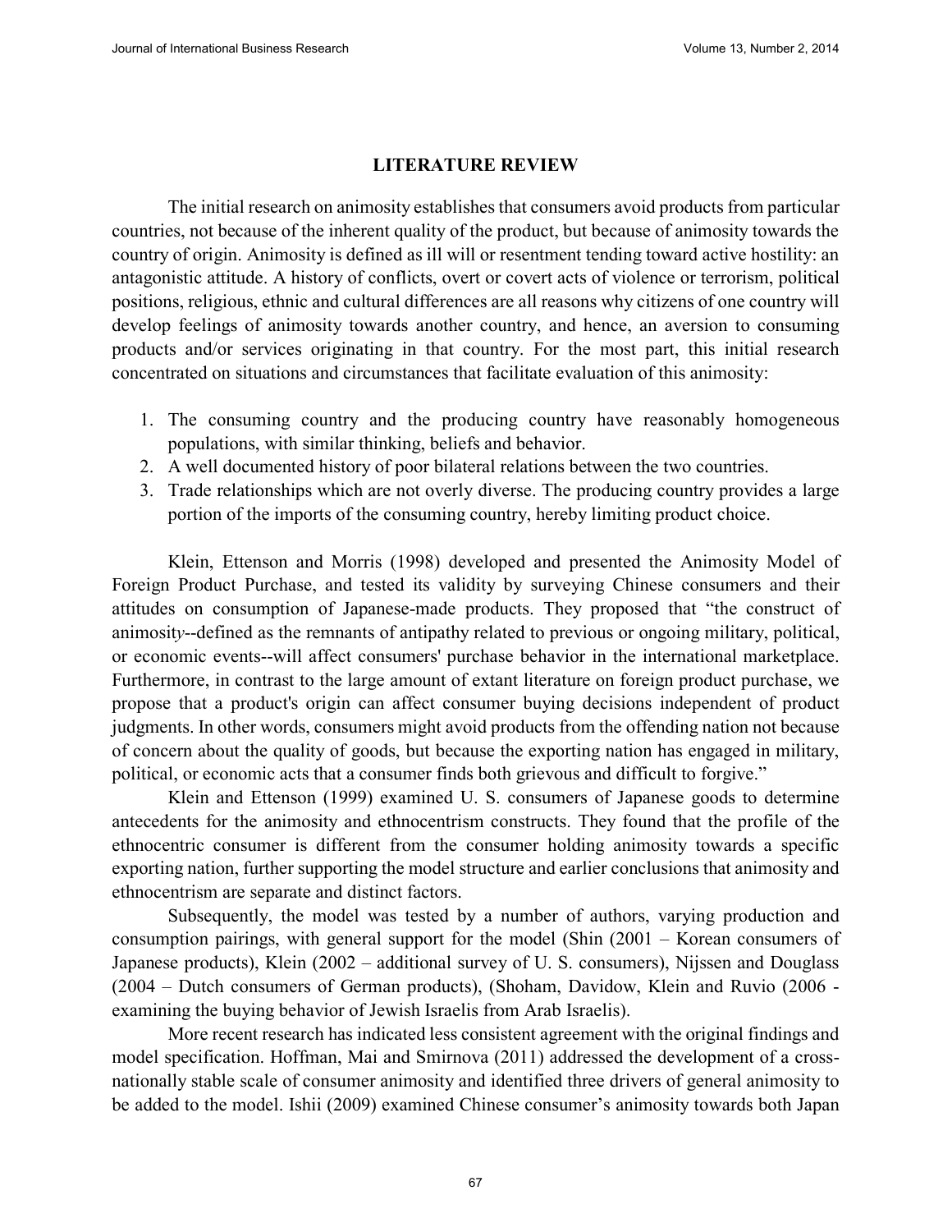## LITERATURE REVIEW

The initial research on animosity establishes that consumers avoid products from particular countries, not because of the inherent quality of the product, but because of animosity towards the country of origin. Animosity is defined as ill will or resentment tending toward active hostility: an antagonistic attitude. A history of conflicts, overt or covert acts of violence or terrorism, political positions, religious, ethnic and cultural differences are all reasons why citizens of one country will develop feelings of animosity towards another country, and hence, an aversion to consuming products and/or services originating in that country. For the most part, this initial research concentrated on situations and circumstances that facilitate evaluation of this animosity:

1. The consuming country and the producing country have reasonably homogeneous populations, with similar thinking, beliefs and behavior.
2. A well documented history of poor bilateral relations between the two countries.
3. Trade relationships which are not overly diverse. The producing country provides a large portion of the imports of the consuming country, hereby limiting product choice.

Klein, Ettenson and Morris (1998) developed and presented the Animosity Model of Foreign Product Purchase, and tested its validity by surveying Chinese consumers and their attitudes on consumption of Japanese-made products. They proposed that "the construct of animosit*y*--defined as the remnants of antipathy related to previous or ongoing military, political, or economic events--will affect consumers' purchase behavior in the international marketplace. Furthermore, in contrast to the large amount of extant literature on foreign product purchase, we propose that a product's origin can affect consumer buying decisions independent of product judgments. In other words, consumers might avoid products from the offending nation not because of concern about the quality of goods, but because the exporting nation has engaged in military, political, or economic acts that a consumer finds both grievous and difficult to forgive."

Klein and Ettenson (1999) examined U. S. consumers of Japanese goods to determine antecedents for the animosity and ethnocentrism constructs. They found that the profile of the ethnocentric consumer is different from the consumer holding animosity towards a specific exporting nation, further supporting the model structure and earlier conclusions that animosity and ethnocentrism are separate and distinct factors.

Subsequently, the model was tested by a number of authors, varying production and consumption pairings, with general support for the model (Shin (2001 – Korean consumers of Japanese products), Klein (2002 – additional survey of U. S. consumers), Nijssen and Douglass (2004 – Dutch consumers of German products), (Shoham, Davidow, Klein and Ruvio (2006 - examining the buying behavior of Jewish Israelis from Arab Israelis).

More recent research has indicated less consistent agreement with the original findings and model specification. Hoffman, Mai and Smirnova (2011) addressed the development of a cross-nationally stable scale of consumer animosity and identified three drivers of general animosity to be added to the model. Ishii (2009) examined Chinese consumer's animosity towards both Japan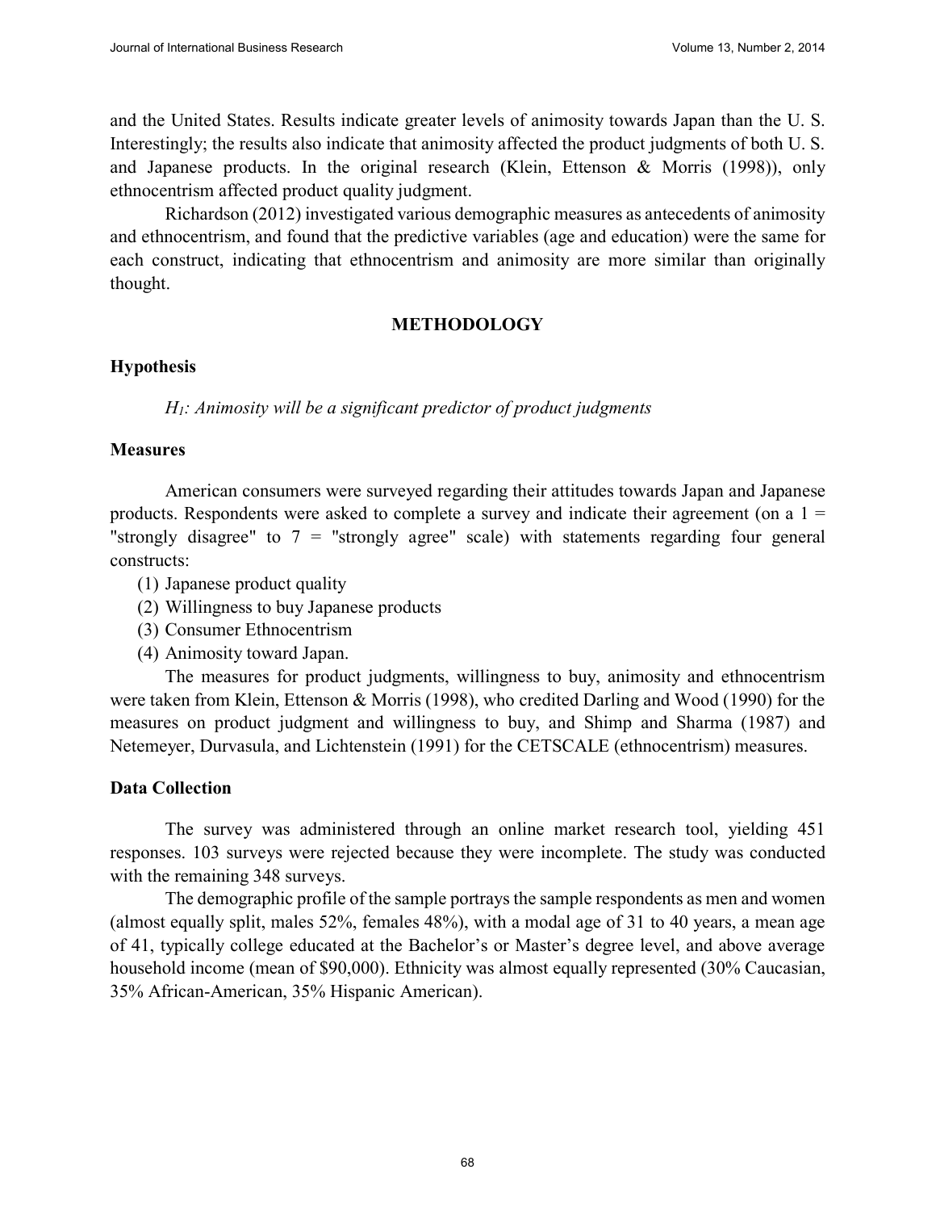and the United States. Results indicate greater levels of animosity towards Japan than the U. S. Interestingly; the results also indicate that animosity affected the product judgments of both U. S. and Japanese products. In the original research (Klein, Ettenson & Morris (1998)), only ethnocentrism affected product quality judgment.

Richardson (2012) investigated various demographic measures as antecedents of animosity and ethnocentrism, and found that the predictive variables (age and education) were the same for each construct, indicating that ethnocentrism and animosity are more similar than originally thought.

## METHODOLOGY

### Hypothesis

*$H_1$: Animosity will be a significant predictor of product judgments*

### Measures

American consumers were surveyed regarding their attitudes towards Japan and Japanese products. Respondents were asked to complete a survey and indicate their agreement (on a 1 = "strongly disagree" to 7 = "strongly agree" scale) with statements regarding four general constructs:

(1) Japanese product quality
(2) Willingness to buy Japanese products
(3) Consumer Ethnocentrism
(4) Animosity toward Japan.

The measures for product judgments, willingness to buy, animosity and ethnocentrism were taken from Klein, Ettenson & Morris (1998), who credited Darling and Wood (1990) for the measures on product judgment and willingness to buy, and Shimp and Sharma (1987) and Netemeyer, Durvasula, and Lichtenstein (1991) for the CETSCALE (ethnocentrism) measures.

### Data Collection

The survey was administered through an online market research tool, yielding 451 responses. 103 surveys were rejected because they were incomplete. The study was conducted with the remaining 348 surveys.

The demographic profile of the sample portrays the sample respondents as men and women (almost equally split, males 52%, females 48%), with a modal age of 31 to 40 years, a mean age of 41, typically college educated at the Bachelor's or Master's degree level, and above average household income (mean of $90,000). Ethnicity was almost equally represented (30% Caucasian, 35% African-American, 35% Hispanic American).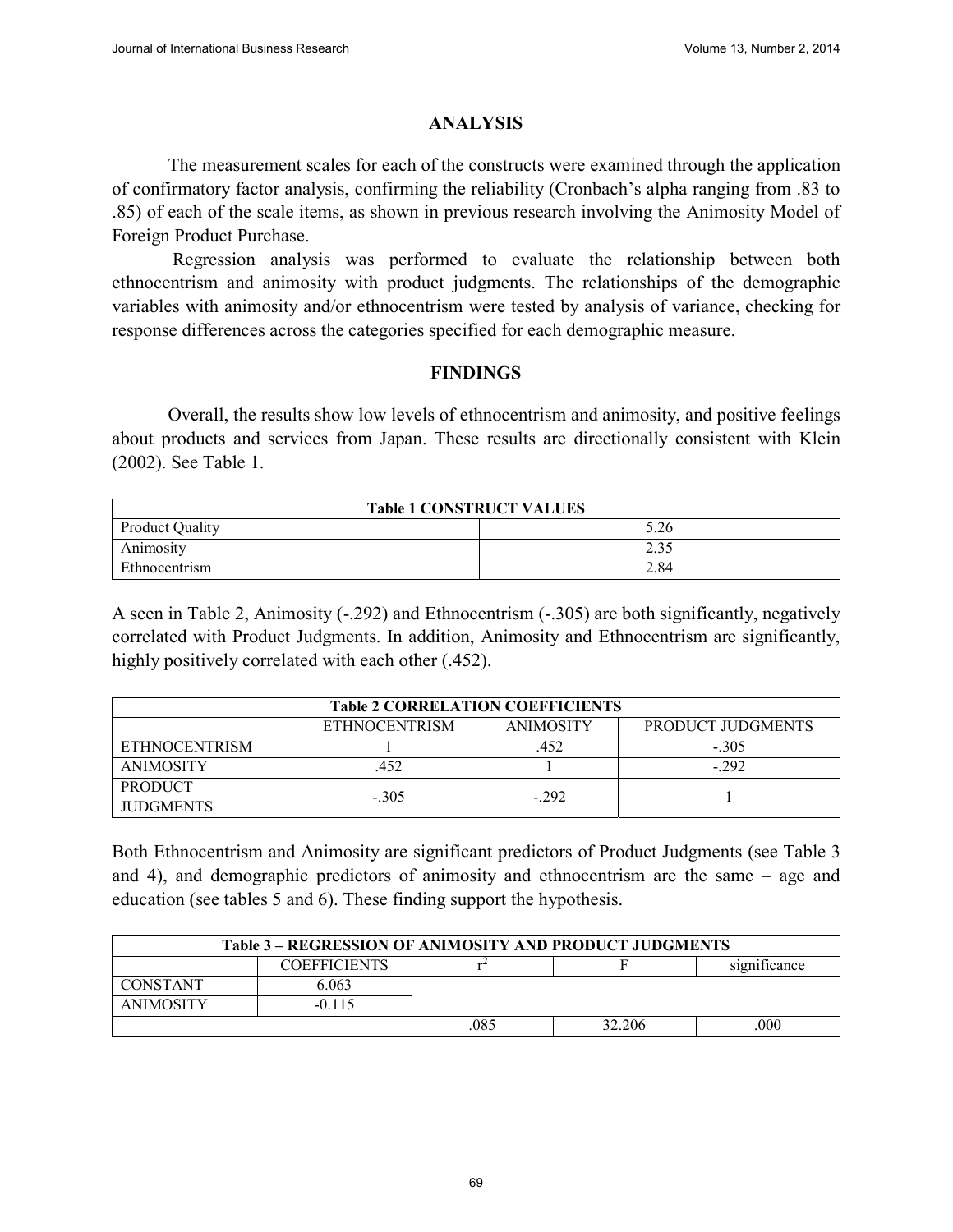## ANALYSIS

The measurement scales for each of the constructs were examined through the application of confirmatory factor analysis, confirming the reliability (Cronbach's alpha ranging from .83 to .85) of each of the scale items, as shown in previous research involving the Animosity Model of Foreign Product Purchase.

Regression analysis was performed to evaluate the relationship between both ethnocentrism and animosity with product judgments. The relationships of the demographic variables with animosity and/or ethnocentrism were tested by analysis of variance, checking for response differences across the categories specified for each demographic measure.

## FINDINGS

Overall, the results show low levels of ethnocentrism and animosity, and positive feelings about products and services from Japan. These results are directionally consistent with Klein (2002). See Table 1.

| Table 1 CONSTRUCT VALUES | |
|---|---|
| Product Quality | 5.26 |
| Animosity | 2.35 |
| Ethnocentrism | 2.84 |

A seen in Table 2, Animosity (-.292) and Ethnocentrism (-.305) are both significantly, negatively correlated with Product Judgments. In addition, Animosity and Ethnocentrism are significantly, highly positively correlated with each other (.452).

| Table 2 CORRELATION COEFFICIENTS | | | |
|---|---|---|---|
| | ETHNOCENTRISM | ANIMOSITY | PRODUCT JUDGMENTS |
| ETHNOCENTRISM | 1 | .452 | -.305 |
| ANIMOSITY | .452 | 1 | -.292 |
| PRODUCT JUDGMENTS | -.305 | -.292 | 1 |

Both Ethnocentrism and Animosity are significant predictors of Product Judgments (see Table 3 and 4), and demographic predictors of animosity and ethnocentrism are the same – age and education (see tables 5 and 6). These finding support the hypothesis.

| Table 3 – REGRESSION OF ANIMOSITY AND PRODUCT JUDGMENTS | | | | |
|---|---|---|---|---|
| | COEFFICIENTS | $r^2$ | F | significance |
| CONSTANT | 6.063 | | | |
| ANIMOSITY | -0.115 | | | |
| | | .085 | 32.206 | .000 |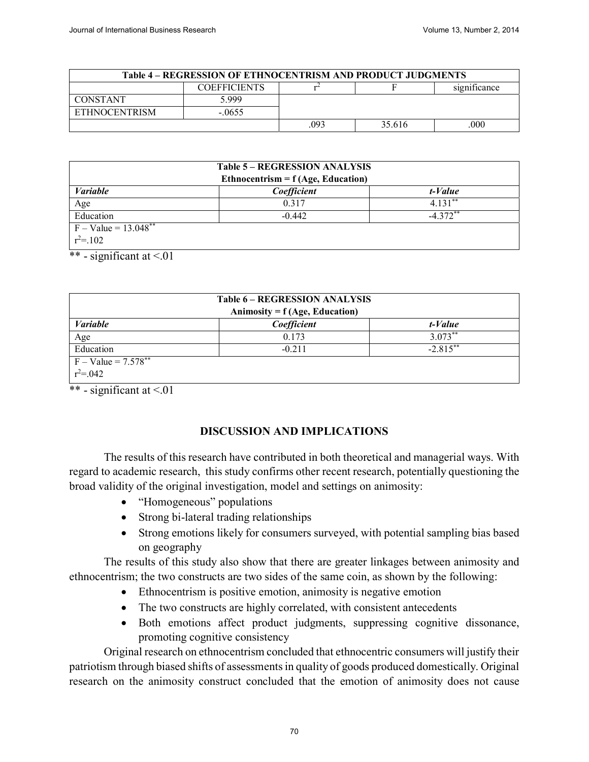| Table 4 – REGRESSION OF ETHNOCENTRISM AND PRODUCT JUDGMENTS | | | | |
|---|---|---|---|---|
| | COEFFICIENTS | $r^2$ | F | significance |
| CONSTANT | 5.999 | | | |
| ETHNOCENTRISM | -.0655 | | | |
| | | .093 | 35.616 | .000 |

| Table 5 – REGRESSION ANALYSIS<br>Ethnocentrism = f (Age, Education) | | |
|---|---|---|
| ***Variable*** | ***Coefficient*** | ***t-Value*** |
| Age | 0.317 | 4.131** |
| Education | -0.442 | -4.372** |
| F – Value = 13.048**<br>$r^2$=.102 | | |

** - significant at <.01

| Table 6 – REGRESSION ANALYSIS<br>Animosity = f (Age, Education) | | |
|---|---|---|
| ***Variable*** | ***Coefficient*** | ***t-Value*** |
| Age | 0.173 | 3.073** |
| Education | -0.211 | -2.815** |
| F – Value = 7.578**<br>$r^2$=.042 | | |

** - significant at <.01

## DISCUSSION AND IMPLICATIONS

The results of this research have contributed in both theoretical and managerial ways. With regard to academic research, this study confirms other recent research, potentially questioning the broad validity of the original investigation, model and settings on animosity:

- "Homogeneous" populations
- Strong bi-lateral trading relationships
- Strong emotions likely for consumers surveyed, with potential sampling bias based on geography

The results of this study also show that there are greater linkages between animosity and ethnocentrism; the two constructs are two sides of the same coin, as shown by the following:

- Ethnocentrism is positive emotion, animosity is negative emotion
- The two constructs are highly correlated, with consistent antecedents
- Both emotions affect product judgments, suppressing cognitive dissonance, promoting cognitive consistency

Original research on ethnocentrism concluded that ethnocentric consumers will justify their patriotism through biased shifts of assessments in quality of goods produced domestically. Original research on the animosity construct concluded that the emotion of animosity does not cause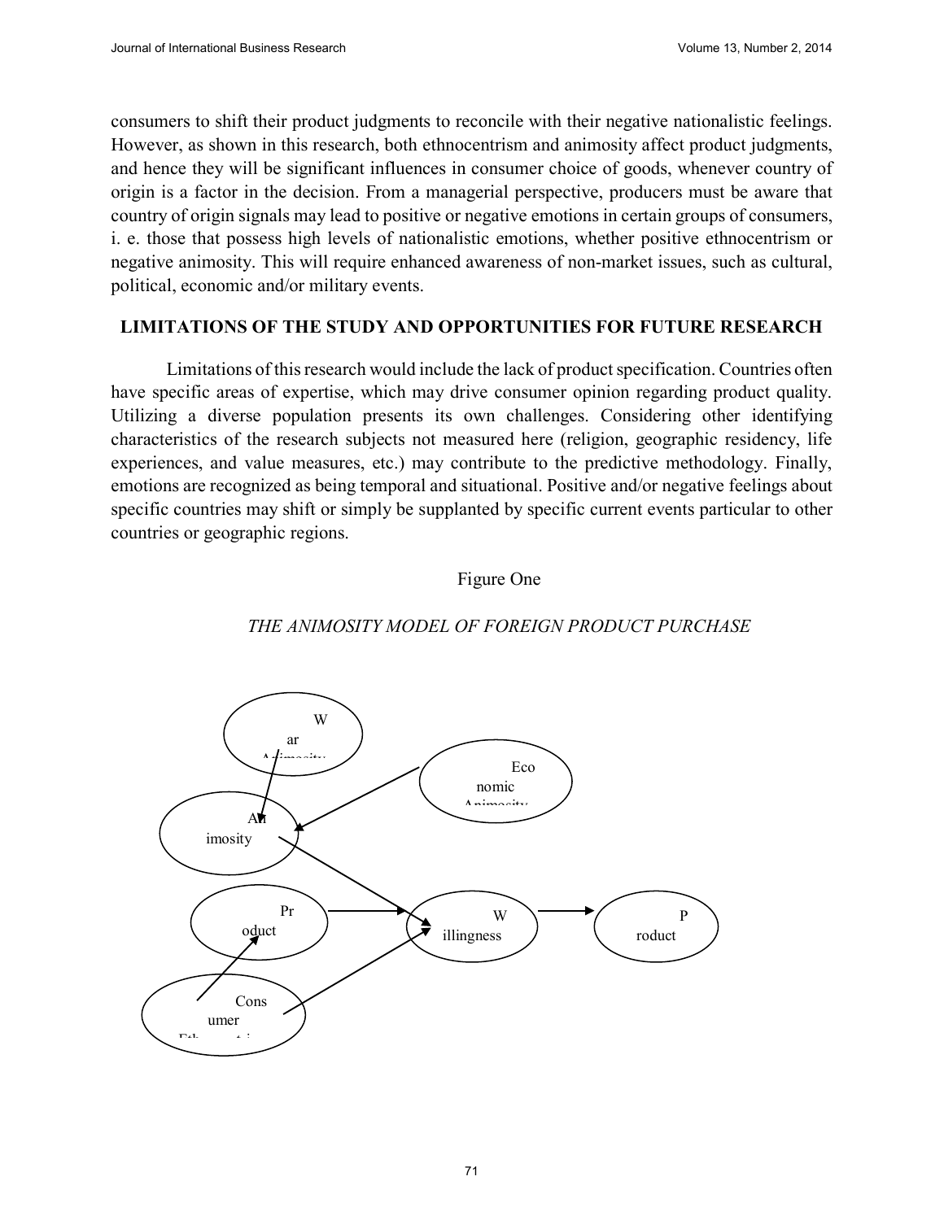consumers to shift their product judgments to reconcile with their negative nationalistic feelings. However, as shown in this research, both ethnocentrism and animosity affect product judgments, and hence they will be significant influences in consumer choice of goods, whenever country of origin is a factor in the decision. From a managerial perspective, producers must be aware that country of origin signals may lead to positive or negative emotions in certain groups of consumers, i. e. those that possess high levels of nationalistic emotions, whether positive ethnocentrism or negative animosity. This will require enhanced awareness of non-market issues, such as cultural, political, economic and/or military events.

## LIMITATIONS OF THE STUDY AND OPPORTUNITIES FOR FUTURE RESEARCH

Limitations of this research would include the lack of product specification. Countries often have specific areas of expertise, which may drive consumer opinion regarding product quality. Utilizing a diverse population presents its own challenges. Considering other identifying characteristics of the research subjects not measured here (religion, geographic residency, life experiences, and value measures, etc.) may contribute to the predictive methodology. Finally, emotions are recognized as being temporal and situational. Positive and/or negative feelings about specific countries may shift or simply be supplanted by specific current events particular to other countries or geographic regions.

Figure One

*THE ANIMOSITY MODEL OF FOREIGN PRODUCT PURCHASE*

War Animosity → Animosity; Economic Animosity → Animosity; Animosity → Willingness; Product → Willingness; Consumer Ethnocentrism → Product; Consumer Ethnocentrism → Willingness; Willingness → Product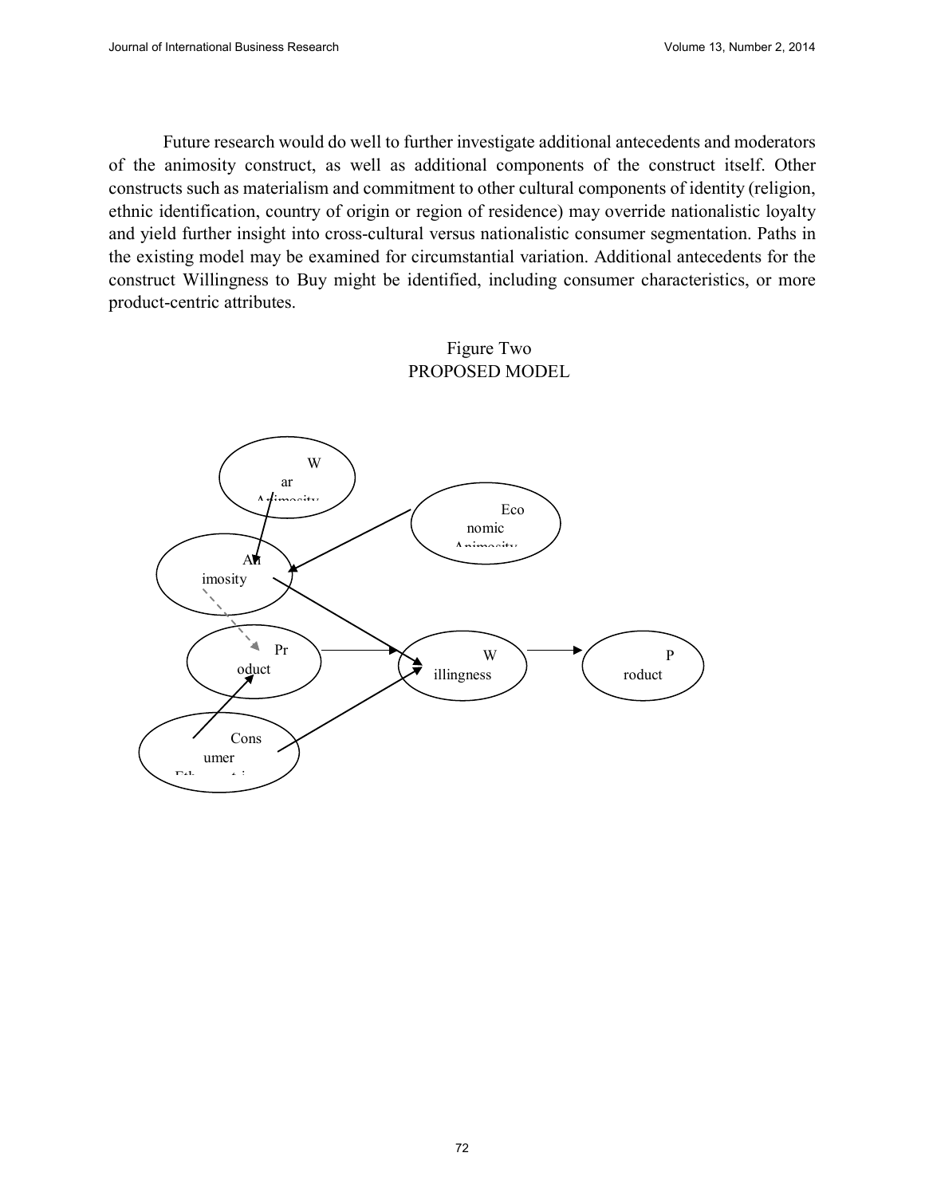Future research would do well to further investigate additional antecedents and moderators of the animosity construct, as well as additional components of the construct itself. Other constructs such as materialism and commitment to other cultural components of identity (religion, ethnic identification, country of origin or region of residence) may override nationalistic loyalty and yield further insight into cross-cultural versus nationalistic consumer segmentation. Paths in the existing model may be examined for circumstantial variation. Additional antecedents for the construct Willingness to Buy might be identified, including consumer characteristics, or more product-centric attributes.

Figure Two
PROPOSED MODEL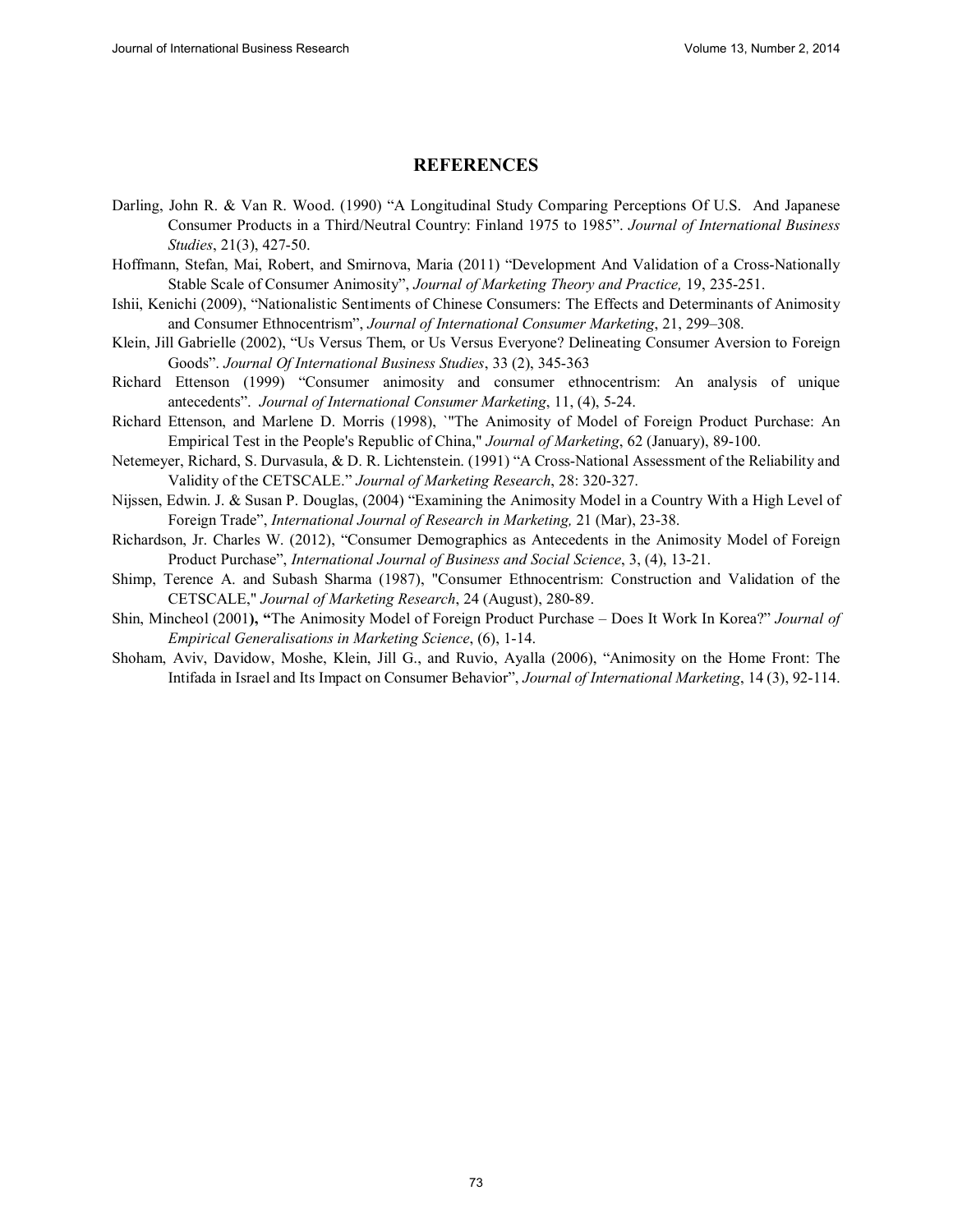## REFERENCES

Darling, John R. & Van R. Wood. (1990) "A Longitudinal Study Comparing Perceptions Of U.S. And Japanese Consumer Products in a Third/Neutral Country: Finland 1975 to 1985". *Journal of International Business Studies*, 21(3), 427-50.

Hoffmann, Stefan, Mai, Robert, and Smirnova, Maria (2011) "Development And Validation of a Cross-Nationally Stable Scale of Consumer Animosity", *Journal of Marketing Theory and Practice,* 19, 235-251.

Ishii, Kenichi (2009), "Nationalistic Sentiments of Chinese Consumers: The Effects and Determinants of Animosity and Consumer Ethnocentrism", *Journal of International Consumer Marketing*, 21, 299–308.

Klein, Jill Gabrielle (2002), "Us Versus Them, or Us Versus Everyone? Delineating Consumer Aversion to Foreign Goods". *Journal Of International Business Studies*, 33 (2), 345-363

Richard Ettenson (1999) "Consumer animosity and consumer ethnocentrism: An analysis of unique antecedents". *Journal of International Consumer Marketing*, 11, (4), 5-24.

Richard Ettenson, and Marlene D. Morris (1998), `"The Animosity of Model of Foreign Product Purchase: An Empirical Test in the People's Republic of China," *Journal of Marketing*, 62 (January), 89-100.

Netemeyer, Richard, S. Durvasula, & D. R. Lichtenstein. (1991) "A Cross-National Assessment of the Reliability and Validity of the CETSCALE." *Journal of Marketing Research*, 28: 320-327.

Nijssen, Edwin. J. & Susan P. Douglas, (2004) "Examining the Animosity Model in a Country With a High Level of Foreign Trade", *International Journal of Research in Marketing,* 21 (Mar), 23-38.

Richardson, Jr. Charles W. (2012), "Consumer Demographics as Antecedents in the Animosity Model of Foreign Product Purchase", *International Journal of Business and Social Science*, 3, (4), 13-21.

Shimp, Terence A. and Subash Sharma (1987), "Consumer Ethnocentrism: Construction and Validation of the CETSCALE," *Journal of Marketing Research*, 24 (August), 280-89.

Shin, Mincheol (2001**), "**The Animosity Model of Foreign Product Purchase – Does It Work In Korea?" *Journal of Empirical Generalisations in Marketing Science*, (6), 1-14.

Shoham, Aviv, Davidow, Moshe, Klein, Jill G., and Ruvio, Ayalla (2006), "Animosity on the Home Front: The Intifada in Israel and Its Impact on Consumer Behavior", *Journal of International Marketing*, 14 (3), 92-114.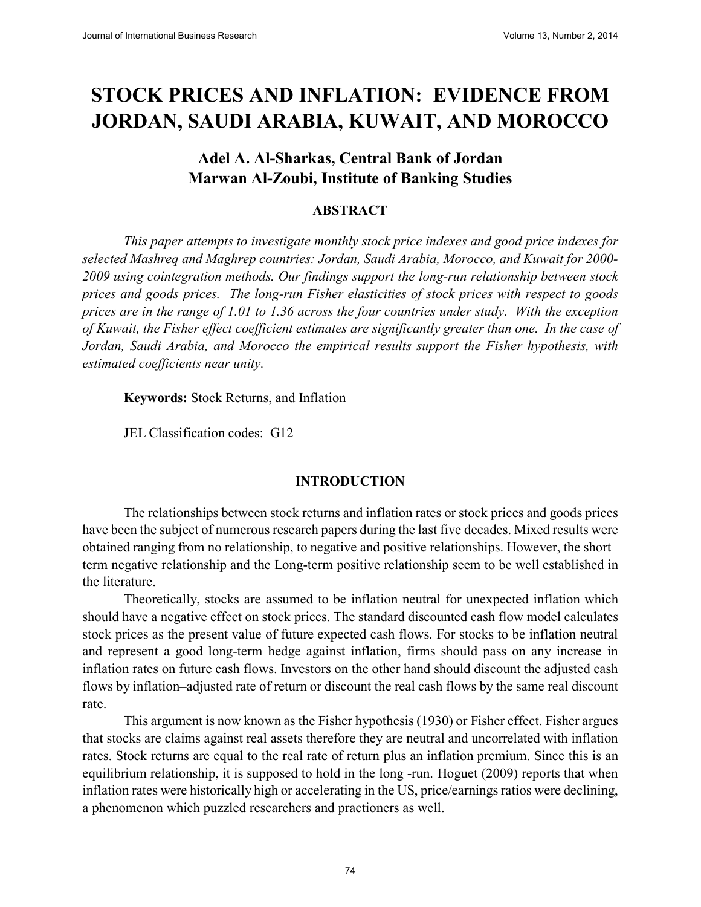# STOCK PRICES AND INFLATION: EVIDENCE FROM JORDAN, SAUDI ARABIA, KUWAIT, AND MOROCCO

## Adel A. Al-Sharkas, Central Bank of Jordan
## Marwan Al-Zoubi, Institute of Banking Studies

### ABSTRACT

*This paper attempts to investigate monthly stock price indexes and good price indexes for selected Mashreq and Maghrep countries: Jordan, Saudi Arabia, Morocco, and Kuwait for 2000-2009 using cointegration methods. Our findings support the long-run relationship between stock prices and goods prices. The long-run Fisher elasticities of stock prices with respect to goods prices are in the range of 1.01 to 1.36 across the four countries under study. With the exception of Kuwait, the Fisher effect coefficient estimates are significantly greater than one. In the case of Jordan, Saudi Arabia, and Morocco the empirical results support the Fisher hypothesis, with estimated coefficients near unity.*

**Keywords:** Stock Returns, and Inflation

JEL Classification codes: G12

### INTRODUCTION

The relationships between stock returns and inflation rates or stock prices and goods prices have been the subject of numerous research papers during the last five decades. Mixed results were obtained ranging from no relationship, to negative and positive relationships. However, the short–term negative relationship and the Long-term positive relationship seem to be well established in the literature.

Theoretically, stocks are assumed to be inflation neutral for unexpected inflation which should have a negative effect on stock prices. The standard discounted cash flow model calculates stock prices as the present value of future expected cash flows. For stocks to be inflation neutral and represent a good long-term hedge against inflation, firms should pass on any increase in inflation rates on future cash flows. Investors on the other hand should discount the adjusted cash flows by inflation–adjusted rate of return or discount the real cash flows by the same real discount rate.

This argument is now known as the Fisher hypothesis (1930) or Fisher effect. Fisher argues that stocks are claims against real assets therefore they are neutral and uncorrelated with inflation rates. Stock returns are equal to the real rate of return plus an inflation premium. Since this is an equilibrium relationship, it is supposed to hold in the long -run. Hoguet (2009) reports that when inflation rates were historically high or accelerating in the US, price/earnings ratios were declining, a phenomenon which puzzled researchers and practioners as well.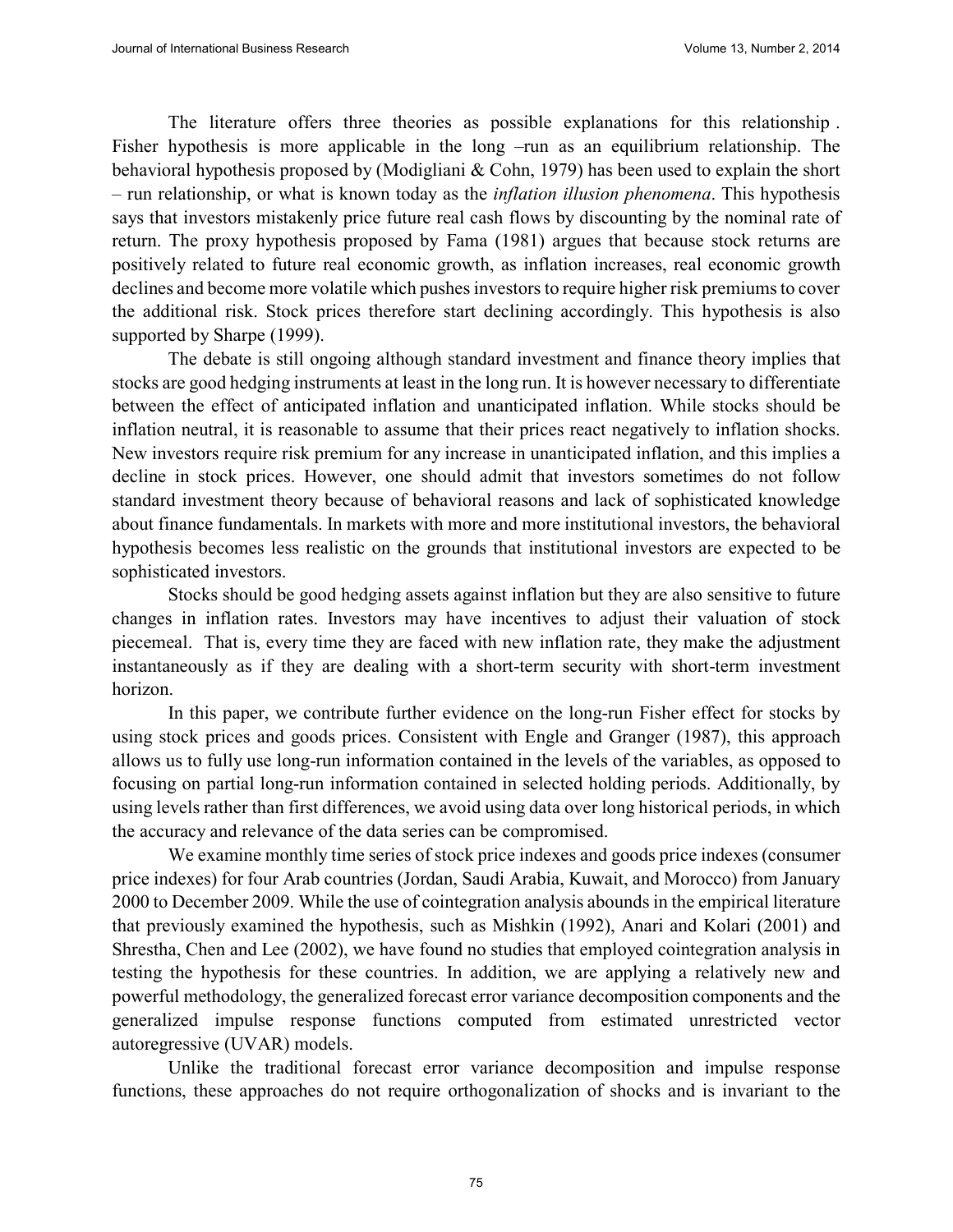The literature offers three theories as possible explanations for this relationship . Fisher hypothesis is more applicable in the long –run as an equilibrium relationship. The behavioral hypothesis proposed by (Modigliani & Cohn, 1979) has been used to explain the short – run relationship, or what is known today as the *inflation illusion phenomena*. This hypothesis says that investors mistakenly price future real cash flows by discounting by the nominal rate of return. The proxy hypothesis proposed by Fama (1981) argues that because stock returns are positively related to future real economic growth, as inflation increases, real economic growth declines and become more volatile which pushes investors to require higher risk premiums to cover the additional risk. Stock prices therefore start declining accordingly. This hypothesis is also supported by Sharpe (1999).

The debate is still ongoing although standard investment and finance theory implies that stocks are good hedging instruments at least in the long run. It is however necessary to differentiate between the effect of anticipated inflation and unanticipated inflation. While stocks should be inflation neutral, it is reasonable to assume that their prices react negatively to inflation shocks. New investors require risk premium for any increase in unanticipated inflation, and this implies a decline in stock prices. However, one should admit that investors sometimes do not follow standard investment theory because of behavioral reasons and lack of sophisticated knowledge about finance fundamentals. In markets with more and more institutional investors, the behavioral hypothesis becomes less realistic on the grounds that institutional investors are expected to be sophisticated investors.

Stocks should be good hedging assets against inflation but they are also sensitive to future changes in inflation rates. Investors may have incentives to adjust their valuation of stock piecemeal. That is, every time they are faced with new inflation rate, they make the adjustment instantaneously as if they are dealing with a short-term security with short-term investment horizon.

In this paper, we contribute further evidence on the long-run Fisher effect for stocks by using stock prices and goods prices. Consistent with Engle and Granger (1987), this approach allows us to fully use long-run information contained in the levels of the variables, as opposed to focusing on partial long-run information contained in selected holding periods. Additionally, by using levels rather than first differences, we avoid using data over long historical periods, in which the accuracy and relevance of the data series can be compromised.

We examine monthly time series of stock price indexes and goods price indexes (consumer price indexes) for four Arab countries (Jordan, Saudi Arabia, Kuwait, and Morocco) from January 2000 to December 2009. While the use of cointegration analysis abounds in the empirical literature that previously examined the hypothesis, such as Mishkin (1992), Anari and Kolari (2001) and Shrestha, Chen and Lee (2002), we have found no studies that employed cointegration analysis in testing the hypothesis for these countries. In addition, we are applying a relatively new and powerful methodology, the generalized forecast error variance decomposition components and the generalized impulse response functions computed from estimated unrestricted vector autoregressive (UVAR) models.

Unlike the traditional forecast error variance decomposition and impulse response functions, these approaches do not require orthogonalization of shocks and is invariant to the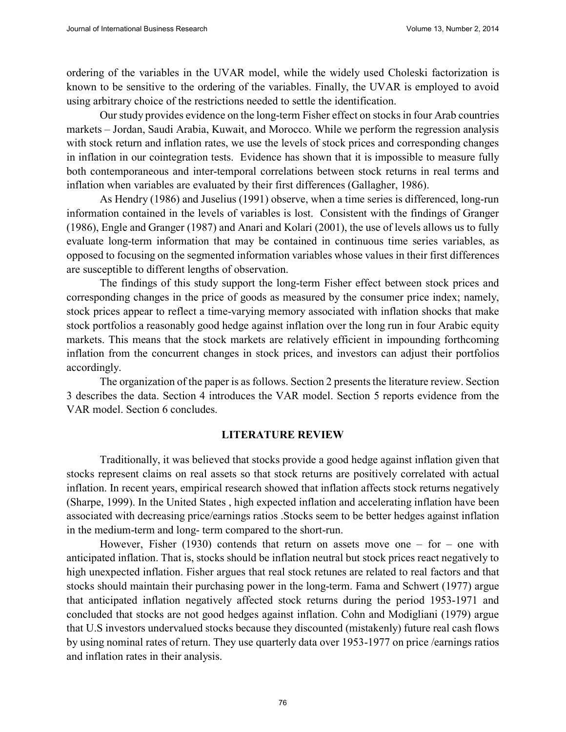ordering of the variables in the UVAR model, while the widely used Choleski factorization is known to be sensitive to the ordering of the variables. Finally, the UVAR is employed to avoid using arbitrary choice of the restrictions needed to settle the identification.

Our study provides evidence on the long-term Fisher effect on stocks in four Arab countries markets – Jordan, Saudi Arabia, Kuwait, and Morocco. While we perform the regression analysis with stock return and inflation rates, we use the levels of stock prices and corresponding changes in inflation in our cointegration tests. Evidence has shown that it is impossible to measure fully both contemporaneous and inter-temporal correlations between stock returns in real terms and inflation when variables are evaluated by their first differences (Gallagher, 1986).

As Hendry (1986) and Juselius (1991) observe, when a time series is differenced, long-run information contained in the levels of variables is lost. Consistent with the findings of Granger (1986), Engle and Granger (1987) and Anari and Kolari (2001), the use of levels allows us to fully evaluate long-term information that may be contained in continuous time series variables, as opposed to focusing on the segmented information variables whose values in their first differences are susceptible to different lengths of observation.

The findings of this study support the long-term Fisher effect between stock prices and corresponding changes in the price of goods as measured by the consumer price index; namely, stock prices appear to reflect a time-varying memory associated with inflation shocks that make stock portfolios a reasonably good hedge against inflation over the long run in four Arabic equity markets. This means that the stock markets are relatively efficient in impounding forthcoming inflation from the concurrent changes in stock prices, and investors can adjust their portfolios accordingly.

The organization of the paper is as follows. Section 2 presents the literature review. Section 3 describes the data. Section 4 introduces the VAR model. Section 5 reports evidence from the VAR model. Section 6 concludes.

## LITERATURE REVIEW

Traditionally, it was believed that stocks provide a good hedge against inflation given that stocks represent claims on real assets so that stock returns are positively correlated with actual inflation. In recent years, empirical research showed that inflation affects stock returns negatively (Sharpe, 1999). In the United States , high expected inflation and accelerating inflation have been associated with decreasing price/earnings ratios .Stocks seem to be better hedges against inflation in the medium-term and long- term compared to the short-run.

However, Fisher (1930) contends that return on assets move one – for – one with anticipated inflation. That is, stocks should be inflation neutral but stock prices react negatively to high unexpected inflation. Fisher argues that real stock retunes are related to real factors and that stocks should maintain their purchasing power in the long-term. Fama and Schwert (1977) argue that anticipated inflation negatively affected stock returns during the period 1953-1971 and concluded that stocks are not good hedges against inflation. Cohn and Modigliani (1979) argue that U.S investors undervalued stocks because they discounted (mistakenly) future real cash flows by using nominal rates of return. They use quarterly data over 1953-1977 on price /earnings ratios and inflation rates in their analysis.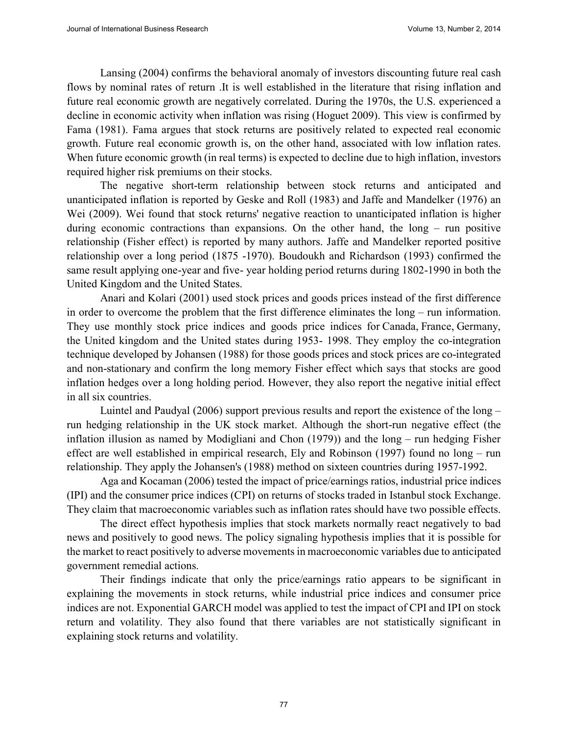Lansing (2004) confirms the behavioral anomaly of investors discounting future real cash flows by nominal rates of return .It is well established in the literature that rising inflation and future real economic growth are negatively correlated. During the 1970s, the U.S. experienced a decline in economic activity when inflation was rising (Hoguet 2009). This view is confirmed by Fama (1981). Fama argues that stock returns are positively related to expected real economic growth. Future real economic growth is, on the other hand, associated with low inflation rates. When future economic growth (in real terms) is expected to decline due to high inflation, investors required higher risk premiums on their stocks.

The negative short-term relationship between stock returns and anticipated and unanticipated inflation is reported by Geske and Roll (1983) and Jaffe and Mandelker (1976) an Wei (2009). Wei found that stock returns' negative reaction to unanticipated inflation is higher during economic contractions than expansions. On the other hand, the long – run positive relationship (Fisher effect) is reported by many authors. Jaffe and Mandelker reported positive relationship over a long period (1875 -1970). Boudoukh and Richardson (1993) confirmed the same result applying one-year and five- year holding period returns during 1802-1990 in both the United Kingdom and the United States.

Anari and Kolari (2001) used stock prices and goods prices instead of the first difference in order to overcome the problem that the first difference eliminates the long – run information. They use monthly stock price indices and goods price indices for Canada, France, Germany, the United kingdom and the United states during 1953- 1998. They employ the co-integration technique developed by Johansen (1988) for those goods prices and stock prices are co-integrated and non-stationary and confirm the long memory Fisher effect which says that stocks are good inflation hedges over a long holding period. However, they also report the negative initial effect in all six countries.

Luintel and Paudyal (2006) support previous results and report the existence of the long – run hedging relationship in the UK stock market. Although the short-run negative effect (the inflation illusion as named by Modigliani and Chon (1979)) and the long – run hedging Fisher effect are well established in empirical research, Ely and Robinson (1997) found no long – run relationship. They apply the Johansen's (1988) method on sixteen countries during 1957-1992.

Aga and Kocaman (2006) tested the impact of price/earnings ratios, industrial price indices (IPI) and the consumer price indices (CPI) on returns of stocks traded in Istanbul stock Exchange. They claim that macroeconomic variables such as inflation rates should have two possible effects.

The direct effect hypothesis implies that stock markets normally react negatively to bad news and positively to good news. The policy signaling hypothesis implies that it is possible for the market to react positively to adverse movements in macroeconomic variables due to anticipated government remedial actions.

Their findings indicate that only the price/earnings ratio appears to be significant in explaining the movements in stock returns, while industrial price indices and consumer price indices are not. Exponential GARCH model was applied to test the impact of CPI and IPI on stock return and volatility. They also found that there variables are not statistically significant in explaining stock returns and volatility.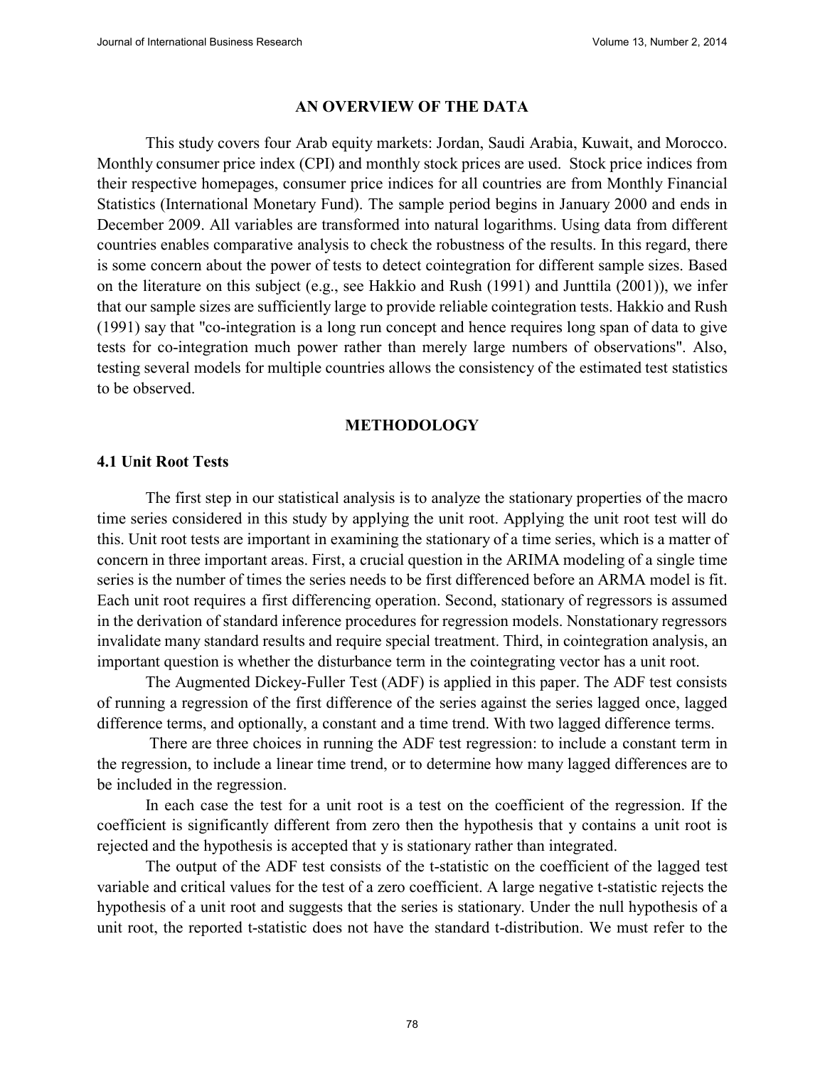## AN OVERVIEW OF THE DATA

This study covers four Arab equity markets: Jordan, Saudi Arabia, Kuwait, and Morocco. Monthly consumer price index (CPI) and monthly stock prices are used. Stock price indices from their respective homepages, consumer price indices for all countries are from Monthly Financial Statistics (International Monetary Fund). The sample period begins in January 2000 and ends in December 2009. All variables are transformed into natural logarithms. Using data from different countries enables comparative analysis to check the robustness of the results. In this regard, there is some concern about the power of tests to detect cointegration for different sample sizes. Based on the literature on this subject (e.g., see Hakkio and Rush (1991) and Junttila (2001)), we infer that our sample sizes are sufficiently large to provide reliable cointegration tests. Hakkio and Rush (1991) say that "co-integration is a long run concept and hence requires long span of data to give tests for co-integration much power rather than merely large numbers of observations". Also, testing several models for multiple countries allows the consistency of the estimated test statistics to be observed.

## METHODOLOGY

### 4.1 Unit Root Tests

The first step in our statistical analysis is to analyze the stationary properties of the macro time series considered in this study by applying the unit root. Applying the unit root test will do this. Unit root tests are important in examining the stationary of a time series, which is a matter of concern in three important areas. First, a crucial question in the ARIMA modeling of a single time series is the number of times the series needs to be first differenced before an ARMA model is fit. Each unit root requires a first differencing operation. Second, stationary of regressors is assumed in the derivation of standard inference procedures for regression models. Nonstationary regressors invalidate many standard results and require special treatment. Third, in cointegration analysis, an important question is whether the disturbance term in the cointegrating vector has a unit root.

The Augmented Dickey-Fuller Test (ADF) is applied in this paper. The ADF test consists of running a regression of the first difference of the series against the series lagged once, lagged difference terms, and optionally, a constant and a time trend. With two lagged difference terms.

There are three choices in running the ADF test regression: to include a constant term in the regression, to include a linear time trend, or to determine how many lagged differences are to be included in the regression.

In each case the test for a unit root is a test on the coefficient of the regression. If the coefficient is significantly different from zero then the hypothesis that y contains a unit root is rejected and the hypothesis is accepted that y is stationary rather than integrated.

The output of the ADF test consists of the t-statistic on the coefficient of the lagged test variable and critical values for the test of a zero coefficient. A large negative t-statistic rejects the hypothesis of a unit root and suggests that the series is stationary. Under the null hypothesis of a unit root, the reported t-statistic does not have the standard t-distribution. We must refer to the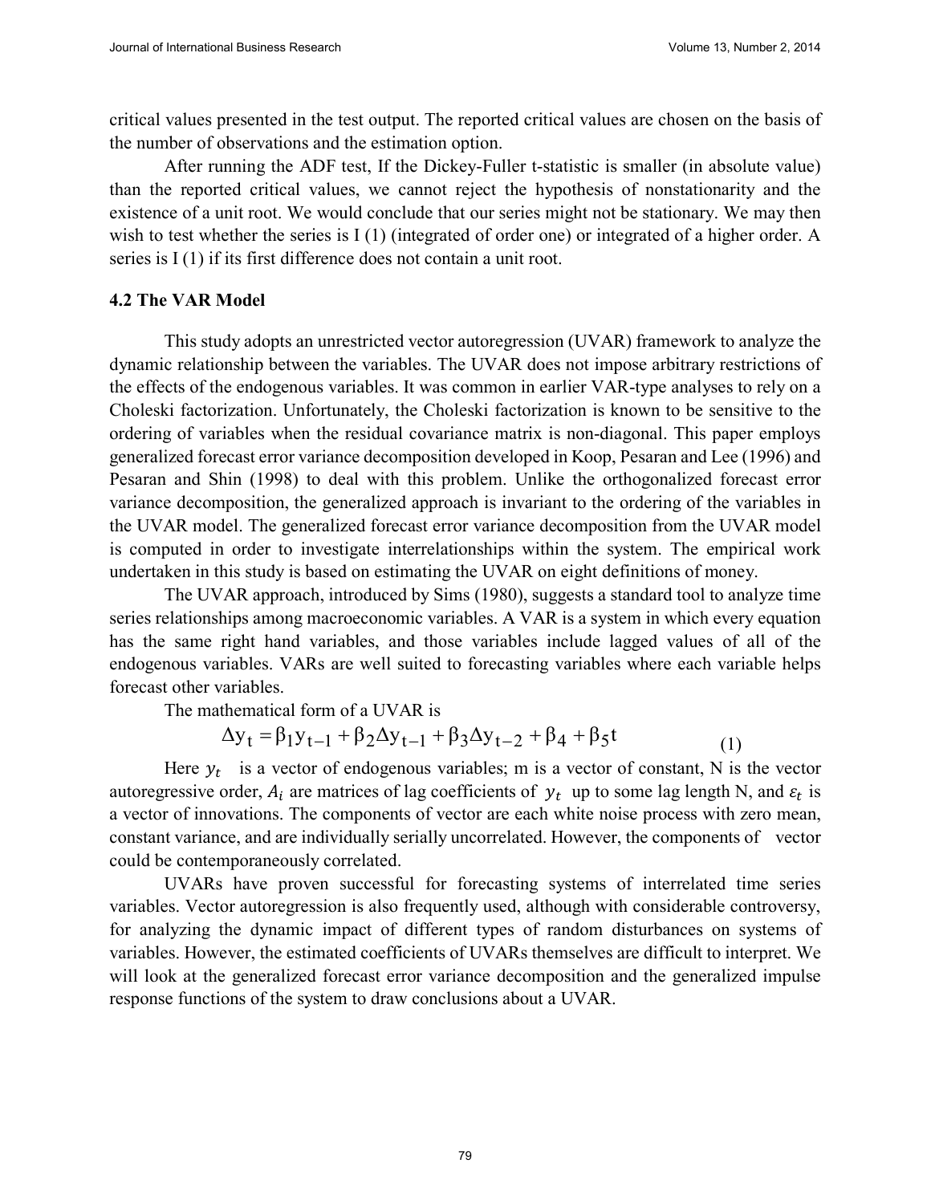critical values presented in the test output. The reported critical values are chosen on the basis of the number of observations and the estimation option.

After running the ADF test, If the Dickey-Fuller t-statistic is smaller (in absolute value) than the reported critical values, we cannot reject the hypothesis of nonstationarity and the existence of a unit root. We would conclude that our series might not be stationary. We may then wish to test whether the series is I (1) (integrated of order one) or integrated of a higher order. A series is I (1) if its first difference does not contain a unit root.

### 4.2 The VAR Model

This study adopts an unrestricted vector autoregression (UVAR) framework to analyze the dynamic relationship between the variables. The UVAR does not impose arbitrary restrictions of the effects of the endogenous variables. It was common in earlier VAR-type analyses to rely on a Choleski factorization. Unfortunately, the Choleski factorization is known to be sensitive to the ordering of variables when the residual covariance matrix is non-diagonal. This paper employs generalized forecast error variance decomposition developed in Koop, Pesaran and Lee (1996) and Pesaran and Shin (1998) to deal with this problem. Unlike the orthogonalized forecast error variance decomposition, the generalized approach is invariant to the ordering of the variables in the UVAR model. The generalized forecast error variance decomposition from the UVAR model is computed in order to investigate interrelationships within the system. The empirical work undertaken in this study is based on estimating the UVAR on eight definitions of money.

The UVAR approach, introduced by Sims (1980), suggests a standard tool to analyze time series relationships among macroeconomic variables. A VAR is a system in which every equation has the same right hand variables, and those variables include lagged values of all of the endogenous variables. VARs are well suited to forecasting variables where each variable helps forecast other variables.

The mathematical form of a UVAR is

$$\Delta y_t = \beta_1 y_{t-1} + \beta_2 \Delta y_{t-1} + \beta_3 \Delta y_{t-2} + \beta_4 + \beta_5 t \tag{1}$$

Here $y_t$ is a vector of endogenous variables; m is a vector of constant, N is the vector autoregressive order, $A_i$ are matrices of lag coefficients of $y_t$ up to some lag length N, and $\varepsilon_t$ is a vector of innovations. The components of vector are each white noise process with zero mean, constant variance, and are individually serially uncorrelated. However, the components of vector could be contemporaneously correlated.

UVARs have proven successful for forecasting systems of interrelated time series variables. Vector autoregression is also frequently used, although with considerable controversy, for analyzing the dynamic impact of different types of random disturbances on systems of variables. However, the estimated coefficients of UVARs themselves are difficult to interpret. We will look at the generalized forecast error variance decomposition and the generalized impulse response functions of the system to draw conclusions about a UVAR.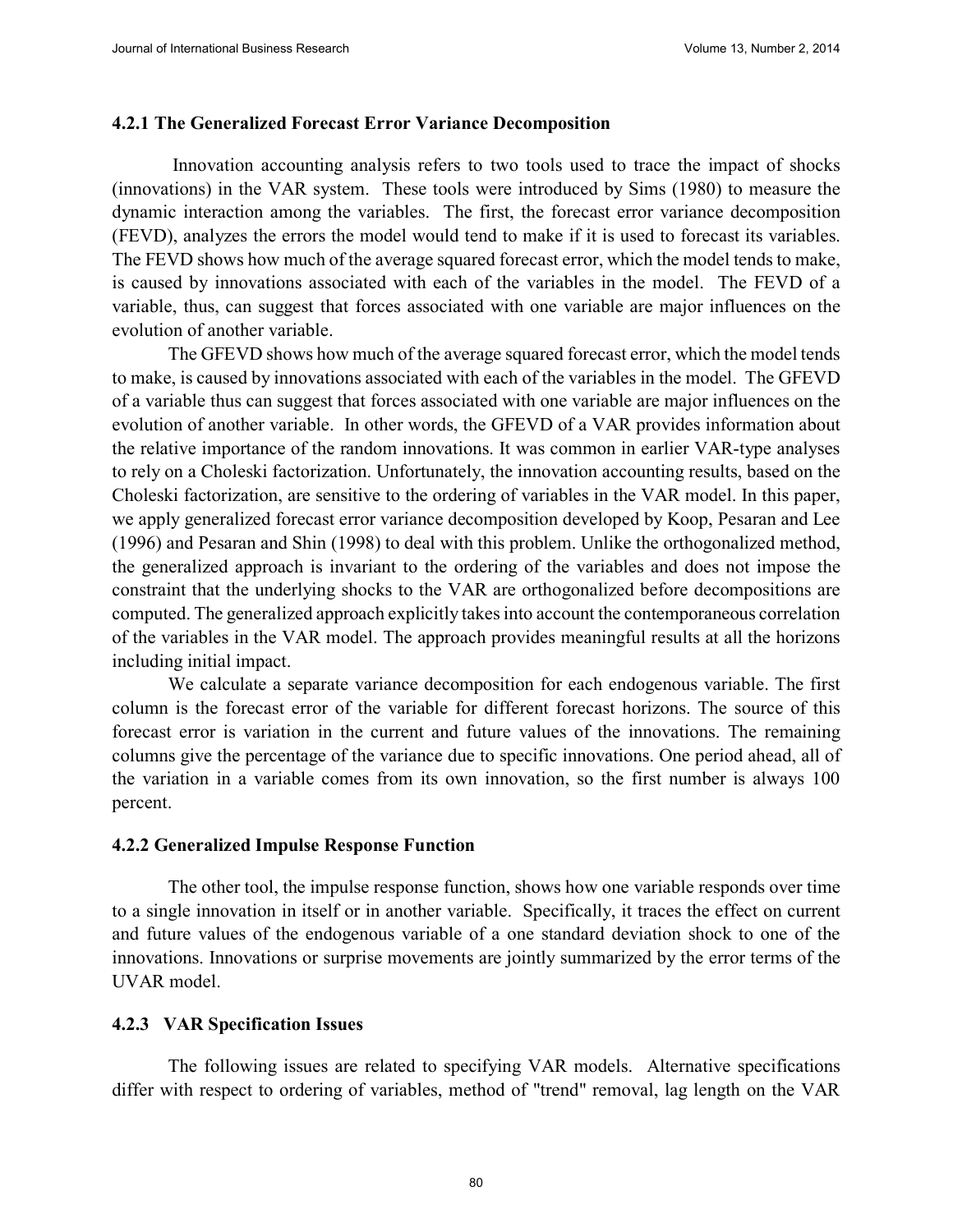#### 4.2.1 The Generalized Forecast Error Variance Decomposition

Innovation accounting analysis refers to two tools used to trace the impact of shocks (innovations) in the VAR system. These tools were introduced by Sims (1980) to measure the dynamic interaction among the variables. The first, the forecast error variance decomposition (FEVD), analyzes the errors the model would tend to make if it is used to forecast its variables. The FEVD shows how much of the average squared forecast error, which the model tends to make, is caused by innovations associated with each of the variables in the model. The FEVD of a variable, thus, can suggest that forces associated with one variable are major influences on the evolution of another variable.

The GFEVD shows how much of the average squared forecast error, which the model tends to make, is caused by innovations associated with each of the variables in the model. The GFEVD of a variable thus can suggest that forces associated with one variable are major influences on the evolution of another variable. In other words, the GFEVD of a VAR provides information about the relative importance of the random innovations. It was common in earlier VAR-type analyses to rely on a Choleski factorization. Unfortunately, the innovation accounting results, based on the Choleski factorization, are sensitive to the ordering of variables in the VAR model. In this paper, we apply generalized forecast error variance decomposition developed by Koop, Pesaran and Lee (1996) and Pesaran and Shin (1998) to deal with this problem. Unlike the orthogonalized method, the generalized approach is invariant to the ordering of the variables and does not impose the constraint that the underlying shocks to the VAR are orthogonalized before decompositions are computed. The generalized approach explicitly takes into account the contemporaneous correlation of the variables in the VAR model. The approach provides meaningful results at all the horizons including initial impact.

We calculate a separate variance decomposition for each endogenous variable. The first column is the forecast error of the variable for different forecast horizons. The source of this forecast error is variation in the current and future values of the innovations. The remaining columns give the percentage of the variance due to specific innovations. One period ahead, all of the variation in a variable comes from its own innovation, so the first number is always 100 percent.

#### 4.2.2 Generalized Impulse Response Function

The other tool, the impulse response function, shows how one variable responds over time to a single innovation in itself or in another variable. Specifically, it traces the effect on current and future values of the endogenous variable of a one standard deviation shock to one of the innovations. Innovations or surprise movements are jointly summarized by the error terms of the UVAR model.

#### 4.2.3 VAR Specification Issues

The following issues are related to specifying VAR models. Alternative specifications differ with respect to ordering of variables, method of "trend" removal, lag length on the VAR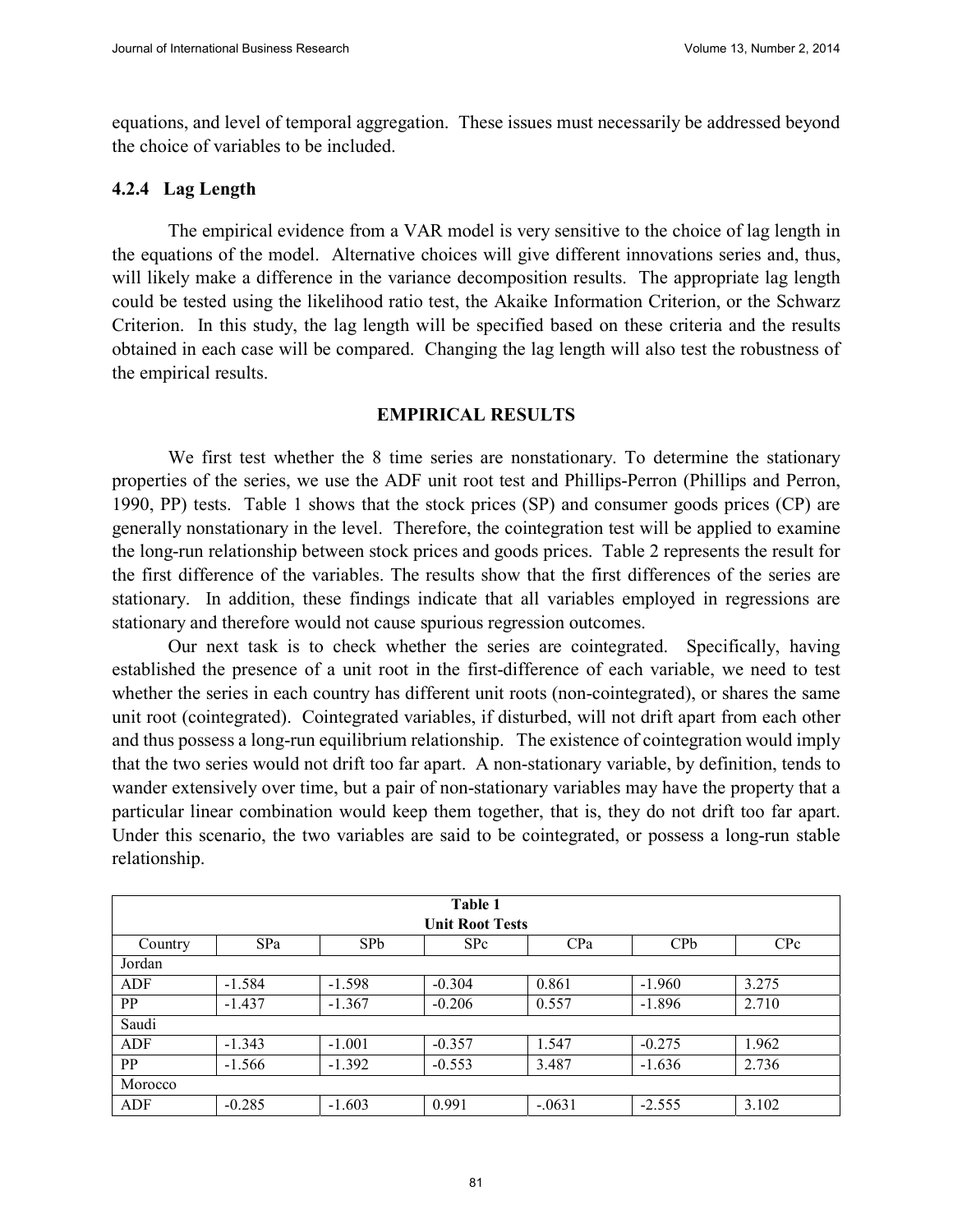equations, and level of temporal aggregation. These issues must necessarily be addressed beyond the choice of variables to be included.

### 4.2.4 Lag Length

The empirical evidence from a VAR model is very sensitive to the choice of lag length in the equations of the model. Alternative choices will give different innovations series and, thus, will likely make a difference in the variance decomposition results. The appropriate lag length could be tested using the likelihood ratio test, the Akaike Information Criterion, or the Schwarz Criterion. In this study, the lag length will be specified based on these criteria and the results obtained in each case will be compared. Changing the lag length will also test the robustness of the empirical results.

## EMPIRICAL RESULTS

We first test whether the 8 time series are nonstationary. To determine the stationary properties of the series, we use the ADF unit root test and Phillips-Perron (Phillips and Perron, 1990, PP) tests. Table 1 shows that the stock prices (SP) and consumer goods prices (CP) are generally nonstationary in the level. Therefore, the cointegration test will be applied to examine the long-run relationship between stock prices and goods prices. Table 2 represents the result for the first difference of the variables. The results show that the first differences of the series are stationary. In addition, these findings indicate that all variables employed in regressions are stationary and therefore would not cause spurious regression outcomes.

Our next task is to check whether the series are cointegrated. Specifically, having established the presence of a unit root in the first-difference of each variable, we need to test whether the series in each country has different unit roots (non-cointegrated), or shares the same unit root (cointegrated). Cointegrated variables, if disturbed, will not drift apart from each other and thus possess a long-run equilibrium relationship. The existence of cointegration would imply that the two series would not drift too far apart. A non-stationary variable, by definition, tends to wander extensively over time, but a pair of non-stationary variables may have the property that a particular linear combination would keep them together, that is, they do not drift too far apart. Under this scenario, the two variables are said to be cointegrated, or possess a long-run stable relationship.

**Table 1**
**Unit Root Tests**

| Country | SPa | SPb | SPc | CPa | CPb | CPc |
|---|---|---|---|---|---|---|
| Jordan | | | | | | |
| ADF | -1.584 | -1.598 | -0.304 | 0.861 | -1.960 | 3.275 |
| PP | -1.437 | -1.367 | -0.206 | 0.557 | -1.896 | 2.710 |
| Saudi | | | | | | |
| ADF | -1.343 | -1.001 | -0.357 | 1.547 | -0.275 | 1.962 |
| PP | -1.566 | -1.392 | -0.553 | 3.487 | -1.636 | 2.736 |
| Morocco | | | | | | |
| ADF | -0.285 | -1.603 | 0.991 | -.0631 | -2.555 | 3.102 |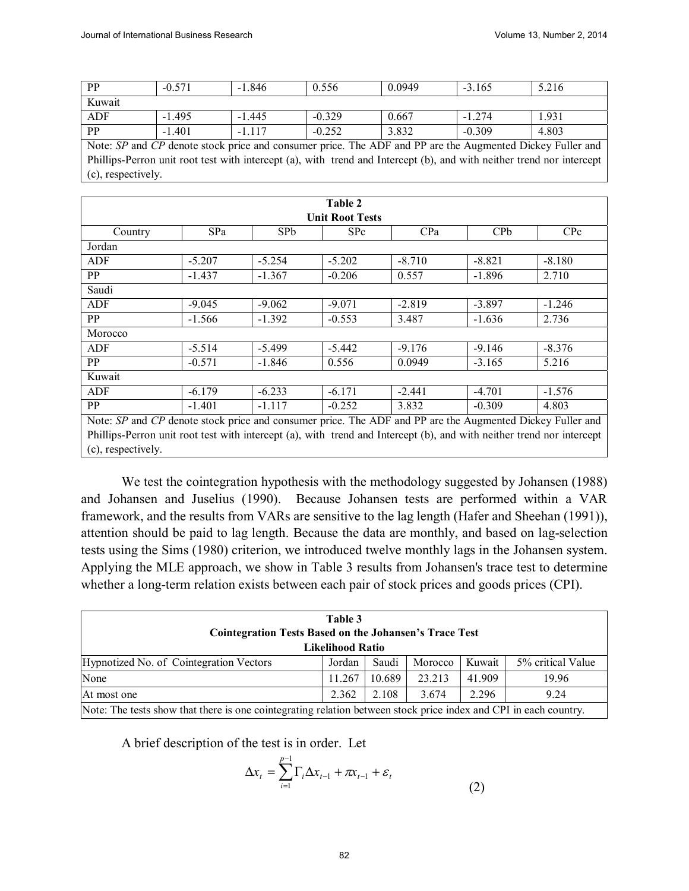| PP | -0.571 | -1.846 | 0.556 | 0.0949 | -3.165 | 5.216 |
|---|---|---|---|---|---|---|
| Kuwait | | | | | | |
| ADF | -1.495 | -1.445 | -0.329 | 0.667 | -1.274 | 1.931 |
| PP | -1.401 | -1.117 | -0.252 | 3.832 | -0.309 | 4.803 |
| Note: *SP* and *CP* denote stock price and consumer price. The ADF and PP are the Augmented Dickey Fuller and Phillips-Perron unit root test with intercept (a), with trend and Intercept (b), and with neither trend nor intercept (c), respectively. | | | | | | |

**Table 2**
**Unit Root Tests**

| Country | SPa | SPb | SPc | CPa | CPb | CPc |
|---|---|---|---|---|---|---|
| Jordan | | | | | | |
| ADF | -5.207 | -5.254 | -5.202 | -8.710 | -8.821 | -8.180 |
| PP | -1.437 | -1.367 | -0.206 | 0.557 | -1.896 | 2.710 |
| Saudi | | | | | | |
| ADF | -9.045 | -9.062 | -9.071 | -2.819 | -3.897 | -1.246 |
| PP | -1.566 | -1.392 | -0.553 | 3.487 | -1.636 | 2.736 |
| Morocco | | | | | | |
| ADF | -5.514 | -5.499 | -5.442 | -9.176 | -9.146 | -8.376 |
| PP | -0.571 | -1.846 | 0.556 | 0.0949 | -3.165 | 5.216 |
| Kuwait | | | | | | |
| ADF | -6.179 | -6.233 | -6.171 | -2.441 | -4.701 | -1.576 |
| PP | -1.401 | -1.117 | -0.252 | 3.832 | -0.309 | 4.803 |
| Note: *SP* and *CP* denote stock price and consumer price. The ADF and PP are the Augmented Dickey Fuller and Phillips-Perron unit root test with intercept (a), with trend and Intercept (b), and with neither trend nor intercept (c), respectively. | | | | | | |

We test the cointegration hypothesis with the methodology suggested by Johansen (1988) and Johansen and Juselius (1990). Because Johansen tests are performed within a VAR framework, and the results from VARs are sensitive to the lag length (Hafer and Sheehan (1991)), attention should be paid to lag length. Because the data are monthly, and based on lag-selection tests using the Sims (1980) criterion, we introduced twelve monthly lags in the Johansen system. Applying the MLE approach, we show in Table 3 results from Johansen's trace test to determine whether a long-term relation exists between each pair of stock prices and goods prices (CPI).

**Table 3**
**Cointegration Tests Based on the Johansen's Trace Test**
**Likelihood Ratio**

| Hypnotized No. of Cointegration Vectors | Jordan | Saudi | Morocco | Kuwait | 5% critical Value |
|---|---|---|---|---|---|
| None | 11.267 | 10.689 | 23.213 | 41.909 | 19.96 |
| At most one | 2.362 | 2.108 | 3.674 | 2.296 | 9.24 |
| Note: The tests show that there is one cointegrating relation between stock price index and CPI in each country. | | | | | |

A brief description of the test is in order. Let

$$\Delta x_t = \sum_{i=1}^{p-1} \Gamma_i \Delta x_{t-1} + \pi x_{t-1} + \varepsilon_t \tag{2}$$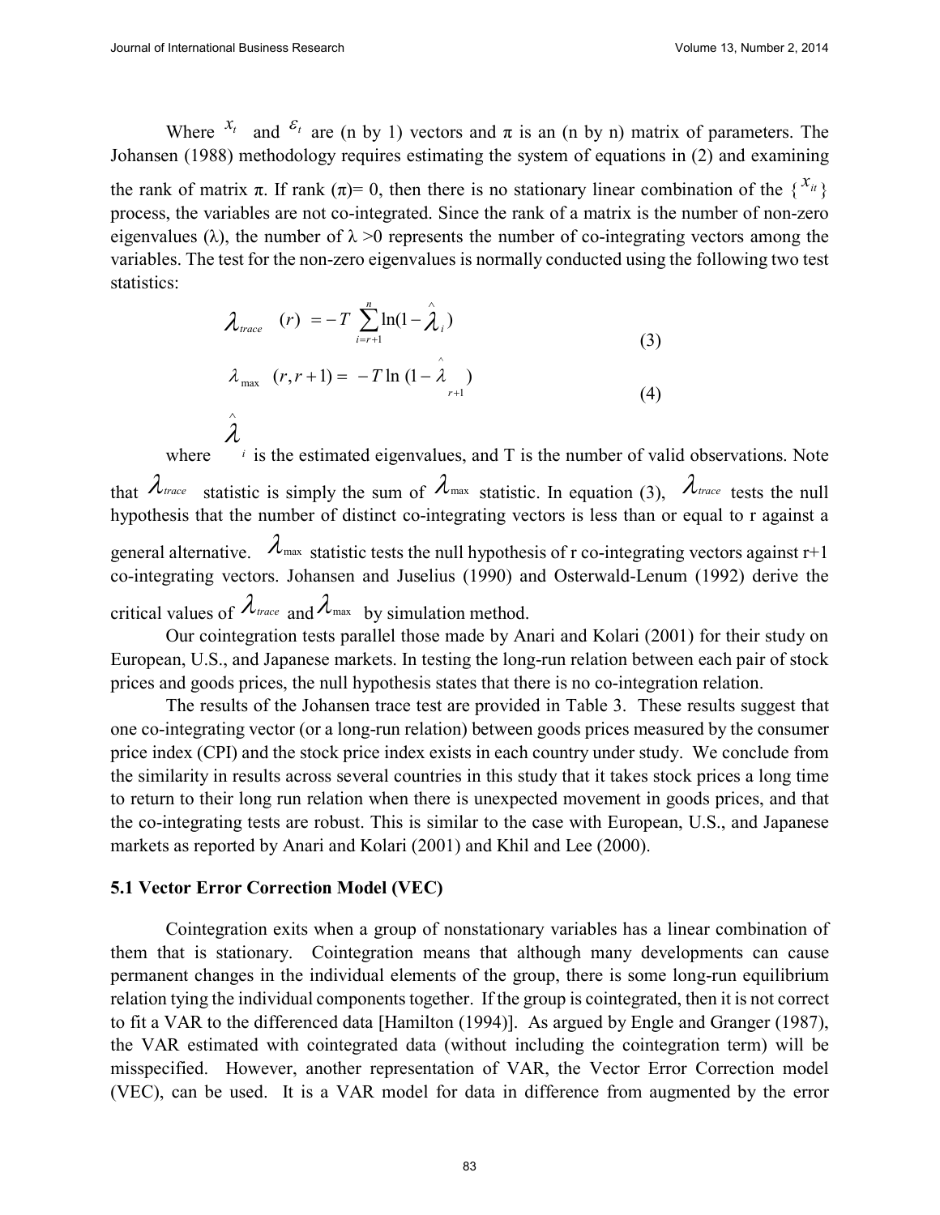Where $x_t$ and $\varepsilon_t$ are (n by 1) vectors and π is an (n by n) matrix of parameters. The Johansen (1988) methodology requires estimating the system of equations in (2) and examining the rank of matrix π. If rank (π)= 0, then there is no stationary linear combination of the $\{x_{it}\}$ process, the variables are not co-integrated. Since the rank of a matrix is the number of non-zero eigenvalues (λ), the number of λ >0 represents the number of co-integrating vectors among the variables. The test for the non-zero eigenvalues is normally conducted using the following two test statistics:

$$\lambda_{trace} \quad (r) = -T \sum_{i=r+1}^{n} \ln(1 - \hat{\lambda}_i) \tag{3}$$

$$\lambda_{\max} \quad (r, r+1) = -T \ln(1 - \hat{\lambda}_{r+1}) \tag{4}$$

where $\hat{\lambda}_i$ is the estimated eigenvalues, and T is the number of valid observations. Note that $\lambda_{trace}$ statistic is simply the sum of $\lambda_{\max}$ statistic. In equation (3), $\lambda_{trace}$ tests the null hypothesis that the number of distinct co-integrating vectors is less than or equal to r against a general alternative. $\lambda_{\max}$ statistic tests the null hypothesis of r co-integrating vectors against r+1 co-integrating vectors. Johansen and Juselius (1990) and Osterwald-Lenum (1992) derive the critical values of $\lambda_{trace}$ and $\lambda_{\max}$ by simulation method.

Our cointegration tests parallel those made by Anari and Kolari (2001) for their study on European, U.S., and Japanese markets. In testing the long-run relation between each pair of stock prices and goods prices, the null hypothesis states that there is no co-integration relation.

The results of the Johansen trace test are provided in Table 3. These results suggest that one co-integrating vector (or a long-run relation) between goods prices measured by the consumer price index (CPI) and the stock price index exists in each country under study. We conclude from the similarity in results across several countries in this study that it takes stock prices a long time to return to their long run relation when there is unexpected movement in goods prices, and that the co-integrating tests are robust. This is similar to the case with European, U.S., and Japanese markets as reported by Anari and Kolari (2001) and Khil and Lee (2000).

### 5.1 Vector Error Correction Model (VEC)

Cointegration exits when a group of nonstationary variables has a linear combination of them that is stationary. Cointegration means that although many developments can cause permanent changes in the individual elements of the group, there is some long-run equilibrium relation tying the individual components together. If the group is cointegrated, then it is not correct to fit a VAR to the differenced data [Hamilton (1994)]. As argued by Engle and Granger (1987), the VAR estimated with cointegrated data (without including the cointegration term) will be misspecified. However, another representation of VAR, the Vector Error Correction model (VEC), can be used. It is a VAR model for data in difference from augmented by the error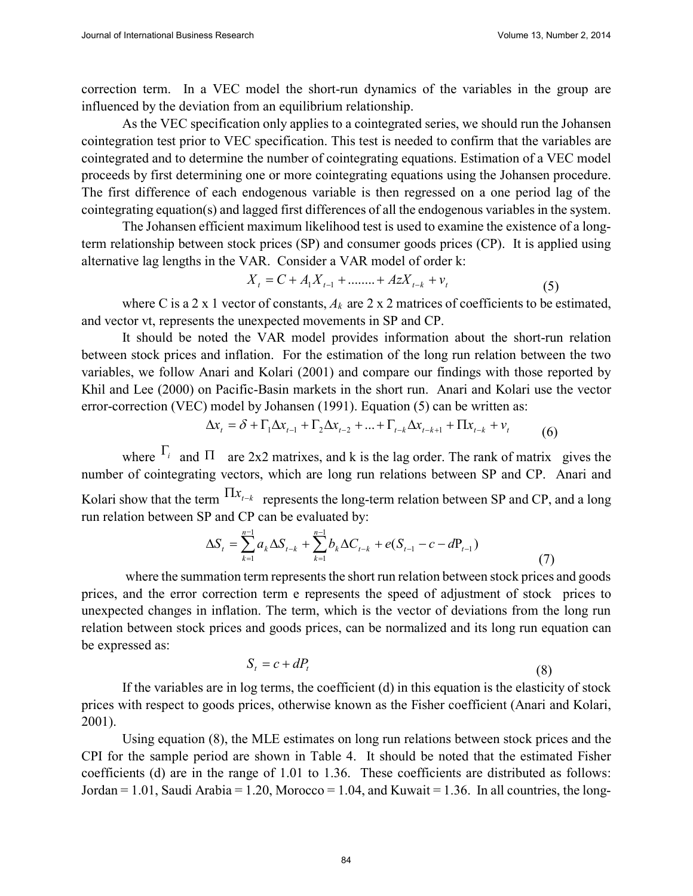correction term. In a VEC model the short-run dynamics of the variables in the group are influenced by the deviation from an equilibrium relationship.

As the VEC specification only applies to a cointegrated series, we should run the Johansen cointegration test prior to VEC specification. This test is needed to confirm that the variables are cointegrated and to determine the number of cointegrating equations. Estimation of a VEC model proceeds by first determining one or more cointegrating equations using the Johansen procedure. The first difference of each endogenous variable is then regressed on a one period lag of the cointegrating equation(s) and lagged first differences of all the endogenous variables in the system.

The Johansen efficient maximum likelihood test is used to examine the existence of a long-term relationship between stock prices (SP) and consumer goods prices (CP). It is applied using alternative lag lengths in the VAR. Consider a VAR model of order k:

$$X_t = C + A_1 X_{t-1} + ........ + AzX_{t-k} + v_t \tag{5}$$

where C is a 2 x 1 vector of constants, $A_k$ are 2 x 2 matrices of coefficients to be estimated, and vector vt, represents the unexpected movements in SP and CP.

It should be noted the VAR model provides information about the short-run relation between stock prices and inflation. For the estimation of the long run relation between the two variables, we follow Anari and Kolari (2001) and compare our findings with those reported by Khil and Lee (2000) on Pacific-Basin markets in the short run. Anari and Kolari use the vector error-correction (VEC) model by Johansen (1991). Equation (5) can be written as:

$$\Delta x_t = \delta + \Gamma_1 \Delta x_{t-1} + \Gamma_2 \Delta x_{t-2} + ... + \Gamma_{t-k} \Delta x_{t-k+1} + \Pi x_{t-k} + v_t \tag{6}$$

where $\Gamma_i$ and $\Pi$ are 2x2 matrixes, and k is the lag order. The rank of matrix gives the number of cointegrating vectors, which are long run relations between SP and CP. Anari and Kolari show that the term $\Pi x_{t-k}$ represents the long-term relation between SP and CP, and a long run relation between SP and CP can be evaluated by:

$$\Delta S_t = \sum_{k=1}^{n-1} a_k \Delta S_{t-k} + \sum_{k=1}^{n-1} b_k \Delta C_{t-k} + e(S_{t-1} - c - d\text{P}_{t-1}) \tag{7}$$

where the summation term represents the short run relation between stock prices and goods prices, and the error correction term e represents the speed of adjustment of stock prices to unexpected changes in inflation. The term, which is the vector of deviations from the long run relation between stock prices and goods prices, can be normalized and its long run equation can be expressed as:

$$S_t = c + dP_t \tag{8}$$

If the variables are in log terms, the coefficient (d) in this equation is the elasticity of stock prices with respect to goods prices, otherwise known as the Fisher coefficient (Anari and Kolari, 2001).

Using equation (8), the MLE estimates on long run relations between stock prices and the CPI for the sample period are shown in Table 4. It should be noted that the estimated Fisher coefficients (d) are in the range of 1.01 to 1.36. These coefficients are distributed as follows: Jordan = 1.01, Saudi Arabia = 1.20, Morocco = 1.04, and Kuwait = 1.36. In all countries, the long-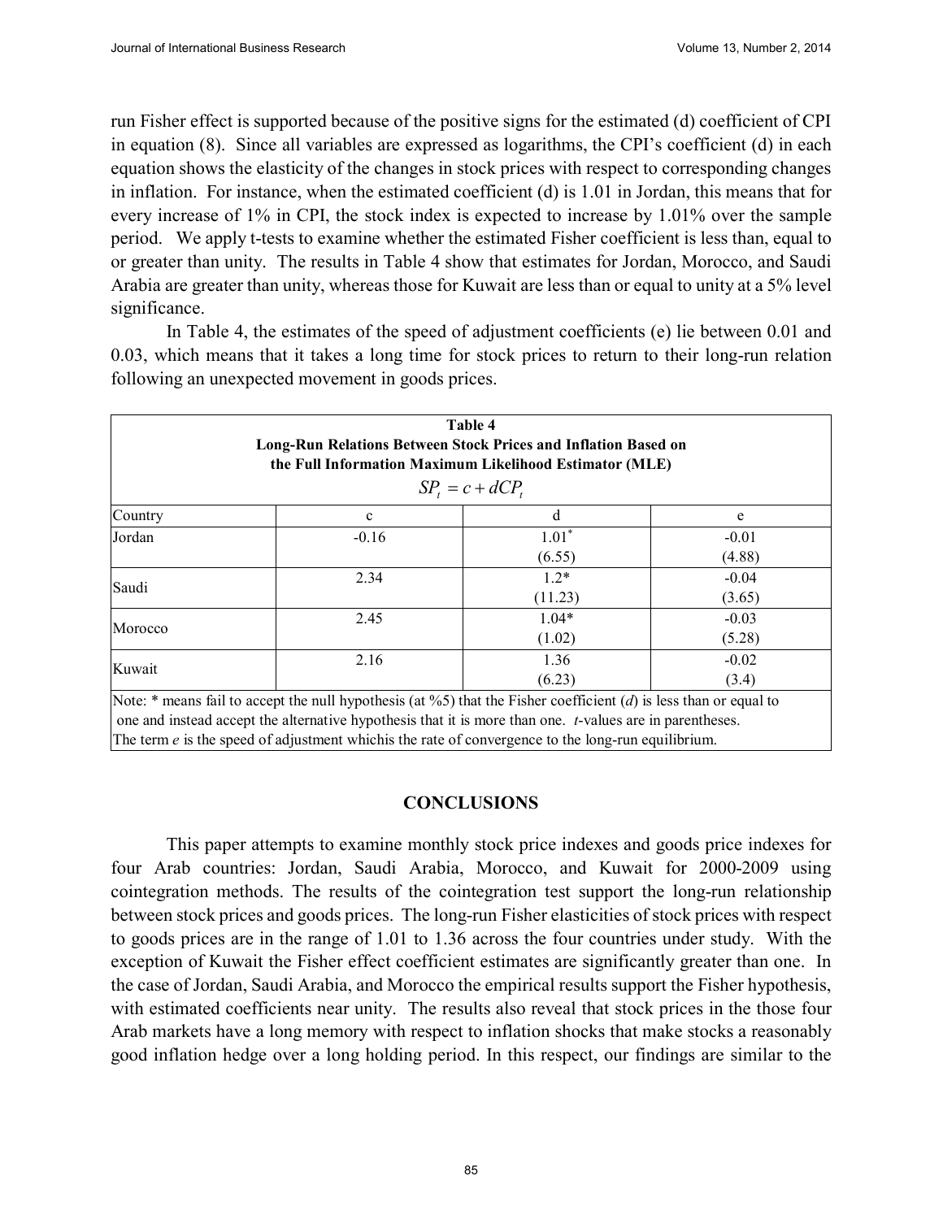run Fisher effect is supported because of the positive signs for the estimated (d) coefficient of CPI in equation (8). Since all variables are expressed as logarithms, the CPI's coefficient (d) in each equation shows the elasticity of the changes in stock prices with respect to corresponding changes in inflation. For instance, when the estimated coefficient (d) is 1.01 in Jordan, this means that for every increase of 1% in CPI, the stock index is expected to increase by 1.01% over the sample period. We apply t-tests to examine whether the estimated Fisher coefficient is less than, equal to or greater than unity. The results in Table 4 show that estimates for Jordan, Morocco, and Saudi Arabia are greater than unity, whereas those for Kuwait are less than or equal to unity at a 5% level significance.

In Table 4, the estimates of the speed of adjustment coefficients (e) lie between 0.01 and 0.03, which means that it takes a long time for stock prices to return to their long-run relation following an unexpected movement in goods prices.

**Table 4**
**Long-Run Relations Between Stock Prices and Inflation Based on the Full Information Maximum Likelihood Estimator (MLE)**

$$SP_t = c + dCP_t$$

| Country | c | d | e |
|---|---|---|---|
| Jordan | -0.16 | 1.01* | -0.01 |
| | | (6.55) | (4.88) |
| Saudi | 2.34 | 1.2* | -0.04 |
| | | (11.23) | (3.65) |
| Morocco | 2.45 | 1.04* | -0.03 |
| | | (1.02) | (5.28) |
| Kuwait | 2.16 | 1.36 | -0.02 |
| | | (6.23) | (3.4) |

Note: * means fail to accept the null hypothesis (at %5) that the Fisher coefficient (*d*) is less than or equal to one and instead accept the alternative hypothesis that it is more than one. *t*-values are in parentheses.
The term *e* is the speed of adjustment whichis the rate of convergence to the long-run equilibrium.

## CONCLUSIONS

This paper attempts to examine monthly stock price indexes and goods price indexes for four Arab countries: Jordan, Saudi Arabia, Morocco, and Kuwait for 2000-2009 using cointegration methods. The results of the cointegration test support the long-run relationship between stock prices and goods prices. The long-run Fisher elasticities of stock prices with respect to goods prices are in the range of 1.01 to 1.36 across the four countries under study. With the exception of Kuwait the Fisher effect coefficient estimates are significantly greater than one. In the case of Jordan, Saudi Arabia, and Morocco the empirical results support the Fisher hypothesis, with estimated coefficients near unity. The results also reveal that stock prices in the those four Arab markets have a long memory with respect to inflation shocks that make stocks a reasonably good inflation hedge over a long holding period. In this respect, our findings are similar to the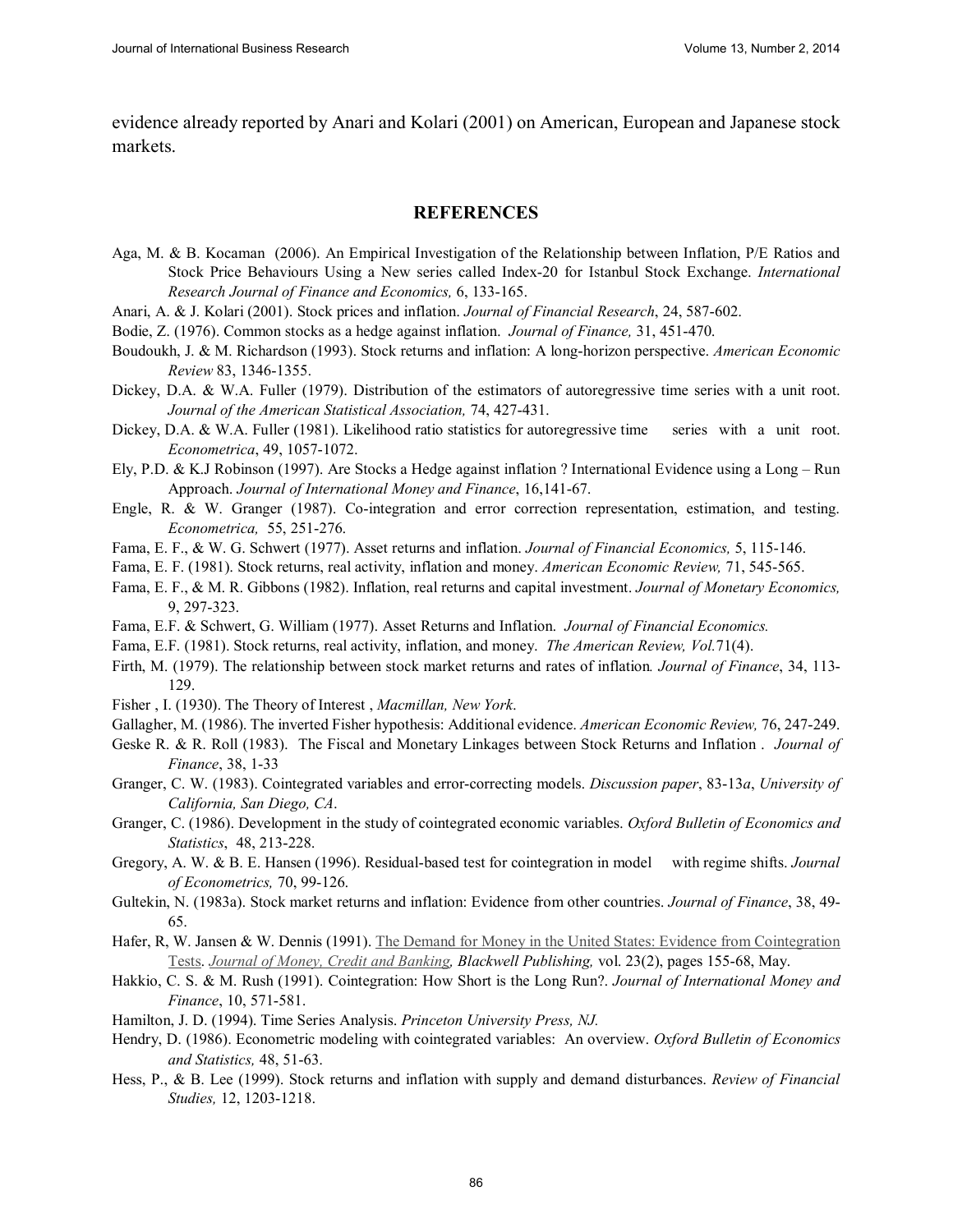evidence already reported by Anari and Kolari (2001) on American, European and Japanese stock markets.

## REFERENCES

Aga, M. & B. Kocaman (2006). An Empirical Investigation of the Relationship between Inflation, P/E Ratios and Stock Price Behaviours Using a New series called Index-20 for Istanbul Stock Exchange. *International Research Journal of Finance and Economics,* 6, 133-165.

Anari, A. & J. Kolari (2001). Stock prices and inflation. *Journal of Financial Research*, 24, 587-602.

Bodie, Z. (1976). Common stocks as a hedge against inflation. *Journal of Finance,* 31, 451-470.

Boudoukh, J. & M. Richardson (1993). Stock returns and inflation: A long-horizon perspective. *American Economic Review* 83, 1346-1355.

Dickey, D.A. & W.A. Fuller (1979). Distribution of the estimators of autoregressive time series with a unit root. *Journal of the American Statistical Association,* 74, 427-431.

Dickey, D.A. & W.A. Fuller (1981). Likelihood ratio statistics for autoregressive time series with a unit root. *Econometrica*, 49, 1057-1072.

Ely, P.D. & K.J Robinson (1997). Are Stocks a Hedge against inflation ? International Evidence using a Long – Run Approach. *Journal of International Money and Finance*, 16,141-67.

Engle, R. & W. Granger (1987). Co-integration and error correction representation, estimation, and testing. *Econometrica,* 55, 251-276.

Fama, E. F., & W. G. Schwert (1977). Asset returns and inflation. *Journal of Financial Economics,* 5, 115-146.

Fama, E. F. (1981). Stock returns, real activity, inflation and money. *American Economic Review,* 71, 545-565.

Fama, E. F., & M. R. Gibbons (1982). Inflation, real returns and capital investment. *Journal of Monetary Economics,* 9, 297-323.

Fama, E.F. & Schwert, G. William (1977). Asset Returns and Inflation. *Journal of Financial Economics.*

Fama, E.F. (1981). Stock returns, real activity, inflation, and money. *The American Review, Vol.*71(4).

Firth, M. (1979). The relationship between stock market returns and rates of inflation*. Journal of Finance*, 34, 113-129.

Fisher , I. (1930). The Theory of Interest , *Macmillan, New York*.

Gallagher, M. (1986). The inverted Fisher hypothesis: Additional evidence. *American Economic Review,* 76, 247-249.

Geske R. & R. Roll (1983). The Fiscal and Monetary Linkages between Stock Returns and Inflation . *Journal of Finance*, 38, 1-33

Granger, C. W. (1983). Cointegrated variables and error-correcting models. *Discussion paper*, 83-13*a*, *University of California, San Diego, CA*.

Granger, C. (1986). Development in the study of cointegrated economic variables. *Oxford Bulletin of Economics and Statistics*, 48, 213-228.

Gregory, A. W. & B. E. Hansen (1996). Residual-based test for cointegration in model with regime shifts. *Journal of Econometrics,* 70, 99-126.

Gultekin, N. (1983a). Stock market returns and inflation: Evidence from other countries. *Journal of Finance*, 38, 49-65.

Hafer, R, W. Jansen & W. Dennis (1991). The Demand for Money in the United States: Evidence from Cointegration Tests. *Journal of Money, Credit and Banking, Blackwell Publishing,* vol. 23(2), pages 155-68, May.

Hakkio, C. S. & M. Rush (1991). Cointegration: How Short is the Long Run?. *Journal of International Money and Finance*, 10, 571-581.

Hamilton, J. D. (1994). Time Series Analysis. *Princeton University Press, NJ.*

Hendry, D. (1986). Econometric modeling with cointegrated variables: An overview. *Oxford Bulletin of Economics and Statistics,* 48, 51-63.

Hess, P., & B. Lee (1999). Stock returns and inflation with supply and demand disturbances. *Review of Financial Studies,* 12, 1203-1218.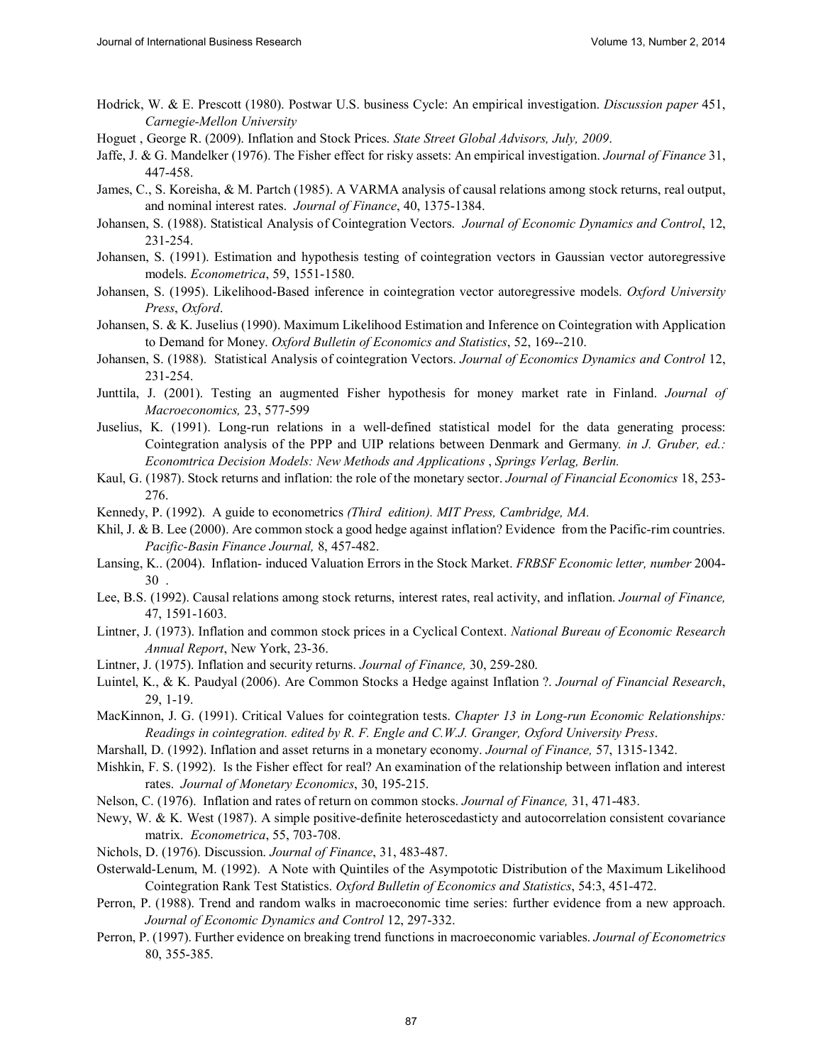Hodrick, W. & E. Prescott (1980). Postwar U.S. business Cycle: An empirical investigation. *Discussion paper* 451, *Carnegie-Mellon University*

Hoguet , George R. (2009). Inflation and Stock Prices. *State Street Global Advisors, July, 2009*.

Jaffe, J. & G. Mandelker (1976). The Fisher effect for risky assets: An empirical investigation. *Journal of Finance* 31, 447-458.

James, C., S. Koreisha, & M. Partch (1985). A VARMA analysis of causal relations among stock returns, real output, and nominal interest rates. *Journal of Finance*, 40, 1375-1384.

Johansen, S. (1988). Statistical Analysis of Cointegration Vectors. *Journal of Economic Dynamics and Control*, 12, 231-254.

Johansen, S. (1991). Estimation and hypothesis testing of cointegration vectors in Gaussian vector autoregressive models. *Econometrica*, 59, 1551-1580.

Johansen, S. (1995). Likelihood-Based inference in cointegration vector autoregressive models. *Oxford University Press*, *Oxford*.

Johansen, S. & K. Juselius (1990). Maximum Likelihood Estimation and Inference on Cointegration with Application to Demand for Money. *Oxford Bulletin of Economics and Statistics*, 52, 169--210.

Johansen, S. (1988). Statistical Analysis of cointegration Vectors. *Journal of Economics Dynamics and Control* 12, 231-254.

Junttila, J. (2001). Testing an augmented Fisher hypothesis for money market rate in Finland. *Journal of Macroeconomics,* 23, 577-599

Juselius, K. (1991). Long-run relations in a well-defined statistical model for the data generating process: Cointegration analysis of the PPP and UIP relations between Denmark and Germany. *in J. Gruber, ed.: Economtrica Decision Models: New Methods and Applications* , *Springs Verlag, Berlin.*

Kaul, G. (1987). Stock returns and inflation: the role of the monetary sector. *Journal of Financial Economics* 18, 253-276.

Kennedy, P. (1992). A guide to econometrics *(Third edition). MIT Press, Cambridge, MA.*

Khil, J. & B. Lee (2000). Are common stock a good hedge against inflation? Evidence from the Pacific-rim countries. *Pacific-Basin Finance Journal,* 8, 457-482.

Lansing, K.. (2004). Inflation- induced Valuation Errors in the Stock Market. *FRBSF Economic letter, number* 2004-30 .

Lee, B.S. (1992). Causal relations among stock returns, interest rates, real activity, and inflation. *Journal of Finance,* 47, 1591-1603.

Lintner, J. (1973). Inflation and common stock prices in a Cyclical Context. *National Bureau of Economic Research Annual Report*, New York, 23-36.

Lintner, J. (1975). Inflation and security returns. *Journal of Finance,* 30, 259-280.

Luintel, K., & K. Paudyal (2006). Are Common Stocks a Hedge against Inflation ?. *Journal of Financial Research*, 29, 1-19.

MacKinnon, J. G. (1991). Critical Values for cointegration tests. *Chapter 13 in Long-run Economic Relationships: Readings in cointegration. edited by R. F. Engle and C.W.J. Granger, Oxford University Press*.

Marshall, D. (1992). Inflation and asset returns in a monetary economy. *Journal of Finance,* 57, 1315-1342.

Mishkin, F. S. (1992). Is the Fisher effect for real? An examination of the relationship between inflation and interest rates. *Journal of Monetary Economics*, 30, 195-215.

Nelson, C. (1976). Inflation and rates of return on common stocks. *Journal of Finance,* 31, 471-483.

Newy, W. & K. West (1987). A simple positive-definite heteroscedasticty and autocorrelation consistent covariance matrix. *Econometrica*, 55, 703-708.

Nichols, D. (1976). Discussion. *Journal of Finance*, 31, 483-487.

Osterwald-Lenum, M. (1992). A Note with Quintiles of the Asympototic Distribution of the Maximum Likelihood Cointegration Rank Test Statistics. *Oxford Bulletin of Economics and Statistics*, 54:3, 451-472.

Perron, P. (1988). Trend and random walks in macroeconomic time series: further evidence from a new approach. *Journal of Economic Dynamics and Control* 12, 297-332.

Perron, P. (1997). Further evidence on breaking trend functions in macroeconomic variables. *Journal of Econometrics* 80, 355-385.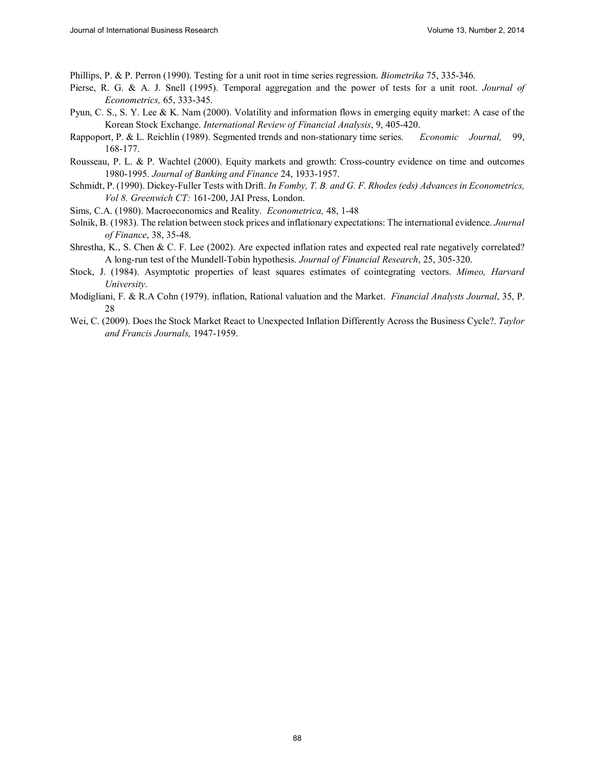Phillips, P. & P. Perron (1990). Testing for a unit root in time series regression. *Biometrika* 75, 335-346.

Pierse, R. G. & A. J. Snell (1995). Temporal aggregation and the power of tests for a unit root. *Journal of Econometrics,* 65, 333-345.

Pyun, C. S., S. Y. Lee & K. Nam (2000). Volatility and information flows in emerging equity market: A case of the Korean Stock Exchange. *International Review of Financial Analysis*, 9, 405-420.

Rappoport, P. & L. Reichlin (1989). Segmented trends and non-stationary time series. *Economic Journal,* 99, 168-177.

Rousseau, P. L. & P. Wachtel (2000). Equity markets and growth: Cross-country evidence on time and outcomes 1980-1995. *Journal of Banking and Finance* 24, 1933-1957.

Schmidt, P. (1990). Dickey-Fuller Tests with Drift. *In Fomby, T. B. and G. F. Rhodes (eds) Advances in Econometrics, Vol 8. Greenwich CT:* 161-200, JAI Press, London.

Sims, C.A. (1980). Macroeconomics and Reality. *Econometrica,* 48, 1-48

Solnik, B. (1983). The relation between stock prices and inflationary expectations: The international evidence. *Journal of Finance*, 38, 35-48.

Shrestha, K., S. Chen & C. F. Lee (2002). Are expected inflation rates and expected real rate negatively correlated? A long-run test of the Mundell-Tobin hypothesis. *Journal of Financial Research*, 25, 305-320.

Stock, J. (1984). Asymptotic properties of least squares estimates of cointegrating vectors. *Mimeo, Harvard University*.

Modigliani, F. & R.A Cohn (1979). inflation, Rational valuation and the Market. *Financial Analysts Journal*, 35, P. 28

Wei, C. (2009). Does the Stock Market React to Unexpected Inflation Differently Across the Business Cycle?. *Taylor and Francis Journals,* 1947-1959.